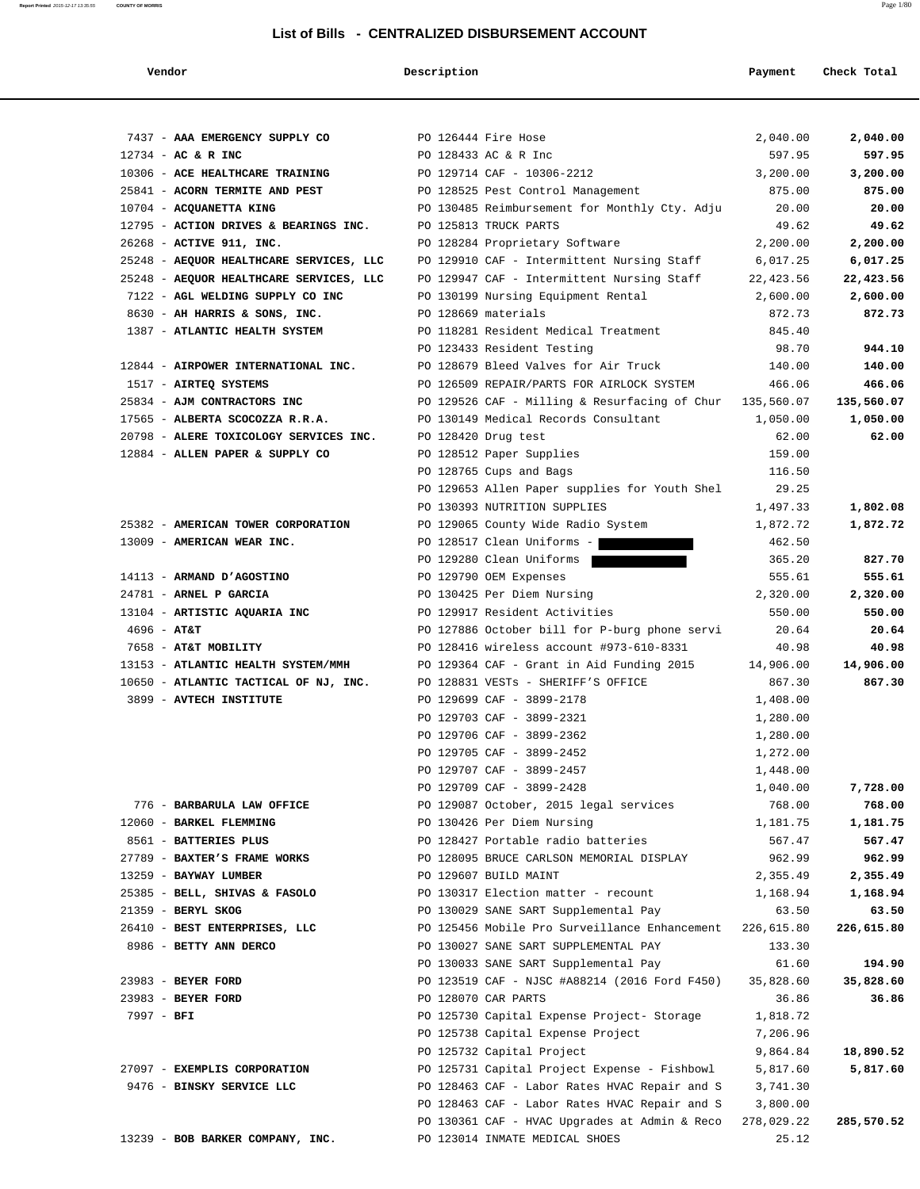## List of Bills - CENTRALIZED DISBURSEMENT ACCOUNT

| Vendor | Description | Payment | Check Total |
|---|---|---|---|
| 7437 - **AAA EMERGENCY SUPPLY CO** | PO 126444 Fire Hose | 2,040.00 | **2,040.00** |
| 12734 - **AC & R INC** | PO 128433 AC & R Inc | 597.95 | **597.95** |
| 10306 - **ACE HEALTHCARE TRAINING** | PO 129714 CAF - 10306-2212 | 3,200.00 | **3,200.00** |
| 25841 - **ACORN TERMITE AND PEST** | PO 128525 Pest Control Management | 875.00 | **875.00** |
| 10704 - **ACQUANETTA KING** | PO 130485 Reimbursement for Monthly Cty. Adju | 20.00 | **20.00** |
| 12795 - **ACTION DRIVES & BEARINGS INC.** | PO 125813 TRUCK PARTS | 49.62 | **49.62** |
| 26268 - **ACTIVE 911, INC.** | PO 128284 Proprietary Software | 2,200.00 | **2,200.00** |
| 25248 - **AEQUOR HEALTHCARE SERVICES, LLC** | PO 129910 CAF - Intermittent Nursing Staff | 6,017.25 | **6,017.25** |
| 25248 - **AEQUOR HEALTHCARE SERVICES, LLC** | PO 129947 CAF - Intermittent Nursing Staff | 22,423.56 | **22,423.56** |
| 7122 - **AGL WELDING SUPPLY CO INC** | PO 130199 Nursing Equipment Rental | 2,600.00 | **2,600.00** |
| 8630 - **AH HARRIS & SONS, INC.** | PO 128669 materials | 872.73 | **872.73** |
| 1387 - **ATLANTIC HEALTH SYSTEM** | PO 118281 Resident Medical Treatment | 845.40 | |
| | PO 123433 Resident Testing | 98.70 | **944.10** |
| 12844 - **AIRPOWER INTERNATIONAL INC.** | PO 128679 Bleed Valves for Air Truck | 140.00 | **140.00** |
| 1517 - **AIRTEQ SYSTEMS** | PO 126509 REPAIR/PARTS FOR AIRLOCK SYSTEM | 466.06 | **466.06** |
| 25834 - **AJM CONTRACTORS INC** | PO 129526 CAF - Milling & Resurfacing of Chur | 135,560.07 | **135,560.07** |
| 17565 - **ALBERTA SCOCOZZA R.R.A.** | PO 130149 Medical Records Consultant | 1,050.00 | **1,050.00** |
| 20798 - **ALERE TOXICOLOGY SERVICES INC.** | PO 128420 Drug test | 62.00 | **62.00** |
| 12884 - **ALLEN PAPER & SUPPLY CO** | PO 128512 Paper Supplies | 159.00 | |
| | PO 128765 Cups and Bags | 116.50 | |
| | PO 129653 Allen Paper supplies for Youth Shel | 29.25 | |
| | PO 130393 NUTRITION SUPPLIES | 1,497.33 | **1,802.08** |
| 25382 - **AMERICAN TOWER CORPORATION** | PO 129065 County Wide Radio System | 1,872.72 | **1,872.72** |
| 13009 - **AMERICAN WEAR INC.** | PO 128517 Clean Uniforms - | 462.50 | |
| | PO 129280 Clean Uniforms | 365.20 | **827.70** |
| 14113 - **ARMAND D'AGOSTINO** | PO 129790 OEM Expenses | 555.61 | **555.61** |
| 24781 - **ARNEL P GARCIA** | PO 130425 Per Diem Nursing | 2,320.00 | **2,320.00** |
| 13104 - **ARTISTIC AQUARIA INC** | PO 129917 Resident Activities | 550.00 | **550.00** |
| 4696 - **AT&T** | PO 127886 October bill for P-burg phone servi | 20.64 | **20.64** |
| 7658 - **AT&T MOBILITY** | PO 128416 wireless account #973-610-8331 | 40.98 | **40.98** |
| 13153 - **ATLANTIC HEALTH SYSTEM/MMH** | PO 129364 CAF - Grant in Aid Funding 2015 | 14,906.00 | **14,906.00** |
| 10650 - **ATLANTIC TACTICAL OF NJ, INC.** | PO 128831 VESTs - SHERIFF'S OFFICE | 867.30 | **867.30** |
| 3899 - **AVTECH INSTITUTE** | PO 129699 CAF - 3899-2178 | 1,408.00 | |
| | PO 129703 CAF - 3899-2321 | 1,280.00 | |
| | PO 129706 CAF - 3899-2362 | 1,280.00 | |
| | PO 129705 CAF - 3899-2452 | 1,272.00 | |
| | PO 129707 CAF - 3899-2457 | 1,448.00 | |
| | PO 129709 CAF - 3899-2428 | 1,040.00 | **7,728.00** |
| 776 - **BARBARULA LAW OFFICE** | PO 129087 October, 2015 legal services | 768.00 | **768.00** |
| 12060 - **BARKEL FLEMMING** | PO 130426 Per Diem Nursing | 1,181.75 | **1,181.75** |
| 8561 - **BATTERIES PLUS** | PO 128427 Portable radio batteries | 567.47 | **567.47** |
| 27789 - **BAXTER'S FRAME WORKS** | PO 128095 BRUCE CARLSON MEMORIAL DISPLAY | 962.99 | **962.99** |
| 13259 - **BAYWAY LUMBER** | PO 129607 BUILD MAINT | 2,355.49 | **2,355.49** |
| 25385 - **BELL, SHIVAS & FASOLO** | PO 130317 Election matter - recount | 1,168.94 | **1,168.94** |
| 21359 - **BERYL SKOG** | PO 130029 SANE SART Supplemental Pay | 63.50 | **63.50** |
| 26410 - **BEST ENTERPRISES, LLC** | PO 125456 Mobile Pro Surveillance Enhancement | 226,615.80 | **226,615.80** |
| 8986 - **BETTY ANN DERCO** | PO 130027 SANE SART SUPPLEMENTAL PAY | 133.30 | |
| | PO 130033 SANE SART Supplemental Pay | 61.60 | **194.90** |
| 23983 - **BEYER FORD** | PO 123519 CAF - NJSC #A88214 (2016 Ford F450) | 35,828.60 | **35,828.60** |
| 23983 - **BEYER FORD** | PO 128070 CAR PARTS | 36.86 | **36.86** |
| 7997 - **BFI** | PO 125730 Capital Expense Project- Storage | 1,818.72 | |
| | PO 125738 Capital Expense Project | 7,206.96 | |
| | PO 125732 Capital Project | 9,864.84 | **18,890.52** |
| 27097 - **EXEMPLIS CORPORATION** | PO 125731 Capital Project Expense - Fishbowl | 5,817.60 | **5,817.60** |
| 9476 - **BINSKY SERVICE LLC** | PO 128463 CAF - Labor Rates HVAC Repair and S | 3,741.30 | |
| | PO 128463 CAF - Labor Rates HVAC Repair and S | 3,800.00 | |
| | PO 130361 CAF - HVAC Upgrades at Admin & Reco | 278,029.22 | **285,570.52** |
| 13239 - **BOB BARKER COMPANY, INC.** | PO 123014 INMATE MEDICAL SHOES | 25.12 | |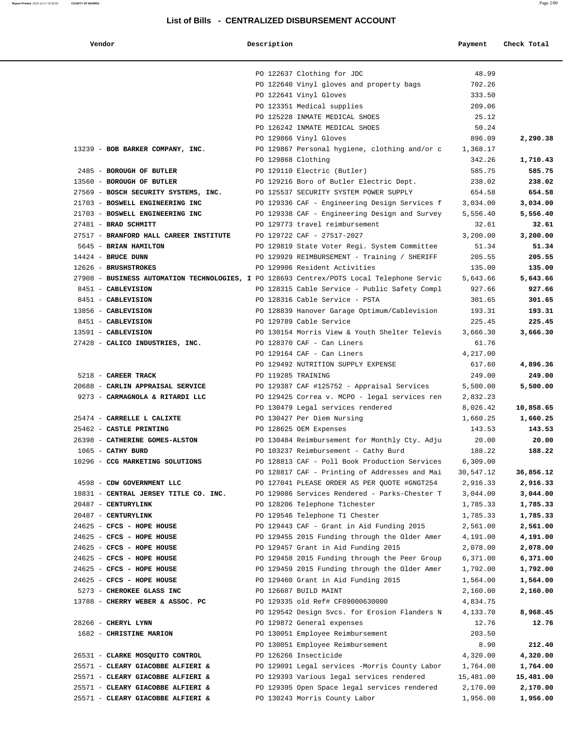# List of Bills - CENTRALIZED DISBURSEMENT ACCOUNT

| Vendor | Description | Payment | Check Total |
|---|---|---|---|
| | PO 122637 Clothing for JDC | 48.99 | |
| | PO 122640 Vinyl gloves and property bags | 702.26 | |
| | PO 122641 Vinyl Gloves | 333.50 | |
| | PO 123351 Medical supplies | 209.06 | |
| | PO 125228 INMATE MEDICAL SHOES | 25.12 | |
| | PO 126242 INMATE MEDICAL SHOES | 50.24 | |
| | PO 129866 Vinyl Gloves | 896.09 | **2,290.38** |
| 13239 - **BOB BARKER COMPANY, INC.** | PO 129867 Personal hygiene, clothing and/or c | 1,368.17 | |
| | PO 129868 Clothing | 342.26 | **1,710.43** |
| 2485 - **BOROUGH OF BUTLER** | PO 129110 Electric (Butler) | 585.75 | **585.75** |
| 13560 - **BOROUGH OF BUTLER** | PO 129216 Boro of Butler Electric Dept. | 238.02 | **238.02** |
| 27569 - **BOSCH SECURITY SYSTEMS, INC.** | PO 125537 SECURITY SYSTEM POWER SUPPLY | 654.58 | **654.58** |
| 21703 - **BOSWELL ENGINEERING INC** | PO 129336 CAF - Engineering Design Services f | 3,034.00 | **3,034.00** |
| 21703 - **BOSWELL ENGINEERING INC** | PO 129338 CAF - Engineering Design and Survey | 5,556.40 | **5,556.40** |
| 27481 - **BRAD SCHMITT** | PO 129773 travel reimbursement | 32.61 | **32.61** |
| 27517 - **BRANFORD HALL CAREER INSTITUTE** | PO 129722 CAF - 27517-2027 | 3,200.00 | **3,200.00** |
| 5645 - **BRIAN HAMILTON** | PO 129819 State Voter Regi. System Committee | 51.34 | **51.34** |
| 14424 - **BRUCE DUNN** | PO 129929 REIMBURSEMENT - Training / SHERIFF | 205.55 | **205.55** |
| 12626 - **BRUSHSTROKES** | PO 129906 Resident Activities | 135.00 | **135.00** |
| 27908 - **BUSINESS AUTOMATION TECHNOLOGIES, I** | PO 128693 Centrex/POTS Local Telephone Servic | 5,643.66 | **5,643.66** |
| 8451 - **CABLEVISION** | PO 128315 Cable Service - Public Safety Compl | 927.66 | **927.66** |
| 8451 - **CABLEVISION** | PO 128316 Cable Service - PSTA | 301.65 | **301.65** |
| 13856 - **CABLEVISION** | PO 128839 Hanover Garage Optimum/Cablevision | 193.31 | **193.31** |
| 8451 - **CABLEVISION** | PO 129789 Cable Service | 225.45 | **225.45** |
| 13591 - **CABLEVISION** | PO 130154 Morris View & Youth Shelter Televis | 3,666.30 | **3,666.30** |
| 27428 - **CALICO INDUSTRIES, INC.** | PO 128370 CAF - Can Liners | 61.76 | |
| | PO 129164 CAF - Can Liners | 4,217.00 | |
| | PO 129492 NUTRITION SUPPLY EXPENSE | 617.60 | **4,896.36** |
| 5218 - **CAREER TRACK** | PO 119285 TRAINING | 249.00 | **249.00** |
| 20688 - **CARLIN APPRAISAL SERVICE** | PO 129387 CAF #125752 - Appraisal Services | 5,500.00 | **5,500.00** |
| 9273 - **CARMAGNOLA & RITARDI LLC** | PO 129425 Correa v. MCPO - legal services ren | 2,832.23 | |
| | PO 130479 Legal services rendered | 8,026.42 | **10,858.65** |
| 25474 - **CARRELLE L CALIXTE** | PO 130427 Per Diem Nursing | 1,660.25 | **1,660.25** |
| 25462 - **CASTLE PRINTING** | PO 128625 OEM Expenses | 143.53 | **143.53** |
| 26398 - **CATHERINE GOMES-ALSTON** | PO 130484 Reimbursement for Monthly Cty. Adju | 20.00 | **20.00** |
| 1065 - **CATHY BURD** | PO 103237 Reimbursement - Cathy Burd | 188.22 | **188.22** |
| 10296 - **CCG MARKETING SOLUTIONS** | PO 128813 CAF - Poll Book Production Services | 6,309.00 | |
| | PO 128817 CAF - Printing of Addresses and Mai | 30,547.12 | **36,856.12** |
| 4598 - **CDW GOVERNMENT LLC** | PO 127041 PLEASE ORDER AS PER QUOTE #GNGT254 | 2,916.33 | **2,916.33** |
| 18831 - **CENTRAL JERSEY TITLE CO. INC.** | PO 129086 Services Rendered - Parks-Chester T | 3,044.00 | **3,044.00** |
| 20487 - **CENTURYLINK** | PO 128206 Telephone T1chester | 1,785.33 | **1,785.33** |
| 20487 - **CENTURYLINK** | PO 129546 Telephone T1 Chester | 1,785.33 | **1,785.33** |
| 24625 - **CFCS - HOPE HOUSE** | PO 129443 CAF - Grant in Aid Funding 2015 | 2,561.00 | **2,561.00** |
| 24625 - **CFCS - HOPE HOUSE** | PO 129455 2015 Funding through the Older Amer | 4,191.00 | **4,191.00** |
| 24625 - **CFCS - HOPE HOUSE** | PO 129457 Grant in Aid Funding 2015 | 2,078.00 | **2,078.00** |
| 24625 - **CFCS - HOPE HOUSE** | PO 129458 2015 Funding through the Peer Group | 6,371.00 | **6,371.00** |
| 24625 - **CFCS - HOPE HOUSE** | PO 129459 2015 Funding through the Older Amer | 1,792.00 | **1,792.00** |
| 24625 - **CFCS - HOPE HOUSE** | PO 129460 Grant in Aid Funding 2015 | 1,564.00 | **1,564.00** |
| 5273 - **CHEROKEE GLASS INC** | PO 126687 BUILD MAINT | 2,160.00 | **2,160.00** |
| 13788 - **CHERRY WEBER & ASSOC. PC** | PO 129335 old Ref# CF09000630000 | 4,834.75 | |
| | PO 129542 Design Svcs. for Erosion Flanders N | 4,133.70 | **8,968.45** |
| 28266 - **CHERYL LYNN** | PO 129872 General expenses | 12.76 | **12.76** |
| 1682 - **CHRISTINE MARION** | PO 130051 Employee Reimbursement | 203.50 | |
| | PO 130051 Employee Reimbursement | 8.90 | **212.40** |
| 26531 - **CLARKE MOSQUITO CONTROL** | PO 126266 Insecticide | 4,320.00 | **4,320.00** |
| 25571 - **CLEARY GIACOBBE ALFIERI &** | PO 129091 Legal services -Morris County Labor | 1,764.00 | **1,764.00** |
| 25571 - **CLEARY GIACOBBE ALFIERI &** | PO 129393 Various legal services rendered | 15,481.00 | **15,481.00** |
| 25571 - **CLEARY GIACOBBE ALFIERI &** | PO 129395 Open Space legal services rendered | 2,170.00 | **2,170.00** |
| 25571 - **CLEARY GIACOBBE ALFIERI &** | PO 130243 Morris County Labor | 1,956.00 | **1,956.00** |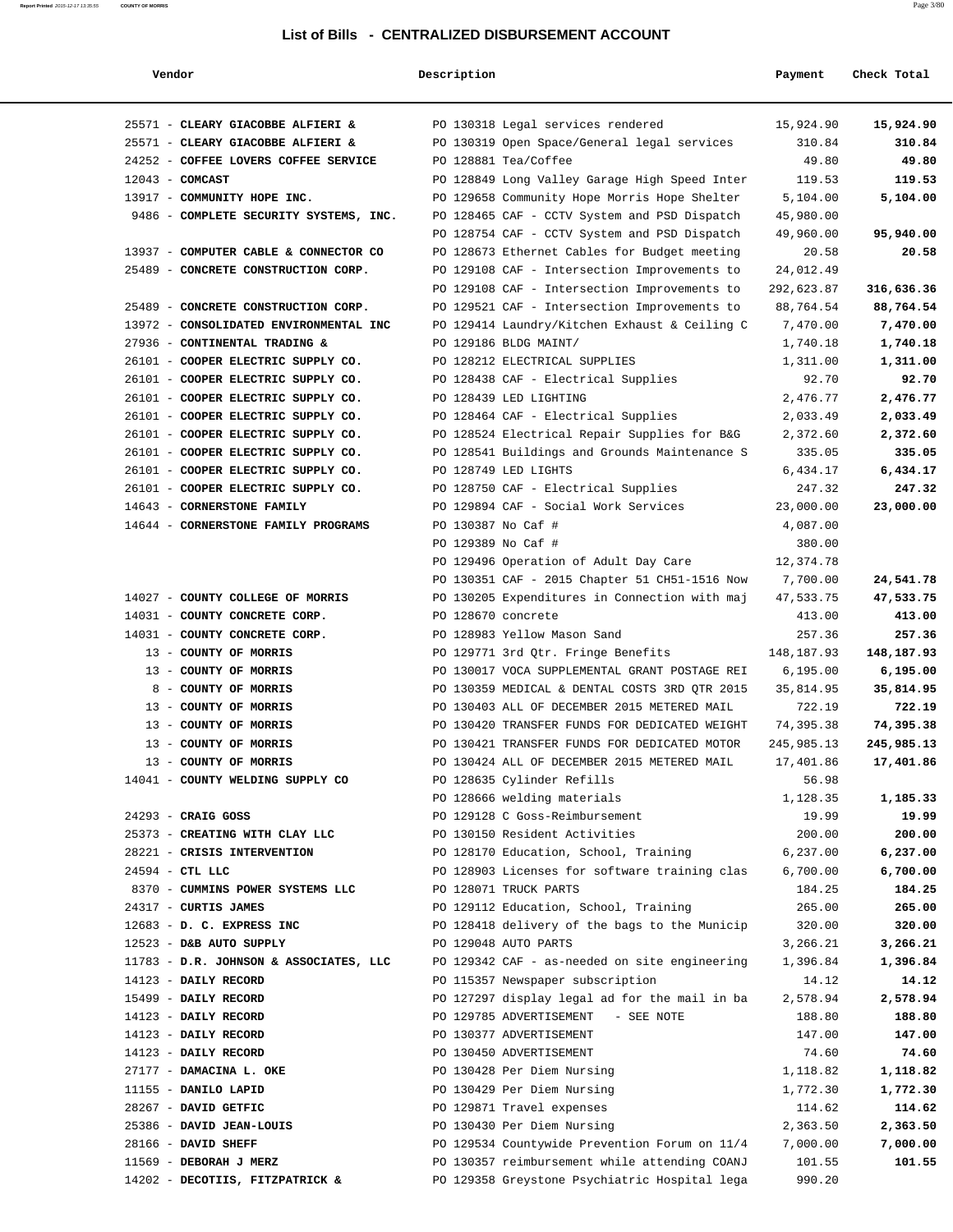## List of Bills - CENTRALIZED DISBURSEMENT ACCOUNT

| Vendor | Description | Payment | Check Total |
|---|---|---|---|
| 25571 - **CLEARY GIACOBBE ALFIERI &** | PO 130318 Legal services rendered | 15,924.90 | **15,924.90** |
| 25571 - **CLEARY GIACOBBE ALFIERI &** | PO 130319 Open Space/General legal services | 310.84 | **310.84** |
| 24252 - **COFFEE LOVERS COFFEE SERVICE** | PO 128881 Tea/Coffee | 49.80 | **49.80** |
| 12043 - **COMCAST** | PO 128849 Long Valley Garage High Speed Inter | 119.53 | **119.53** |
| 13917 - **COMMUNITY HOPE INC.** | PO 129658 Community Hope Morris Hope Shelter | 5,104.00 | **5,104.00** |
| 9486 - **COMPLETE SECURITY SYSTEMS, INC.** | PO 128465 CAF - CCTV System and PSD Dispatch | 45,980.00 | |
| | PO 128754 CAF - CCTV System and PSD Dispatch | 49,960.00 | **95,940.00** |
| 13937 - **COMPUTER CABLE & CONNECTOR CO** | PO 128673 Ethernet Cables for Budget meeting | 20.58 | **20.58** |
| 25489 - **CONCRETE CONSTRUCTION CORP.** | PO 129108 CAF - Intersection Improvements to | 24,012.49 | |
| | PO 129108 CAF - Intersection Improvements to | 292,623.87 | **316,636.36** |
| 25489 - **CONCRETE CONSTRUCTION CORP.** | PO 129521 CAF - Intersection Improvements to | 88,764.54 | **88,764.54** |
| 13972 - **CONSOLIDATED ENVIRONMENTAL INC** | PO 129414 Laundry/Kitchen Exhaust & Ceiling C | 7,470.00 | **7,470.00** |
| 27936 - **CONTINENTAL TRADING &** | PO 129186 BLDG MAINT/ | 1,740.18 | **1,740.18** |
| 26101 - **COOPER ELECTRIC SUPPLY CO.** | PO 128212 ELECTRICAL SUPPLIES | 1,311.00 | **1,311.00** |
| 26101 - **COOPER ELECTRIC SUPPLY CO.** | PO 128438 CAF - Electrical Supplies | 92.70 | **92.70** |
| 26101 - **COOPER ELECTRIC SUPPLY CO.** | PO 128439 LED LIGHTING | 2,476.77 | **2,476.77** |
| 26101 - **COOPER ELECTRIC SUPPLY CO.** | PO 128464 CAF - Electrical Supplies | 2,033.49 | **2,033.49** |
| 26101 - **COOPER ELECTRIC SUPPLY CO.** | PO 128524 Electrical Repair Supplies for B&G | 2,372.60 | **2,372.60** |
| 26101 - **COOPER ELECTRIC SUPPLY CO.** | PO 128541 Buildings and Grounds Maintenance S | 335.05 | **335.05** |
| 26101 - **COOPER ELECTRIC SUPPLY CO.** | PO 128749 LED LIGHTS | 6,434.17 | **6,434.17** |
| 26101 - **COOPER ELECTRIC SUPPLY CO.** | PO 128750 CAF - Electrical Supplies | 247.32 | **247.32** |
| 14643 - **CORNERSTONE FAMILY** | PO 129894 CAF - Social Work Services | 23,000.00 | **23,000.00** |
| 14644 - **CORNERSTONE FAMILY PROGRAMS** | PO 130387 No Caf # | 4,087.00 | |
| | PO 129389 No Caf # | 380.00 | |
| | PO 129496 Operation of Adult Day Care | 12,374.78 | |
| | PO 130351 CAF - 2015 Chapter 51 CH51-1516 Now | 7,700.00 | **24,541.78** |
| 14027 - **COUNTY COLLEGE OF MORRIS** | PO 130205 Expenditures in Connection with maj | 47,533.75 | **47,533.75** |
| 14031 - **COUNTY CONCRETE CORP.** | PO 128670 concrete | 413.00 | **413.00** |
| 14031 - **COUNTY CONCRETE CORP.** | PO 128983 Yellow Mason Sand | 257.36 | **257.36** |
| 13 - **COUNTY OF MORRIS** | PO 129771 3rd Qtr. Fringe Benefits | 148,187.93 | **148,187.93** |
| 13 - **COUNTY OF MORRIS** | PO 130017 VOCA SUPPLEMENTAL GRANT POSTAGE REI | 6,195.00 | **6,195.00** |
| 8 - **COUNTY OF MORRIS** | PO 130359 MEDICAL & DENTAL COSTS 3RD QTR 2015 | 35,814.95 | **35,814.95** |
| 13 - **COUNTY OF MORRIS** | PO 130403 ALL OF DECEMBER 2015 METERED MAIL | 722.19 | **722.19** |
| 13 - **COUNTY OF MORRIS** | PO 130420 TRANSFER FUNDS FOR DEDICATED WEIGHT | 74,395.38 | **74,395.38** |
| 13 - **COUNTY OF MORRIS** | PO 130421 TRANSFER FUNDS FOR DEDICATED MOTOR | 245,985.13 | **245,985.13** |
| 13 - **COUNTY OF MORRIS** | PO 130424 ALL OF DECEMBER 2015 METERED MAIL | 17,401.86 | **17,401.86** |
| 14041 - **COUNTY WELDING SUPPLY CO** | PO 128635 Cylinder Refills | 56.98 | |
| | PO 128666 welding materials | 1,128.35 | **1,185.33** |
| 24293 - **CRAIG GOSS** | PO 129128 C Goss-Reimbursement | 19.99 | **19.99** |
| 25373 - **CREATING WITH CLAY LLC** | PO 130150 Resident Activities | 200.00 | **200.00** |
| 28221 - **CRISIS INTERVENTION** | PO 128170 Education, School, Training | 6,237.00 | **6,237.00** |
| 24594 - **CTL LLC** | PO 128903 Licenses for software training clas | 6,700.00 | **6,700.00** |
| 8370 - **CUMMINS POWER SYSTEMS LLC** | PO 128071 TRUCK PARTS | 184.25 | **184.25** |
| 24317 - **CURTIS JAMES** | PO 129112 Education, School, Training | 265.00 | **265.00** |
| 12683 - **D. C. EXPRESS INC** | PO 128418 delivery of the bags to the Municip | 320.00 | **320.00** |
| 12523 - **D&B AUTO SUPPLY** | PO 129048 AUTO PARTS | 3,266.21 | **3,266.21** |
| 11783 - **D.R. JOHNSON & ASSOCIATES, LLC** | PO 129342 CAF - as-needed on site engineering | 1,396.84 | **1,396.84** |
| 14123 - **DAILY RECORD** | PO 115357 Newspaper subscription | 14.12 | **14.12** |
| 15499 - **DAILY RECORD** | PO 127297 display legal ad for the mail in ba | 2,578.94 | **2,578.94** |
| 14123 - **DAILY RECORD** | PO 129785 ADVERTISEMENT - SEE NOTE | 188.80 | **188.80** |
| 14123 - **DAILY RECORD** | PO 130377 ADVERTISEMENT | 147.00 | **147.00** |
| 14123 - **DAILY RECORD** | PO 130450 ADVERTISEMENT | 74.60 | **74.60** |
| 27177 - **DAMACINA L. OKE** | PO 130428 Per Diem Nursing | 1,118.82 | **1,118.82** |
| 11155 - **DANILO LAPID** | PO 130429 Per Diem Nursing | 1,772.30 | **1,772.30** |
| 28267 - **DAVID GETFIC** | PO 129871 Travel expenses | 114.62 | **114.62** |
| 25386 - **DAVID JEAN-LOUIS** | PO 130430 Per Diem Nursing | 2,363.50 | **2,363.50** |
| 28166 - **DAVID SHEFF** | PO 129534 Countywide Prevention Forum on 11/4 | 7,000.00 | **7,000.00** |
| 11569 - **DEBORAH J MERZ** | PO 130357 reimbursement while attending COANJ | 101.55 | **101.55** |
| 14202 - **DECOTIIS, FITZPATRICK &** | PO 129358 Greystone Psychiatric Hospital lega | 990.20 | |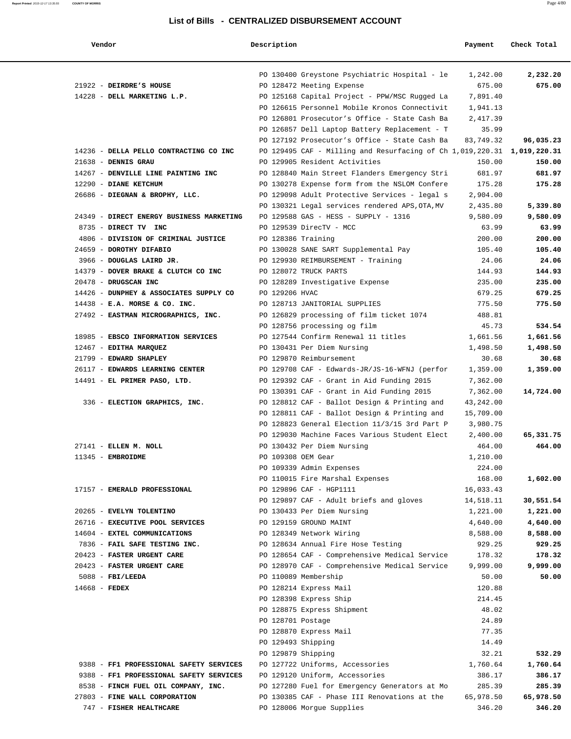## List of Bills - CENTRALIZED DISBURSEMENT ACCOUNT

| Vendor | Description | Payment | Check Total |
|---|---|---|---|
| | PO 130400 Greystone Psychiatric Hospital - le | 1,242.00 | **2,232.20** |
| 21922 - **DEIRDRE'S HOUSE** | PO 128472 Meeting Expense | 675.00 | **675.00** |
| 14228 - **DELL MARKETING L.P.** | PO 125168 Capital Project - PPW/MSC Rugged La | 7,891.40 | |
| | PO 126615 Personnel Mobile Kronos Connectivit | 1,941.13 | |
| | PO 126801 Prosecutor's Office - State Cash Ba | 2,417.39 | |
| | PO 126857 Dell Laptop Battery Replacement - T | 35.99 | |
| | PO 127192 Prosecutor's Office - State Cash Ba | 83,749.32 | **96,035.23** |
| 14236 - **DELLA PELLO CONTRACTING CO INC** | PO 129495 CAF - Milling and Resurfacing of Ch | 1,019,220.31 | **1,019,220.31** |
| 21638 - **DENNIS GRAU** | PO 129905 Resident Activities | 150.00 | **150.00** |
| 14267 - **DENVILLE LINE PAINTING INC** | PO 128840 Main Street Flanders Emergency Stri | 681.97 | **681.97** |
| 12290 - **DIANE KETCHUM** | PO 130278 Expense form from the NSLOM Confere | 175.28 | **175.28** |
| 26686 - **DIEGNAN & BROPHY, LLC.** | PO 129098 Adult Protective Services - legal s | 2,904.00 | |
| | PO 130321 Legal services rendered APS,OTA,MV | 2,435.80 | **5,339.80** |
| 24349 - **DIRECT ENERGY BUSINESS MARKETING** | PO 129588 GAS - HESS - SUPPLY - 1316 | 9,580.09 | **9,580.09** |
| 8735 - **DIRECT TV INC** | PO 129539 DirecTV - MCC | 63.99 | **63.99** |
| 4806 - **DIVISION OF CRIMINAL JUSTICE** | PO 128386 Training | 200.00 | **200.00** |
| 24659 - **DOROTHY DIFABIO** | PO 130028 SANE SART Supplemental Pay | 105.40 | **105.40** |
| 3966 - **DOUGLAS LAIRD JR.** | PO 129930 REIMBURSEMENT - Training | 24.06 | **24.06** |
| 14379 - **DOVER BRAKE & CLUTCH CO INC** | PO 128072 TRUCK PARTS | 144.93 | **144.93** |
| 20478 - **DRUGSCAN INC** | PO 128289 Investigative Expense | 235.00 | **235.00** |
| 14426 - **DUNPHEY & ASSOCIATES SUPPLY CO** | PO 129206 HVAC | 679.25 | **679.25** |
| 14438 - **E.A. MORSE & CO. INC.** | PO 128713 JANITORIAL SUPPLIES | 775.50 | **775.50** |
| 27492 - **EASTMAN MICROGRAPHICS, INC.** | PO 126829 processing of film ticket 1074 | 488.81 | |
| | PO 128756 processing og film | 45.73 | **534.54** |
| 18985 - **EBSCO INFORMATION SERVICES** | PO 127544 Confirm Renewal 11 titles | 1,661.56 | **1,661.56** |
| 12467 - **EDITHA MARQUEZ** | PO 130431 Per Diem Nursing | 1,498.50 | **1,498.50** |
| 21799 - **EDWARD SHAPLEY** | PO 129870 Reimbursement | 30.68 | **30.68** |
| 26117 - **EDWARDS LEARNING CENTER** | PO 129708 CAF - Edwards-JR/JS-16-WFNJ (perfor | 1,359.00 | **1,359.00** |
| 14491 - **EL PRIMER PASO, LTD.** | PO 129392 CAF - Grant in Aid Funding 2015 | 7,362.00 | |
| | PO 130391 CAF - Grant in Aid Funding 2015 | 7,362.00 | **14,724.00** |
| 336 - **ELECTION GRAPHICS, INC.** | PO 128812 CAF - Ballot Design & Printing and | 43,242.00 | |
| | PO 128811 CAF - Ballot Design & Printing and | 15,709.00 | |
| | PO 128823 General Election 11/3/15 3rd Part P | 3,980.75 | |
| | PO 129030 Machine Faces Various Student Elect | 2,400.00 | **65,331.75** |
| 27141 - **ELLEN M. NOLL** | PO 130432 Per Diem Nursing | 464.00 | **464.00** |
| 11345 - **EMBROIDME** | PO 109308 OEM Gear | 1,210.00 | |
| | PO 109339 Admin Expenses | 224.00 | |
| | PO 110015 Fire Marshal Expenses | 168.00 | **1,602.00** |
| 17157 - **EMERALD PROFESSIONAL** | PO 129896 CAF - HGP1111 | 16,033.43 | |
| | PO 129897 CAF - Adult briefs and gloves | 14,518.11 | **30,551.54** |
| 20265 - **EVELYN TOLENTINO** | PO 130433 Per Diem Nursing | 1,221.00 | **1,221.00** |
| 26716 - **EXECUTIVE POOL SERVICES** | PO 129159 GROUND MAINT | 4,640.00 | **4,640.00** |
| 14604 - **EXTEL COMMUNICATIONS** | PO 128349 Network Wiring | 8,588.00 | **8,588.00** |
| 7836 - **FAIL SAFE TESTING INC.** | PO 128634 Annual Fire Hose Testing | 929.25 | **929.25** |
| 20423 - **FASTER URGENT CARE** | PO 128654 CAF - Comprehensive Medical Service | 178.32 | **178.32** |
| 20423 - **FASTER URGENT CARE** | PO 128970 CAF - Comprehensive Medical Service | 9,999.00 | **9,999.00** |
| 5088 - **FBI/LEEDA** | PO 110089 Membership | 50.00 | **50.00** |
| 14668 - **FEDEX** | PO 128214 Express Mail | 120.88 | |
| | PO 128398 Express Ship | 214.45 | |
| | PO 128875 Express Shipment | 48.02 | |
| | PO 128701 Postage | 24.89 | |
| | PO 128870 Express Mail | 77.35 | |
| | PO 129493 Shipping | 14.49 | |
| | PO 129879 Shipping | 32.21 | **532.29** |
| 9388 - **FF1 PROFESSIONAL SAFETY SERVICES** | PO 127722 Uniforms, Accessories | 1,760.64 | **1,760.64** |
| 9388 - **FF1 PROFESSIONAL SAFETY SERVICES** | PO 129120 Uniform, Accessories | 386.17 | **386.17** |
| 8538 - **FINCH FUEL OIL COMPANY, INC.** | PO 127280 Fuel for Emergency Generators at Mo | 285.39 | **285.39** |
| 27803 - **FINE WALL CORPORATION** | PO 130385 CAF - Phase III Renovations at the | 65,978.50 | **65,978.50** |
| 747 - **FISHER HEALTHCARE** | PO 128006 Morgue Supplies | 346.20 | **346.20** |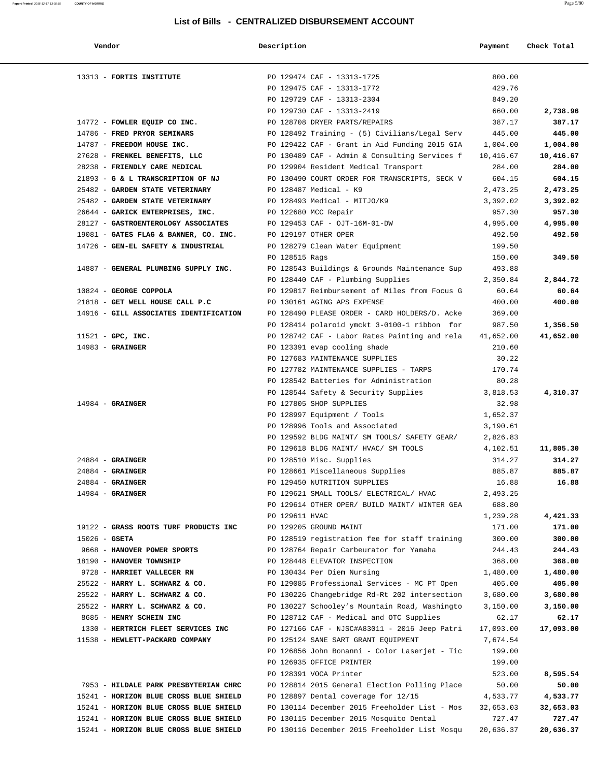# List of Bills - CENTRALIZED DISBURSEMENT ACCOUNT

| Vendor | Description | Payment | Check Total |
|---|---|---|---|
| 13313 - **FORTIS INSTITUTE** | PO 129474 CAF - 13313-1725 | 800.00 | |
| | PO 129475 CAF - 13313-1772 | 429.76 | |
| | PO 129729 CAF - 13313-2304 | 849.20 | |
| | PO 129730 CAF - 13313-2419 | 660.00 | **2,738.96** |
| 14772 - **FOWLER EQUIP CO INC.** | PO 128708 DRYER PARTS/REPAIRS | 387.17 | **387.17** |
| 14786 - **FRED PRYOR SEMINARS** | PO 128492 Training - (5) Civilians/Legal Serv | 445.00 | **445.00** |
| 14787 - **FREEDOM HOUSE INC.** | PO 129422 CAF - Grant in Aid Funding 2015 GIA | 1,004.00 | **1,004.00** |
| 27628 - **FRENKEL BENEFITS, LLC** | PO 130489 CAF - Admin & Consulting Services f | 10,416.67 | **10,416.67** |
| 28238 - **FRIENDLY CARE MEDICAL** | PO 129904 Resident Medical Transport | 284.00 | **284.00** |
| 21893 - **G & L TRANSCRIPTION OF NJ** | PO 130490 COURT ORDER FOR TRANSCRIPTS, SECK V | 604.15 | **604.15** |
| 25482 - **GARDEN STATE VETERINARY** | PO 128487 Medical - K9 | 2,473.25 | **2,473.25** |
| 25482 - **GARDEN STATE VETERINARY** | PO 128493 Medical - MITJO/K9 | 3,392.02 | **3,392.02** |
| 26644 - **GARICK ENTERPRISES, INC.** | PO 122680 MCC Repair | 957.30 | **957.30** |
| 28127 - **GASTROENTEROLOGY ASSOCIATES** | PO 129453 CAF - OJT-16M-01-DW | 4,995.00 | **4,995.00** |
| 19081 - **GATES FLAG & BANNER, CO. INC.** | PO 129197 OTHER OPER | 492.50 | **492.50** |
| 14726 - **GEN-EL SAFETY & INDUSTRIAL** | PO 128279 Clean Water Equipment | 199.50 | |
| | PO 128515 Rags | 150.00 | **349.50** |
| 14887 - **GENERAL PLUMBING SUPPLY INC.** | PO 128543 Buildings & Grounds Maintenance Sup | 493.88 | |
| | PO 128440 CAF - Plumbing Supplies | 2,350.84 | **2,844.72** |
| 10824 - **GEORGE COPPOLA** | PO 129817 Reimbursement of Miles from Focus G | 60.64 | **60.64** |
| 21818 - **GET WELL HOUSE CALL P.C** | PO 130161 AGING APS EXPENSE | 400.00 | **400.00** |
| 14916 - **GILL ASSOCIATES IDENTIFICATION** | PO 128490 PLEASE ORDER - CARD HOLDERS/D. Acke | 369.00 | |
| | PO 128414 polaroid ymckt 3-0100-1 ribbon for | 987.50 | **1,356.50** |
| 11521 - **GPC, INC.** | PO 128742 CAF - Labor Rates Painting and rela | 41,652.00 | **41,652.00** |
| 14983 - **GRAINGER** | PO 123391 evap cooling shade | 210.60 | |
| | PO 127683 MAINTENANCE SUPPLIES | 30.22 | |
| | PO 127782 MAINTENANCE SUPPLIES - TARPS | 170.74 | |
| | PO 128542 Batteries for Administration | 80.28 | |
| | PO 128544 Safety & Security Supplies | 3,818.53 | **4,310.37** |
| 14984 - **GRAINGER** | PO 127805 SHOP SUPPLIES | 32.98 | |
| | PO 128997 Equipment / Tools | 1,652.37 | |
| | PO 128996 Tools and Associated | 3,190.61 | |
| | PO 129592 BLDG MAINT/ SM TOOLS/ SAFETY GEAR/ | 2,826.83 | |
| | PO 129618 BLDG MAINT/ HVAC/ SM TOOLS | 4,102.51 | **11,805.30** |
| 24884 - **GRAINGER** | PO 128510 Misc. Supplies | 314.27 | **314.27** |
| 24884 - **GRAINGER** | PO 128661 Miscellaneous Supplies | 885.87 | **885.87** |
| 24884 - **GRAINGER** | PO 129450 NUTRITION SUPPLIES | 16.88 | **16.88** |
| 14984 - **GRAINGER** | PO 129621 SMALL TOOLS/ ELECTRICAL/ HVAC | 2,493.25 | |
| | PO 129614 OTHER OPER/ BUILD MAINT/ WINTER GEA | 688.80 | |
| | PO 129611 HVAC | 1,239.28 | **4,421.33** |
| 19122 - **GRASS ROOTS TURF PRODUCTS INC** | PO 129205 GROUND MAINT | 171.00 | **171.00** |
| 15026 - **GSETA** | PO 128519 registration fee for staff training | 300.00 | **300.00** |
| 9668 - **HANOVER POWER SPORTS** | PO 128764 Repair Carbeurator for Yamaha | 244.43 | **244.43** |
| 18190 - **HANOVER TOWNSHIP** | PO 128448 ELEVATOR INSPECTION | 368.00 | **368.00** |
| 9728 - **HARRIET VALLECER RN** | PO 130434 Per Diem Nursing | 1,480.00 | **1,480.00** |
| 25522 - **HARRY L. SCHWARZ & CO.** | PO 129085 Professional Services - MC PT Open | 405.00 | **405.00** |
| 25522 - **HARRY L. SCHWARZ & CO.** | PO 130226 Changebridge Rd-Rt 202 intersection | 3,680.00 | **3,680.00** |
| 25522 - **HARRY L. SCHWARZ & CO.** | PO 130227 Schooley's Mountain Road, Washingto | 3,150.00 | **3,150.00** |
| 8685 - **HENRY SCHEIN INC** | PO 128712 CAF - Medical and OTC Supplies | 62.17 | **62.17** |
| 1330 - **HERTRICH FLEET SERVICES INC** | PO 127166 CAF - NJSC#A83011 - 2016 Jeep Patri | 17,093.00 | **17,093.00** |
| 11538 - **HEWLETT-PACKARD COMPANY** | PO 125124 SANE SART GRANT EQUIPMENT | 7,674.54 | |
| | PO 126856 John Bonanni - Color Laserjet - Tic | 199.00 | |
| | PO 126935 OFFICE PRINTER | 199.00 | |
| | PO 128391 VOCA Printer | 523.00 | **8,595.54** |
| 7953 - **HILDALE PARK PRESBYTERIAN CHRC** | PO 128814 2015 General Election Polling Place | 50.00 | **50.00** |
| 15241 - **HORIZON BLUE CROSS BLUE SHIELD** | PO 128897 Dental coverage for 12/15 | 4,533.77 | **4,533.77** |
| 15241 - **HORIZON BLUE CROSS BLUE SHIELD** | PO 130114 December 2015 Freeholder List - Mos | 32,653.03 | **32,653.03** |
| 15241 - **HORIZON BLUE CROSS BLUE SHIELD** | PO 130115 December 2015 Mosquito Dental | 727.47 | **727.47** |
| 15241 - **HORIZON BLUE CROSS BLUE SHIELD** | PO 130116 December 2015 Freeholder List Mosqu | 20,636.37 | **20,636.37** |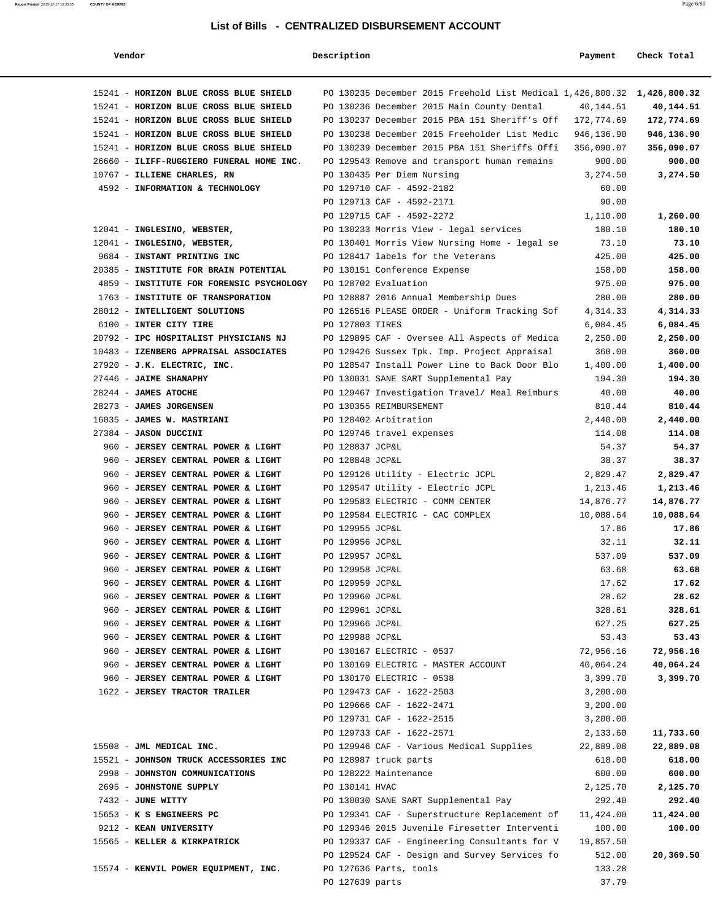# List of Bills - CENTRALIZED DISBURSEMENT ACCOUNT

| Vendor | Description | Payment | Check Total |
|---|---|---|---|
| 15241 - **HORIZON BLUE CROSS BLUE SHIELD** | PO 130235 December 2015 Freehold List Medical | 1,426,800.32 | **1,426,800.32** |
| 15241 - **HORIZON BLUE CROSS BLUE SHIELD** | PO 130236 December 2015 Main County Dental | 40,144.51 | **40,144.51** |
| 15241 - **HORIZON BLUE CROSS BLUE SHIELD** | PO 130237 December 2015 PBA 151 Sheriff's Off | 172,774.69 | **172,774.69** |
| 15241 - **HORIZON BLUE CROSS BLUE SHIELD** | PO 130238 December 2015 Freeholder List Medic | 946,136.90 | **946,136.90** |
| 15241 - **HORIZON BLUE CROSS BLUE SHIELD** | PO 130239 December 2015 PBA 151 Sheriffs Offi | 356,090.07 | **356,090.07** |
| 26660 - **ILIFF-RUGGIERO FUNERAL HOME INC.** | PO 129543 Remove and transport human remains | 900.00 | **900.00** |
| 10767 - **ILLIENE CHARLES, RN** | PO 130435 Per Diem Nursing | 3,274.50 | **3,274.50** |
| 4592 - **INFORMATION & TECHNOLOGY** | PO 129710 CAF - 4592-2182 | 60.00 | |
| | PO 129713 CAF - 4592-2171 | 90.00 | |
| | PO 129715 CAF - 4592-2272 | 1,110.00 | **1,260.00** |
| 12041 - **INGLESINO, WEBSTER,** | PO 130233 Morris View - legal services | 180.10 | **180.10** |
| 12041 - **INGLESINO, WEBSTER,** | PO 130401 Morris View Nursing Home - legal se | 73.10 | **73.10** |
| 9684 - **INSTANT PRINTING INC** | PO 128417 labels for the Veterans | 425.00 | **425.00** |
| 20385 - **INSTITUTE FOR BRAIN POTENTIAL** | PO 130151 Conference Expense | 158.00 | **158.00** |
| 4859 - **INSTITUTE FOR FORENSIC PSYCHOLOGY** | PO 128702 Evaluation | 975.00 | **975.00** |
| 1763 - **INSTITUTE OF TRANSPORATION** | PO 128887 2016 Annual Membership Dues | 280.00 | **280.00** |
| 28012 - **INTELLIGENT SOLUTIONS** | PO 126516 PLEASE ORDER - Uniform Tracking Sof | 4,314.33 | **4,314.33** |
| 6100 - **INTER CITY TIRE** | PO 127803 TIRES | 6,084.45 | **6,084.45** |
| 20792 - **IPC HOSPITALIST PHYSICIANS NJ** | PO 129895 CAF - Oversee All Aspects of Medica | 2,250.00 | **2,250.00** |
| 10483 - **IZENBERG APPRAISAL ASSOCIATES** | PO 129426 Sussex Tpk. Imp. Project Appraisal | 360.00 | **360.00** |
| 27920 - **J.K. ELECTRIC, INC.** | PO 128547 Install Power Line to Back Door Blo | 1,400.00 | **1,400.00** |
| 27446 - **JAIME SHANAPHY** | PO 130031 SANE SART Supplemental Pay | 194.30 | **194.30** |
| 28244 - **JAMES ATOCHE** | PO 129467 Investigation Travel/ Meal Reimburs | 40.00 | **40.00** |
| 28273 - **JAMES JORGENSEN** | PO 130355 REIMBURSEMENT | 810.44 | **810.44** |
| 16035 - **JAMES W. MASTRIANI** | PO 128402 Arbitration | 2,440.00 | **2,440.00** |
| 27384 - **JASON DUCCINI** | PO 129746 travel expenses | 114.08 | **114.08** |
| 960 - **JERSEY CENTRAL POWER & LIGHT** | PO 128837 JCP&L | 54.37 | **54.37** |
| 960 - **JERSEY CENTRAL POWER & LIGHT** | PO 128848 JCP&L | 38.37 | **38.37** |
| 960 - **JERSEY CENTRAL POWER & LIGHT** | PO 129126 Utility - Electric JCPL | 2,829.47 | **2,829.47** |
| 960 - **JERSEY CENTRAL POWER & LIGHT** | PO 129547 Utility - Electric JCPL | 1,213.46 | **1,213.46** |
| 960 - **JERSEY CENTRAL POWER & LIGHT** | PO 129583 ELECTRIC - COMM CENTER | 14,876.77 | **14,876.77** |
| 960 - **JERSEY CENTRAL POWER & LIGHT** | PO 129584 ELECTRIC - CAC COMPLEX | 10,088.64 | **10,088.64** |
| 960 - **JERSEY CENTRAL POWER & LIGHT** | PO 129955 JCP&L | 17.86 | **17.86** |
| 960 - **JERSEY CENTRAL POWER & LIGHT** | PO 129956 JCP&L | 32.11 | **32.11** |
| 960 - **JERSEY CENTRAL POWER & LIGHT** | PO 129957 JCP&L | 537.09 | **537.09** |
| 960 - **JERSEY CENTRAL POWER & LIGHT** | PO 129958 JCP&L | 63.68 | **63.68** |
| 960 - **JERSEY CENTRAL POWER & LIGHT** | PO 129959 JCP&L | 17.62 | **17.62** |
| 960 - **JERSEY CENTRAL POWER & LIGHT** | PO 129960 JCP&L | 28.62 | **28.62** |
| 960 - **JERSEY CENTRAL POWER & LIGHT** | PO 129961 JCP&L | 328.61 | **328.61** |
| 960 - **JERSEY CENTRAL POWER & LIGHT** | PO 129966 JCP&L | 627.25 | **627.25** |
| 960 - **JERSEY CENTRAL POWER & LIGHT** | PO 129988 JCP&L | 53.43 | **53.43** |
| 960 - **JERSEY CENTRAL POWER & LIGHT** | PO 130167 ELECTRIC - 0537 | 72,956.16 | **72,956.16** |
| 960 - **JERSEY CENTRAL POWER & LIGHT** | PO 130169 ELECTRIC - MASTER ACCOUNT | 40,064.24 | **40,064.24** |
| 960 - **JERSEY CENTRAL POWER & LIGHT** | PO 130170 ELECTRIC - 0538 | 3,399.70 | **3,399.70** |
| 1622 - **JERSEY TRACTOR TRAILER** | PO 129473 CAF - 1622-2503 | 3,200.00 | |
| | PO 129666 CAF - 1622-2471 | 3,200.00 | |
| | PO 129731 CAF - 1622-2515 | 3,200.00 | |
| | PO 129733 CAF - 1622-2571 | 2,133.60 | **11,733.60** |
| 15508 - **JML MEDICAL INC.** | PO 129946 CAF - Various Medical Supplies | 22,889.08 | **22,889.08** |
| 15521 - **JOHNSON TRUCK ACCESSORIES INC** | PO 128987 truck parts | 618.00 | **618.00** |
| 2998 - **JOHNSTON COMMUNICATIONS** | PO 128222 Maintenance | 600.00 | **600.00** |
| 2695 - **JOHNSTONE SUPPLY** | PO 130141 HVAC | 2,125.70 | **2,125.70** |
| 7432 - **JUNE WITTY** | PO 130030 SANE SART Supplemental Pay | 292.40 | **292.40** |
| 15653 - **K S ENGINEERS PC** | PO 129341 CAF - Superstructure Replacement of | 11,424.00 | **11,424.00** |
| 9212 - **KEAN UNIVERSITY** | PO 129346 2015 Juvenile Firesetter Interventi | 100.00 | **100.00** |
| 15565 - **KELLER & KIRKPATRICK** | PO 129337 CAF - Engineering Consultants for V | 19,857.50 | |
| | PO 129524 CAF - Design and Survey Services fo | 512.00 | **20,369.50** |
| 15574 - **KENVIL POWER EQUIPMENT, INC.** | PO 127636 Parts, tools | 133.28 | |
| | PO 127639 parts | 37.79 | |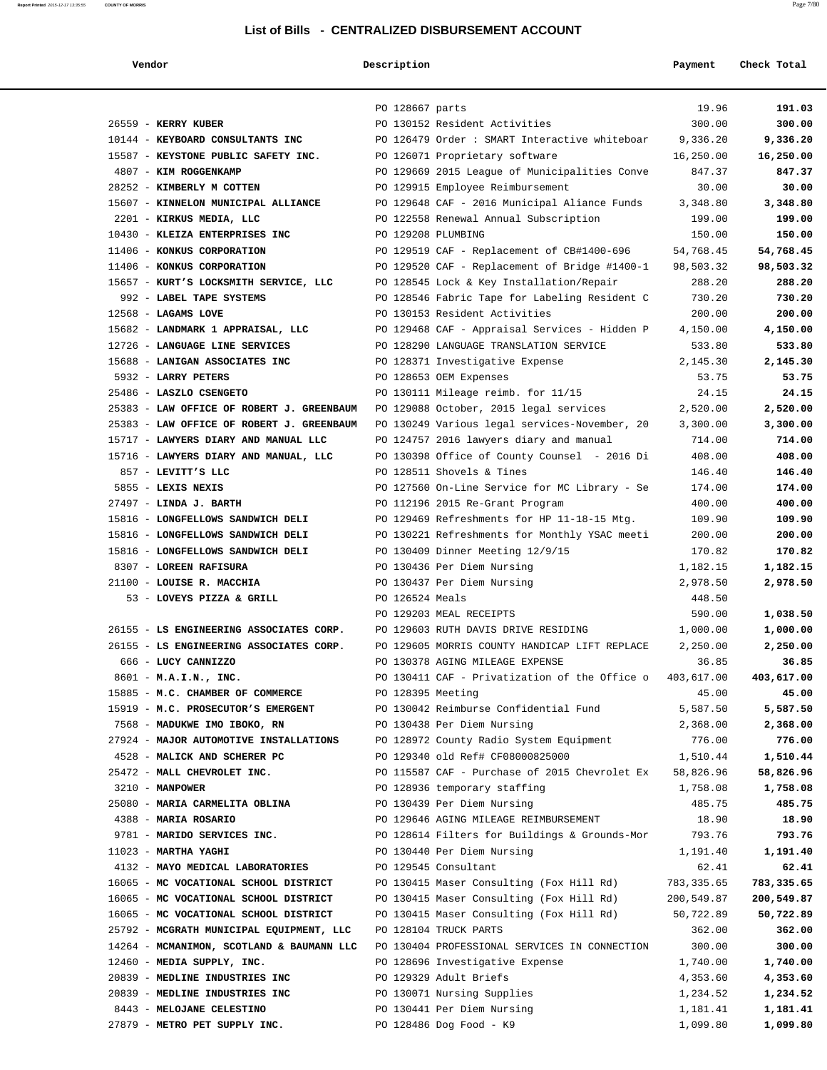# List of Bills - CENTRALIZED DISBURSEMENT ACCOUNT

| Vendor | Description | Payment | Check Total |
|---|---|---|---|
| | PO 128667 parts | 19.96 | **191.03** |
| 26559 - **KERRY KUBER** | PO 130152 Resident Activities | 300.00 | **300.00** |
| 10144 - **KEYBOARD CONSULTANTS INC** | PO 126479 Order : SMART Interactive whiteboar | 9,336.20 | **9,336.20** |
| 15587 - **KEYSTONE PUBLIC SAFETY INC.** | PO 126071 Proprietary software | 16,250.00 | **16,250.00** |
| 4807 - **KIM ROGGENKAMP** | PO 129669 2015 League of Municipalities Conve | 847.37 | **847.37** |
| 28252 - **KIMBERLY M COTTEN** | PO 129915 Employee Reimbursement | 30.00 | **30.00** |
| 15607 - **KINNELON MUNICIPAL ALLIANCE** | PO 129648 CAF - 2016 Municipal Aliance Funds | 3,348.80 | **3,348.80** |
| 2201 - **KIRKUS MEDIA, LLC** | PO 122558 Renewal Annual Subscription | 199.00 | **199.00** |
| 10430 - **KLEIZA ENTERPRISES INC** | PO 129208 PLUMBING | 150.00 | **150.00** |
| 11406 - **KONKUS CORPORATION** | PO 129519 CAF - Replacement of CB#1400-696 | 54,768.45 | **54,768.45** |
| 11406 - **KONKUS CORPORATION** | PO 129520 CAF - Replacement of Bridge #1400-1 | 98,503.32 | **98,503.32** |
| 15657 - **KURT'S LOCKSMITH SERVICE, LLC** | PO 128545 Lock & Key Installation/Repair | 288.20 | **288.20** |
| 992 - **LABEL TAPE SYSTEMS** | PO 128546 Fabric Tape for Labeling Resident C | 730.20 | **730.20** |
| 12568 - **LAGAMS LOVE** | PO 130153 Resident Activities | 200.00 | **200.00** |
| 15682 - **LANDMARK 1 APPRAISAL, LLC** | PO 129468 CAF - Appraisal Services - Hidden P | 4,150.00 | **4,150.00** |
| 12726 - **LANGUAGE LINE SERVICES** | PO 128290 LANGUAGE TRANSLATION SERVICE | 533.80 | **533.80** |
| 15688 - **LANIGAN ASSOCIATES INC** | PO 128371 Investigative Expense | 2,145.30 | **2,145.30** |
| 5932 - **LARRY PETERS** | PO 128653 OEM Expenses | 53.75 | **53.75** |
| 25486 - **LASZLO CSENGETO** | PO 130111 Mileage reimb. for 11/15 | 24.15 | **24.15** |
| 25383 - **LAW OFFICE OF ROBERT J. GREENBAUM** | PO 129088 October, 2015 legal services | 2,520.00 | **2,520.00** |
| 25383 - **LAW OFFICE OF ROBERT J. GREENBAUM** | PO 130249 Various legal services-November, 20 | 3,300.00 | **3,300.00** |
| 15717 - **LAWYERS DIARY AND MANUAL LLC** | PO 124757 2016 lawyers diary and manual | 714.00 | **714.00** |
| 15716 - **LAWYERS DIARY AND MANUAL, LLC** | PO 130398 Office of County Counsel - 2016 Di | 408.00 | **408.00** |
| 857 - **LEVITT'S LLC** | PO 128511 Shovels & Tines | 146.40 | **146.40** |
| 5855 - **LEXIS NEXIS** | PO 127560 On-Line Service for MC Library - Se | 174.00 | **174.00** |
| 27497 - **LINDA J. BARTH** | PO 112196 2015 Re-Grant Program | 400.00 | **400.00** |
| 15816 - **LONGFELLOWS SANDWICH DELI** | PO 129469 Refreshments for HP 11-18-15 Mtg. | 109.90 | **109.90** |
| 15816 - **LONGFELLOWS SANDWICH DELI** | PO 130221 Refreshments for Monthly YSAC meeti | 200.00 | **200.00** |
| 15816 - **LONGFELLOWS SANDWICH DELI** | PO 130409 Dinner Meeting 12/9/15 | 170.82 | **170.82** |
| 8307 - **LOREEN RAFISURA** | PO 130436 Per Diem Nursing | 1,182.15 | **1,182.15** |
| 21100 - **LOUISE R. MACCHIA** | PO 130437 Per Diem Nursing | 2,978.50 | **2,978.50** |
| 53 - **LOVEYS PIZZA & GRILL** | PO 126524 Meals | 448.50 | |
| | PO 129203 MEAL RECEIPTS | 590.00 | **1,038.50** |
| 26155 - **LS ENGINEERING ASSOCIATES CORP.** | PO 129603 RUTH DAVIS DRIVE RESIDING | 1,000.00 | **1,000.00** |
| 26155 - **LS ENGINEERING ASSOCIATES CORP.** | PO 129605 MORRIS COUNTY HANDICAP LIFT REPLACE | 2,250.00 | **2,250.00** |
| 666 - **LUCY CANNIZZO** | PO 130378 AGING MILEAGE EXPENSE | 36.85 | **36.85** |
| 8601 - **M.A.I.N., INC.** | PO 130411 CAF - Privatization of the Office o | 403,617.00 | **403,617.00** |
| 15885 - **M.C. CHAMBER OF COMMERCE** | PO 128395 Meeting | 45.00 | **45.00** |
| 15919 - **M.C. PROSECUTOR'S EMERGENT** | PO 130042 Reimburse Confidential Fund | 5,587.50 | **5,587.50** |
| 7568 - **MADUKWE IMO IBOKO, RN** | PO 130438 Per Diem Nursing | 2,368.00 | **2,368.00** |
| 27924 - **MAJOR AUTOMOTIVE INSTALLATIONS** | PO 128972 County Radio System Equipment | 776.00 | **776.00** |
| 4528 - **MALICK AND SCHERER PC** | PO 129340 old Ref# CF08000825000 | 1,510.44 | **1,510.44** |
| 25472 - **MALL CHEVROLET INC.** | PO 115587 CAF - Purchase of 2015 Chevrolet Ex | 58,826.96 | **58,826.96** |
| 3210 - **MANPOWER** | PO 128936 temporary staffing | 1,758.08 | **1,758.08** |
| 25080 - **MARIA CARMELITA OBLINA** | PO 130439 Per Diem Nursing | 485.75 | **485.75** |
| 4388 - **MARIA ROSARIO** | PO 129646 AGING MILEAGE REIMBURSEMENT | 18.90 | **18.90** |
| 9781 - **MARIDO SERVICES INC.** | PO 128614 Filters for Buildings & Grounds-Mor | 793.76 | **793.76** |
| 11023 - **MARTHA YAGHI** | PO 130440 Per Diem Nursing | 1,191.40 | **1,191.40** |
| 4132 - **MAYO MEDICAL LABORATORIES** | PO 129545 Consultant | 62.41 | **62.41** |
| 16065 - **MC VOCATIONAL SCHOOL DISTRICT** | PO 130415 Maser Consulting (Fox Hill Rd) | 783,335.65 | **783,335.65** |
| 16065 - **MC VOCATIONAL SCHOOL DISTRICT** | PO 130415 Maser Consulting (Fox Hill Rd) | 200,549.87 | **200,549.87** |
| 16065 - **MC VOCATIONAL SCHOOL DISTRICT** | PO 130415 Maser Consulting (Fox Hill Rd) | 50,722.89 | **50,722.89** |
| 25792 - **MCGRATH MUNICIPAL EQUIPMENT, LLC** | PO 128104 TRUCK PARTS | 362.00 | **362.00** |
| 14264 - **MCMANIMON, SCOTLAND & BAUMANN LLC** | PO 130404 PROFESSIONAL SERVICES IN CONNECTION | 300.00 | **300.00** |
| 12460 - **MEDIA SUPPLY, INC.** | PO 128696 Investigative Expense | 1,740.00 | **1,740.00** |
| 20839 - **MEDLINE INDUSTRIES INC** | PO 129329 Adult Briefs | 4,353.60 | **4,353.60** |
| 20839 - **MEDLINE INDUSTRIES INC** | PO 130071 Nursing Supplies | 1,234.52 | **1,234.52** |
| 8443 - **MELOJANE CELESTINO** | PO 130441 Per Diem Nursing | 1,181.41 | **1,181.41** |
| 27879 - **METRO PET SUPPLY INC.** | PO 128486 Dog Food - K9 | 1,099.80 | **1,099.80** |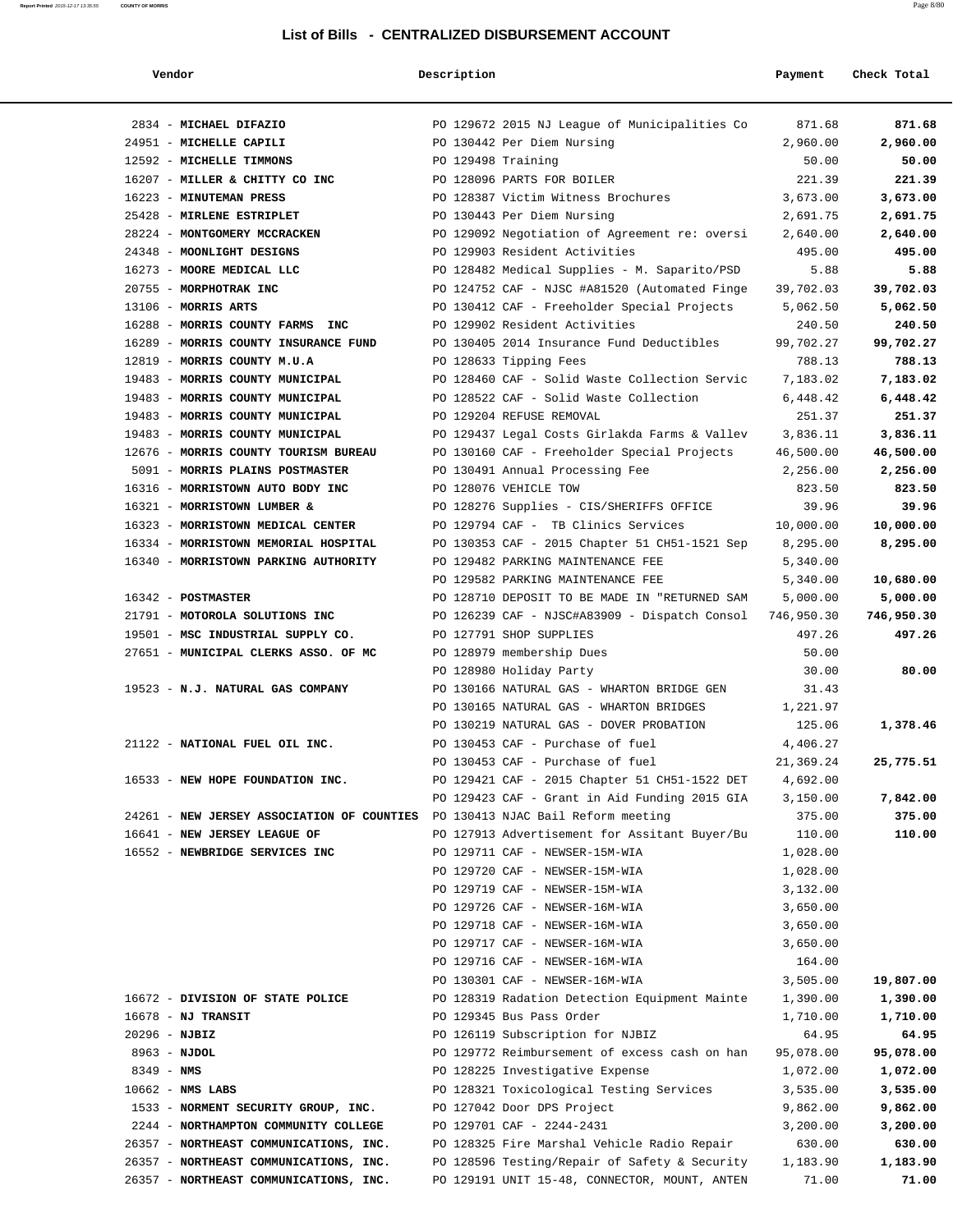# List of Bills - CENTRALIZED DISBURSEMENT ACCOUNT

| Vendor | Description | Payment | Check Total |
|---|---|---|---|
| 2834 - **MICHAEL DIFAZIO** | PO 129672 2015 NJ League of Municipalities Co | 871.68 | **871.68** |
| 24951 - **MICHELLE CAPILI** | PO 130442 Per Diem Nursing | 2,960.00 | **2,960.00** |
| 12592 - **MICHELLE TIMMONS** | PO 129498 Training | 50.00 | **50.00** |
| 16207 - **MILLER & CHITTY CO INC** | PO 128096 PARTS FOR BOILER | 221.39 | **221.39** |
| 16223 - **MINUTEMAN PRESS** | PO 128387 Victim Witness Brochures | 3,673.00 | **3,673.00** |
| 25428 - **MIRLENE ESTRIPLET** | PO 130443 Per Diem Nursing | 2,691.75 | **2,691.75** |
| 28224 - **MONTGOMERY MCCRACKEN** | PO 129092 Negotiation of Agreement re: oversi | 2,640.00 | **2,640.00** |
| 24348 - **MOONLIGHT DESIGNS** | PO 129903 Resident Activities | 495.00 | **495.00** |
| 16273 - **MOORE MEDICAL LLC** | PO 128482 Medical Supplies - M. Saparito/PSD | 5.88 | **5.88** |
| 20755 - **MORPHOTRAK INC** | PO 124752 CAF - NJSC #A81520 (Automated Finge | 39,702.03 | **39,702.03** |
| 13106 - **MORRIS ARTS** | PO 130412 CAF - Freeholder Special Projects | 5,062.50 | **5,062.50** |
| 16288 - **MORRIS COUNTY FARMS INC** | PO 129902 Resident Activities | 240.50 | **240.50** |
| 16289 - **MORRIS COUNTY INSURANCE FUND** | PO 130405 2014 Insurance Fund Deductibles | 99,702.27 | **99,702.27** |
| 12819 - **MORRIS COUNTY M.U.A** | PO 128633 Tipping Fees | 788.13 | **788.13** |
| 19483 - **MORRIS COUNTY MUNICIPAL** | PO 128460 CAF - Solid Waste Collection Servic | 7,183.02 | **7,183.02** |
| 19483 - **MORRIS COUNTY MUNICIPAL** | PO 128522 CAF - Solid Waste Collection | 6,448.42 | **6,448.42** |
| 19483 - **MORRIS COUNTY MUNICIPAL** | PO 129204 REFUSE REMOVAL | 251.37 | **251.37** |
| 19483 - **MORRIS COUNTY MUNICIPAL** | PO 129437 Legal Costs Girlakda Farms & Vallev | 3,836.11 | **3,836.11** |
| 12676 - **MORRIS COUNTY TOURISM BUREAU** | PO 130160 CAF - Freeholder Special Projects | 46,500.00 | **46,500.00** |
| 5091 - **MORRIS PLAINS POSTMASTER** | PO 130491 Annual Processing Fee | 2,256.00 | **2,256.00** |
| 16316 - **MORRISTOWN AUTO BODY INC** | PO 128076 VEHICLE TOW | 823.50 | **823.50** |
| 16321 - **MORRISTOWN LUMBER &** | PO 128276 Supplies - CIS/SHERIFFS OFFICE | 39.96 | **39.96** |
| 16323 - **MORRISTOWN MEDICAL CENTER** | PO 129794 CAF - TB Clinics Services | 10,000.00 | **10,000.00** |
| 16334 - **MORRISTOWN MEMORIAL HOSPITAL** | PO 130353 CAF - 2015 Chapter 51 CH51-1521 Sep | 8,295.00 | **8,295.00** |
| 16340 - **MORRISTOWN PARKING AUTHORITY** | PO 129482 PARKING MAINTENANCE FEE | 5,340.00 | |
| | PO 129582 PARKING MAINTENANCE FEE | 5,340.00 | **10,680.00** |
| 16342 - **POSTMASTER** | PO 128710 DEPOSIT TO BE MADE IN "RETURNED SAM | 5,000.00 | **5,000.00** |
| 21791 - **MOTOROLA SOLUTIONS INC** | PO 126239 CAF - NJSC#A83909 - Dispatch Consol | 746,950.30 | **746,950.30** |
| 19501 - **MSC INDUSTRIAL SUPPLY CO.** | PO 127791 SHOP SUPPLIES | 497.26 | **497.26** |
| 27651 - **MUNICIPAL CLERKS ASSO. OF MC** | PO 128979 membership Dues | 50.00 | |
| | PO 128980 Holiday Party | 30.00 | **80.00** |
| 19523 - **N.J. NATURAL GAS COMPANY** | PO 130166 NATURAL GAS - WHARTON BRIDGE GEN | 31.43 | |
| | PO 130165 NATURAL GAS - WHARTON BRIDGES | 1,221.97 | |
| | PO 130219 NATURAL GAS - DOVER PROBATION | 125.06 | **1,378.46** |
| 21122 - **NATIONAL FUEL OIL INC.** | PO 130453 CAF - Purchase of fuel | 4,406.27 | |
| | PO 130453 CAF - Purchase of fuel | 21,369.24 | **25,775.51** |
| 16533 - **NEW HOPE FOUNDATION INC.** | PO 129421 CAF - 2015 Chapter 51 CH51-1522 DET | 4,692.00 | |
| | PO 129423 CAF - Grant in Aid Funding 2015 GIA | 3,150.00 | **7,842.00** |
| 24261 - **NEW JERSEY ASSOCIATION OF COUNTIES** | PO 130413 NJAC Bail Reform meeting | 375.00 | **375.00** |
| 16641 - **NEW JERSEY LEAGUE OF** | PO 127913 Advertisement for Assitant Buyer/Bu | 110.00 | **110.00** |
| 16552 - **NEWBRIDGE SERVICES INC** | PO 129711 CAF - NEWSER-15M-WIA | 1,028.00 | |
| | PO 129720 CAF - NEWSER-15M-WIA | 1,028.00 | |
| | PO 129719 CAF - NEWSER-15M-WIA | 3,132.00 | |
| | PO 129726 CAF - NEWSER-16M-WIA | 3,650.00 | |
| | PO 129718 CAF - NEWSER-16M-WIA | 3,650.00 | |
| | PO 129717 CAF - NEWSER-16M-WIA | 3,650.00 | |
| | PO 129716 CAF - NEWSER-16M-WIA | 164.00 | |
| | PO 130301 CAF - NEWSER-16M-WIA | 3,505.00 | **19,807.00** |
| 16672 - **DIVISION OF STATE POLICE** | PO 128319 Radiation Detection Equipment Mainte | 1,390.00 | **1,390.00** |
| 16678 - **NJ TRANSIT** | PO 129345 Bus Pass Order | 1,710.00 | **1,710.00** |
| 20296 - **NJBIZ** | PO 126119 Subscription for NJBIZ | 64.95 | **64.95** |
| 8963 - **NJDOL** | PO 129772 Reimbursement of excess cash on han | 95,078.00 | **95,078.00** |
| 8349 - **NMS** | PO 128225 Investigative Expense | 1,072.00 | **1,072.00** |
| 10662 - **NMS LABS** | PO 128321 Toxicological Testing Services | 3,535.00 | **3,535.00** |
| 1533 - **NORMENT SECURITY GROUP, INC.** | PO 127042 Door DPS Project | 9,862.00 | **9,862.00** |
| 2244 - **NORTHAMPTON COMMUNITY COLLEGE** | PO 129701 CAF - 2244-2431 | 3,200.00 | **3,200.00** |
| 26357 - **NORTHEAST COMMUNICATIONS, INC.** | PO 128325 Fire Marshal Vehicle Radio Repair | 630.00 | **630.00** |
| 26357 - **NORTHEAST COMMUNICATIONS, INC.** | PO 128596 Testing/Repair of Safety & Security | 1,183.90 | **1,183.90** |
| 26357 - **NORTHEAST COMMUNICATIONS, INC.** | PO 129191 UNIT 15-48, CONNECTOR, MOUNT, ANTEN | 71.00 | **71.00** |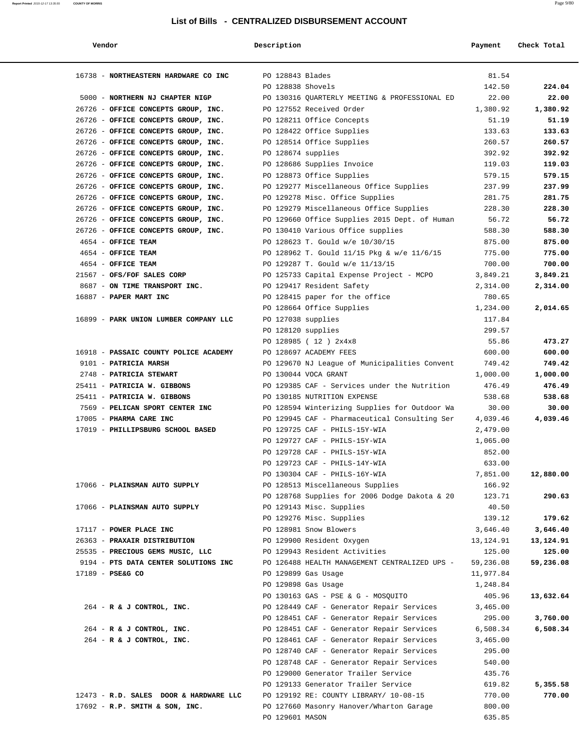# List of Bills - CENTRALIZED DISBURSEMENT ACCOUNT

| Vendor | Description | Payment | Check Total |
|---|---|---|---|
| 16738 - **NORTHEASTERN HARDWARE CO INC** | PO 128843 Blades | 81.54 | |
| | PO 128838 Shovels | 142.50 | **224.04** |
| 5000 - **NORTHERN NJ CHAPTER NIGP** | PO 130316 QUARTERLY MEETING & PROFESSIONAL ED | 22.00 | **22.00** |
| 26726 - **OFFICE CONCEPTS GROUP, INC.** | PO 127552 Received Order | 1,380.92 | **1,380.92** |
| 26726 - **OFFICE CONCEPTS GROUP, INC.** | PO 128211 Office Concepts | 51.19 | **51.19** |
| 26726 - **OFFICE CONCEPTS GROUP, INC.** | PO 128422 Office Supplies | 133.63 | **133.63** |
| 26726 - **OFFICE CONCEPTS GROUP, INC.** | PO 128514 Office Supplies | 260.57 | **260.57** |
| 26726 - **OFFICE CONCEPTS GROUP, INC.** | PO 128674 supplies | 392.92 | **392.92** |
| 26726 - **OFFICE CONCEPTS GROUP, INC.** | PO 128686 Supplies Invoice | 119.03 | **119.03** |
| 26726 - **OFFICE CONCEPTS GROUP, INC.** | PO 128873 Office Supplies | 579.15 | **579.15** |
| 26726 - **OFFICE CONCEPTS GROUP, INC.** | PO 129277 Miscellaneous Office Supplies | 237.99 | **237.99** |
| 26726 - **OFFICE CONCEPTS GROUP, INC.** | PO 129278 Misc. Office Supplies | 281.75 | **281.75** |
| 26726 - **OFFICE CONCEPTS GROUP, INC.** | PO 129279 Miscellaneous Office Supplies | 228.30 | **228.30** |
| 26726 - **OFFICE CONCEPTS GROUP, INC.** | PO 129660 Office Supplies 2015 Dept. of Human | 56.72 | **56.72** |
| 26726 - **OFFICE CONCEPTS GROUP, INC.** | PO 130410 Various Office supplies | 588.30 | **588.30** |
| 4654 - **OFFICE TEAM** | PO 128623 T. Gould w/e 10/30/15 | 875.00 | **875.00** |
| 4654 - **OFFICE TEAM** | PO 128962 T. Gould 11/15 Pkg & w/e 11/6/15 | 775.00 | **775.00** |
| 4654 - **OFFICE TEAM** | PO 129287 T. Gould w/e 11/13/15 | 700.00 | **700.00** |
| 21567 - **OFS/FOF SALES CORP** | PO 125733 Capital Expense Project - MCPO | 3,849.21 | **3,849.21** |
| 8687 - **ON TIME TRANSPORT INC.** | PO 129417 Resident Safety | 2,314.00 | **2,314.00** |
| 16887 - **PAPER MART INC** | PO 128415 paper for the office | 780.65 | |
| | PO 128664 Office Supplies | 1,234.00 | **2,014.65** |
| 16899 - **PARK UNION LUMBER COMPANY LLC** | PO 127038 supplies | 117.84 | |
| | PO 128120 supplies | 299.57 | |
| | PO 128985 ( 12 ) 2x4x8 | 55.86 | **473.27** |
| 16918 - **PASSAIC COUNTY POLICE ACADEMY** | PO 128697 ACADEMY FEES | 600.00 | **600.00** |
| 9101 - **PATRICIA MARSH** | PO 129670 NJ League of Municipalities Convent | 749.42 | **749.42** |
| 2748 - **PATRICIA STEWART** | PO 130044 VOCA GRANT | 1,000.00 | **1,000.00** |
| 25411 - **PATRICIA W. GIBBONS** | PO 129385 CAF - Services under the Nutrition | 476.49 | **476.49** |
| 25411 - **PATRICIA W. GIBBONS** | PO 130185 NUTRITION EXPENSE | 538.68 | **538.68** |
| 7569 - **PELICAN SPORT CENTER INC** | PO 128594 Winterizing Supplies for Outdoor Wa | 30.00 | **30.00** |
| 17005 - **PHARMA CARE INC** | PO 129945 CAF - Pharmaceutical Consulting Ser | 4,039.46 | **4,039.46** |
| 17019 - **PHILLIPSBURG SCHOOL BASED** | PO 129725 CAF - PHILS-15Y-WIA | 2,479.00 | |
| | PO 129727 CAF - PHILS-15Y-WIA | 1,065.00 | |
| | PO 129728 CAF - PHILS-15Y-WIA | 852.00 | |
| | PO 129723 CAF - PHILS-14Y-WIA | 633.00 | |
| | PO 130304 CAF - PHILS-16Y-WIA | 7,851.00 | **12,880.00** |
| 17066 - **PLAINSMAN AUTO SUPPLY** | PO 128513 Miscellaneous Supplies | 166.92 | |
| | PO 128768 Supplies for 2006 Dodge Dakota & 20 | 123.71 | **290.63** |
| 17066 - **PLAINSMAN AUTO SUPPLY** | PO 129143 Misc. Supplies | 40.50 | |
| | PO 129276 Misc. Supplies | 139.12 | **179.62** |
| 17117 - **POWER PLACE INC** | PO 128981 Snow Blowers | 3,646.40 | **3,646.40** |
| 26363 - **PRAXAIR DISTRIBUTION** | PO 129900 Resident Oxygen | 13,124.91 | **13,124.91** |
| 25535 - **PRECIOUS GEMS MUSIC, LLC** | PO 129943 Resident Activities | 125.00 | **125.00** |
| 9194 - **PTS DATA CENTER SOLUTIONS INC** | PO 126488 HEALTH MANAGEMENT CENTRALIZED UPS - | 59,236.08 | **59,236.08** |
| 17189 - **PSE&G CO** | PO 129899 Gas Usage | 11,977.84 | |
| | PO 129898 Gas Usage | 1,248.84 | |
| | PO 130163 GAS - PSE & G - MOSQUITO | 405.96 | **13,632.64** |
| 264 - **R & J CONTROL, INC.** | PO 128449 CAF - Generator Repair Services | 3,465.00 | |
| | PO 128451 CAF - Generator Repair Services | 295.00 | **3,760.00** |
| 264 - **R & J CONTROL, INC.** | PO 128451 CAF - Generator Repair Services | 6,508.34 | **6,508.34** |
| 264 - **R & J CONTROL, INC.** | PO 128461 CAF - Generator Repair Services | 3,465.00 | |
| | PO 128740 CAF - Generator Repair Services | 295.00 | |
| | PO 128748 CAF - Generator Repair Services | 540.00 | |
| | PO 129000 Generator Trailer Service | 435.76 | |
| | PO 129133 Generator Trailer Service | 619.82 | **5,355.58** |
| 12473 - **R.D. SALES DOOR & HARDWARE LLC** | PO 129192 RE: COUNTY LIBRARY/ 10-08-15 | 770.00 | **770.00** |
| 17692 - **R.P. SMITH & SON, INC.** | PO 127660 Masonry Hanover/Wharton Garage | 800.00 | |
| | PO 129601 MASON | 635.85 | |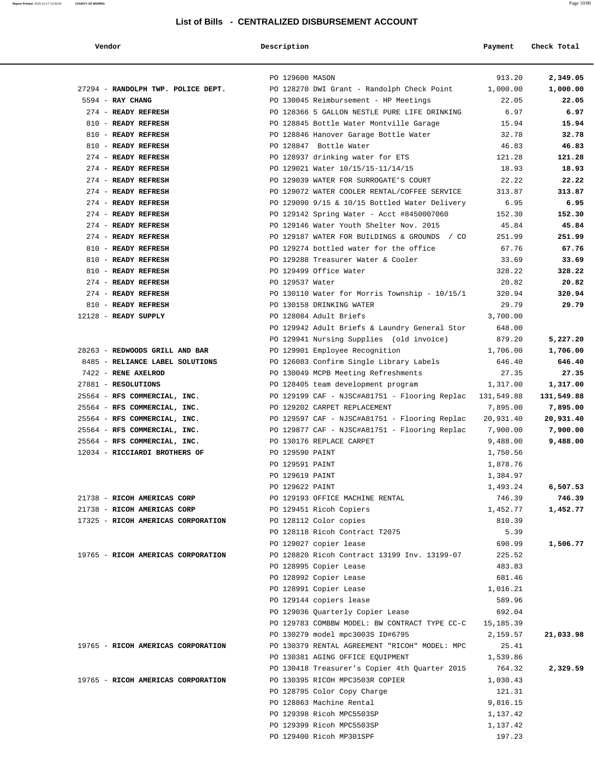## List of Bills - CENTRALIZED DISBURSEMENT ACCOUNT

| Vendor | Description | Payment | Check Total |
|---|---|---|---|
| | PO 129600 MASON | 913.20 | **2,349.05** |
| 27294 - **RANDOLPH TWP. POLICE DEPT.** | PO 128270 DWI Grant - Randolph Check Point | 1,000.00 | **1,000.00** |
| 5594 - **RAY CHANG** | PO 130045 Reimbursement - HP Meetings | 22.05 | **22.05** |
| 274 - **READY REFRESH** | PO 128366 5 GALLON NESTLE PURE LIFE DRINKING | 6.97 | **6.97** |
| 810 - **READY REFRESH** | PO 128845 Bottle Water Montville Garage | 15.94 | **15.94** |
| 810 - **READY REFRESH** | PO 128846 Hanover Garage Bottle Water | 32.78 | **32.78** |
| 810 - **READY REFRESH** | PO 128847 Bottle Water | 46.83 | **46.83** |
| 274 - **READY REFRESH** | PO 128937 drinking water for ETS | 121.28 | **121.28** |
| 274 - **READY REFRESH** | PO 129021 Water 10/15/15-11/14/15 | 18.93 | **18.93** |
| 274 - **READY REFRESH** | PO 129039 WATER FOR SURROGATE'S COURT | 22.22 | **22.22** |
| 274 - **READY REFRESH** | PO 129072 WATER COOLER RENTAL/COFFEE SERVICE | 313.87 | **313.87** |
| 274 - **READY REFRESH** | PO 129090 9/15 & 10/15 Bottled Water Delivery | 6.95 | **6.95** |
| 274 - **READY REFRESH** | PO 129142 Spring Water - Acct #8450007060 | 152.30 | **152.30** |
| 274 - **READY REFRESH** | PO 129146 Water Youth Shelter Nov. 2015 | 45.84 | **45.84** |
| 274 - **READY REFRESH** | PO 129187 WATER FOR BUILDINGS & GROUNDS / CO | 251.99 | **251.99** |
| 810 - **READY REFRESH** | PO 129274 bottled water for the office | 67.76 | **67.76** |
| 810 - **READY REFRESH** | PO 129288 Treasurer Water & Cooler | 33.69 | **33.69** |
| 810 - **READY REFRESH** | PO 129499 Office Water | 328.22 | **328.22** |
| 274 - **READY REFRESH** | PO 129537 Water | 20.82 | **20.82** |
| 274 - **READY REFRESH** | PO 130110 Water for Morris Township - 10/15/1 | 320.94 | **320.94** |
| 810 - **READY REFRESH** | PO 130158 DRINKING WATER | 29.79 | **29.79** |
| 12128 - **READY SUPPLY** | PO 128084 Adult Briefs | 3,700.00 | |
| | PO 129942 Adult Briefs & Laundry General Stor | 648.00 | |
| | PO 129941 Nursing Supplies (old invoice) | 879.20 | **5,227.20** |
| 28263 - **REDWOODS GRILL AND BAR** | PO 129901 Employee Recognition | 1,706.00 | **1,706.00** |
| 8485 - **RELIANCE LABEL SOLUTIONS** | PO 126083 Confirm Single Library Labels | 646.40 | **646.40** |
| 7422 - **RENE AXELROD** | PO 130049 MCPB Meeting Refreshments | 27.35 | **27.35** |
| 27881 - **RESOLUTIONS** | PO 128405 team development program | 1,317.00 | **1,317.00** |
| 25564 - **RFS COMMERCIAL, INC.** | PO 129199 CAF - NJSC#A81751 - Flooring Replac | 131,549.88 | **131,549.88** |
| 25564 - **RFS COMMERCIAL, INC.** | PO 129202 CARPET REPLACEMENT | 7,895.00 | **7,895.00** |
| 25564 - **RFS COMMERCIAL, INC.** | PO 129597 CAF - NJSC#A81751 - Flooring Replac | 20,931.40 | **20,931.40** |
| 25564 - **RFS COMMERCIAL, INC.** | PO 129877 CAF - NJSC#A81751 - Flooring Replac | 7,900.00 | **7,900.00** |
| 25564 - **RFS COMMERCIAL, INC.** | PO 130176 REPLACE CARPET | 9,488.00 | **9,488.00** |
| 12034 - **RICCIARDI BROTHERS OF** | PO 129590 PAINT | 1,750.56 | |
| | PO 129591 PAINT | 1,878.76 | |
| | PO 129619 PAINT | 1,384.97 | |
| | PO 129622 PAINT | 1,493.24 | **6,507.53** |
| 21738 - **RICOH AMERICAS CORP** | PO 129193 OFFICE MACHINE RENTAL | 746.39 | **746.39** |
| 21738 - **RICOH AMERICAS CORP** | PO 129451 Ricoh Copiers | 1,452.77 | **1,452.77** |
| 17325 - **RICOH AMERICAS CORPORATION** | PO 128112 Color copies | 810.39 | |
| | PO 128118 Ricoh Contract T2075 | 5.39 | |
| | PO 129027 copier lease | 690.99 | **1,506.77** |
| 19765 - **RICOH AMERICAS CORPORATION** | PO 128820 Ricoh Contract 13199 Inv. 13199-07 | 225.52 | |
| | PO 128995 Copier Lease | 483.83 | |
| | PO 128992 Copier Lease | 681.46 | |
| | PO 128991 Copier Lease | 1,016.21 | |
| | PO 129144 copiers lease | 589.96 | |
| | PO 129036 Quarterly Copier Lease | 692.04 | |
| | PO 129783 COMBBW MODEL: BW CONTRACT TYPE CC-C | 15,185.39 | |
| | PO 130279 model mpc3003S ID#6795 | 2,159.57 | **21,033.98** |
| 19765 - **RICOH AMERICAS CORPORATION** | PO 130379 RENTAL AGREEMENT "RICOH" MODEL: MPC | 25.41 | |
| | PO 130381 AGING OFFICE EQUIPMENT | 1,539.86 | |
| | PO 130418 Treasurer's Copier 4th Quarter 2015 | 764.32 | **2,329.59** |
| 19765 - **RICOH AMERICAS CORPORATION** | PO 130395 RICOH MPC3503R COPIER | 1,030.43 | |
| | PO 128795 Color Copy Charge | 121.31 | |
| | PO 128863 Machine Rental | 9,816.15 | |
| | PO 129398 Ricoh MPC5503SP | 1,137.42 | |
| | PO 129399 Ricoh MPC5503SP | 1,137.42 | |
| | PO 129400 Ricoh MP301SPF | 197.23 | |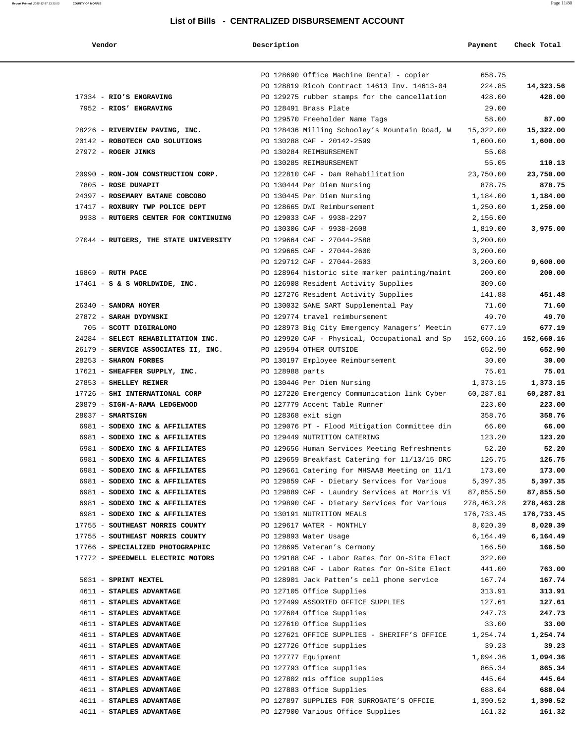## List of Bills - CENTRALIZED DISBURSEMENT ACCOUNT

| Vendor | Description | Payment | Check Total |
|---|---|---|---|
| | PO 128690 Office Machine Rental - copier | 658.75 | |
| | PO 128819 Ricoh Contract 14613 Inv. 14613-04 | 224.85 | **14,323.56** |
| 17334 - **RIO'S ENGRAVING** | PO 129275 rubber stamps for the cancellation | 428.00 | **428.00** |
| 7952 - **RIOS' ENGRAVING** | PO 128491 Brass Plate | 29.00 | |
| | PO 129570 Freeholder Name Tags | 58.00 | **87.00** |
| 28226 - **RIVERVIEW PAVING, INC.** | PO 128436 Milling Schooley's Mountain Road, W | 15,322.00 | **15,322.00** |
| 20142 - **ROBOTECH CAD SOLUTIONS** | PO 130288 CAF - 20142-2599 | 1,600.00 | **1,600.00** |
| 27972 - **ROGER JINKS** | PO 130284 REIMBURSEMENT | 55.08 | |
| | PO 130285 REIMBURSEMENT | 55.05 | **110.13** |
| 20990 - **RON-JON CONSTRUCTION CORP.** | PO 122810 CAF - Dam Rehabilitation | 23,750.00 | **23,750.00** |
| 7805 - **ROSE DUMAPIT** | PO 130444 Per Diem Nursing | 878.75 | **878.75** |
| 24397 - **ROSEMARY BATANE COBCOBO** | PO 130445 Per Diem Nursing | 1,184.00 | **1,184.00** |
| 17417 - **ROXBURY TWP POLICE DEPT** | PO 128665 DWI Reimbursement | 1,250.00 | **1,250.00** |
| 9938 - **RUTGERS CENTER FOR CONTINUING** | PO 129033 CAF - 9938-2297 | 2,156.00 | |
| | PO 130306 CAF - 9938-2608 | 1,819.00 | **3,975.00** |
| 27044 - **RUTGERS, THE STATE UNIVERSITY** | PO 129664 CAF - 27044-2588 | 3,200.00 | |
| | PO 129665 CAF - 27044-2600 | 3,200.00 | |
| | PO 129712 CAF - 27044-2603 | 3,200.00 | **9,600.00** |
| 16869 - **RUTH PACE** | PO 128964 historic site marker painting/maint | 200.00 | **200.00** |
| 17461 - **S & S WORLDWIDE, INC.** | PO 126908 Resident Activity Supplies | 309.60 | |
| | PO 127276 Resident Activity Supplies | 141.88 | **451.48** |
| 26340 - **SANDRA HOYER** | PO 130032 SANE SART Supplemental Pay | 71.60 | **71.60** |
| 27872 - **SARAH DYDYNSKI** | PO 129774 travel reimbursement | 49.70 | **49.70** |
| 705 - **SCOTT DIGIRALOMO** | PO 128973 Big City Emergency Managers' Meetin | 677.19 | **677.19** |
| 24284 - **SELECT REHABILITATION INC.** | PO 129920 CAF - Physical, Occupational and Sp | 152,660.16 | **152,660.16** |
| 26179 - **SERVICE ASSOCIATES II, INC.** | PO 129594 OTHER OUTSIDE | 652.90 | **652.90** |
| 28253 - **SHARON FORBES** | PO 130197 Employee Reimbursement | 30.00 | **30.00** |
| 17621 - **SHEAFFER SUPPLY, INC.** | PO 128988 parts | 75.01 | **75.01** |
| 27853 - **SHELLEY REINER** | PO 130446 Per Diem Nursing | 1,373.15 | **1,373.15** |
| 17726 - **SHI INTERNATIONAL CORP** | PO 127220 Emergency Communication link Cyber | 60,287.81 | **60,287.81** |
| 20879 - **SIGN-A-RAMA LEDGEWOOD** | PO 127779 Accent Table Runner | 223.00 | **223.00** |
| 28037 - **SMARTSIGN** | PO 128368 exit sign | 358.76 | **358.76** |
| 6981 - **SODEXO INC & AFFILIATES** | PO 129076 PT - Flood Mitigation Committee din | 66.00 | **66.00** |
| 6981 - **SODEXO INC & AFFILIATES** | PO 129449 NUTRITION CATERING | 123.20 | **123.20** |
| 6981 - **SODEXO INC & AFFILIATES** | PO 129656 Human Services Meeting Refreshments | 52.20 | **52.20** |
| 6981 - **SODEXO INC & AFFILIATES** | PO 129659 Breakfast Catering for 11/13/15 DRC | 126.75 | **126.75** |
| 6981 - **SODEXO INC & AFFILIATES** | PO 129661 Catering for MHSAAB Meeting on 11/1 | 173.00 | **173.00** |
| 6981 - **SODEXO INC & AFFILIATES** | PO 129859 CAF - Dietary Services for Various | 5,397.35 | **5,397.35** |
| 6981 - **SODEXO INC & AFFILIATES** | PO 129889 CAF - Laundry Services at Morris Vi | 87,855.50 | **87,855.50** |
| 6981 - **SODEXO INC & AFFILIATES** | PO 129890 CAF - Dietary Services for Various | 278,463.28 | **278,463.28** |
| 6981 - **SODEXO INC & AFFILIATES** | PO 130191 NUTRITION MEALS | 176,733.45 | **176,733.45** |
| 17755 - **SOUTHEAST MORRIS COUNTY** | PO 129617 WATER - MONTHLY | 8,020.39 | **8,020.39** |
| 17755 - **SOUTHEAST MORRIS COUNTY** | PO 129893 Water Usage | 6,164.49 | **6,164.49** |
| 17766 - **SPECIALIZED PHOTOGRAPHIC** | PO 128695 Veteran's Cermony | 166.50 | **166.50** |
| 17772 - **SPEEDWELL ELECTRIC MOTORS** | PO 129188 CAF - Labor Rates for On-Site Elect | 322.00 | |
| | PO 129188 CAF - Labor Rates for On-Site Elect | 441.00 | **763.00** |
| 5031 - **SPRINT NEXTEL** | PO 128901 Jack Patten's cell phone service | 167.74 | **167.74** |
| 4611 - **STAPLES ADVANTAGE** | PO 127105 Office Supplies | 313.91 | **313.91** |
| 4611 - **STAPLES ADVANTAGE** | PO 127499 ASSORTED OFFICE SUPPLIES | 127.61 | **127.61** |
| 4611 - **STAPLES ADVANTAGE** | PO 127604 Office Supplies | 247.73 | **247.73** |
| 4611 - **STAPLES ADVANTAGE** | PO 127610 Office Supplies | 33.00 | **33.00** |
| 4611 - **STAPLES ADVANTAGE** | PO 127621 OFFICE SUPPLIES - SHERIFF'S OFFICE | 1,254.74 | **1,254.74** |
| 4611 - **STAPLES ADVANTAGE** | PO 127726 Office supplies | 39.23 | **39.23** |
| 4611 - **STAPLES ADVANTAGE** | PO 127777 Equipment | 1,094.36 | **1,094.36** |
| 4611 - **STAPLES ADVANTAGE** | PO 127793 Office supplies | 865.34 | **865.34** |
| 4611 - **STAPLES ADVANTAGE** | PO 127802 mis office supplies | 445.64 | **445.64** |
| 4611 - **STAPLES ADVANTAGE** | PO 127883 Office Supplies | 688.04 | **688.04** |
| 4611 - **STAPLES ADVANTAGE** | PO 127897 SUPPLIES FOR SURROGATE'S OFFCIE | 1,390.52 | **1,390.52** |
| 4611 - **STAPLES ADVANTAGE** | PO 127900 Various Office Supplies | 161.32 | **161.32** |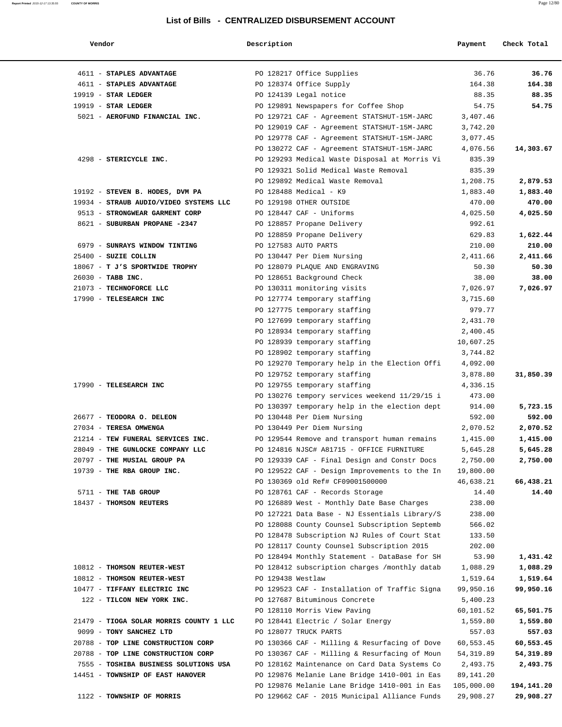# List of Bills - CENTRALIZED DISBURSEMENT ACCOUNT

| Vendor | Description | Payment | Check Total |
|---|---|---|---|
| 4611 - **STAPLES ADVANTAGE** | PO 128217 Office Supplies | 36.76 | **36.76** |
| 4611 - **STAPLES ADVANTAGE** | PO 128374 Office Supply | 164.38 | **164.38** |
| 19919 - **STAR LEDGER** | PO 124139 Legal notice | 88.35 | **88.35** |
| 19919 - **STAR LEDGER** | PO 129891 Newspapers for Coffee Shop | 54.75 | **54.75** |
| 5021 - **AEROFUND FINANCIAL INC.** | PO 129721 CAF - Agreement STATSHUT-15M-JARC | 3,407.46 | |
| | PO 129019 CAF - Agreement STATSHUT-15M-JARC | 3,742.20 | |
| | PO 129778 CAF - Agreement STATSHUT-15M-JARC | 3,077.45 | |
| | PO 130272 CAF - Agreement STATSHUT-15M-JARC | 4,076.56 | **14,303.67** |
| 4298 - **STERICYCLE INC.** | PO 129293 Medical Waste Disposal at Morris Vi | 835.39 | |
| | PO 129321 Solid Medical Waste Removal | 835.39 | |
| | PO 129892 Medical Waste Removal | 1,208.75 | **2,879.53** |
| 19192 - **STEVEN B. HODES, DVM PA** | PO 128488 Medical - K9 | 1,883.40 | **1,883.40** |
| 19934 - **STRAUB AUDIO/VIDEO SYSTEMS LLC** | PO 129198 OTHER OUTSIDE | 470.00 | **470.00** |
| 9513 - **STRONGWEAR GARMENT CORP** | PO 128447 CAF - Uniforms | 4,025.50 | **4,025.50** |
| 8621 - **SUBURBAN PROPANE -2347** | PO 128857 Propane Delivery | 992.61 | |
| | PO 128859 Propane Delivery | 629.83 | **1,622.44** |
| 6979 - **SUNRAYS WINDOW TINTING** | PO 127583 AUTO PARTS | 210.00 | **210.00** |
| 25400 - **SUZIE COLLIN** | PO 130447 Per Diem Nursing | 2,411.66 | **2,411.66** |
| 18067 - **T J'S SPORTWIDE TROPHY** | PO 128079 PLAQUE AND ENGRAVING | 50.30 | **50.30** |
| 26030 - **TABB INC.** | PO 128651 Background Check | 38.00 | **38.00** |
| 21073 - **TECHNOFORCE LLC** | PO 130311 monitoring visits | 7,026.97 | **7,026.97** |
| 17990 - **TELESEARCH INC** | PO 127774 temporary staffing | 3,715.60 | |
| | PO 127775 temporary staffing | 979.77 | |
| | PO 127699 temporary staffing | 2,431.70 | |
| | PO 128934 temporary staffing | 2,400.45 | |
| | PO 128939 temporary staffing | 10,607.25 | |
| | PO 128902 temporary staffing | 3,744.82 | |
| | PO 129270 Temporary help in the Election Offi | 4,092.00 | |
| | PO 129752 temporary staffing | 3,878.80 | **31,850.39** |
| 17990 - **TELESEARCH INC** | PO 129755 temporary staffing | 4,336.15 | |
| | PO 130276 tempory services weekend 11/29/15 i | 473.00 | |
| | PO 130397 temporary help in the election dept | 914.00 | **5,723.15** |
| 26677 - **TEODORA O. DELEON** | PO 130448 Per Diem Nursing | 592.00 | **592.00** |
| 27034 - **TERESA OMWENGA** | PO 130449 Per Diem Nursing | 2,070.52 | **2,070.52** |
| 21214 - **TEW FUNERAL SERVICES INC.** | PO 129544 Remove and transport human remains | 1,415.00 | **1,415.00** |
| 28049 - **THE GUNLOCKE COMPANY LLC** | PO 124816 NJSC# A81715 - OFFICE FURNITURE | 5,645.28 | **5,645.28** |
| 20797 - **THE MUSIAL GROUP PA** | PO 129339 CAF - Final Design and Constr Docs | 2,750.00 | **2,750.00** |
| 19739 - **THE RBA GROUP INC.** | PO 129522 CAF - Design Improvements to the In | 19,800.00 | |
| | PO 130369 old Ref# CF09001500000 | 46,638.21 | **66,438.21** |
| 5711 - **THE TAB GROUP** | PO 128761 CAF - Records Storage | 14.40 | **14.40** |
| 18437 - **THOMSON REUTERS** | PO 126889 West - Monthly Date Base Charges | 238.00 | |
| | PO 127221 Data Base - NJ Essentials Library/S | 238.00 | |
| | PO 128088 County Counsel Subscription Septemb | 566.02 | |
| | PO 128478 Subscription NJ Rules of Court Stat | 133.50 | |
| | PO 128117 County Counsel Subscription 2015 | 202.00 | |
| | PO 128494 Monthly Statement - DataBase for SH | 53.90 | **1,431.42** |
| 10812 - **THOMSON REUTER-WEST** | PO 128412 subscription charges /monthly datab | 1,088.29 | **1,088.29** |
| 10812 - **THOMSON REUTER-WEST** | PO 129438 Westlaw | 1,519.64 | **1,519.64** |
| 10477 - **TIFFANY ELECTRIC INC** | PO 129523 CAF - Installation of Traffic Signa | 99,950.16 | **99,950.16** |
| 122 - **TILCON NEW YORK INC.** | PO 127687 Bituminous Concrete | 5,400.23 | |
| | PO 128110 Morris View Paving | 60,101.52 | **65,501.75** |
| 21479 - **TIOGA SOLAR MORRIS COUNTY 1 LLC** | PO 128441 Electric / Solar Energy | 1,559.80 | **1,559.80** |
| 9099 - **TONY SANCHEZ LTD** | PO 128077 TRUCK PARTS | 557.03 | **557.03** |
| 20788 - **TOP LINE CONSTRUCTION CORP** | PO 130366 CAF - Milling & Resurfacing of Dove | 60,553.45 | **60,553.45** |
| 20788 - **TOP LINE CONSTRUCTION CORP** | PO 130367 CAF - Milling & Resurfacing of Moun | 54,319.89 | **54,319.89** |
| 7555 - **TOSHIBA BUSINESS SOLUTIONS USA** | PO 128162 Maintenance on Card Data Systems Co | 2,493.75 | **2,493.75** |
| 14451 - **TOWNSHIP OF EAST HANOVER** | PO 129876 Melanie Lane Bridge 1410-001 in Eas | 89,141.20 | |
| | PO 129876 Melanie Lane Bridge 1410-001 in Eas | 105,000.00 | **194,141.20** |
| 1122 - **TOWNSHIP OF MORRIS** | PO 129662 CAF - 2015 Municipal Alliance Funds | 29,908.27 | **29,908.27** |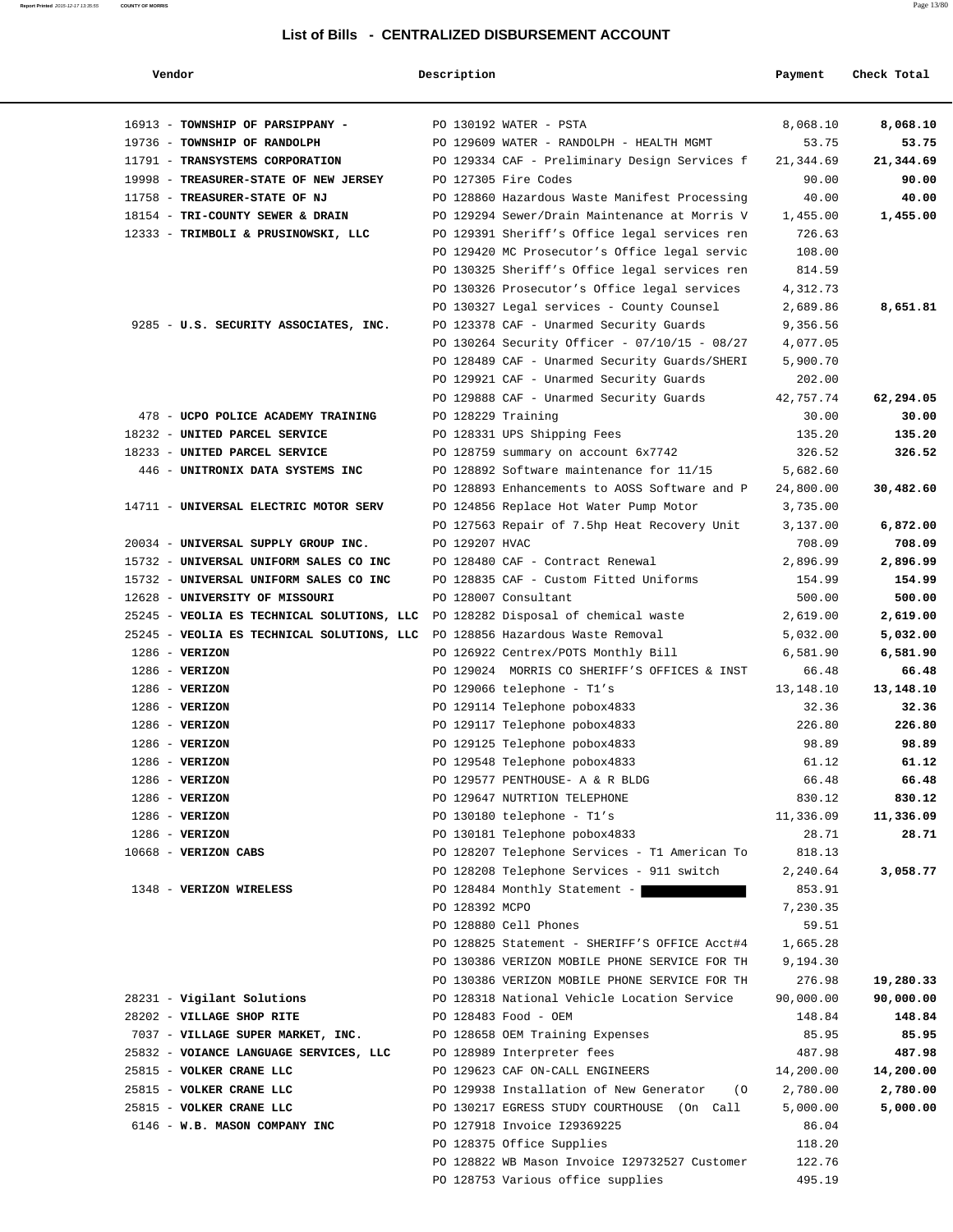## List of Bills - CENTRALIZED DISBURSEMENT ACCOUNT

| Vendor | Description | Payment | Check Total |
|---|---|---|---|
| 16913 - **TOWNSHIP OF PARSIPPANY -** | PO 130192 WATER - PSTA | 8,068.10 | **8,068.10** |
| 19736 - **TOWNSHIP OF RANDOLPH** | PO 129609 WATER - RANDOLPH - HEALTH MGMT | 53.75 | **53.75** |
| 11791 - **TRANSYSTEMS CORPORATION** | PO 129334 CAF - Preliminary Design Services f | 21,344.69 | **21,344.69** |
| 19998 - **TREASURER-STATE OF NEW JERSEY** | PO 127305 Fire Codes | 90.00 | **90.00** |
| 11758 - **TREASURER-STATE OF NJ** | PO 128860 Hazardous Waste Manifest Processing | 40.00 | **40.00** |
| 18154 - **TRI-COUNTY SEWER & DRAIN** | PO 129294 Sewer/Drain Maintenance at Morris V | 1,455.00 | **1,455.00** |
| 12333 - **TRIMBOLI & PRUSINOWSKI, LLC** | PO 129391 Sheriff's Office legal services ren | 726.63 | |
| | PO 129420 MC Prosecutor's Office legal servic | 108.00 | |
| | PO 130325 Sheriff's Office legal services ren | 814.59 | |
| | PO 130326 Prosecutor's Office legal services | 4,312.73 | |
| | PO 130327 Legal services - County Counsel | 2,689.86 | **8,651.81** |
| 9285 - **U.S. SECURITY ASSOCIATES, INC.** | PO 123378 CAF - Unarmed Security Guards | 9,356.56 | |
| | PO 130264 Security Officer - 07/10/15 - 08/27 | 4,077.05 | |
| | PO 128489 CAF - Unarmed Security Guards/SHERI | 5,900.70 | |
| | PO 129921 CAF - Unarmed Security Guards | 202.00 | |
| | PO 129888 CAF - Unarmed Security Guards | 42,757.74 | **62,294.05** |
| 478 - **UCPO POLICE ACADEMY TRAINING** | PO 128229 Training | 30.00 | **30.00** |
| 18232 - **UNITED PARCEL SERVICE** | PO 128331 UPS Shipping Fees | 135.20 | **135.20** |
| 18233 - **UNITED PARCEL SERVICE** | PO 128759 summary on account 6x7742 | 326.52 | **326.52** |
| 446 - **UNITRONIX DATA SYSTEMS INC** | PO 128892 Software maintenance for 11/15 | 5,682.60 | |
| | PO 128893 Enhancements to AOSS Software and P | 24,800.00 | **30,482.60** |
| 14711 - **UNIVERSAL ELECTRIC MOTOR SERV** | PO 124856 Replace Hot Water Pump Motor | 3,735.00 | |
| | PO 127563 Repair of 7.5hp Heat Recovery Unit | 3,137.00 | **6,872.00** |
| 20034 - **UNIVERSAL SUPPLY GROUP INC.** | PO 129207 HVAC | 708.09 | **708.09** |
| 15732 - **UNIVERSAL UNIFORM SALES CO INC** | PO 128480 CAF - Contract Renewal | 2,896.99 | **2,896.99** |
| 15732 - **UNIVERSAL UNIFORM SALES CO INC** | PO 128835 CAF - Custom Fitted Uniforms | 154.99 | **154.99** |
| 12628 - **UNIVERSITY OF MISSOURI** | PO 128007 Consultant | 500.00 | **500.00** |
| 25245 - **VEOLIA ES TECHNICAL SOLUTIONS, LLC** | PO 128282 Disposal of chemical waste | 2,619.00 | **2,619.00** |
| 25245 - **VEOLIA ES TECHNICAL SOLUTIONS, LLC** | PO 128856 Hazardous Waste Removal | 5,032.00 | **5,032.00** |
| 1286 - **VERIZON** | PO 126922 Centrex/POTS Monthly Bill | 6,581.90 | **6,581.90** |
| 1286 - **VERIZON** | PO 129024 MORRIS CO SHERIFF'S OFFICES & INST | 66.48 | **66.48** |
| 1286 - **VERIZON** | PO 129066 telephone - T1's | 13,148.10 | **13,148.10** |
| 1286 - **VERIZON** | PO 129114 Telephone pobox4833 | 32.36 | **32.36** |
| 1286 - **VERIZON** | PO 129117 Telephone pobox4833 | 226.80 | **226.80** |
| 1286 - **VERIZON** | PO 129125 Telephone pobox4833 | 98.89 | **98.89** |
| 1286 - **VERIZON** | PO 129548 Telephone pobox4833 | 61.12 | **61.12** |
| 1286 - **VERIZON** | PO 129577 PENTHOUSE- A & R BLDG | 66.48 | **66.48** |
| 1286 - **VERIZON** | PO 129647 NUTRTION TELEPHONE | 830.12 | **830.12** |
| 1286 - **VERIZON** | PO 130180 telephone - T1's | 11,336.09 | **11,336.09** |
| 1286 - **VERIZON** | PO 130181 Telephone pobox4833 | 28.71 | **28.71** |
| 10668 - **VERIZON CABS** | PO 128207 Telephone Services - T1 American To | 818.13 | |
| | PO 128208 Telephone Services - 911 switch | 2,240.64 | **3,058.77** |
| 1348 - **VERIZON WIRELESS** | PO 128484 Monthly Statement - | 853.91 | |
| | PO 128392 MCPO | 7,230.35 | |
| | PO 128880 Cell Phones | 59.51 | |
| | PO 128825 Statement - SHERIFF'S OFFICE Acct#4 | 1,665.28 | |
| | PO 130386 VERIZON MOBILE PHONE SERVICE FOR TH | 9,194.30 | |
| | PO 130386 VERIZON MOBILE PHONE SERVICE FOR TH | 276.98 | **19,280.33** |
| 28231 - **Vigilant Solutions** | PO 128318 National Vehicle Location Service | 90,000.00 | **90,000.00** |
| 28202 - **VILLAGE SHOP RITE** | PO 128483 Food - OEM | 148.84 | **148.84** |
| 7037 - **VILLAGE SUPER MARKET, INC.** | PO 128658 OEM Training Expenses | 85.95 | **85.95** |
| 25832 - **VOIANCE LANGUAGE SERVICES, LLC** | PO 128989 Interpreter fees | 487.98 | **487.98** |
| 25815 - **VOLKER CRANE LLC** | PO 129623 CAF ON-CALL ENGINEERS | 14,200.00 | **14,200.00** |
| 25815 - **VOLKER CRANE LLC** | PO 129938 Installation of New Generator (O | 2,780.00 | **2,780.00** |
| 25815 - **VOLKER CRANE LLC** | PO 130217 EGRESS STUDY COURTHOUSE (On Call | 5,000.00 | **5,000.00** |
| 6146 - **W.B. MASON COMPANY INC** | PO 127918 Invoice I29369225 | 86.04 | |
| | PO 128375 Office Supplies | 118.20 | |
| | PO 128822 WB Mason Invoice I29732527 Customer | 122.76 | |
| | PO 128753 Various office supplies | 495.19 | |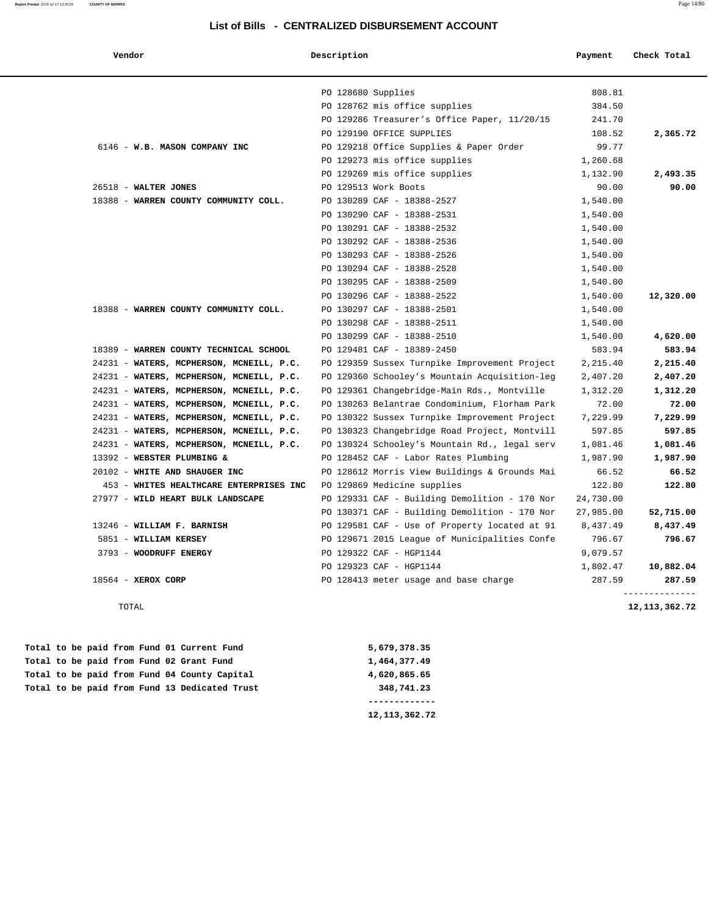# List of Bills - CENTRALIZED DISBURSEMENT ACCOUNT

| Vendor | Description | Payment | Check Total |
|---|---|---|---|
| | PO 128680 Supplies | 808.81 | |
| | PO 128762 mis office supplies | 384.50 | |
| | PO 129286 Treasurer's Office Paper, 11/20/15 | 241.70 | |
| | PO 129190 OFFICE SUPPLIES | 108.52 | **2,365.72** |
| 6146 - **W.B. MASON COMPANY INC** | PO 129218 Office Supplies & Paper Order | 99.77 | |
| | PO 129273 mis office supplies | 1,260.68 | |
| | PO 129269 mis office supplies | 1,132.90 | **2,493.35** |
| 26518 - **WALTER JONES** | PO 129513 Work Boots | 90.00 | **90.00** |
| 18388 - **WARREN COUNTY COMMUNITY COLL.** | PO 130289 CAF - 18388-2527 | 1,540.00 | |
| | PO 130290 CAF - 18388-2531 | 1,540.00 | |
| | PO 130291 CAF - 18388-2532 | 1,540.00 | |
| | PO 130292 CAF - 18388-2536 | 1,540.00 | |
| | PO 130293 CAF - 18388-2526 | 1,540.00 | |
| | PO 130294 CAF - 18388-2528 | 1,540.00 | |
| | PO 130295 CAF - 18388-2509 | 1,540.00 | |
| | PO 130296 CAF - 18388-2522 | 1,540.00 | **12,320.00** |
| 18388 - **WARREN COUNTY COMMUNITY COLL.** | PO 130297 CAF - 18388-2501 | 1,540.00 | |
| | PO 130298 CAF - 18388-2511 | 1,540.00 | |
| | PO 130299 CAF - 18388-2510 | 1,540.00 | **4,620.00** |
| 18389 - **WARREN COUNTY TECHNICAL SCHOOL** | PO 129481 CAF - 18389-2450 | 583.94 | **583.94** |
| 24231 - **WATERS, MCPHERSON, MCNEILL, P.C.** | PO 129359 Sussex Turnpike Improvement Project | 2,215.40 | **2,215.40** |
| 24231 - **WATERS, MCPHERSON, MCNEILL, P.C.** | PO 129360 Schooley's Mountain Acquisition-leg | 2,407.20 | **2,407.20** |
| 24231 - **WATERS, MCPHERSON, MCNEILL, P.C.** | PO 129361 Changebridge-Main Rds., Montville | 1,312.20 | **1,312.20** |
| 24231 - **WATERS, MCPHERSON, MCNEILL, P.C.** | PO 130263 Belantrae Condominium, Florham Park | 72.00 | **72.00** |
| 24231 - **WATERS, MCPHERSON, MCNEILL, P.C.** | PO 130322 Sussex Turnpike Improvement Project | 7,229.99 | **7,229.99** |
| 24231 - **WATERS, MCPHERSON, MCNEILL, P.C.** | PO 130323 Changebridge Road Project, Montvill | 597.85 | **597.85** |
| 24231 - **WATERS, MCPHERSON, MCNEILL, P.C.** | PO 130324 Schooley's Mountain Rd., legal serv | 1,081.46 | **1,081.46** |
| 13392 - **WEBSTER PLUMBING &** | PO 128452 CAF - Labor Rates Plumbing | 1,987.90 | **1,987.90** |
| 20102 - **WHITE AND SHAUGER INC** | PO 128612 Morris View Buildings & Grounds Mai | 66.52 | **66.52** |
| 453 - **WHITES HEALTHCARE ENTERPRISES INC** | PO 129869 Medicine supplies | 122.80 | **122.80** |
| 27977 - **WILD HEART BULK LANDSCAPE** | PO 129331 CAF - Building Demolition - 170 Nor | 24,730.00 | |
| | PO 130371 CAF - Building Demolition - 170 Nor | 27,985.00 | **52,715.00** |
| 13246 - **WILLIAM F. BARNISH** | PO 129581 CAF - Use of Property located at 91 | 8,437.49 | **8,437.49** |
| 5851 - **WILLIAM KERSEY** | PO 129671 2015 League of Municipalities Confe | 796.67 | **796.67** |
| 3793 - **WOODRUFF ENERGY** | PO 129322 CAF - HGP1144 | 9,079.57 | |
| | PO 129323 CAF - HGP1144 | 1,802.47 | **10,882.04** |
| 18564 - **XEROX CORP** | PO 128413 meter usage and base charge | 287.59 | **287.59** |
| TOTAL | | | **12,113,362.72** |

| | |
|---|---|
| **Total to be paid from Fund 01 Current Fund** | **5,679,378.35** |
| **Total to be paid from Fund 02 Grant Fund** | **1,464,377.49** |
| **Total to be paid from Fund 04 County Capital** | **4,620,865.65** |
| **Total to be paid from Fund 13 Dedicated Trust** | **348,741.23** |
| | **12,113,362.72** |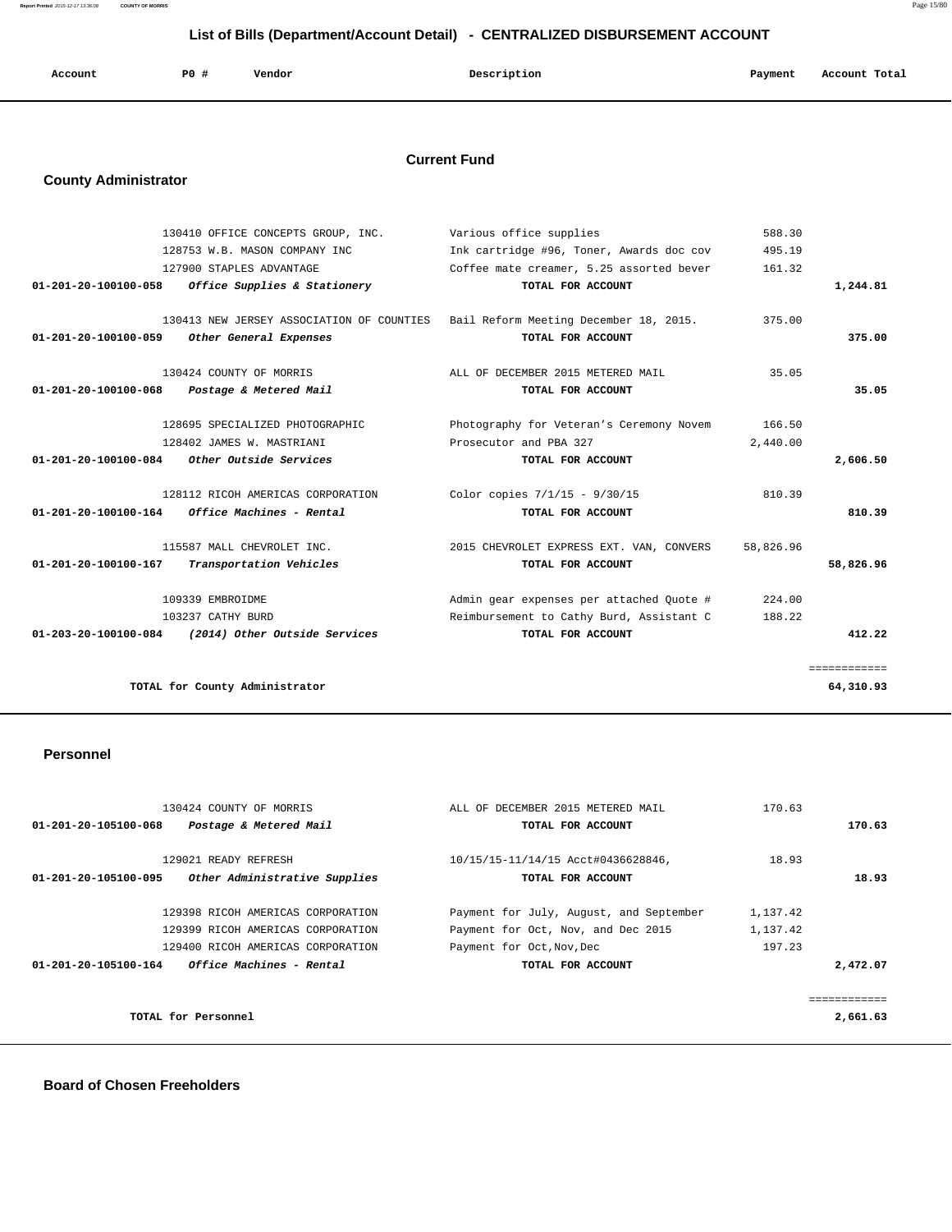## List of Bills (Department/Account Detail) - CENTRALIZED DISBURSEMENT ACCOUNT

| Account | PO # | Vendor | Description | Payment | Account Total |
|---|---|---|---|---|---|

### Current Fund

### County Administrator

| Account | PO # | Vendor | Description | Payment | Account Total |
|---|---|---|---|---|---|
| | 130410 | OFFICE CONCEPTS GROUP, INC. | Various office supplies | 588.30 | |
| | 128753 | W.B. MASON COMPANY INC | Ink cartridge #96, Toner, Awards doc cov | 495.19 | |
| | 127900 | STAPLES ADVANTAGE | Coffee mate creamer, 5.25 assorted bever | 161.32 | |
| **01-201-20-100100-058** | | ***Office Supplies & Stationery*** | **TOTAL FOR ACCOUNT** | | **1,244.81** |
| | 130413 | NEW JERSEY ASSOCIATION OF COUNTIES | Bail Reform Meeting December 18, 2015. | 375.00 | |
| **01-201-20-100100-059** | | ***Other General Expenses*** | **TOTAL FOR ACCOUNT** | | **375.00** |
| | 130424 | COUNTY OF MORRIS | ALL OF DECEMBER 2015 METERED MAIL | 35.05 | |
| **01-201-20-100100-068** | | ***Postage & Metered Mail*** | **TOTAL FOR ACCOUNT** | | **35.05** |
| | 128695 | SPECIALIZED PHOTOGRAPHIC | Photography for Veteran's Ceremony Novem | 166.50 | |
| | 128402 | JAMES W. MASTRIANI | Prosecutor and PBA 327 | 2,440.00 | |
| **01-201-20-100100-084** | | ***Other Outside Services*** | **TOTAL FOR ACCOUNT** | | **2,606.50** |
| | 128112 | RICOH AMERICAS CORPORATION | Color copies 7/1/15 - 9/30/15 | 810.39 | |
| **01-201-20-100100-164** | | ***Office Machines - Rental*** | **TOTAL FOR ACCOUNT** | | **810.39** |
| | 115587 | MALL CHEVROLET INC. | 2015 CHEVROLET EXPRESS EXT. VAN, CONVERS | 58,826.96 | |
| **01-201-20-100100-167** | | ***Transportation Vehicles*** | **TOTAL FOR ACCOUNT** | | **58,826.96** |
| | 109339 | EMBROIDME | Admin gear expenses per attached Quote # | 224.00 | |
| | 103237 | CATHY BURD | Reimbursement to Cathy Burd, Assistant C | 188.22 | |
| **01-203-20-100100-084** | | ***(2014) Other Outside Services*** | **TOTAL FOR ACCOUNT** | | **412.22** |
| | | | | | ============ |
| | | **TOTAL for County Administrator** | | | **64,310.93** |

### Personnel

| Account | PO # | Vendor | Description | Payment | Account Total |
|---|---|---|---|---|---|
| | 130424 | COUNTY OF MORRIS | ALL OF DECEMBER 2015 METERED MAIL | 170.63 | |
| **01-201-20-105100-068** | | ***Postage & Metered Mail*** | **TOTAL FOR ACCOUNT** | | **170.63** |
| | 129021 | READY REFRESH | 10/15/15-11/14/15 Acct#0436628846, | 18.93 | |
| **01-201-20-105100-095** | | ***Other Administrative Supplies*** | **TOTAL FOR ACCOUNT** | | **18.93** |
| | 129398 | RICOH AMERICAS CORPORATION | Payment for July, August, and September | 1,137.42 | |
| | 129399 | RICOH AMERICAS CORPORATION | Payment for Oct, Nov, and Dec 2015 | 1,137.42 | |
| | 129400 | RICOH AMERICAS CORPORATION | Payment for Oct,Nov,Dec | 197.23 | |
| **01-201-20-105100-164** | | ***Office Machines - Rental*** | **TOTAL FOR ACCOUNT** | | **2,472.07** |
| | | | | | ============ |
| | | **TOTAL for Personnel** | | | **2,661.63** |

### Board of Chosen Freeholders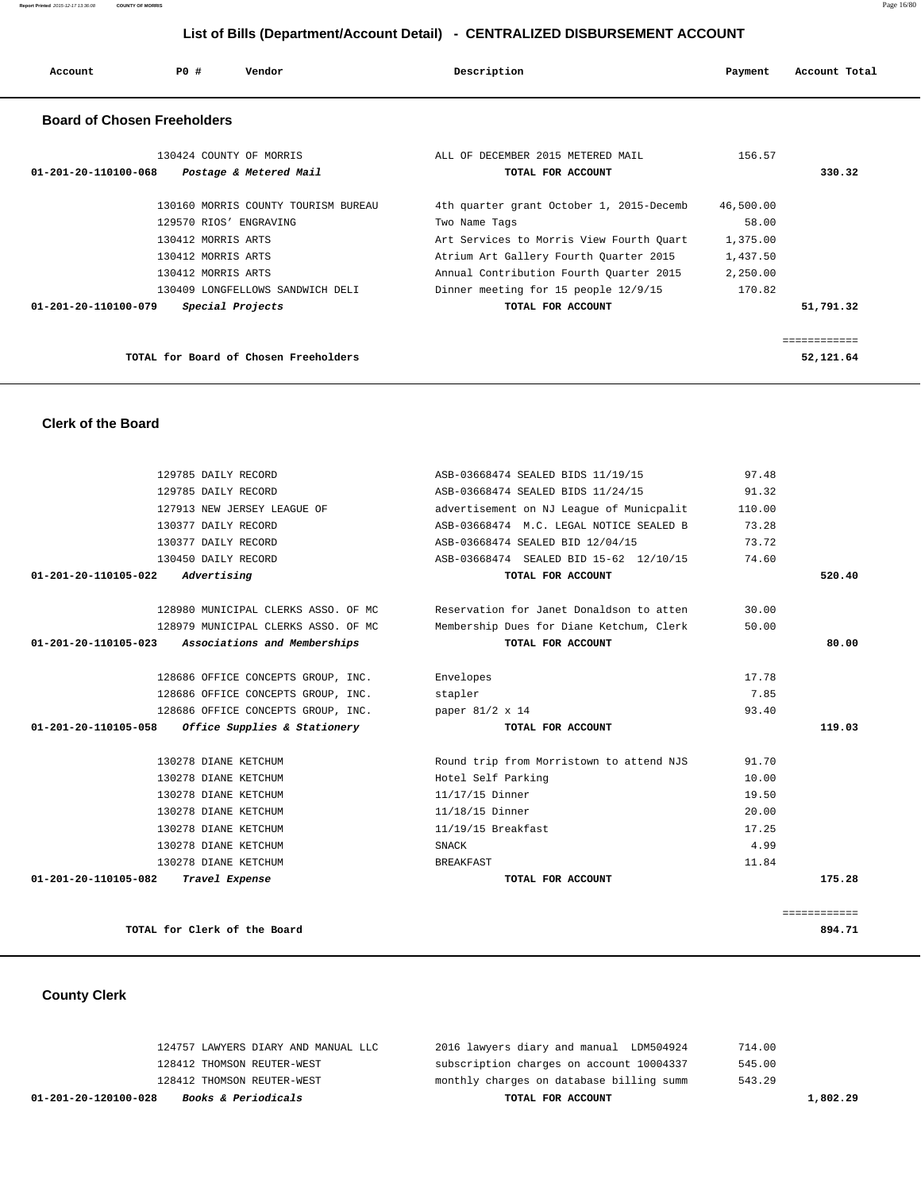## List of Bills (Department/Account Detail) - CENTRALIZED DISBURSEMENT ACCOUNT

| Account | PO # | Vendor | Description | Payment | Account Total |
|---|---|---|---|---|---|

### Board of Chosen Freeholders

| Account | PO # | Vendor | Description | Payment | Account Total |
|---|---|---|---|---|---|
| | 130424 | COUNTY OF MORRIS | ALL OF DECEMBER 2015 METERED MAIL | 156.57 | |
| **01-201-20-110100-068** | | ***Postage & Metered Mail*** | **TOTAL FOR ACCOUNT** | | **330.32** |
| | 130160 | MORRIS COUNTY TOURISM BUREAU | 4th quarter grant October 1, 2015-Decemb | 46,500.00 | |
| | 129570 | RIOS' ENGRAVING | Two Name Tags | 58.00 | |
| | 130412 | MORRIS ARTS | Art Services to Morris View Fourth Quart | 1,375.00 | |
| | 130412 | MORRIS ARTS | Atrium Art Gallery Fourth Quarter 2015 | 1,437.50 | |
| | 130412 | MORRIS ARTS | Annual Contribution Fourth Quarter 2015 | 2,250.00 | |
| | 130409 | LONGFELLOWS SANDWICH DELI | Dinner meeting for 15 people 12/9/15 | 170.82 | |
| **01-201-20-110100-079** | | ***Special Projects*** | **TOTAL FOR ACCOUNT** | | **51,791.32** |
| | | | | | ============ |
| | | **TOTAL for Board of Chosen Freeholders** | | | **52,121.64** |

### Clerk of the Board

| Account | PO # | Vendor | Description | Payment | Account Total |
|---|---|---|---|---|---|
| | 129785 | DAILY RECORD | ASB-03668474 SEALED BIDS 11/19/15 | 97.48 | |
| | 129785 | DAILY RECORD | ASB-03668474 SEALED BIDS 11/24/15 | 91.32 | |
| | 127913 | NEW JERSEY LEAGUE OF | advertisement on NJ League of Municpalit | 110.00 | |
| | 130377 | DAILY RECORD | ASB-03668474 M.C. LEGAL NOTICE SEALED B | 73.28 | |
| | 130377 | DAILY RECORD | ASB-03668474 SEALED BID 12/04/15 | 73.72 | |
| | 130450 | DAILY RECORD | ASB-03668474 SEALED BID 15-62 12/10/15 | 74.60 | |
| **01-201-20-110105-022** | | ***Advertising*** | **TOTAL FOR ACCOUNT** | | **520.40** |
| | 128980 | MUNICIPAL CLERKS ASSO. OF MC | Reservation for Janet Donaldson to atten | 30.00 | |
| | 128979 | MUNICIPAL CLERKS ASSO. OF MC | Membership Dues for Diane Ketchum, Clerk | 50.00 | |
| **01-201-20-110105-023** | | ***Associations and Memberships*** | **TOTAL FOR ACCOUNT** | | **80.00** |
| | 128686 | OFFICE CONCEPTS GROUP, INC. | Envelopes | 17.78 | |
| | 128686 | OFFICE CONCEPTS GROUP, INC. | stapler | 7.85 | |
| | 128686 | OFFICE CONCEPTS GROUP, INC. | paper 81/2 x 14 | 93.40 | |
| **01-201-20-110105-058** | | ***Office Supplies & Stationery*** | **TOTAL FOR ACCOUNT** | | **119.03** |
| | 130278 | DIANE KETCHUM | Round trip from Morristown to attend NJS | 91.70 | |
| | 130278 | DIANE KETCHUM | Hotel Self Parking | 10.00 | |
| | 130278 | DIANE KETCHUM | 11/17/15 Dinner | 19.50 | |
| | 130278 | DIANE KETCHUM | 11/18/15 Dinner | 20.00 | |
| | 130278 | DIANE KETCHUM | 11/19/15 Breakfast | 17.25 | |
| | 130278 | DIANE KETCHUM | SNACK | 4.99 | |
| | 130278 | DIANE KETCHUM | BREAKFAST | 11.84 | |
| **01-201-20-110105-082** | | ***Travel Expense*** | **TOTAL FOR ACCOUNT** | | **175.28** |
| | | | | | ============ |
| | | **TOTAL for Clerk of the Board** | | | **894.71** |

### County Clerk

| Account | PO # | Vendor | Description | Payment | Account Total |
|---|---|---|---|---|---|
| | 124757 | LAWYERS DIARY AND MANUAL LLC | 2016 lawyers diary and manual LDM504924 | 714.00 | |
| | 128412 | THOMSON REUTER-WEST | subscription charges on account 10004337 | 545.00 | |
| | 128412 | THOMSON REUTER-WEST | monthly charges on database billing summ | 543.29 | |
| **01-201-20-120100-028** | | ***Books & Periodicals*** | **TOTAL FOR ACCOUNT** | | **1,802.29** |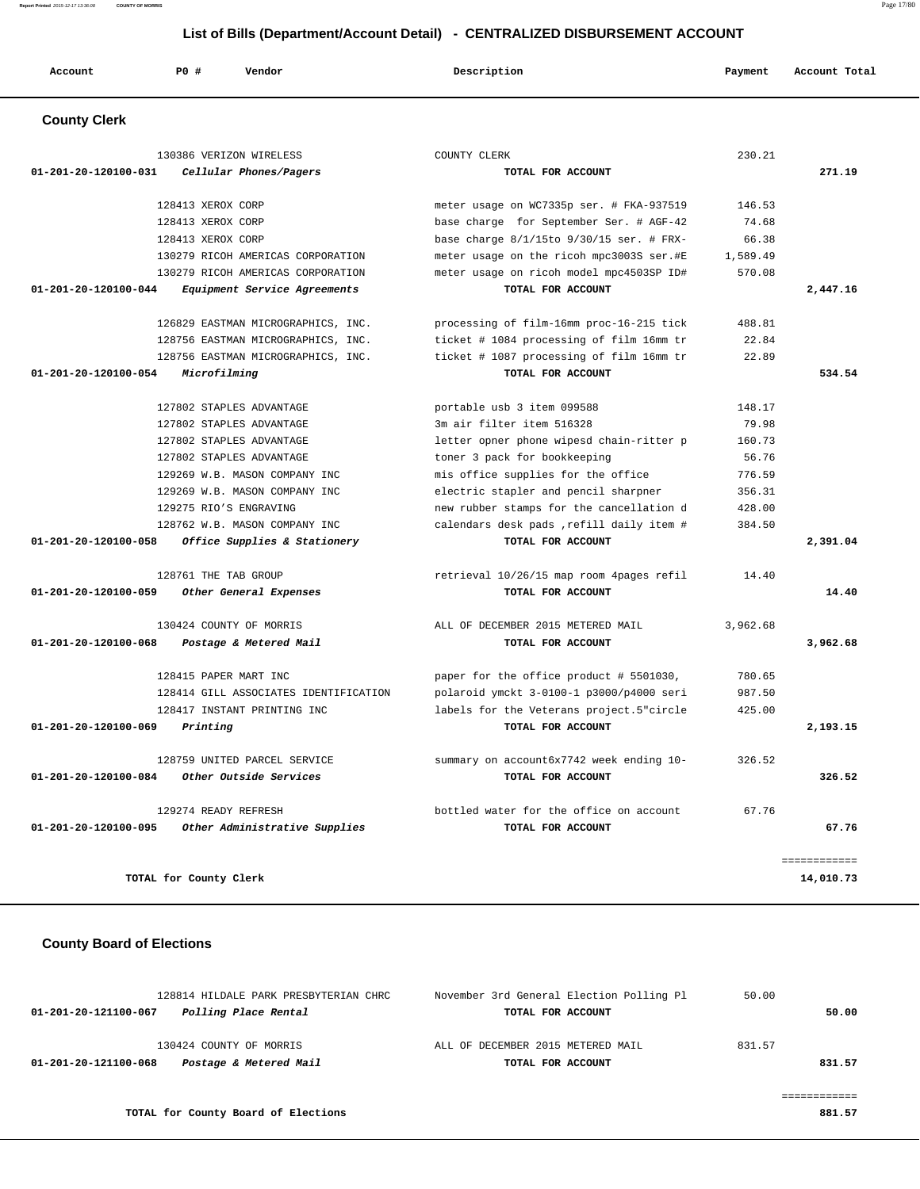## List of Bills (Department/Account Detail) - CENTRALIZED DISBURSEMENT ACCOUNT

### County Clerk

| Account | PO # | Vendor | Description | Payment | Account Total |
|---|---|---|---|---|---|
| | 130386 | VERIZON WIRELESS | COUNTY CLERK | 230.21 | |
| 01-201-20-120100-031 | | *Cellular Phones/Pagers* | **TOTAL FOR ACCOUNT** | | **271.19** |
| | 128413 | XEROX CORP | meter usage on WC7335p ser. # FKA-937519 | 146.53 | |
| | 128413 | XEROX CORP | base charge for September Ser. # AGF-42 | 74.68 | |
| | 128413 | XEROX CORP | base charge 8/1/15to 9/30/15 ser. # FRX- | 66.38 | |
| | 130279 | RICOH AMERICAS CORPORATION | meter usage on the ricoh mpc3003S ser.#E | 1,589.49 | |
| | 130279 | RICOH AMERICAS CORPORATION | meter usage on ricoh model mpc4503SP ID# | 570.08 | |
| 01-201-20-120100-044 | | *Equipment Service Agreements* | **TOTAL FOR ACCOUNT** | | **2,447.16** |
| | 126829 | EASTMAN MICROGRAPHICS, INC. | processing of film-16mm proc-16-215 tick | 488.81 | |
| | 128756 | EASTMAN MICROGRAPHICS, INC. | ticket # 1084 processing of film 16mm tr | 22.84 | |
| | 128756 | EASTMAN MICROGRAPHICS, INC. | ticket # 1087 processing of film 16mm tr | 22.89 | |
| 01-201-20-120100-054 | | *Microfilming* | **TOTAL FOR ACCOUNT** | | **534.54** |
| | 127802 | STAPLES ADVANTAGE | portable usb 3 item 099588 | 148.17 | |
| | 127802 | STAPLES ADVANTAGE | 3m air filter item 516328 | 79.98 | |
| | 127802 | STAPLES ADVANTAGE | letter opner phone wipesd chain-ritter p | 160.73 | |
| | 127802 | STAPLES ADVANTAGE | toner 3 pack for bookkeeping | 56.76 | |
| | 129269 | W.B. MASON COMPANY INC | mis office supplies for the office | 776.59 | |
| | 129269 | W.B. MASON COMPANY INC | electric stapler and pencil sharpner | 356.31 | |
| | 129275 | RIO'S ENGRAVING | new rubber stamps for the cancellation d | 428.00 | |
| | 128762 | W.B. MASON COMPANY INC | calendars desk pads ,refill daily item # | 384.50 | |
| 01-201-20-120100-058 | | *Office Supplies & Stationery* | **TOTAL FOR ACCOUNT** | | **2,391.04** |
| | 128761 | THE TAB GROUP | retrieval 10/26/15 map room 4pages refil | 14.40 | |
| 01-201-20-120100-059 | | *Other General Expenses* | **TOTAL FOR ACCOUNT** | | **14.40** |
| | 130424 | COUNTY OF MORRIS | ALL OF DECEMBER 2015 METERED MAIL | 3,962.68 | |
| 01-201-20-120100-068 | | *Postage & Metered Mail* | **TOTAL FOR ACCOUNT** | | **3,962.68** |
| | 128415 | PAPER MART INC | paper for the office product # 5501030, | 780.65 | |
| | 128414 | GILL ASSOCIATES IDENTIFICATION | polaroid ymckt 3-0100-1 p3000/p4000 seri | 987.50 | |
| | 128417 | INSTANT PRINTING INC | labels for the Veterans project.5"circle | 425.00 | |
| 01-201-20-120100-069 | | *Printing* | **TOTAL FOR ACCOUNT** | | **2,193.15** |
| | 128759 | UNITED PARCEL SERVICE | summary on account6x7742 week ending 10- | 326.52 | |
| 01-201-20-120100-084 | | *Other Outside Services* | **TOTAL FOR ACCOUNT** | | **326.52** |
| | 129274 | READY REFRESH | bottled water for the office on account | 67.76 | |
| 01-201-20-120100-095 | | *Other Administrative Supplies* | **TOTAL FOR ACCOUNT** | | **67.76** |
| | | **TOTAL for County Clerk** | | | **14,010.73** |

### County Board of Elections

| Account | PO # | Vendor | Description | Payment | Account Total |
|---|---|---|---|---|---|
| | 128814 | HILDALE PARK PRESBYTERIAN CHRC | November 3rd General Election Polling Pl | 50.00 | |
| 01-201-20-121100-067 | | *Polling Place Rental* | **TOTAL FOR ACCOUNT** | | **50.00** |
| | 130424 | COUNTY OF MORRIS | ALL OF DECEMBER 2015 METERED MAIL | 831.57 | |
| 01-201-20-121100-068 | | *Postage & Metered Mail* | **TOTAL FOR ACCOUNT** | | **831.57** |
| | | **TOTAL for County Board of Elections** | | | **881.57** |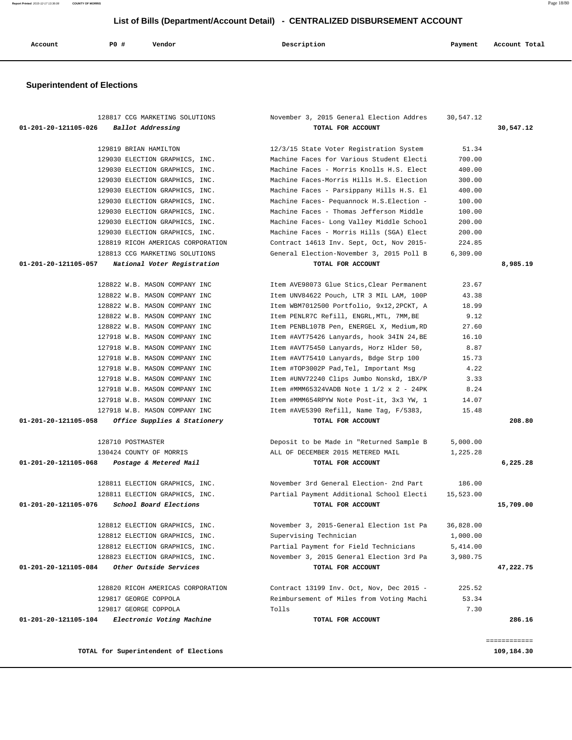# List of Bills (Department/Account Detail) - CENTRALIZED DISBURSEMENT ACCOUNT

## Superintendent of Elections

| Account | PO # | Vendor | Description | Payment | Account Total |
|---|---|---|---|---|---|
| | 128817 | CCG MARKETING SOLUTIONS | November 3, 2015 General Election Addres | 30,547.12 | |
| **01-201-20-121105-026** | | ***Ballot Addressing*** | **TOTAL FOR ACCOUNT** | | **30,547.12** |
| | 129819 | BRIAN HAMILTON | 12/3/15 State Voter Registration System | 51.34 | |
| | 129030 | ELECTION GRAPHICS, INC. | Machine Faces for Various Student Electi | 700.00 | |
| | 129030 | ELECTION GRAPHICS, INC. | Machine Faces - Morris Knolls H.S. Elect | 400.00 | |
| | 129030 | ELECTION GRAPHICS, INC. | Machine Faces-Morris Hills H.S. Election | 300.00 | |
| | 129030 | ELECTION GRAPHICS, INC. | Machine Faces - Parsippany Hills H.S. El | 400.00 | |
| | 129030 | ELECTION GRAPHICS, INC. | Machine Faces- Pequannock H.S.Election - | 100.00 | |
| | 129030 | ELECTION GRAPHICS, INC. | Machine Faces - Thomas Jefferson Middle | 100.00 | |
| | 129030 | ELECTION GRAPHICS, INC. | Machine Faces- Long Valley Middle School | 200.00 | |
| | 129030 | ELECTION GRAPHICS, INC. | Machine Faces - Morris Hills (SGA) Elect | 200.00 | |
| | 128819 | RICOH AMERICAS CORPORATION | Contract 14613 Inv. Sept, Oct, Nov 2015- | 224.85 | |
| | 128813 | CCG MARKETING SOLUTIONS | General Election-November 3, 2015 Poll B | 6,309.00 | |
| **01-201-20-121105-057** | | ***National Voter Registration*** | **TOTAL FOR ACCOUNT** | | **8,985.19** |
| | 128822 | W.B. MASON COMPANY INC | Item AVE98073 Glue Stics,Clear Permanent | 23.67 | |
| | 128822 | W.B. MASON COMPANY INC | Item UNV84622 Pouch, LTR 3 MIL LAM, 100P | 43.38 | |
| | 128822 | W.B. MASON COMPANY INC | Item WBM7012500 Portfolio, 9x12,2PCKT, A | 18.99 | |
| | 128822 | W.B. MASON COMPANY INC | Item PENLR7C Refill, ENGRL,MTL, 7MM,BE | 9.12 | |
| | 128822 | W.B. MASON COMPANY INC | Item PENBL107B Pen, ENERGEL X, Medium,RD | 27.60 | |
| | 127918 | W.B. MASON COMPANY INC | Item #AVT75426 Lanyards, hook 34IN 24,BE | 16.10 | |
| | 127918 | W.B. MASON COMPANY INC | Item #AVT75450 Lanyards, Horz Hlder 50, | 8.87 | |
| | 127918 | W.B. MASON COMPANY INC | Item #AVT75410 Lanyards, Bdge Strp 100 | 15.73 | |
| | 127918 | W.B. MASON COMPANY INC | Item #TOP3002P Pad,Tel, Important Msg | 4.22 | |
| | 127918 | W.B. MASON COMPANY INC | Item #UNV72240 Clips Jumbo Nonskd, 1BX/P | 3.33 | |
| | 127918 | W.B. MASON COMPANY INC | Item #MMM65324VADB Note 1 1/2 x 2 - 24PK | 8.24 | |
| | 127918 | W.B. MASON COMPANY INC | Item #MMM654RPYW Note Post-it, 3x3 YW, 1 | 14.07 | |
| | 127918 | W.B. MASON COMPANY INC | Item #AVE5390 Refill, Name Tag, F/5383, | 15.48 | |
| **01-201-20-121105-058** | | ***Office Supplies & Stationery*** | **TOTAL FOR ACCOUNT** | | **208.80** |
| | 128710 | POSTMASTER | Deposit to be Made in "Returned Sample B | 5,000.00 | |
| | 130424 | COUNTY OF MORRIS | ALL OF DECEMBER 2015 METERED MAIL | 1,225.28 | |
| **01-201-20-121105-068** | | ***Postage & Metered Mail*** | **TOTAL FOR ACCOUNT** | | **6,225.28** |
| | 128811 | ELECTION GRAPHICS, INC. | November 3rd General Election- 2nd Part | 186.00 | |
| | 128811 | ELECTION GRAPHICS, INC. | Partial Payment Additional School Electi | 15,523.00 | |
| **01-201-20-121105-076** | | ***School Board Elections*** | **TOTAL FOR ACCOUNT** | | **15,709.00** |
| | 128812 | ELECTION GRAPHICS, INC. | November 3, 2015-General Election 1st Pa | 36,828.00 | |
| | 128812 | ELECTION GRAPHICS, INC. | Supervising Technician | 1,000.00 | |
| | 128812 | ELECTION GRAPHICS, INC. | Partial Payment for Field Technicians | 5,414.00 | |
| | 128823 | ELECTION GRAPHICS, INC. | November 3, 2015 General Election 3rd Pa | 3,980.75 | |
| **01-201-20-121105-084** | | ***Other Outside Services*** | **TOTAL FOR ACCOUNT** | | **47,222.75** |
| | 128820 | RICOH AMERICAS CORPORATION | Contract 13199 Inv. Oct, Nov, Dec 2015 - | 225.52 | |
| | 129817 | GEORGE COPPOLA | Reimbursement of Miles from Voting Machi | 53.34 | |
| | 129817 | GEORGE COPPOLA | Tolls | 7.30 | |
| **01-201-20-121105-104** | | ***Electronic Voting Machine*** | **TOTAL FOR ACCOUNT** | | **286.16** |

**TOTAL for Superintendent of Elections** **109,184.30**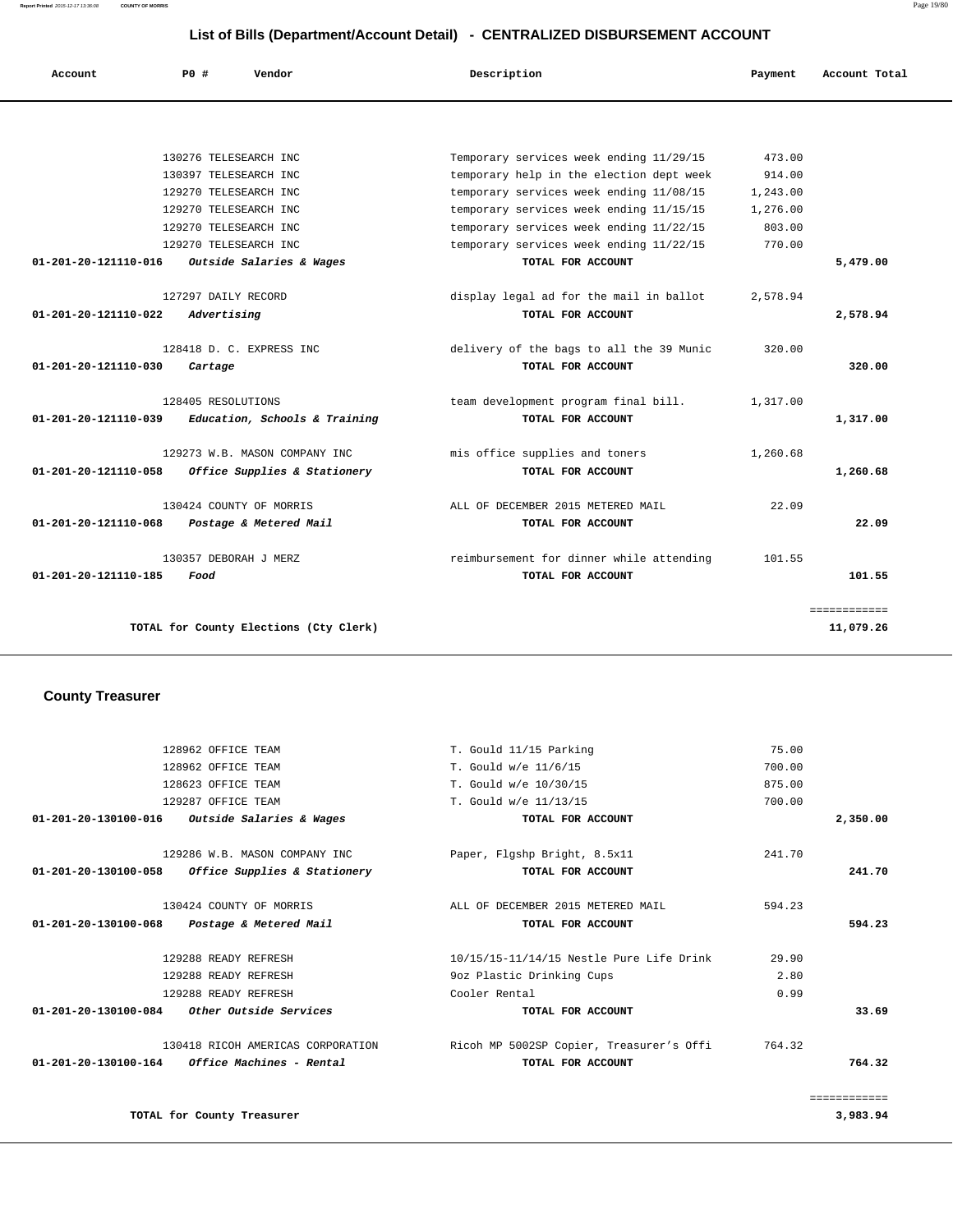# List of Bills (Department/Account Detail) - CENTRALIZED DISBURSEMENT ACCOUNT

| Account | PO # | Vendor | Description | Payment | Account Total |
|---|---|---|---|---|---|
| | 130276 | TELESEARCH INC | Temporary services week ending 11/29/15 | 473.00 | |
| | 130397 | TELESEARCH INC | temporary help in the election dept week | 914.00 | |
| | 129270 | TELESEARCH INC | temporary services week ending 11/08/15 | 1,243.00 | |
| | 129270 | TELESEARCH INC | temporary services week ending 11/15/15 | 1,276.00 | |
| | 129270 | TELESEARCH INC | temporary services week ending 11/22/15 | 803.00 | |
| | 129270 | TELESEARCH INC | temporary services week ending 11/22/15 | 770.00 | |
| **01-201-20-121110-016** | | ***Outside Salaries & Wages*** | **TOTAL FOR ACCOUNT** | | **5,479.00** |
| | 127297 | DAILY RECORD | display legal ad for the mail in ballot | 2,578.94 | |
| **01-201-20-121110-022** | | ***Advertising*** | **TOTAL FOR ACCOUNT** | | **2,578.94** |
| | 128418 | D. C. EXPRESS INC | delivery of the bags to all the 39 Munic | 320.00 | |
| **01-201-20-121110-030** | | ***Cartage*** | **TOTAL FOR ACCOUNT** | | **320.00** |
| | 128405 | RESOLUTIONS | team development program final bill. | 1,317.00 | |
| **01-201-20-121110-039** | | ***Education, Schools & Training*** | **TOTAL FOR ACCOUNT** | | **1,317.00** |
| | 129273 | W.B. MASON COMPANY INC | mis office supplies and toners | 1,260.68 | |
| **01-201-20-121110-058** | | ***Office Supplies & Stationery*** | **TOTAL FOR ACCOUNT** | | **1,260.68** |
| | 130424 | COUNTY OF MORRIS | ALL OF DECEMBER 2015 METERED MAIL | 22.09 | |
| **01-201-20-121110-068** | | ***Postage & Metered Mail*** | **TOTAL FOR ACCOUNT** | | **22.09** |
| | 130357 | DEBORAH J MERZ | reimbursement for dinner while attending | 101.55 | |
| **01-201-20-121110-185** | | ***Food*** | **TOTAL FOR ACCOUNT** | | **101.55** |
| | | | | | ============ |
| | | **TOTAL for County Elections (Cty Clerk)** | | | **11,079.26** |

## County Treasurer

| Account | PO # | Vendor | Description | Payment | Account Total |
|---|---|---|---|---|---|
| | 128962 | OFFICE TEAM | T. Gould 11/15 Parking | 75.00 | |
| | 128962 | OFFICE TEAM | T. Gould w/e 11/6/15 | 700.00 | |
| | 128623 | OFFICE TEAM | T. Gould w/e 10/30/15 | 875.00 | |
| | 129287 | OFFICE TEAM | T. Gould w/e 11/13/15 | 700.00 | |
| **01-201-20-130100-016** | | ***Outside Salaries & Wages*** | **TOTAL FOR ACCOUNT** | | **2,350.00** |
| | 129286 | W.B. MASON COMPANY INC | Paper, Flgshp Bright, 8.5x11 | 241.70 | |
| **01-201-20-130100-058** | | ***Office Supplies & Stationery*** | **TOTAL FOR ACCOUNT** | | **241.70** |
| | 130424 | COUNTY OF MORRIS | ALL OF DECEMBER 2015 METERED MAIL | 594.23 | |
| **01-201-20-130100-068** | | ***Postage & Metered Mail*** | **TOTAL FOR ACCOUNT** | | **594.23** |
| | 129288 | READY REFRESH | 10/15/15-11/14/15 Nestle Pure Life Drink | 29.90 | |
| | 129288 | READY REFRESH | 9oz Plastic Drinking Cups | 2.80 | |
| | 129288 | READY REFRESH | Cooler Rental | 0.99 | |
| **01-201-20-130100-084** | | ***Other Outside Services*** | **TOTAL FOR ACCOUNT** | | **33.69** |
| | 130418 | RICOH AMERICAS CORPORATION | Ricoh MP 5002SP Copier, Treasurer's Offi | 764.32 | |
| **01-201-20-130100-164** | | ***Office Machines - Rental*** | **TOTAL FOR ACCOUNT** | | **764.32** |
| | | | | | ============ |
| | | **TOTAL for County Treasurer** | | | **3,983.94** |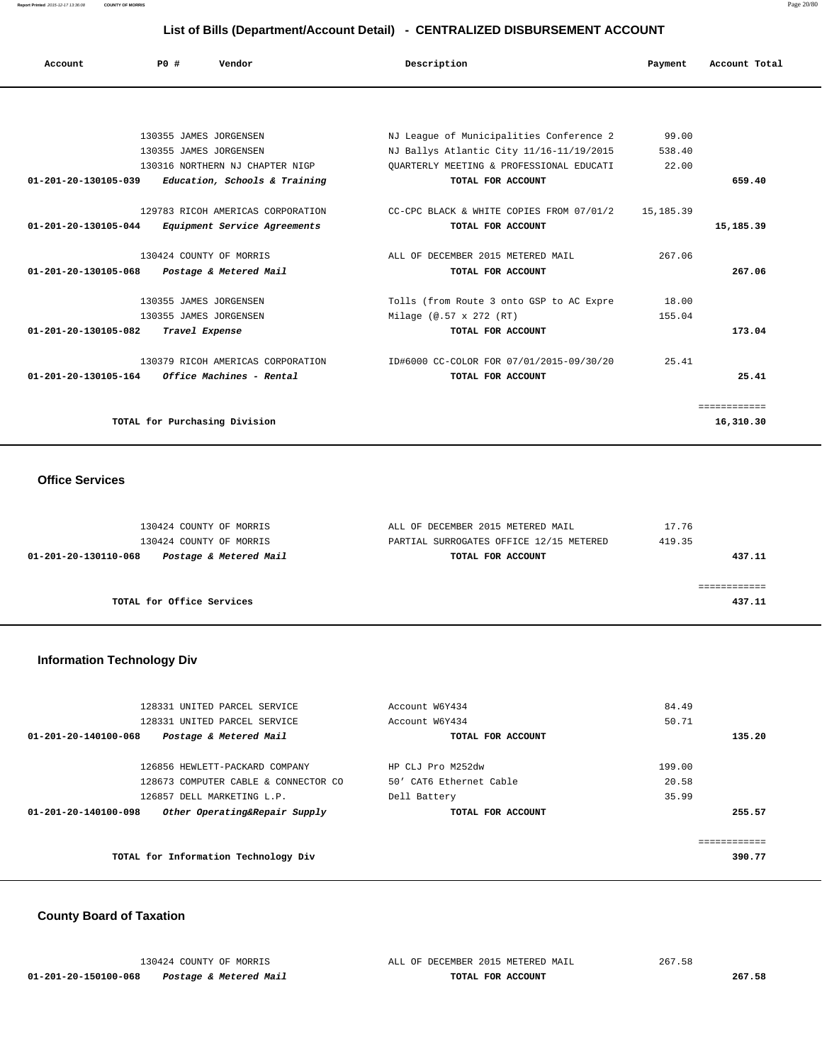## List of Bills (Department/Account Detail) - CENTRALIZED DISBURSEMENT ACCOUNT

| Account | PO # | Vendor | Description | Payment | Account Total |
|---|---|---|---|---|---|
| | 130355 | JAMES JORGENSEN | NJ League of Municipalities Conference 2 | 99.00 | |
| | 130355 | JAMES JORGENSEN | NJ Ballys Atlantic City 11/16-11/19/2015 | 538.40 | |
| | 130316 | NORTHERN NJ CHAPTER NIGP | QUARTERLY MEETING & PROFESSIONAL EDUCATI | 22.00 | |
| **01-201-20-130105-039** | | ***Education, Schools & Training*** | **TOTAL FOR ACCOUNT** | | **659.40** |
| | 129783 | RICOH AMERICAS CORPORATION | CC-CPC BLACK & WHITE COPIES FROM 07/01/2 | 15,185.39 | |
| **01-201-20-130105-044** | | ***Equipment Service Agreements*** | **TOTAL FOR ACCOUNT** | | **15,185.39** |
| | 130424 | COUNTY OF MORRIS | ALL OF DECEMBER 2015 METERED MAIL | 267.06 | |
| **01-201-20-130105-068** | | ***Postage & Metered Mail*** | **TOTAL FOR ACCOUNT** | | **267.06** |
| | 130355 | JAMES JORGENSEN | Tolls (from Route 3 onto GSP to AC Expre | 18.00 | |
| | 130355 | JAMES JORGENSEN | Milage (@.57 x 272 (RT) | 155.04 | |
| **01-201-20-130105-082** | | ***Travel Expense*** | **TOTAL FOR ACCOUNT** | | **173.04** |
| | 130379 | RICOH AMERICAS CORPORATION | ID#6000 CC-COLOR FOR 07/01/2015-09/30/20 | 25.41 | |
| **01-201-20-130105-164** | | ***Office Machines - Rental*** | **TOTAL FOR ACCOUNT** | | **25.41** |
| | | **TOTAL for Purchasing Division** | | | **16,310.30** |

### Office Services

| Account | PO # | Vendor | Description | Payment | Account Total |
|---|---|---|---|---|---|
| | 130424 | COUNTY OF MORRIS | ALL OF DECEMBER 2015 METERED MAIL | 17.76 | |
| | 130424 | COUNTY OF MORRIS | PARTIAL SURROGATES OFFICE 12/15 METERED | 419.35 | |
| **01-201-20-130110-068** | | ***Postage & Metered Mail*** | **TOTAL FOR ACCOUNT** | | **437.11** |
| | | **TOTAL for Office Services** | | | **437.11** |

### Information Technology Div

| Account | PO # | Vendor | Description | Payment | Account Total |
|---|---|---|---|---|---|
| | 128331 | UNITED PARCEL SERVICE | Account W6Y434 | 84.49 | |
| | 128331 | UNITED PARCEL SERVICE | Account W6Y434 | 50.71 | |
| **01-201-20-140100-068** | | ***Postage & Metered Mail*** | **TOTAL FOR ACCOUNT** | | **135.20** |
| | 126856 | HEWLETT-PACKARD COMPANY | HP CLJ Pro M252dw | 199.00 | |
| | 128673 | COMPUTER CABLE & CONNECTOR CO | 50' CAT6 Ethernet Cable | 20.58 | |
| | 126857 | DELL MARKETING L.P. | Dell Battery | 35.99 | |
| **01-201-20-140100-098** | | ***Other Operating&Repair Supply*** | **TOTAL FOR ACCOUNT** | | **255.57** |
| | | **TOTAL for Information Technology Div** | | | **390.77** |

### County Board of Taxation

| Account | PO # | Vendor | Description | Payment | Account Total |
|---|---|---|---|---|---|
| | 130424 | COUNTY OF MORRIS | ALL OF DECEMBER 2015 METERED MAIL | 267.58 | |
| **01-201-20-150100-068** | | ***Postage & Metered Mail*** | **TOTAL FOR ACCOUNT** | | **267.58** |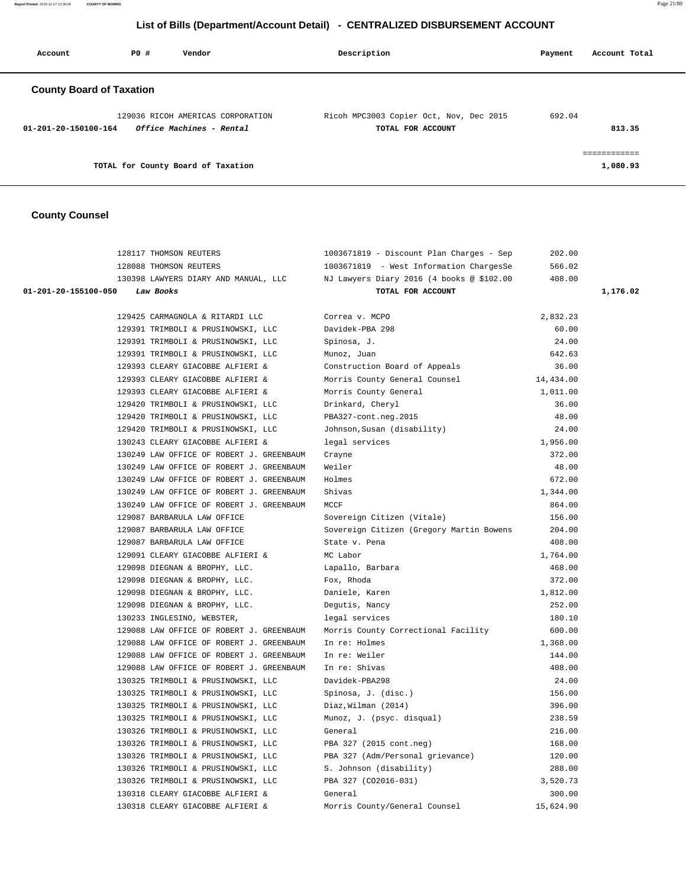# List of Bills (Department/Account Detail) - CENTRALIZED DISBURSEMENT ACCOUNT

| Account | PO # | Vendor | Description | Payment | Account Total |
|---|---|---|---|---|---|

## County Board of Taxation

| Account | PO # | Vendor | Description | Payment | Account Total |
|---|---|---|---|---|---|
| | 129036 | RICOH AMERICAS CORPORATION | Ricoh MPC3003 Copier Oct, Nov, Dec 2015 | 692.04 | |
| 01-201-20-150100-164 | | *Office Machines - Rental* | TOTAL FOR ACCOUNT | | 813.35 |
| | | | | | ============ |
| | | TOTAL for County Board of Taxation | | | 1,080.93 |

## County Counsel

| Account | PO # | Vendor | Description | Payment | Account Total |
|---|---|---|---|---|---|
| | 128117 | THOMSON REUTERS | 1003671819 - Discount Plan Charges - Sep | 202.00 | |
| | 128088 | THOMSON REUTERS | 1003671819 - West Information ChargesSe | 566.02 | |
| | 130398 | LAWYERS DIARY AND MANUAL, LLC | NJ Lawyers Diary 2016 (4 books @ $102.00 | 408.00 | |
| 01-201-20-155100-050 | | *Law Books* | TOTAL FOR ACCOUNT | | 1,176.02 |
| | 129425 | CARMAGNOLA & RITARDI LLC | Correa v. MCPO | 2,832.23 | |
| | 129391 | TRIMBOLI & PRUSINOWSKI, LLC | Davidek-PBA 298 | 60.00 | |
| | 129391 | TRIMBOLI & PRUSINOWSKI, LLC | Spinosa, J. | 24.00 | |
| | 129391 | TRIMBOLI & PRUSINOWSKI, LLC | Munoz, Juan | 642.63 | |
| | 129393 | CLEARY GIACOBBE ALFIERI & | Construction Board of Appeals | 36.00 | |
| | 129393 | CLEARY GIACOBBE ALFIERI & | Morris County General Counsel | 14,434.00 | |
| | 129393 | CLEARY GIACOBBE ALFIERI & | Morris County General | 1,011.00 | |
| | 129420 | TRIMBOLI & PRUSINOWSKI, LLC | Drinkard, Cheryl | 36.00 | |
| | 129420 | TRIMBOLI & PRUSINOWSKI, LLC | PBA327-cont.neg.2015 | 48.00 | |
| | 129420 | TRIMBOLI & PRUSINOWSKI, LLC | Johnson,Susan (disability) | 24.00 | |
| | 130243 | CLEARY GIACOBBE ALFIERI & | legal services | 1,956.00 | |
| | 130249 | LAW OFFICE OF ROBERT J. GREENBAUM | Crayne | 372.00 | |
| | 130249 | LAW OFFICE OF ROBERT J. GREENBAUM | Weiler | 48.00 | |
| | 130249 | LAW OFFICE OF ROBERT J. GREENBAUM | Holmes | 672.00 | |
| | 130249 | LAW OFFICE OF ROBERT J. GREENBAUM | Shivas | 1,344.00 | |
| | 130249 | LAW OFFICE OF ROBERT J. GREENBAUM | MCCF | 864.00 | |
| | 129087 | BARBARULA LAW OFFICE | Sovereign Citizen (Vitale) | 156.00 | |
| | 129087 | BARBARULA LAW OFFICE | Sovereign Citizen (Gregory Martin Bowens | 204.00 | |
| | 129087 | BARBARULA LAW OFFICE | State v. Pena | 408.00 | |
| | 129091 | CLEARY GIACOBBE ALFIERI & | MC Labor | 1,764.00 | |
| | 129098 | DIEGNAN & BROPHY, LLC. | Lapallo, Barbara | 468.00 | |
| | 129098 | DIEGNAN & BROPHY, LLC. | Fox, Rhoda | 372.00 | |
| | 129098 | DIEGNAN & BROPHY, LLC. | Daniele, Karen | 1,812.00 | |
| | 129098 | DIEGNAN & BROPHY, LLC. | Degutis, Nancy | 252.00 | |
| | 130233 | INGLESINO, WEBSTER, | legal services | 180.10 | |
| | 129088 | LAW OFFICE OF ROBERT J. GREENBAUM | Morris County Correctional Facility | 600.00 | |
| | 129088 | LAW OFFICE OF ROBERT J. GREENBAUM | In re: Holmes | 1,368.00 | |
| | 129088 | LAW OFFICE OF ROBERT J. GREENBAUM | In re: Weiler | 144.00 | |
| | 129088 | LAW OFFICE OF ROBERT J. GREENBAUM | In re: Shivas | 408.00 | |
| | 130325 | TRIMBOLI & PRUSINOWSKI, LLC | Davidek-PBA298 | 24.00 | |
| | 130325 | TRIMBOLI & PRUSINOWSKI, LLC | Spinosa, J. (disc.) | 156.00 | |
| | 130325 | TRIMBOLI & PRUSINOWSKI, LLC | Diaz,Wilman (2014) | 396.00 | |
| | 130325 | TRIMBOLI & PRUSINOWSKI, LLC | Munoz, J. (psyc. disqual) | 238.59 | |
| | 130326 | TRIMBOLI & PRUSINOWSKI, LLC | General | 216.00 | |
| | 130326 | TRIMBOLI & PRUSINOWSKI, LLC | PBA 327 (2015 cont.neg) | 168.00 | |
| | 130326 | TRIMBOLI & PRUSINOWSKI, LLC | PBA 327 (Adm/Personal grievance) | 120.00 | |
| | 130326 | TRIMBOLI & PRUSINOWSKI, LLC | S. Johnson (disability) | 288.00 | |
| | 130326 | TRIMBOLI & PRUSINOWSKI, LLC | PBA 327 (CO2016-031) | 3,520.73 | |
| | 130318 | CLEARY GIACOBBE ALFIERI & | General | 300.00 | |
| | 130318 | CLEARY GIACOBBE ALFIERI & | Morris County/General Counsel | 15,624.90 | |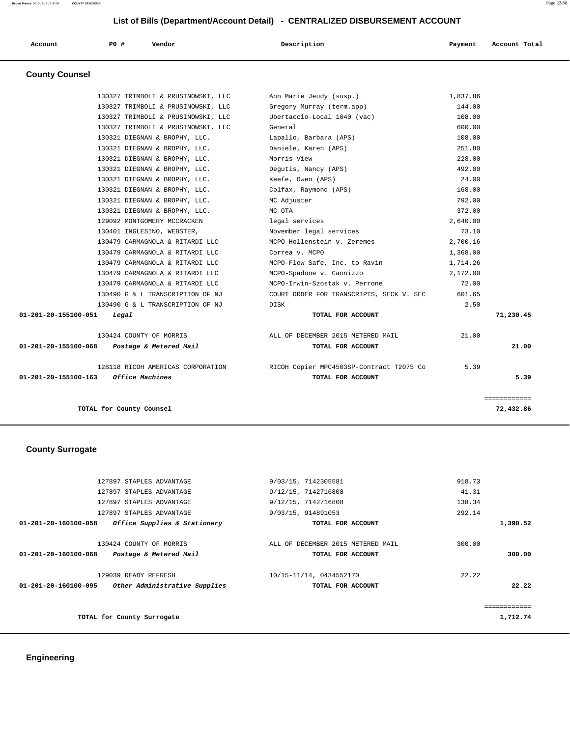## List of Bills (Department/Account Detail) - CENTRALIZED DISBURSEMENT ACCOUNT

| Account | PO # | Vendor | Description | Payment | Account Total |
|---|---|---|---|---|---|

### County Counsel

| Account | PO # | Vendor | Description | Payment | Account Total |
|---|---|---|---|---|---|
| | 130327 | TRIMBOLI & PRUSINOWSKI, LLC | Ann Marie Jeudy (susp.) | 1,837.86 | |
| | 130327 | TRIMBOLI & PRUSINOWSKI, LLC | Gregory Murray (term.app) | 144.00 | |
| | 130327 | TRIMBOLI & PRUSINOWSKI, LLC | Ubertaccio-Local 1040 (vac) | 108.00 | |
| | 130327 | TRIMBOLI & PRUSINOWSKI, LLC | General | 600.00 | |
| | 130321 | DIEGNAN & BROPHY, LLC. | Lapallo, Barbara (APS) | 108.00 | |
| | 130321 | DIEGNAN & BROPHY, LLC. | Daniele, Karen (APS) | 251.80 | |
| | 130321 | DIEGNAN & BROPHY, LLC. | Morris View | 228.00 | |
| | 130321 | DIEGNAN & BROPHY, LLC. | Degutis, Nancy (APS) | 492.00 | |
| | 130321 | DIEGNAN & BROPHY, LLC. | Keefe, Owen (APS) | 24.00 | |
| | 130321 | DIEGNAN & BROPHY, LLC. | Colfax, Raymond (APS) | 168.00 | |
| | 130321 | DIEGNAN & BROPHY, LLC. | MC Adjuster | 792.00 | |
| | 130321 | DIEGNAN & BROPHY, LLC. | MC OTA | 372.00 | |
| | 129092 | MONTGOMERY MCCRACKEN | legal services | 2,640.00 | |
| | 130401 | INGLESINO, WEBSTER, | November legal services | 73.10 | |
| | 130479 | CARMAGNOLA & RITARDI LLC | MCPO-Hollenstein v. Zeremes | 2,700.16 | |
| | 130479 | CARMAGNOLA & RITARDI LLC | Correa v. MCPO | 1,368.00 | |
| | 130479 | CARMAGNOLA & RITARDI LLC | MCPO-Flow Safe, Inc. to Ravin | 1,714.26 | |
| | 130479 | CARMAGNOLA & RITARDI LLC | MCPO-Spadone v. Cannizzo | 2,172.00 | |
| | 130479 | CARMAGNOLA & RITARDI LLC | MCPO-Irwin-Szostak v. Perrone | 72.00 | |
| | 130490 | G & L TRANSCRIPTION OF NJ | COURT ORDER FOR TRANSCRIPTS, SECK V. SEC | 601.65 | |
| | 130490 | G & L TRANSCRIPTION OF NJ | DISK | 2.50 | |
| **01-201-20-155100-051** | | ***Legal*** | **TOTAL FOR ACCOUNT** | | **71,230.45** |
| | 130424 | COUNTY OF MORRIS | ALL OF DECEMBER 2015 METERED MAIL | 21.00 | |
| **01-201-20-155100-068** | | ***Postage & Metered Mail*** | **TOTAL FOR ACCOUNT** | | **21.00** |
| | 128118 | RICOH AMERICAS CORPORATION | RICOH Copier MPC4503SP-Contract T2075 Co | 5.39 | |
| **01-201-20-155100-163** | | ***Office Machines*** | **TOTAL FOR ACCOUNT** | | **5.39** |
| | | | | | ============ |
| | | **TOTAL for County Counsel** | | | **72,432.86** |

### County Surrogate

| Account | PO # | Vendor | Description | Payment | Account Total |
|---|---|---|---|---|---|
| | 127897 | STAPLES ADVANTAGE | 9/03/15, 7142305581 | 918.73 | |
| | 127897 | STAPLES ADVANTAGE | 9/12/15, 7142716808 | 41.31 | |
| | 127897 | STAPLES ADVANTAGE | 9/12/15, 7142716808 | 138.34 | |
| | 127897 | STAPLES ADVANTAGE | 9/03/15, 914891053 | 292.14 | |
| **01-201-20-160100-058** | | ***Office Supplies & Stationery*** | **TOTAL FOR ACCOUNT** | | **1,390.52** |
| | 130424 | COUNTY OF MORRIS | ALL OF DECEMBER 2015 METERED MAIL | 300.00 | |
| **01-201-20-160100-068** | | ***Postage & Metered Mail*** | **TOTAL FOR ACCOUNT** | | **300.00** |
| | 129039 | READY REFRESH | 10/15-11/14, 0434552170 | 22.22 | |
| **01-201-20-160100-095** | | ***Other Administrative Supplies*** | **TOTAL FOR ACCOUNT** | | **22.22** |
| | | | | | ============ |
| | | **TOTAL for County Surrogate** | | | **1,712.74** |

### Engineering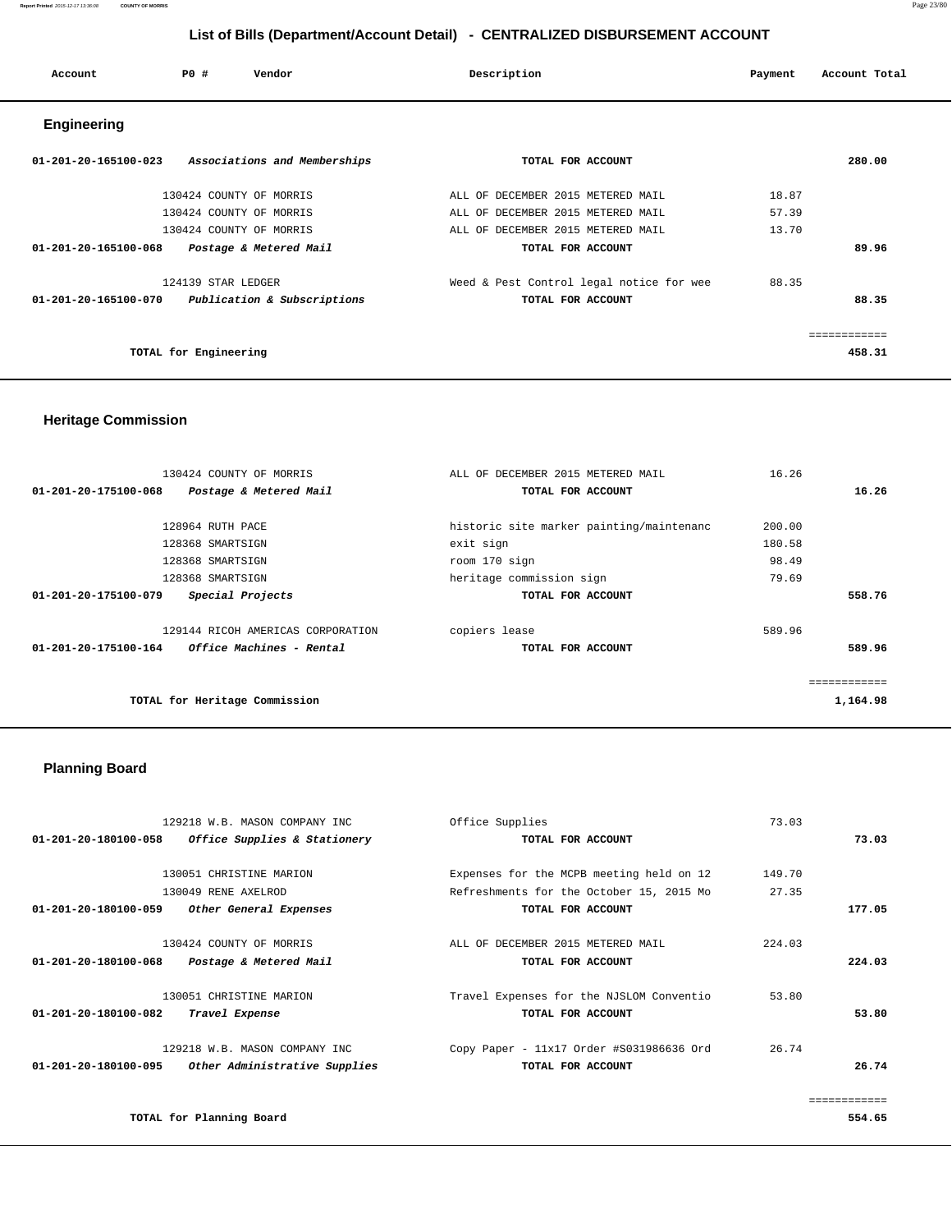## List of Bills (Department/Account Detail) - CENTRALIZED DISBURSEMENT ACCOUNT

| Account | PO # | Vendor | Description | Payment | Account Total |
|---|---|---|---|---|---|

### Engineering

| Account | PO # | Vendor | Description | Payment | Account Total |
|---|---|---|---|---|---|
| **01-201-20-165100-023** | | ***Associations and Memberships*** | **TOTAL FOR ACCOUNT** | | **280.00** |
| | 130424 | COUNTY OF MORRIS | ALL OF DECEMBER 2015 METERED MAIL | 18.87 | |
| | 130424 | COUNTY OF MORRIS | ALL OF DECEMBER 2015 METERED MAIL | 57.39 | |
| | 130424 | COUNTY OF MORRIS | ALL OF DECEMBER 2015 METERED MAIL | 13.70 | |
| **01-201-20-165100-068** | | ***Postage & Metered Mail*** | **TOTAL FOR ACCOUNT** | | **89.96** |
| | 124139 | STAR LEDGER | Weed & Pest Control legal notice for wee | 88.35 | |
| **01-201-20-165100-070** | | ***Publication & Subscriptions*** | **TOTAL FOR ACCOUNT** | | **88.35** |
| | | **TOTAL for Engineering** | | | **458.31** |

### Heritage Commission

| Account | PO # | Vendor | Description | Payment | Account Total |
|---|---|---|---|---|---|
| | 130424 | COUNTY OF MORRIS | ALL OF DECEMBER 2015 METERED MAIL | 16.26 | |
| **01-201-20-175100-068** | | ***Postage & Metered Mail*** | **TOTAL FOR ACCOUNT** | | **16.26** |
| | 128964 | RUTH PACE | historic site marker painting/maintenanc | 200.00 | |
| | 128368 | SMARTSIGN | exit sign | 180.58 | |
| | 128368 | SMARTSIGN | room 170 sign | 98.49 | |
| | 128368 | SMARTSIGN | heritage commission sign | 79.69 | |
| **01-201-20-175100-079** | | ***Special Projects*** | **TOTAL FOR ACCOUNT** | | **558.76** |
| | 129144 | RICOH AMERICAS CORPORATION | copiers lease | 589.96 | |
| **01-201-20-175100-164** | | ***Office Machines - Rental*** | **TOTAL FOR ACCOUNT** | | **589.96** |
| | | **TOTAL for Heritage Commission** | | | **1,164.98** |

### Planning Board

| Account | PO # | Vendor | Description | Payment | Account Total |
|---|---|---|---|---|---|
| | 129218 | W.B. MASON COMPANY INC | Office Supplies | 73.03 | |
| **01-201-20-180100-058** | | ***Office Supplies & Stationery*** | **TOTAL FOR ACCOUNT** | | **73.03** |
| | 130051 | CHRISTINE MARION | Expenses for the MCPB meeting held on 12 | 149.70 | |
| | 130049 | RENE AXELROD | Refreshments for the October 15, 2015 Mo | 27.35 | |
| **01-201-20-180100-059** | | ***Other General Expenses*** | **TOTAL FOR ACCOUNT** | | **177.05** |
| | 130424 | COUNTY OF MORRIS | ALL OF DECEMBER 2015 METERED MAIL | 224.03 | |
| **01-201-20-180100-068** | | ***Postage & Metered Mail*** | **TOTAL FOR ACCOUNT** | | **224.03** |
| | 130051 | CHRISTINE MARION | Travel Expenses for the NJSLOM Conventio | 53.80 | |
| **01-201-20-180100-082** | | ***Travel Expense*** | **TOTAL FOR ACCOUNT** | | **53.80** |
| | 129218 | W.B. MASON COMPANY INC | Copy Paper - 11x17 Order #S031986636 Ord | 26.74 | |
| **01-201-20-180100-095** | | ***Other Administrative Supplies*** | **TOTAL FOR ACCOUNT** | | **26.74** |
| | | **TOTAL for Planning Board** | | | **554.65** |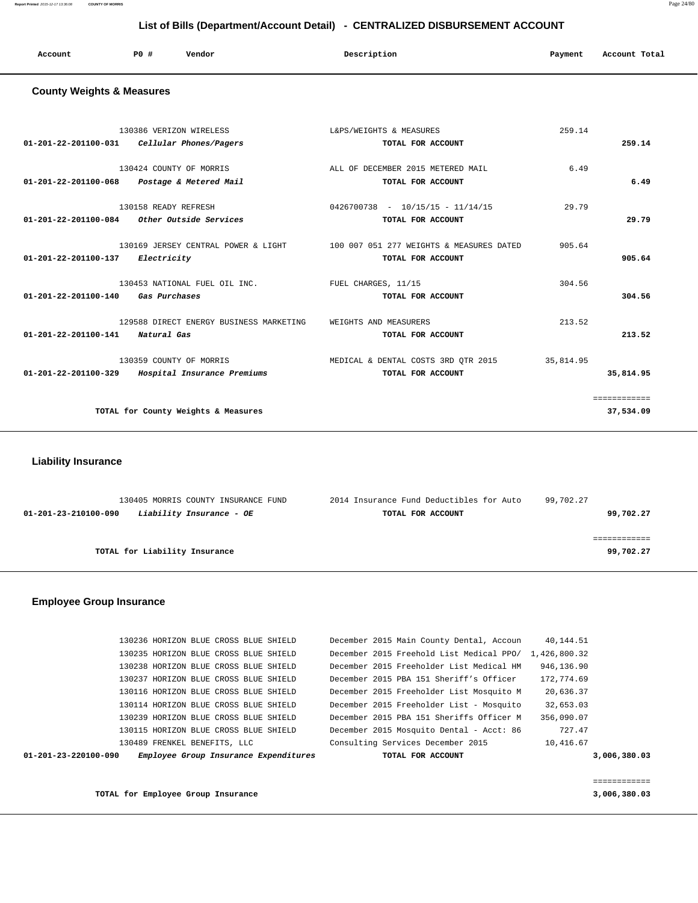# List of Bills (Department/Account Detail) - CENTRALIZED DISBURSEMENT ACCOUNT

| Account | PO # | Vendor | Description | Payment | Account Total |
|---|---|---|---|---|---|

## County Weights & Measures

| Account | PO # | Vendor | Description | Payment | Account Total |
|---|---|---|---|---|---|
| | 130386 | VERIZON WIRELESS | L&PS/WEIGHTS & MEASURES | 259.14 | |
| 01-201-22-201100-031 | | *Cellular Phones/Pagers* | TOTAL FOR ACCOUNT | | 259.14 |
| | 130424 | COUNTY OF MORRIS | ALL OF DECEMBER 2015 METERED MAIL | 6.49 | |
| 01-201-22-201100-068 | | *Postage & Metered Mail* | TOTAL FOR ACCOUNT | | 6.49 |
| | 130158 | READY REFRESH | 0426700738 - 10/15/15 - 11/14/15 | 29.79 | |
| 01-201-22-201100-084 | | *Other Outside Services* | TOTAL FOR ACCOUNT | | 29.79 |
| | 130169 | JERSEY CENTRAL POWER & LIGHT | 100 007 051 277 WEIGHTS & MEASURES DATED | 905.64 | |
| 01-201-22-201100-137 | | *Electricity* | TOTAL FOR ACCOUNT | | 905.64 |
| | 130453 | NATIONAL FUEL OIL INC. | FUEL CHARGES, 11/15 | 304.56 | |
| 01-201-22-201100-140 | | *Gas Purchases* | TOTAL FOR ACCOUNT | | 304.56 |
| | 129588 | DIRECT ENERGY BUSINESS MARKETING | WEIGHTS AND MEASURERS | 213.52 | |
| 01-201-22-201100-141 | | *Natural Gas* | TOTAL FOR ACCOUNT | | 213.52 |
| | 130359 | COUNTY OF MORRIS | MEDICAL & DENTAL COSTS 3RD QTR 2015 | 35,814.95 | |
| 01-201-22-201100-329 | | *Hospital Insurance Premiums* | TOTAL FOR ACCOUNT | | 35,814.95 |
| | | TOTAL for County Weights & Measures | | | 37,534.09 |

## Liability Insurance

| Account | PO # | Vendor | Description | Payment | Account Total |
|---|---|---|---|---|---|
| | 130405 | MORRIS COUNTY INSURANCE FUND | 2014 Insurance Fund Deductibles for Auto | 99,702.27 | |
| 01-201-23-210100-090 | | *Liability Insurance - OE* | TOTAL FOR ACCOUNT | | 99,702.27 |
| | | TOTAL for Liability Insurance | | | 99,702.27 |

## Employee Group Insurance

| Account | PO # | Vendor | Description | Payment | Account Total |
|---|---|---|---|---|---|
| | 130236 | HORIZON BLUE CROSS BLUE SHIELD | December 2015 Main County Dental, Accoun | 40,144.51 | |
| | 130235 | HORIZON BLUE CROSS BLUE SHIELD | December 2015 Freehold List Medical PPO/ | 1,426,800.32 | |
| | 130238 | HORIZON BLUE CROSS BLUE SHIELD | December 2015 Freeholder List Medical HM | 946,136.90 | |
| | 130237 | HORIZON BLUE CROSS BLUE SHIELD | December 2015 PBA 151 Sheriff's Officer | 172,774.69 | |
| | 130116 | HORIZON BLUE CROSS BLUE SHIELD | December 2015 Freeholder List Mosquito M | 20,636.37 | |
| | 130114 | HORIZON BLUE CROSS BLUE SHIELD | December 2015 Freeholder List - Mosquito | 32,653.03 | |
| | 130239 | HORIZON BLUE CROSS BLUE SHIELD | December 2015 PBA 151 Sheriffs Officer M | 356,090.07 | |
| | 130115 | HORIZON BLUE CROSS BLUE SHIELD | December 2015 Mosquito Dental - Acct: 86 | 727.47 | |
| | 130489 | FRENKEL BENEFITS, LLC | Consulting Services December 2015 | 10,416.67 | |
| 01-201-23-220100-090 | | *Employee Group Insurance Expenditures* | TOTAL FOR ACCOUNT | | 3,006,380.03 |
| | | TOTAL for Employee Group Insurance | | | 3,006,380.03 |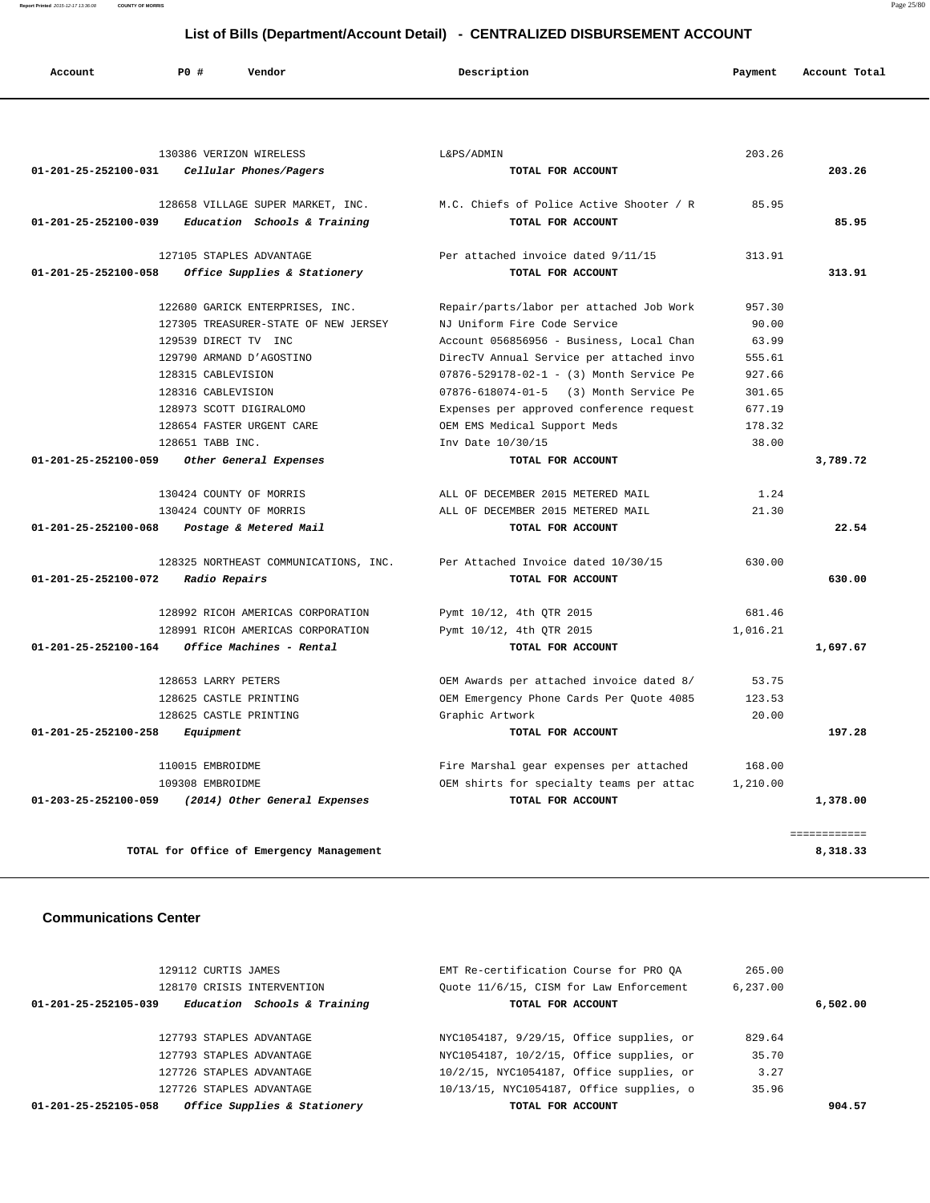## List of Bills (Department/Account Detail) - CENTRALIZED DISBURSEMENT ACCOUNT

| Account | PO # | Vendor | Description | Payment | Account Total |
|---|---|---|---|---|---|
| | 130386 | VERIZON WIRELESS | L&PS/ADMIN | 203.26 | |
| 01-201-25-252100-031 | | *Cellular Phones/Pagers* | TOTAL FOR ACCOUNT | | 203.26 |
| | 128658 | VILLAGE SUPER MARKET, INC. | M.C. Chiefs of Police Active Shooter / R | 85.95 | |
| 01-201-25-252100-039 | | *Education Schools & Training* | TOTAL FOR ACCOUNT | | 85.95 |
| | 127105 | STAPLES ADVANTAGE | Per attached invoice dated 9/11/15 | 313.91 | |
| 01-201-25-252100-058 | | *Office Supplies & Stationery* | TOTAL FOR ACCOUNT | | 313.91 |
| | 122680 | GARICK ENTERPRISES, INC. | Repair/parts/labor per attached Job Work | 957.30 | |
| | 127305 | TREASURER-STATE OF NEW JERSEY | NJ Uniform Fire Code Service | 90.00 | |
| | 129539 | DIRECT TV INC | Account 056856956 - Business, Local Chan | 63.99 | |
| | 129790 | ARMAND D'AGOSTINO | DirecTV Annual Service per attached invo | 555.61 | |
| | 128315 | CABLEVISION | 07876-529178-02-1 - (3) Month Service Pe | 927.66 | |
| | 128316 | CABLEVISION | 07876-618074-01-5 (3) Month Service Pe | 301.65 | |
| | 128973 | SCOTT DIGIRALOMO | Expenses per approved conference request | 677.19 | |
| | 128654 | FASTER URGENT CARE | OEM EMS Medical Support Meds | 178.32 | |
| | 128651 | TABB INC. | Inv Date 10/30/15 | 38.00 | |
| 01-201-25-252100-059 | | *Other General Expenses* | TOTAL FOR ACCOUNT | | 3,789.72 |
| | 130424 | COUNTY OF MORRIS | ALL OF DECEMBER 2015 METERED MAIL | 1.24 | |
| | 130424 | COUNTY OF MORRIS | ALL OF DECEMBER 2015 METERED MAIL | 21.30 | |
| 01-201-25-252100-068 | | *Postage & Metered Mail* | TOTAL FOR ACCOUNT | | 22.54 |
| | 128325 | NORTHEAST COMMUNICATIONS, INC. | Per Attached Invoice dated 10/30/15 | 630.00 | |
| 01-201-25-252100-072 | | *Radio Repairs* | TOTAL FOR ACCOUNT | | 630.00 |
| | 128992 | RICOH AMERICAS CORPORATION | Pymt 10/12, 4th QTR 2015 | 681.46 | |
| | 128991 | RICOH AMERICAS CORPORATION | Pymt 10/12, 4th QTR 2015 | 1,016.21 | |
| 01-201-25-252100-164 | | *Office Machines - Rental* | TOTAL FOR ACCOUNT | | 1,697.67 |
| | 128653 | LARRY PETERS | OEM Awards per attached invoice dated 8/ | 53.75 | |
| | 128625 | CASTLE PRINTING | OEM Emergency Phone Cards Per Quote 4085 | 123.53 | |
| | 128625 | CASTLE PRINTING | Graphic Artwork | 20.00 | |
| 01-201-25-252100-258 | | *Equipment* | TOTAL FOR ACCOUNT | | 197.28 |
| | 110015 | EMBROIDME | Fire Marshal gear expenses per attached | 168.00 | |
| | 109308 | EMBROIDME | OEM shirts for specialty teams per attac | 1,210.00 | |
| 01-203-25-252100-059 | | *(2014) Other General Expenses* | TOTAL FOR ACCOUNT | | 1,378.00 |
| | | | | | ============ |
| | | TOTAL for Office of Emergency Management | | | 8,318.33 |

### Communications Center

| Account | PO # | Vendor | Description | Payment | Account Total |
|---|---|---|---|---|---|
| | 129112 | CURTIS JAMES | EMT Re-certification Course for PRO QA | 265.00 | |
| | 128170 | CRISIS INTERVENTION | Quote 11/6/15, CISM for Law Enforcement | 6,237.00 | |
| 01-201-25-252105-039 | | *Education Schools & Training* | TOTAL FOR ACCOUNT | | 6,502.00 |
| | 127793 | STAPLES ADVANTAGE | NYC1054187, 9/29/15, Office supplies, or | 829.64 | |
| | 127793 | STAPLES ADVANTAGE | NYC1054187, 10/2/15, Office supplies, or | 35.70 | |
| | 127726 | STAPLES ADVANTAGE | 10/2/15, NYC1054187, Office supplies, or | 3.27 | |
| | 127726 | STAPLES ADVANTAGE | 10/13/15, NYC1054187, Office supplies, o | 35.96 | |
| 01-201-25-252105-058 | | *Office Supplies & Stationery* | TOTAL FOR ACCOUNT | | 904.57 |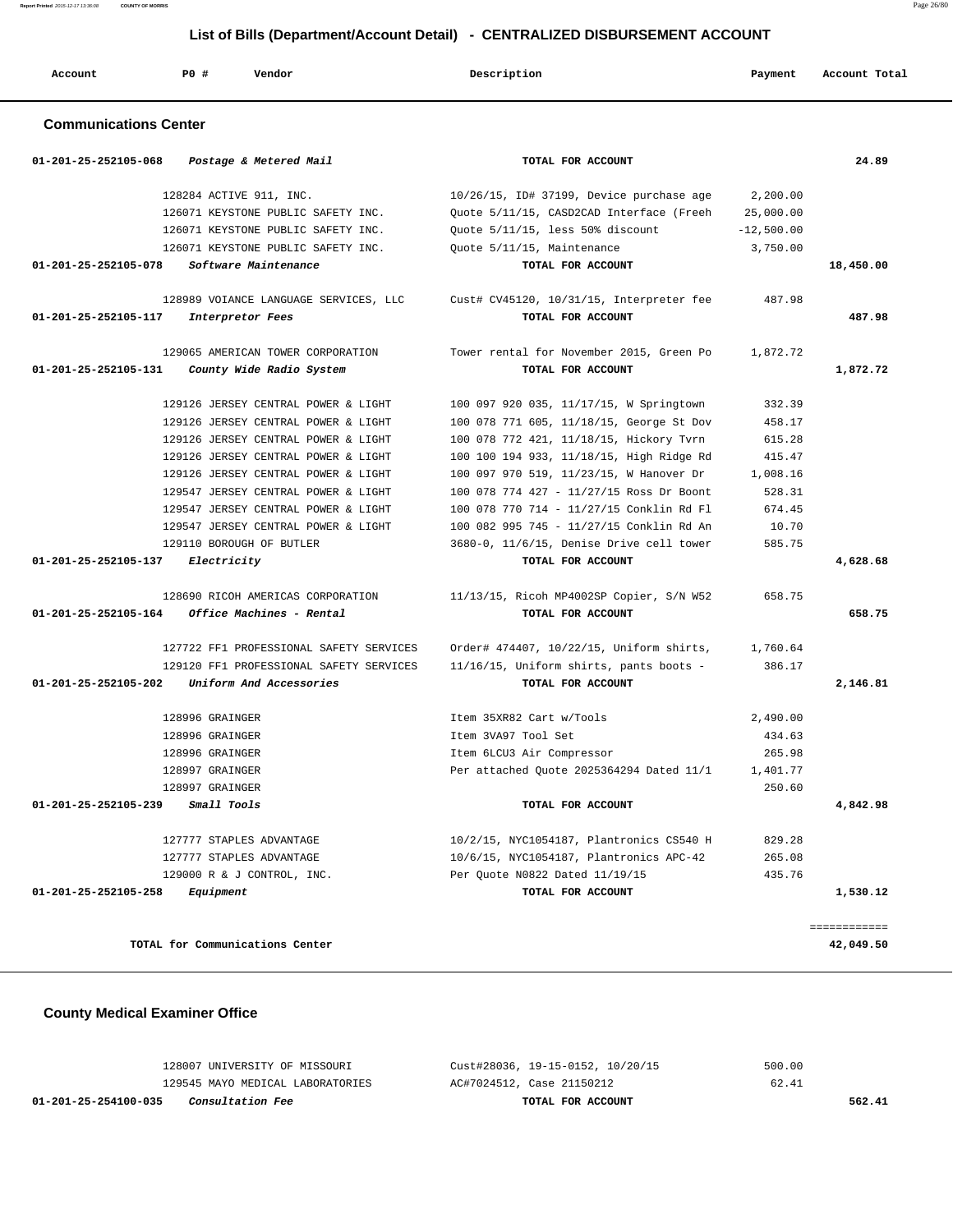## List of Bills (Department/Account Detail) - CENTRALIZED DISBURSEMENT ACCOUNT

| Account | PO # | Vendor | Description | Payment | Account Total |
|---|---|---|---|---|---|

### Communications Center

| Account | PO # | Vendor | Description | Payment | Account Total |
|---|---|---|---|---|---|
| 01-201-25-252105-068 | | *Postage & Metered Mail* | TOTAL FOR ACCOUNT | | 24.89 |
| | 128284 | ACTIVE 911, INC. | 10/26/15, ID# 37199, Device purchase age | 2,200.00 | |
| | 126071 | KEYSTONE PUBLIC SAFETY INC. | Quote 5/11/15, CASD2CAD Interface (Freeh | 25,000.00 | |
| | 126071 | KEYSTONE PUBLIC SAFETY INC. | Quote 5/11/15, less 50% discount | -12,500.00 | |
| | 126071 | KEYSTONE PUBLIC SAFETY INC. | Quote 5/11/15, Maintenance | 3,750.00 | |
| 01-201-25-252105-078 | | *Software Maintenance* | TOTAL FOR ACCOUNT | | 18,450.00 |
| | 128989 | VOIANCE LANGUAGE SERVICES, LLC | Cust# CV45120, 10/31/15, Interpreter fee | 487.98 | |
| 01-201-25-252105-117 | | *Interpretor Fees* | TOTAL FOR ACCOUNT | | 487.98 |
| | 129065 | AMERICAN TOWER CORPORATION | Tower rental for November 2015, Green Po | 1,872.72 | |
| 01-201-25-252105-131 | | *County Wide Radio System* | TOTAL FOR ACCOUNT | | 1,872.72 |
| | 129126 | JERSEY CENTRAL POWER & LIGHT | 100 097 920 035, 11/17/15, W Springtown | 332.39 | |
| | 129126 | JERSEY CENTRAL POWER & LIGHT | 100 078 771 605, 11/18/15, George St Dov | 458.17 | |
| | 129126 | JERSEY CENTRAL POWER & LIGHT | 100 078 772 421, 11/18/15, Hickory Tvrn | 615.28 | |
| | 129126 | JERSEY CENTRAL POWER & LIGHT | 100 100 194 933, 11/18/15, High Ridge Rd | 415.47 | |
| | 129126 | JERSEY CENTRAL POWER & LIGHT | 100 097 970 519, 11/23/15, W Hanover Dr | 1,008.16 | |
| | 129547 | JERSEY CENTRAL POWER & LIGHT | 100 078 774 427 - 11/27/15 Ross Dr Boont | 528.31 | |
| | 129547 | JERSEY CENTRAL POWER & LIGHT | 100 078 770 714 - 11/27/15 Conklin Rd Fl | 674.45 | |
| | 129547 | JERSEY CENTRAL POWER & LIGHT | 100 082 995 745 - 11/27/15 Conklin Rd An | 10.70 | |
| | 129110 | BOROUGH OF BUTLER | 3680-0, 11/6/15, Denise Drive cell tower | 585.75 | |
| 01-201-25-252105-137 | | *Electricity* | TOTAL FOR ACCOUNT | | 4,628.68 |
| | 128690 | RICOH AMERICAS CORPORATION | 11/13/15, Ricoh MP4002SP Copier, S/N W52 | 658.75 | |
| 01-201-25-252105-164 | | *Office Machines - Rental* | TOTAL FOR ACCOUNT | | 658.75 |
| | 127722 | FF1 PROFESSIONAL SAFETY SERVICES | Order# 474407, 10/22/15, Uniform shirts, | 1,760.64 | |
| | 129120 | FF1 PROFESSIONAL SAFETY SERVICES | 11/16/15, Uniform shirts, pants boots - | 386.17 | |
| 01-201-25-252105-202 | | *Uniform And Accessories* | TOTAL FOR ACCOUNT | | 2,146.81 |
| | 128996 | GRAINGER | Item 35XR82 Cart w/Tools | 2,490.00 | |
| | 128996 | GRAINGER | Item 3VA97 Tool Set | 434.63 | |
| | 128996 | GRAINGER | Item 6LCU3 Air Compressor | 265.98 | |
| | 128997 | GRAINGER | Per attached Quote 2025364294 Dated 11/1 | 1,401.77 | |
| | 128997 | GRAINGER | | 250.60 | |
| 01-201-25-252105-239 | | *Small Tools* | TOTAL FOR ACCOUNT | | 4,842.98 |
| | 127777 | STAPLES ADVANTAGE | 10/2/15, NYC1054187, Plantronics CS540 H | 829.28 | |
| | 127777 | STAPLES ADVANTAGE | 10/6/15, NYC1054187, Plantronics APC-42 | 265.08 | |
| | 129000 | R & J CONTROL, INC. | Per Quote N0822 Dated 11/19/15 | 435.76 | |
| 01-201-25-252105-258 | | *Equipment* | TOTAL FOR ACCOUNT | | 1,530.12 |

TOTAL for Communications Center: 42,049.50

### County Medical Examiner Office

| Account | PO # | Vendor | Description | Payment | Account Total |
|---|---|---|---|---|---|
| | 128007 | UNIVERSITY OF MISSOURI | Cust#28036, 19-15-0152, 10/20/15 | 500.00 | |
| | 129545 | MAYO MEDICAL LABORATORIES | AC#7024512, Case 21150212 | 62.41 | |
| 01-201-25-254100-035 | | *Consultation Fee* | TOTAL FOR ACCOUNT | | 562.41 |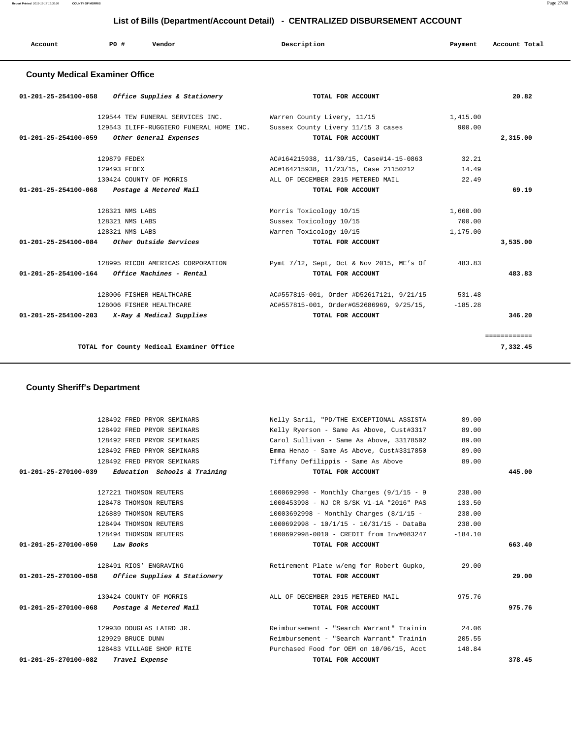# List of Bills (Department/Account Detail) - CENTRALIZED DISBURSEMENT ACCOUNT

| Account | PO # | Vendor | Description | Payment | Account Total |
|---|---|---|---|---|---|

## County Medical Examiner Office

| Account | PO # | Vendor | Description | Payment | Account Total |
|---|---|---|---|---|---|
| 01-201-25-254100-058 | | *Office Supplies & Stationery* | TOTAL FOR ACCOUNT | | 20.82 |
| | 129544 | TEW FUNERAL SERVICES INC. | Warren County Livery, 11/15 | 1,415.00 | |
| | 129543 | ILIFF-RUGGIERO FUNERAL HOME INC. | Sussex County Livery 11/15 3 cases | 900.00 | |
| 01-201-25-254100-059 | | *Other General Expenses* | TOTAL FOR ACCOUNT | | 2,315.00 |
| | 129879 | FEDEX | AC#164215938, 11/30/15, Case#14-15-0863 | 32.21 | |
| | 129493 | FEDEX | AC#164215938, 11/23/15, Case 21150212 | 14.49 | |
| | 130424 | COUNTY OF MORRIS | ALL OF DECEMBER 2015 METERED MAIL | 22.49 | |
| 01-201-25-254100-068 | | *Postage & Metered Mail* | TOTAL FOR ACCOUNT | | 69.19 |
| | 128321 | NMS LABS | Morris Toxicology 10/15 | 1,660.00 | |
| | 128321 | NMS LABS | Sussex Toxicology 10/15 | 700.00 | |
| | 128321 | NMS LABS | Warren Toxicology 10/15 | 1,175.00 | |
| 01-201-25-254100-084 | | *Other Outside Services* | TOTAL FOR ACCOUNT | | 3,535.00 |
| | 128995 | RICOH AMERICAS CORPORATION | Pymt 7/12, Sept, Oct & Nov 2015, ME's Of | 483.83 | |
| 01-201-25-254100-164 | | *Office Machines - Rental* | TOTAL FOR ACCOUNT | | 483.83 |
| | 128006 | FISHER HEALTHCARE | AC#557815-001, Order #D52617121, 9/21/15 | 531.48 | |
| | 128006 | FISHER HEALTHCARE | AC#557815-001, Order#G52686969, 9/25/15, | -185.28 | |
| 01-201-25-254100-203 | | *X-Ray & Medical Supplies* | TOTAL FOR ACCOUNT | | 346.20 |
| | | | | | ============ |
| | | TOTAL for County Medical Examiner Office | | | 7,332.45 |

## County Sheriff's Department

| Account | PO # | Vendor | Description | Payment | Account Total |
|---|---|---|---|---|---|
| | 128492 | FRED PRYOR SEMINARS | Nelly Saril, "PD/THE EXCEPTIONAL ASSISTA | 89.00 | |
| | 128492 | FRED PRYOR SEMINARS | Kelly Ryerson - Same As Above, Cust#3317 | 89.00 | |
| | 128492 | FRED PRYOR SEMINARS | Carol Sullivan - Same As Above, 33178502 | 89.00 | |
| | 128492 | FRED PRYOR SEMINARS | Emma Henao - Same As Above, Cust#3317850 | 89.00 | |
| | 128492 | FRED PRYOR SEMINARS | Tiffany Defilippis - Same As Above | 89.00 | |
| 01-201-25-270100-039 | | *Education Schools & Training* | TOTAL FOR ACCOUNT | | 445.00 |
| | 127221 | THOMSON REUTERS | 1000692998 - Monthly Charges (9/1/15 - 9 | 238.00 | |
| | 128478 | THOMSON REUTERS | 1000453998 - NJ CR S/SK V1-1A "2016" PAS | 133.50 | |
| | 126889 | THOMSON REUTERS | 10003692998 - Monthly Charges (8/1/15 - | 238.00 | |
| | 128494 | THOMSON REUTERS | 1000692998 - 10/1/15 - 10/31/15 - DataBa | 238.00 | |
| | 128494 | THOMSON REUTERS | 1000692998-0010 - CREDIT from Inv#083247 | -184.10 | |
| 01-201-25-270100-050 | | *Law Books* | TOTAL FOR ACCOUNT | | 663.40 |
| | 128491 | RIOS' ENGRAVING | Retirement Plate w/eng for Robert Gupko, | 29.00 | |
| 01-201-25-270100-058 | | *Office Supplies & Stationery* | TOTAL FOR ACCOUNT | | 29.00 |
| | 130424 | COUNTY OF MORRIS | ALL OF DECEMBER 2015 METERED MAIL | 975.76 | |
| 01-201-25-270100-068 | | *Postage & Metered Mail* | TOTAL FOR ACCOUNT | | 975.76 |
| | 129930 | DOUGLAS LAIRD JR. | Reimbursement - "Search Warrant" Trainin | 24.06 | |
| | 129929 | BRUCE DUNN | Reimbursement - "Search Warrant" Trainin | 205.55 | |
| | 128483 | VILLAGE SHOP RITE | Purchased Food for OEM on 10/06/15, Acct | 148.84 | |
| 01-201-25-270100-082 | | *Travel Expense* | TOTAL FOR ACCOUNT | | 378.45 |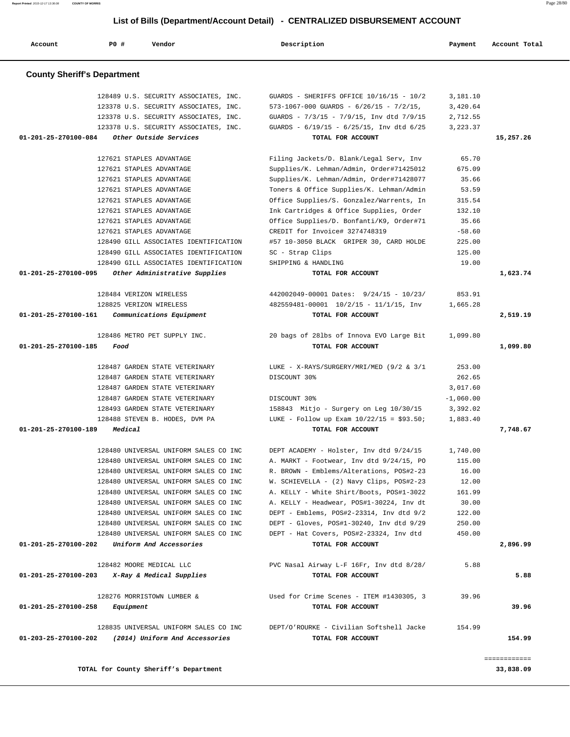## List of Bills (Department/Account Detail) - CENTRALIZED DISBURSEMENT ACCOUNT

| Account | PO # | Vendor | Description | Payment | Account Total |
|---|---|---|---|---|---|

### County Sheriff's Department

| Account | PO # | Vendor | Description | Payment | Account Total |
|---|---|---|---|---|---|
| | 128489 | U.S. SECURITY ASSOCIATES, INC. | GUARDS - SHERIFFS OFFICE 10/16/15 - 10/2 | 3,181.10 | |
| | 123378 | U.S. SECURITY ASSOCIATES, INC. | 573-1067-000 GUARDS - 6/26/15 - 7/2/15, | 3,420.64 | |
| | 123378 | U.S. SECURITY ASSOCIATES, INC. | GUARDS - 7/3/15 - 7/9/15, Inv dtd 7/9/15 | 2,712.55 | |
| | 123378 | U.S. SECURITY ASSOCIATES, INC. | GUARDS - 6/19/15 - 6/25/15, Inv dtd 6/25 | 3,223.37 | |
| 01-201-25-270100-084 | | *Other Outside Services* | TOTAL FOR ACCOUNT | | 15,257.26 |
| | 127621 | STAPLES ADVANTAGE | Filing Jackets/D. Blank/Legal Serv, Inv | 65.70 | |
| | 127621 | STAPLES ADVANTAGE | Supplies/K. Lehman/Admin, Order#71425012 | 675.09 | |
| | 127621 | STAPLES ADVANTAGE | Supplies/K. Lehman/Admin, Order#71428077 | 35.66 | |
| | 127621 | STAPLES ADVANTAGE | Toners & Office Supplies/K. Lehman/Admin | 53.59 | |
| | 127621 | STAPLES ADVANTAGE | Office Supplies/S. Gonzalez/Warrents, In | 315.54 | |
| | 127621 | STAPLES ADVANTAGE | Ink Cartridges & Office Supplies, Order | 132.10 | |
| | 127621 | STAPLES ADVANTAGE | Office Supplies/D. Bonfanti/K9, Order#71 | 35.66 | |
| | 127621 | STAPLES ADVANTAGE | CREDIT for Invoice# 3274748319 | -58.60 | |
| | 128490 | GILL ASSOCIATES IDENTIFICATION | #57 10-3050 BLACK GRIPER 30, CARD HOLDE | 225.00 | |
| | 128490 | GILL ASSOCIATES IDENTIFICATION | SC - Strap Clips | 125.00 | |
| | 128490 | GILL ASSOCIATES IDENTIFICATION | SHIPPING & HANDLING | 19.00 | |
| 01-201-25-270100-095 | | *Other Administrative Supplies* | TOTAL FOR ACCOUNT | | 1,623.74 |
| | 128484 | VERIZON WIRELESS | 442002049-00001 Dates: 9/24/15 - 10/23/ | 853.91 | |
| | 128825 | VERIZON WIRELESS | 482559481-00001 10/2/15 - 11/1/15, Inv | 1,665.28 | |
| 01-201-25-270100-161 | | *Communications Equipment* | TOTAL FOR ACCOUNT | | 2,519.19 |
| | 128486 | METRO PET SUPPLY INC. | 20 bags of 28lbs of Innova EVO Large Bit | 1,099.80 | |
| 01-201-25-270100-185 | | *Food* | TOTAL FOR ACCOUNT | | 1,099.80 |
| | 128487 | GARDEN STATE VETERINARY | LUKE - X-RAYS/SURGERY/MRI/MED (9/2 & 3/1 | 253.00 | |
| | 128487 | GARDEN STATE VETERINARY | DISCOUNT 30% | 262.65 | |
| | 128487 | GARDEN STATE VETERINARY | | 3,017.60 | |
| | 128487 | GARDEN STATE VETERINARY | DISCOUNT 30% | -1,060.00 | |
| | 128493 | GARDEN STATE VETERINARY | 158843 Mitjo - Surgery on Leg 10/30/15 | 3,392.02 | |
| | 128488 | STEVEN B. HODES, DVM PA | LUKE - Follow up Exam 10/22/15 = $93.50; | 1,883.40 | |
| 01-201-25-270100-189 | | *Medical* | TOTAL FOR ACCOUNT | | 7,748.67 |
| | 128480 | UNIVERSAL UNIFORM SALES CO INC | DEPT ACADEMY - Holster, Inv dtd 9/24/15 | 1,740.00 | |
| | 128480 | UNIVERSAL UNIFORM SALES CO INC | A. MARKT - Footwear, Inv dtd 9/24/15, PO | 115.00 | |
| | 128480 | UNIVERSAL UNIFORM SALES CO INC | R. BROWN - Emblems/Alterations, POS#2-23 | 16.00 | |
| | 128480 | UNIVERSAL UNIFORM SALES CO INC | W. SCHIEVELLA - (2) Navy Clips, POS#2-23 | 12.00 | |
| | 128480 | UNIVERSAL UNIFORM SALES CO INC | A. KELLY - White Shirt/Boots, POS#1-3022 | 161.99 | |
| | 128480 | UNIVERSAL UNIFORM SALES CO INC | A. KELLY - Headwear, POS#1-30224, Inv dt | 30.00 | |
| | 128480 | UNIVERSAL UNIFORM SALES CO INC | DEPT - Emblems, POS#2-23314, Inv dtd 9/2 | 122.00 | |
| | 128480 | UNIVERSAL UNIFORM SALES CO INC | DEPT - Gloves, POS#1-30240, Inv dtd 9/29 | 250.00 | |
| | 128480 | UNIVERSAL UNIFORM SALES CO INC | DEPT - Hat Covers, POS#2-23324, Inv dtd | 450.00 | |
| 01-201-25-270100-202 | | *Uniform And Accessories* | TOTAL FOR ACCOUNT | | 2,896.99 |
| | 128482 | MOORE MEDICAL LLC | PVC Nasal Airway L-F 16Fr, Inv dtd 8/28/ | 5.88 | |
| 01-201-25-270100-203 | | *X-Ray & Medical Supplies* | TOTAL FOR ACCOUNT | | 5.88 |
| | 128276 | MORRISTOWN LUMBER & | Used for Crime Scenes - ITEM #1430305, 3 | 39.96 | |
| 01-201-25-270100-258 | | *Equipment* | TOTAL FOR ACCOUNT | | 39.96 |
| | 128835 | UNIVERSAL UNIFORM SALES CO INC | DEPT/O'ROURKE - Civilian Softshell Jacke | 154.99 | |
| 01-203-25-270100-202 | | *(2014) Uniform And Accessories* | TOTAL FOR ACCOUNT | | 154.99 |
| | | | | | ============ |
| | | TOTAL for County Sheriff's Department | | | 33,838.09 |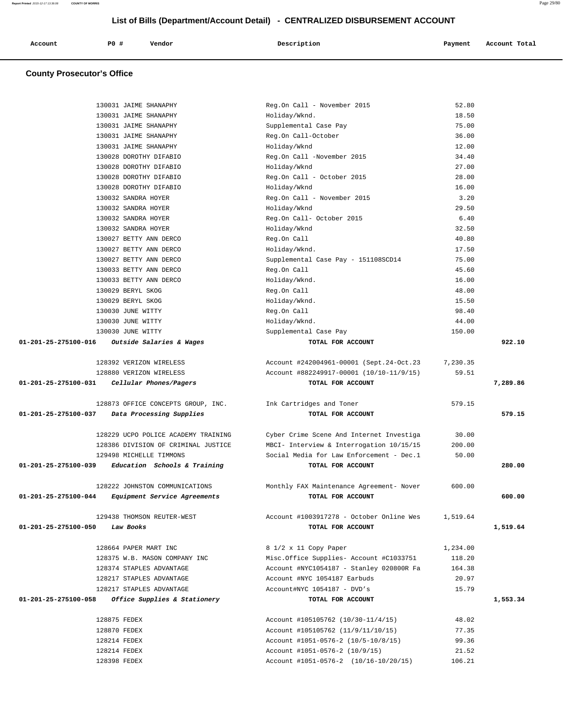## List of Bills (Department/Account Detail) - CENTRALIZED DISBURSEMENT ACCOUNT

| Account | PO # | Vendor | Description | Payment | Account Total |
|---|---|---|---|---|---|

### County Prosecutor's Office

| Account | PO # | Vendor | Description | Payment | Account Total |
|---|---|---|---|---|---|
| | 130031 | JAIME SHANAPHY | Reg.On Call - November 2015 | 52.80 | |
| | 130031 | JAIME SHANAPHY | Holiday/Wknd. | 18.50 | |
| | 130031 | JAIME SHANAPHY | Supplemental Case Pay | 75.00 | |
| | 130031 | JAIME SHANAPHY | Reg.On Call-October | 36.00 | |
| | 130031 | JAIME SHANAPHY | Holiday/Wknd | 12.00 | |
| | 130028 | DOROTHY DIFABIO | Reg.On Call -November 2015 | 34.40 | |
| | 130028 | DOROTHY DIFABIO | Holiday/Wknd | 27.00 | |
| | 130028 | DOROTHY DIFABIO | Reg.On Call - October 2015 | 28.00 | |
| | 130028 | DOROTHY DIFABIO | Holiday/Wknd | 16.00 | |
| | 130032 | SANDRA HOYER | Reg.On Call - November 2015 | 3.20 | |
| | 130032 | SANDRA HOYER | Holiday/Wknd | 29.50 | |
| | 130032 | SANDRA HOYER | Reg.On Call- October 2015 | 6.40 | |
| | 130032 | SANDRA HOYER | Holiday/Wknd | 32.50 | |
| | 130027 | BETTY ANN DERCO | Reg.On Call | 40.80 | |
| | 130027 | BETTY ANN DERCO | Holiday/Wknd. | 17.50 | |
| | 130027 | BETTY ANN DERCO | Supplemental Case Pay - 151108SCD14 | 75.00 | |
| | 130033 | BETTY ANN DERCO | Reg.On Call | 45.60 | |
| | 130033 | BETTY ANN DERCO | Holiday/Wknd. | 16.00 | |
| | 130029 | BERYL SKOG | Reg.On Call | 48.00 | |
| | 130029 | BERYL SKOG | Holiday/Wknd. | 15.50 | |
| | 130030 | JUNE WITTY | Reg.On Call | 98.40 | |
| | 130030 | JUNE WITTY | Holiday/Wknd. | 44.00 | |
| | 130030 | JUNE WITTY | Supplemental Case Pay | 150.00 | |
| **01-201-25-275100-016** | | ***Outside Salaries & Wages*** | **TOTAL FOR ACCOUNT** | | **922.10** |
| | 128392 | VERIZON WIRELESS | Account #242004961-00001 (Sept.24-Oct.23 | 7,230.35 | |
| | 128880 | VERIZON WIRELESS | Account #882249917-00001 (10/10-11/9/15) | 59.51 | |
| **01-201-25-275100-031** | | ***Cellular Phones/Pagers*** | **TOTAL FOR ACCOUNT** | | **7,289.86** |
| | 128873 | OFFICE CONCEPTS GROUP, INC. | Ink Cartridges and Toner | 579.15 | |
| **01-201-25-275100-037** | | ***Data Processing Supplies*** | **TOTAL FOR ACCOUNT** | | **579.15** |
| | 128229 | UCPO POLICE ACADEMY TRAINING | Cyber Crime Scene And Internet Investiga | 30.00 | |
| | 128386 | DIVISION OF CRIMINAL JUSTICE | MBCI- Interview & Interrogation 10/15/15 | 200.00 | |
| | 129498 | MICHELLE TIMMONS | Social Media for Law Enforcement - Dec.1 | 50.00 | |
| **01-201-25-275100-039** | | ***Education Schools & Training*** | **TOTAL FOR ACCOUNT** | | **280.00** |
| | 128222 | JOHNSTON COMMUNICATIONS | Monthly FAX Maintenance Agreement- Nover | 600.00 | |
| **01-201-25-275100-044** | | ***Equipment Service Agreements*** | **TOTAL FOR ACCOUNT** | | **600.00** |
| | 129438 | THOMSON REUTER-WEST | Account #1003917278 - October Online Wes | 1,519.64 | |
| **01-201-25-275100-050** | | ***Law Books*** | **TOTAL FOR ACCOUNT** | | **1,519.64** |
| | 128664 | PAPER MART INC | 8 1/2 x 11 Copy Paper | 1,234.00 | |
| | 128375 | W.B. MASON COMPANY INC | Misc.Office Supplies- Account #C1033751 | 118.20 | |
| | 128374 | STAPLES ADVANTAGE | Account #NYC1054187 - Stanley 020800R Fa | 164.38 | |
| | 128217 | STAPLES ADVANTAGE | Account #NYC 1054187 Earbuds | 20.97 | |
| | 128217 | STAPLES ADVANTAGE | Account#NYC 1054187 - DVD's | 15.79 | |
| **01-201-25-275100-058** | | ***Office Supplies & Stationery*** | **TOTAL FOR ACCOUNT** | | **1,553.34** |
| | 128875 | FEDEX | Account #105105762 (10/30-11/4/15) | 48.02 | |
| | 128870 | FEDEX | Account #105105762 (11/9/11/10/15) | 77.35 | |
| | 128214 | FEDEX | Account #1051-0576-2 (10/5-10/8/15) | 99.36 | |
| | 128214 | FEDEX | Account #1051-0576-2 (10/9/15) | 21.52 | |
| | 128398 | FEDEX | Account #1051-0576-2 (10/16-10/20/15) | 106.21 | |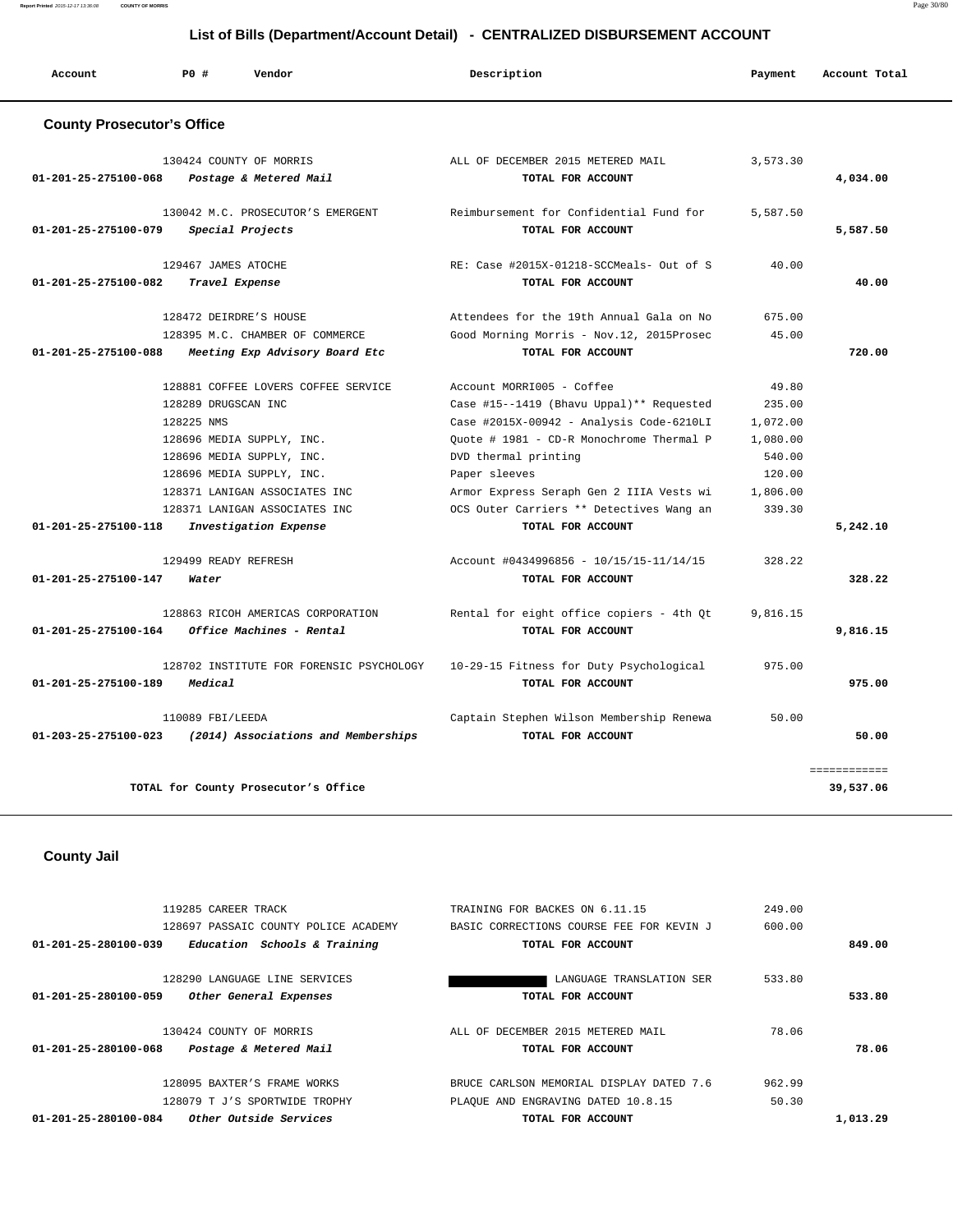## List of Bills (Department/Account Detail) - CENTRALIZED DISBURSEMENT ACCOUNT

| Account | PO # | Vendor | Description | Payment | Account Total |
|---|---|---|---|---|---|

### County Prosecutor's Office

| Account | PO # | Vendor | Description | Payment | Account Total |
|---|---|---|---|---|---|
| | 130424 | COUNTY OF MORRIS | ALL OF DECEMBER 2015 METERED MAIL | 3,573.30 | |
| 01-201-25-275100-068 | | *Postage & Metered Mail* | TOTAL FOR ACCOUNT | | 4,034.00 |
| | 130042 | M.C. PROSECUTOR'S EMERGENT | Reimbursement for Confidential Fund for | 5,587.50 | |
| 01-201-25-275100-079 | | *Special Projects* | TOTAL FOR ACCOUNT | | 5,587.50 |
| | 129467 | JAMES ATOCHE | RE: Case #2015X-01218-SCCMeals- Out of S | 40.00 | |
| 01-201-25-275100-082 | | *Travel Expense* | TOTAL FOR ACCOUNT | | 40.00 |
| | 128472 | DEIRDRE'S HOUSE | Attendees for the 19th Annual Gala on No | 675.00 | |
| | 128395 | M.C. CHAMBER OF COMMERCE | Good Morning Morris - Nov.12, 2015Prosec | 45.00 | |
| 01-201-25-275100-088 | | *Meeting Exp Advisory Board Etc* | TOTAL FOR ACCOUNT | | 720.00 |
| | 128881 | COFFEE LOVERS COFFEE SERVICE | Account MORRI005 - Coffee | 49.80 | |
| | 128289 | DRUGSCAN INC | Case #15--1419 (Bhavu Uppal)** Requested | 235.00 | |
| | 128225 | NMS | Case #2015X-00942 - Analysis Code-6210LI | 1,072.00 | |
| | 128696 | MEDIA SUPPLY, INC. | Quote # 1981 - CD-R Monochrome Thermal P | 1,080.00 | |
| | 128696 | MEDIA SUPPLY, INC. | DVD thermal printing | 540.00 | |
| | 128696 | MEDIA SUPPLY, INC. | Paper sleeves | 120.00 | |
| | 128371 | LANIGAN ASSOCIATES INC | Armor Express Seraph Gen 2 IIIA Vests wi | 1,806.00 | |
| | 128371 | LANIGAN ASSOCIATES INC | OCS Outer Carriers ** Detectives Wang an | 339.30 | |
| 01-201-25-275100-118 | | *Investigation Expense* | TOTAL FOR ACCOUNT | | 5,242.10 |
| | 129499 | READY REFRESH | Account #0434996856 - 10/15/15-11/14/15 | 328.22 | |
| 01-201-25-275100-147 | | *Water* | TOTAL FOR ACCOUNT | | 328.22 |
| | 128863 | RICOH AMERICAS CORPORATION | Rental for eight office copiers - 4th Qt | 9,816.15 | |
| 01-201-25-275100-164 | | *Office Machines - Rental* | TOTAL FOR ACCOUNT | | 9,816.15 |
| | 128702 | INSTITUTE FOR FORENSIC PSYCHOLOGY | 10-29-15 Fitness for Duty Psychological | 975.00 | |
| 01-201-25-275100-189 | | *Medical* | TOTAL FOR ACCOUNT | | 975.00 |
| | 110089 | FBI/LEEDA | Captain Stephen Wilson Membership Renewa | 50.00 | |
| 01-203-25-275100-023 | | *(2014) Associations and Memberships* | TOTAL FOR ACCOUNT | | 50.00 |
| | | | | | ============ |
| | | TOTAL for County Prosecutor's Office | | | 39,537.06 |

### County Jail

| Account | PO # | Vendor | Description | Payment | Account Total |
|---|---|---|---|---|---|
| | 119285 | CAREER TRACK | TRAINING FOR BACKES ON 6.11.15 | 249.00 | |
| | 128697 | PASSAIC COUNTY POLICE ACADEMY | BASIC CORRECTIONS COURSE FEE FOR KEVIN J | 600.00 | |
| 01-201-25-280100-039 | | *Education Schools & Training* | TOTAL FOR ACCOUNT | | 849.00 |
| | 128290 | LANGUAGE LINE SERVICES | [REDACTED] LANGUAGE TRANSLATION SER | 533.80 | |
| 01-201-25-280100-059 | | *Other General Expenses* | TOTAL FOR ACCOUNT | | 533.80 |
| | 130424 | COUNTY OF MORRIS | ALL OF DECEMBER 2015 METERED MAIL | 78.06 | |
| 01-201-25-280100-068 | | *Postage & Metered Mail* | TOTAL FOR ACCOUNT | | 78.06 |
| | 128095 | BAXTER'S FRAME WORKS | BRUCE CARLSON MEMORIAL DISPLAY DATED 7.6 | 962.99 | |
| | 128079 | T J'S SPORTWIDE TROPHY | PLAQUE AND ENGRAVING DATED 10.8.15 | 50.30 | |
| 01-201-25-280100-084 | | *Other Outside Services* | TOTAL FOR ACCOUNT | | 1,013.29 |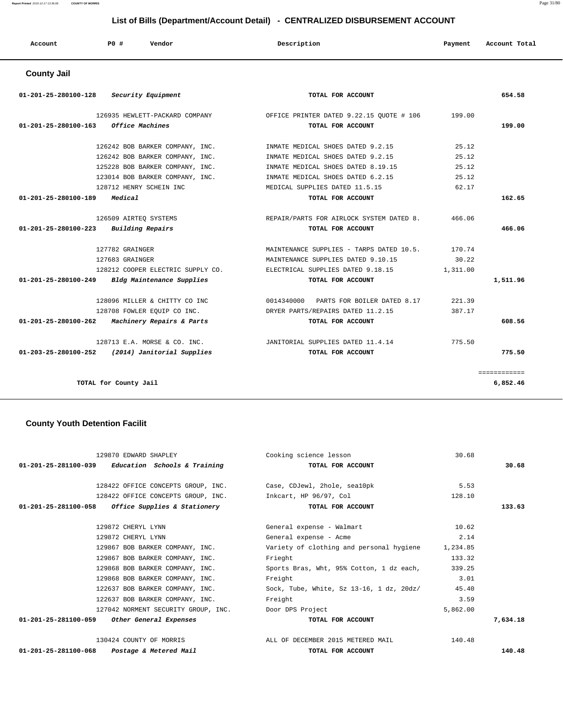## List of Bills (Department/Account Detail) - CENTRALIZED DISBURSEMENT ACCOUNT

| Account | PO # | Vendor | Description | Payment | Account Total |
|---|---|---|---|---|---|

### County Jail

| Account | PO # | Vendor | Description | Payment | Account Total |
|---|---|---|---|---|---|
| 01-201-25-280100-128 *Security Equipment* | | | TOTAL FOR ACCOUNT | | 654.58 |
| | 126935 | HEWLETT-PACKARD COMPANY | OFFICE PRINTER DATED 9.22.15 QUOTE # 106 | 199.00 | |
| 01-201-25-280100-163 *Office Machines* | | | TOTAL FOR ACCOUNT | | 199.00 |
| | 126242 | BOB BARKER COMPANY, INC. | INMATE MEDICAL SHOES DATED 9.2.15 | 25.12 | |
| | 126242 | BOB BARKER COMPANY, INC. | INMATE MEDICAL SHOES DATED 9.2.15 | 25.12 | |
| | 125228 | BOB BARKER COMPANY, INC. | INMATE MEDICAL SHOES DATED 8.19.15 | 25.12 | |
| | 123014 | BOB BARKER COMPANY, INC. | INMATE MEDICAL SHOES DATED 6.2.15 | 25.12 | |
| | 128712 | HENRY SCHEIN INC | MEDICAL SUPPLIES DATED 11.5.15 | 62.17 | |
| 01-201-25-280100-189 *Medical* | | | TOTAL FOR ACCOUNT | | 162.65 |
| | 126509 | AIRTEQ SYSTEMS | REPAIR/PARTS FOR AIRLOCK SYSTEM DATED 8. | 466.06 | |
| 01-201-25-280100-223 *Building Repairs* | | | TOTAL FOR ACCOUNT | | 466.06 |
| | 127782 | GRAINGER | MAINTENANCE SUPPLIES - TARPS DATED 10.5. | 170.74 | |
| | 127683 | GRAINGER | MAINTENANCE SUPPLIES DATED 9.10.15 | 30.22 | |
| | 128212 | COOPER ELECTRIC SUPPLY CO. | ELECTRICAL SUPPLIES DATED 9.18.15 | 1,311.00 | |
| 01-201-25-280100-249 *Bldg Maintenance Supplies* | | | TOTAL FOR ACCOUNT | | 1,511.96 |
| | 128096 | MILLER & CHITTY CO INC | 0014340000 PARTS FOR BOILER DATED 8.17 | 221.39 | |
| | 128708 | FOWLER EQUIP CO INC. | DRYER PARTS/REPAIRS DATED 11.2.15 | 387.17 | |
| 01-201-25-280100-262 *Machinery Repairs & Parts* | | | TOTAL FOR ACCOUNT | | 608.56 |
| | 128713 | E.A. MORSE & CO. INC. | JANITORIAL SUPPLIES DATED 11.4.14 | 775.50 | |
| 01-203-25-280100-252 *(2014) Janitorial Supplies* | | | TOTAL FOR ACCOUNT | | 775.50 |
| | | | | | ============ |
| TOTAL for County Jail | | | | | 6,852.46 |

### County Youth Detention Facilit

| Account | PO # | Vendor | Description | Payment | Account Total |
|---|---|---|---|---|---|
| | 129870 | EDWARD SHAPLEY | Cooking science lesson | 30.68 | |
| 01-201-25-281100-039 *Education Schools & Training* | | | TOTAL FOR ACCOUNT | | 30.68 |
| | 128422 | OFFICE CONCEPTS GROUP, INC. | Case, CDJewl, 2hole, sea10pk | 5.53 | |
| | 128422 | OFFICE CONCEPTS GROUP, INC. | Inkcart, HP 96/97, Col | 128.10 | |
| 01-201-25-281100-058 *Office Supplies & Stationery* | | | TOTAL FOR ACCOUNT | | 133.63 |
| | 129872 | CHERYL LYNN | General expense - Walmart | 10.62 | |
| | 129872 | CHERYL LYNN | General expense - Acme | 2.14 | |
| | 129867 | BOB BARKER COMPANY, INC. | Variety of clothing and personal hygiene | 1,234.85 | |
| | 129867 | BOB BARKER COMPANY, INC. | Frieght | 133.32 | |
| | 129868 | BOB BARKER COMPANY, INC. | Sports Bras, Wht, 95% Cotton, 1 dz each, | 339.25 | |
| | 129868 | BOB BARKER COMPANY, INC. | Freight | 3.01 | |
| | 122637 | BOB BARKER COMPANY, INC. | Sock, Tube, White, Sz 13-16, 1 dz, 20dz/ | 45.40 | |
| | 122637 | BOB BARKER COMPANY, INC. | Freight | 3.59 | |
| | 127042 | NORMENT SECURITY GROUP, INC. | Door DPS Project | 5,862.00 | |
| 01-201-25-281100-059 *Other General Expenses* | | | TOTAL FOR ACCOUNT | | 7,634.18 |
| | 130424 | COUNTY OF MORRIS | ALL OF DECEMBER 2015 METERED MAIL | 140.48 | |
| 01-201-25-281100-068 *Postage & Metered Mail* | | | TOTAL FOR ACCOUNT | | 140.48 |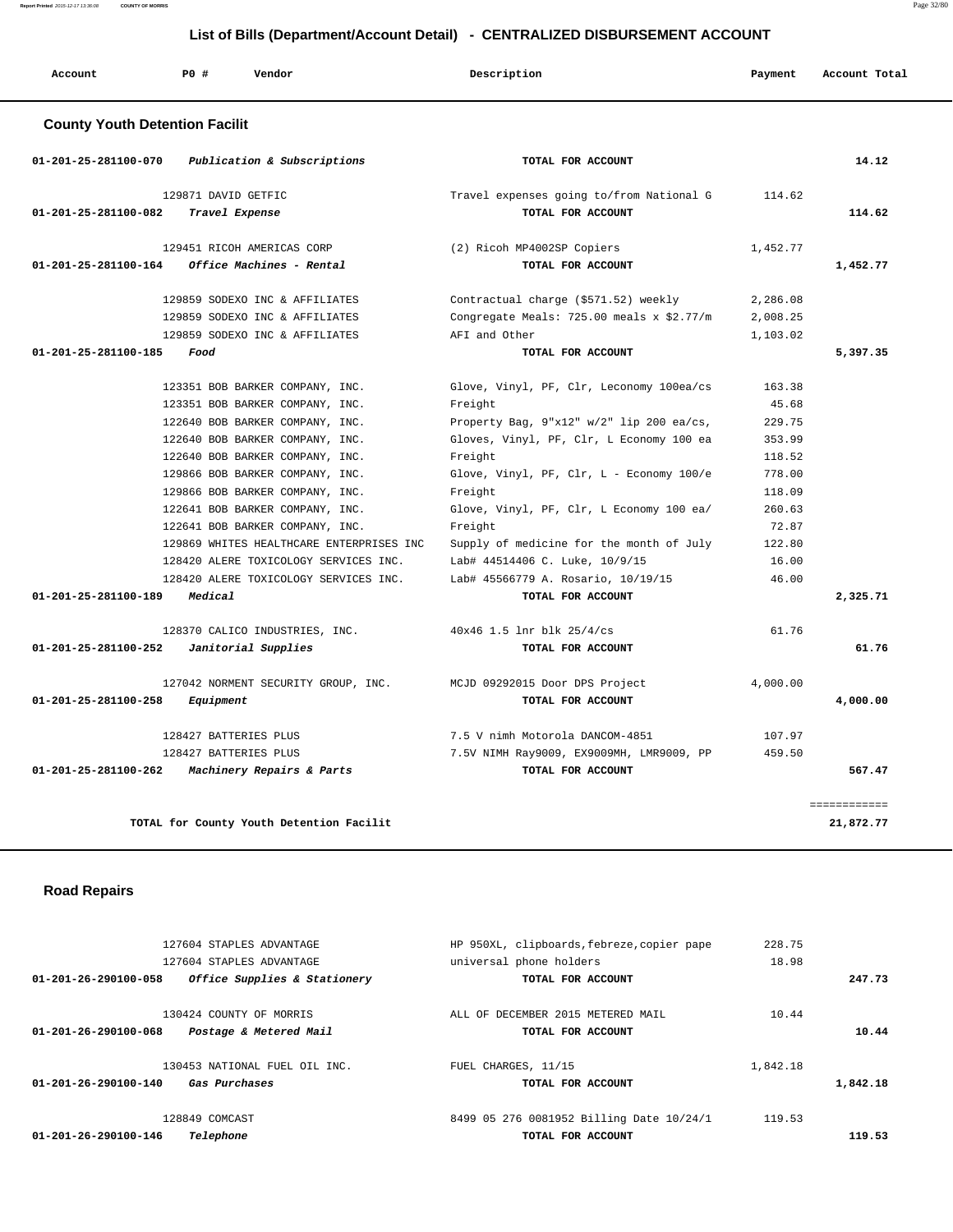## List of Bills (Department/Account Detail) - CENTRALIZED DISBURSEMENT ACCOUNT

| Account | PO # | Vendor | Description | Payment | Account Total |
|---|---|---|---|---|---|

### County Youth Detention Facilit

| Account | PO # | Vendor | Description | Payment | Account Total |
|---|---|---|---|---|---|
| 01-201-25-281100-070 | | *Publication & Subscriptions* | TOTAL FOR ACCOUNT | | 14.12 |
| | 129871 | DAVID GETFIC | Travel expenses going to/from National G | 114.62 | |
| 01-201-25-281100-082 | | *Travel Expense* | TOTAL FOR ACCOUNT | | 114.62 |
| | 129451 | RICOH AMERICAS CORP | (2) Ricoh MP4002SP Copiers | 1,452.77 | |
| 01-201-25-281100-164 | | *Office Machines - Rental* | TOTAL FOR ACCOUNT | | 1,452.77 |
| | 129859 | SODEXO INC & AFFILIATES | Contractual charge ($571.52) weekly | 2,286.08 | |
| | 129859 | SODEXO INC & AFFILIATES | Congregate Meals: 725.00 meals x $2.77/m | 2,008.25 | |
| | 129859 | SODEXO INC & AFFILIATES | AFI and Other | 1,103.02 | |
| 01-201-25-281100-185 | | *Food* | TOTAL FOR ACCOUNT | | 5,397.35 |
| | 123351 | BOB BARKER COMPANY, INC. | Glove, Vinyl, PF, Clr, Leconomy 100ea/cs | 163.38 | |
| | 123351 | BOB BARKER COMPANY, INC. | Freight | 45.68 | |
| | 122640 | BOB BARKER COMPANY, INC. | Property Bag, 9"x12" w/2" lip 200 ea/cs, | 229.75 | |
| | 122640 | BOB BARKER COMPANY, INC. | Gloves, Vinyl, PF, Clr, L Economy 100 ea | 353.99 | |
| | 122640 | BOB BARKER COMPANY, INC. | Freight | 118.52 | |
| | 129866 | BOB BARKER COMPANY, INC. | Glove, Vinyl, PF, Clr, L - Economy 100/e | 778.00 | |
| | 129866 | BOB BARKER COMPANY, INC. | Freight | 118.09 | |
| | 122641 | BOB BARKER COMPANY, INC. | Glove, Vinyl, PF, Clr, L Economy 100 ea/ | 260.63 | |
| | 122641 | BOB BARKER COMPANY, INC. | Freight | 72.87 | |
| | 129869 | WHITES HEALTHCARE ENTERPRISES INC | Supply of medicine for the month of July | 122.80 | |
| | 128420 | ALERE TOXICOLOGY SERVICES INC. | Lab# 44514406 C. Luke, 10/9/15 | 16.00 | |
| | 128420 | ALERE TOXICOLOGY SERVICES INC. | Lab# 45566779 A. Rosario, 10/19/15 | 46.00 | |
| 01-201-25-281100-189 | | *Medical* | TOTAL FOR ACCOUNT | | 2,325.71 |
| | 128370 | CALICO INDUSTRIES, INC. | 40x46 1.5 lnr blk 25/4/cs | 61.76 | |
| 01-201-25-281100-252 | | *Janitorial Supplies* | TOTAL FOR ACCOUNT | | 61.76 |
| | 127042 | NORMENT SECURITY GROUP, INC. | MCJD 09292015 Door DPS Project | 4,000.00 | |
| 01-201-25-281100-258 | | *Equipment* | TOTAL FOR ACCOUNT | | 4,000.00 |
| | 128427 | BATTERIES PLUS | 7.5 V nimh Motorola DANCOM-4851 | 107.97 | |
| | 128427 | BATTERIES PLUS | 7.5V NIMH Ray9009, EX9009MH, LMR9009, PP | 459.50 | |
| 01-201-25-281100-262 | | *Machinery Repairs & Parts* | TOTAL FOR ACCOUNT | | 567.47 |
| | | | | | ============ |
| | | TOTAL for County Youth Detention Facilit | | | 21,872.77 |

### Road Repairs

| Account | PO # | Vendor | Description | Payment | Account Total |
|---|---|---|---|---|---|
| | 127604 | STAPLES ADVANTAGE | HP 950XL, clipboards,febreze,copier pape | 228.75 | |
| | 127604 | STAPLES ADVANTAGE | universal phone holders | 18.98 | |
| 01-201-26-290100-058 | | *Office Supplies & Stationery* | TOTAL FOR ACCOUNT | | 247.73 |
| | 130424 | COUNTY OF MORRIS | ALL OF DECEMBER 2015 METERED MAIL | 10.44 | |
| 01-201-26-290100-068 | | *Postage & Metered Mail* | TOTAL FOR ACCOUNT | | 10.44 |
| | 130453 | NATIONAL FUEL OIL INC. | FUEL CHARGES, 11/15 | 1,842.18 | |
| 01-201-26-290100-140 | | *Gas Purchases* | TOTAL FOR ACCOUNT | | 1,842.18 |
| | 128849 | COMCAST | 8499 05 276 0081952 Billing Date 10/24/1 | 119.53 | |
| 01-201-26-290100-146 | | *Telephone* | TOTAL FOR ACCOUNT | | 119.53 |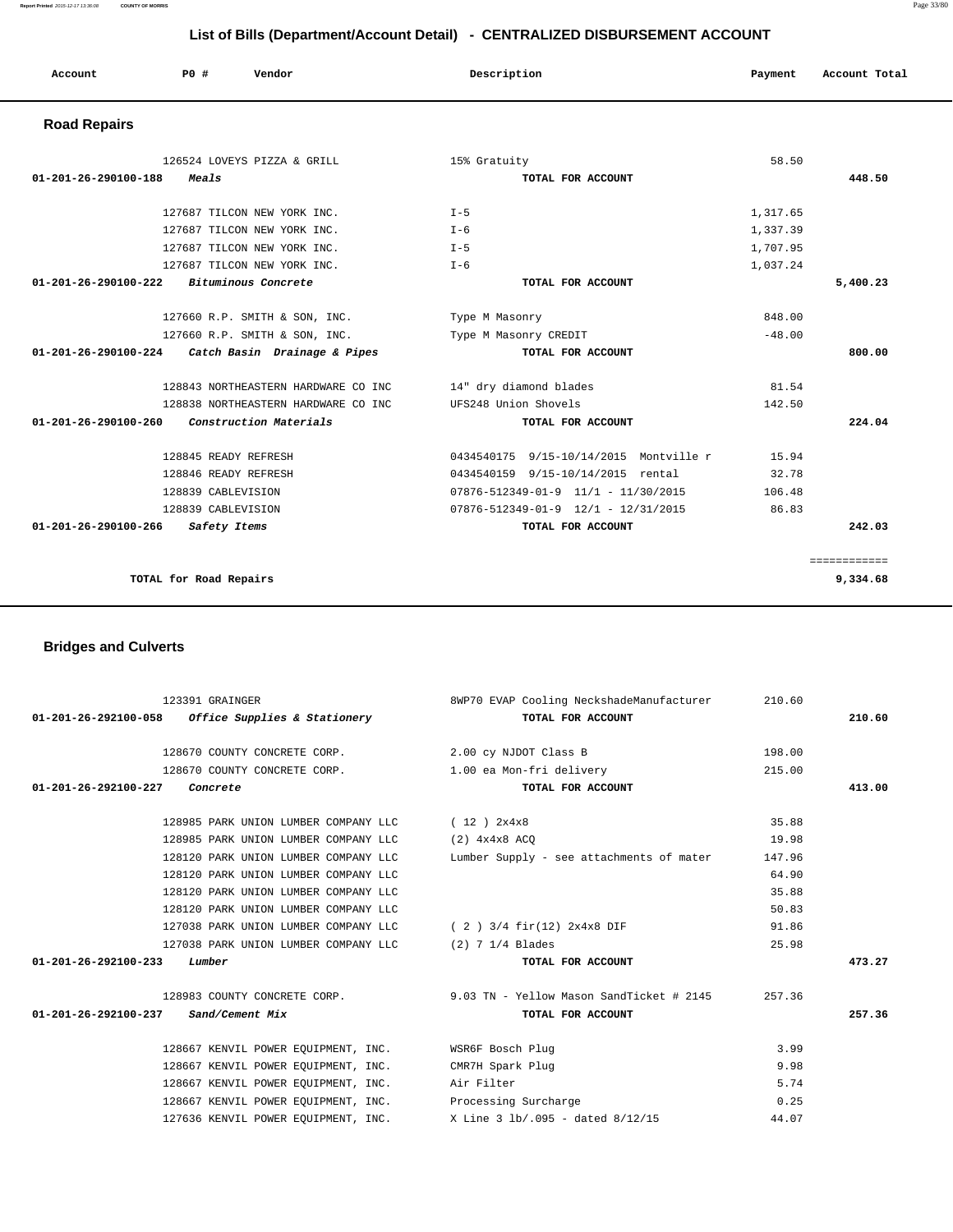## List of Bills (Department/Account Detail) - CENTRALIZED DISBURSEMENT ACCOUNT

### Road Repairs

| Account | PO # | Vendor | Description | Payment | Account Total |
|---|---|---|---|---|---|
| | 126524 | LOVEYS PIZZA & GRILL | 15% Gratuity | 58.50 | |
| **01-201-26-290100-188** | | ***Meals*** | **TOTAL FOR ACCOUNT** | | **448.50** |
| | 127687 | TILCON NEW YORK INC. | I-5 | 1,317.65 | |
| | 127687 | TILCON NEW YORK INC. | I-6 | 1,337.39 | |
| | 127687 | TILCON NEW YORK INC. | I-5 | 1,707.95 | |
| | 127687 | TILCON NEW YORK INC. | I-6 | 1,037.24 | |
| **01-201-26-290100-222** | | ***Bituminous Concrete*** | **TOTAL FOR ACCOUNT** | | **5,400.23** |
| | 127660 | R.P. SMITH & SON, INC. | Type M Masonry | 848.00 | |
| | 127660 | R.P. SMITH & SON, INC. | Type M Masonry CREDIT | -48.00 | |
| **01-201-26-290100-224** | | ***Catch Basin Drainage & Pipes*** | **TOTAL FOR ACCOUNT** | | **800.00** |
| | 128843 | NORTHEASTERN HARDWARE CO INC | 14" dry diamond blades | 81.54 | |
| | 128838 | NORTHEASTERN HARDWARE CO INC | UFS248 Union Shovels | 142.50 | |
| **01-201-26-290100-260** | | ***Construction Materials*** | **TOTAL FOR ACCOUNT** | | **224.04** |
| | 128845 | READY REFRESH | 0434540175 9/15-10/14/2015 Montville r | 15.94 | |
| | 128846 | READY REFRESH | 0434540159 9/15-10/14/2015 rental | 32.78 | |
| | 128839 | CABLEVISION | 07876-512349-01-9 11/1 - 11/30/2015 | 106.48 | |
| | 128839 | CABLEVISION | 07876-512349-01-9 12/1 - 12/31/2015 | 86.83 | |
| **01-201-26-290100-266** | | ***Safety Items*** | **TOTAL FOR ACCOUNT** | | **242.03** |
| | | | | | ============ |
| | | **TOTAL for Road Repairs** | | | **9,334.68** |

### Bridges and Culverts

| Account | PO # | Vendor | Description | Payment | Account Total |
|---|---|---|---|---|---|
| | 123391 | GRAINGER | 8WP70 EVAP Cooling NeckshadeManufacturer | 210.60 | |
| **01-201-26-292100-058** | | ***Office Supplies & Stationery*** | **TOTAL FOR ACCOUNT** | | **210.60** |
| | 128670 | COUNTY CONCRETE CORP. | 2.00 cy NJDOT Class B | 198.00 | |
| | 128670 | COUNTY CONCRETE CORP. | 1.00 ea Mon-fri delivery | 215.00 | |
| **01-201-26-292100-227** | | ***Concrete*** | **TOTAL FOR ACCOUNT** | | **413.00** |
| | 128985 | PARK UNION LUMBER COMPANY LLC | ( 12 ) 2x4x8 | 35.88 | |
| | 128985 | PARK UNION LUMBER COMPANY LLC | (2) 4x4x8 ACQ | 19.98 | |
| | 128120 | PARK UNION LUMBER COMPANY LLC | Lumber Supply - see attachments of mater | 147.96 | |
| | 128120 | PARK UNION LUMBER COMPANY LLC | | 64.90 | |
| | 128120 | PARK UNION LUMBER COMPANY LLC | | 35.88 | |
| | 128120 | PARK UNION LUMBER COMPANY LLC | | 50.83 | |
| | 127038 | PARK UNION LUMBER COMPANY LLC | ( 2 ) 3/4 fir(12) 2x4x8 DIF | 91.86 | |
| | 127038 | PARK UNION LUMBER COMPANY LLC | (2) 7 1/4 Blades | 25.98 | |
| **01-201-26-292100-233** | | ***Lumber*** | **TOTAL FOR ACCOUNT** | | **473.27** |
| | 128983 | COUNTY CONCRETE CORP. | 9.03 TN - Yellow Mason SandTicket # 2145 | 257.36 | |
| **01-201-26-292100-237** | | ***Sand/Cement Mix*** | **TOTAL FOR ACCOUNT** | | **257.36** |
| | 128667 | KENVIL POWER EQUIPMENT, INC. | WSR6F Bosch Plug | 3.99 | |
| | 128667 | KENVIL POWER EQUIPMENT, INC. | CMR7H Spark Plug | 9.98 | |
| | 128667 | KENVIL POWER EQUIPMENT, INC. | Air Filter | 5.74 | |
| | 128667 | KENVIL POWER EQUIPMENT, INC. | Processing Surcharge | 0.25 | |
| | 127636 | KENVIL POWER EQUIPMENT, INC. | X Line 3 lb/.095 - dated 8/12/15 | 44.07 | |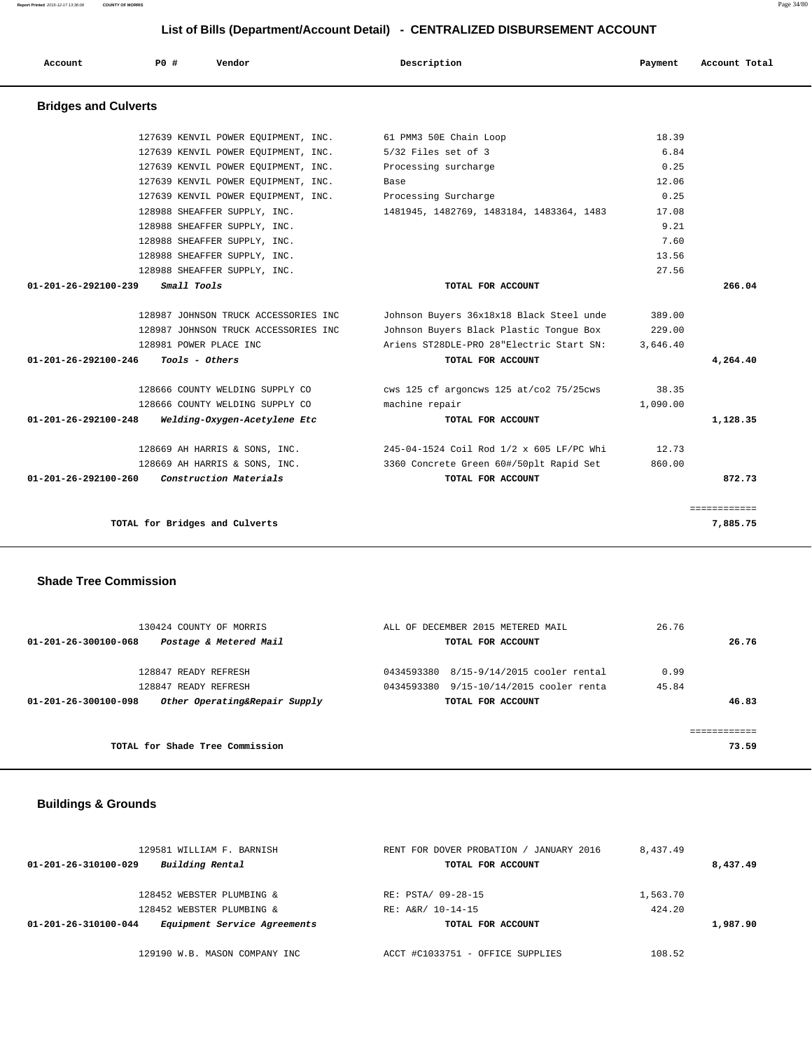## List of Bills (Department/Account Detail) - CENTRALIZED DISBURSEMENT ACCOUNT

| Account | PO # | Vendor | Description | Payment | Account Total |
|---|---|---|---|---|---|

### Bridges and Culverts

| Account | PO # | Vendor | Description | Payment | Account Total |
|---|---|---|---|---|---|
| | 127639 | KENVIL POWER EQUIPMENT, INC. | 61 PMM3 50E Chain Loop | 18.39 | |
| | 127639 | KENVIL POWER EQUIPMENT, INC. | 5/32 Files set of 3 | 6.84 | |
| | 127639 | KENVIL POWER EQUIPMENT, INC. | Processing surcharge | 0.25 | |
| | 127639 | KENVIL POWER EQUIPMENT, INC. | Base | 12.06 | |
| | 127639 | KENVIL POWER EQUIPMENT, INC. | Processing Surcharge | 0.25 | |
| | 128988 | SHEAFFER SUPPLY, INC. | 1481945, 1482769, 1483184, 1483364, 1483 | 17.08 | |
| | 128988 | SHEAFFER SUPPLY, INC. | | 9.21 | |
| | 128988 | SHEAFFER SUPPLY, INC. | | 7.60 | |
| | 128988 | SHEAFFER SUPPLY, INC. | | 13.56 | |
| | 128988 | SHEAFFER SUPPLY, INC. | | 27.56 | |
| **01-201-26-292100-239** | | ***Small Tools*** | **TOTAL FOR ACCOUNT** | | **266.04** |
| | 128987 | JOHNSON TRUCK ACCESSORIES INC | Johnson Buyers 36x18x18 Black Steel unde | 389.00 | |
| | 128987 | JOHNSON TRUCK ACCESSORIES INC | Johnson Buyers Black Plastic Tongue Box | 229.00 | |
| | 128981 | POWER PLACE INC | Ariens ST28DLE-PRO 28"Electric Start SN: | 3,646.40 | |
| **01-201-26-292100-246** | | ***Tools - Others*** | **TOTAL FOR ACCOUNT** | | **4,264.40** |
| | 128666 | COUNTY WELDING SUPPLY CO | cws 125 cf argoncws 125 at/co2 75/25cws | 38.35 | |
| | 128666 | COUNTY WELDING SUPPLY CO | machine repair | 1,090.00 | |
| **01-201-26-292100-248** | | ***Welding-Oxygen-Acetylene Etc*** | **TOTAL FOR ACCOUNT** | | **1,128.35** |
| | 128669 | AH HARRIS & SONS, INC. | 245-04-1524 Coil Rod 1/2 x 605 LF/PC Whi | 12.73 | |
| | 128669 | AH HARRIS & SONS, INC. | 3360 Concrete Green 60#/50plt Rapid Set | 860.00 | |
| **01-201-26-292100-260** | | ***Construction Materials*** | **TOTAL FOR ACCOUNT** | | **872.73** |
| | | | | | ============ |
| | | **TOTAL for Bridges and Culverts** | | | **7,885.75** |

### Shade Tree Commission

| Account | PO # | Vendor | Description | Payment | Account Total |
|---|---|---|---|---|---|
| | 130424 | COUNTY OF MORRIS | ALL OF DECEMBER 2015 METERED MAIL | 26.76 | |
| **01-201-26-300100-068** | | ***Postage & Metered Mail*** | **TOTAL FOR ACCOUNT** | | **26.76** |
| | 128847 | READY REFRESH | 0434593380 8/15-9/14/2015 cooler rental | 0.99 | |
| | 128847 | READY REFRESH | 0434593380 9/15-10/14/2015 cooler renta | 45.84 | |
| **01-201-26-300100-098** | | ***Other Operating&Repair Supply*** | **TOTAL FOR ACCOUNT** | | **46.83** |
| | | | | | ============ |
| | | **TOTAL for Shade Tree Commission** | | | **73.59** |

### Buildings & Grounds

| Account | PO # | Vendor | Description | Payment | Account Total |
|---|---|---|---|---|---|
| | 129581 | WILLIAM F. BARNISH | RENT FOR DOVER PROBATION / JANUARY 2016 | 8,437.49 | |
| **01-201-26-310100-029** | | ***Building Rental*** | **TOTAL FOR ACCOUNT** | | **8,437.49** |
| | 128452 | WEBSTER PLUMBING & | RE: PSTA/ 09-28-15 | 1,563.70 | |
| | 128452 | WEBSTER PLUMBING & | RE: A&R/ 10-14-15 | 424.20 | |
| **01-201-26-310100-044** | | ***Equipment Service Agreements*** | **TOTAL FOR ACCOUNT** | | **1,987.90** |
| | 129190 | W.B. MASON COMPANY INC | ACCT #C1033751 - OFFICE SUPPLIES | 108.52 | |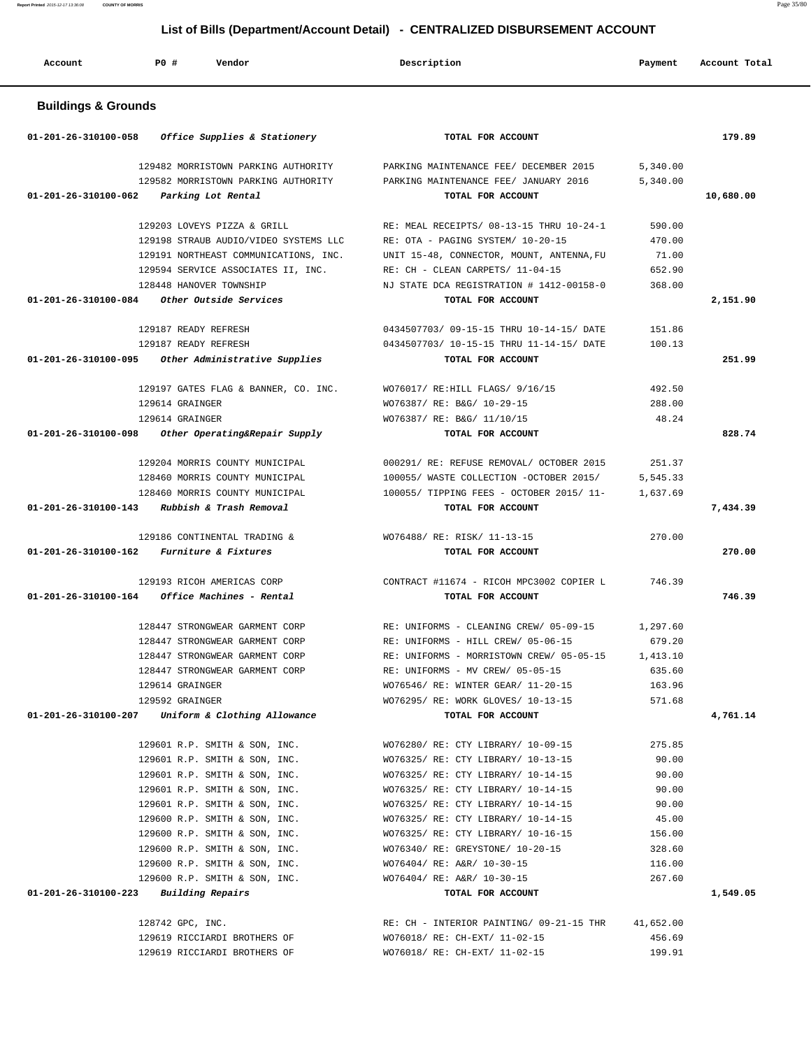## List of Bills (Department/Account Detail) - CENTRALIZED DISBURSEMENT ACCOUNT

| Account | PO # | Vendor | Description | Payment | Account Total |
|---|---|---|---|---|---|

### Buildings & Grounds

| Account | PO # | Vendor | Description | Payment | Account Total |
|---|---|---|---|---|---|
| 01-201-26-310100-058 *Office Supplies & Stationery* | | | TOTAL FOR ACCOUNT | | 179.89 |
| | 129482 | MORRISTOWN PARKING AUTHORITY | PARKING MAINTENANCE FEE/ DECEMBER 2015 | 5,340.00 | |
| | 129582 | MORRISTOWN PARKING AUTHORITY | PARKING MAINTENANCE FEE/ JANUARY 2016 | 5,340.00 | |
| 01-201-26-310100-062 *Parking Lot Rental* | | | TOTAL FOR ACCOUNT | | 10,680.00 |
| | 129203 | LOVEYS PIZZA & GRILL | RE: MEAL RECEIPTS/ 08-13-15 THRU 10-24-1 | 590.00 | |
| | 129198 | STRAUB AUDIO/VIDEO SYSTEMS LLC | RE: OTA - PAGING SYSTEM/ 10-20-15 | 470.00 | |
| | 129191 | NORTHEAST COMMUNICATIONS, INC. | UNIT 15-48, CONNECTOR, MOUNT, ANTENNA,FU | 71.00 | |
| | 129594 | SERVICE ASSOCIATES II, INC. | RE: CH - CLEAN CARPETS/ 11-04-15 | 652.90 | |
| | 128448 | HANOVER TOWNSHIP | NJ STATE DCA REGISTRATION # 1412-00158-0 | 368.00 | |
| 01-201-26-310100-084 *Other Outside Services* | | | TOTAL FOR ACCOUNT | | 2,151.90 |
| | 129187 | READY REFRESH | 0434507703/ 09-15-15 THRU 10-14-15/ DATE | 151.86 | |
| | 129187 | READY REFRESH | 0434507703/ 10-15-15 THRU 11-14-15/ DATE | 100.13 | |
| 01-201-26-310100-095 *Other Administrative Supplies* | | | TOTAL FOR ACCOUNT | | 251.99 |
| | 129197 | GATES FLAG & BANNER, CO. INC. | WO76017/ RE:HILL FLAGS/ 9/16/15 | 492.50 | |
| | 129614 | GRAINGER | WO76387/ RE: B&G/ 10-29-15 | 288.00 | |
| | 129614 | GRAINGER | WO76387/ RE: B&G/ 11/10/15 | 48.24 | |
| 01-201-26-310100-098 *Other Operating&Repair Supply* | | | TOTAL FOR ACCOUNT | | 828.74 |
| | 129204 | MORRIS COUNTY MUNICIPAL | 000291/ RE: REFUSE REMOVAL/ OCTOBER 2015 | 251.37 | |
| | 128460 | MORRIS COUNTY MUNICIPAL | 100055/ WASTE COLLECTION -OCTOBER 2015/ | 5,545.33 | |
| | 128460 | MORRIS COUNTY MUNICIPAL | 100055/ TIPPING FEES - OCTOBER 2015/ 11- | 1,637.69 | |
| 01-201-26-310100-143 *Rubbish & Trash Removal* | | | TOTAL FOR ACCOUNT | | 7,434.39 |
| | 129186 | CONTINENTAL TRADING & | WO76488/ RE: RISK/ 11-13-15 | 270.00 | |
| 01-201-26-310100-162 *Furniture & Fixtures* | | | TOTAL FOR ACCOUNT | | 270.00 |
| | 129193 | RICOH AMERICAS CORP | CONTRACT #11674 - RICOH MPC3002 COPIER L | 746.39 | |
| 01-201-26-310100-164 *Office Machines - Rental* | | | TOTAL FOR ACCOUNT | | 746.39 |
| | 128447 | STRONGWEAR GARMENT CORP | RE: UNIFORMS - CLEANING CREW/ 05-09-15 | 1,297.60 | |
| | 128447 | STRONGWEAR GARMENT CORP | RE: UNIFORMS - HILL CREW/ 05-06-15 | 679.20 | |
| | 128447 | STRONGWEAR GARMENT CORP | RE: UNIFORMS - MORRISTOWN CREW/ 05-05-15 | 1,413.10 | |
| | 128447 | STRONGWEAR GARMENT CORP | RE: UNIFORMS - MV CREW/ 05-05-15 | 635.60 | |
| | 129614 | GRAINGER | WO76546/ RE: WINTER GEAR/ 11-20-15 | 163.96 | |
| | 129592 | GRAINGER | WO76295/ RE: WORK GLOVES/ 10-13-15 | 571.68 | |
| 01-201-26-310100-207 *Uniform & Clothing Allowance* | | | TOTAL FOR ACCOUNT | | 4,761.14 |
| | 129601 | R.P. SMITH & SON, INC. | WO76280/ RE: CTY LIBRARY/ 10-09-15 | 275.85 | |
| | 129601 | R.P. SMITH & SON, INC. | WO76325/ RE: CTY LIBRARY/ 10-13-15 | 90.00 | |
| | 129601 | R.P. SMITH & SON, INC. | WO76325/ RE: CTY LIBRARY/ 10-14-15 | 90.00 | |
| | 129601 | R.P. SMITH & SON, INC. | WO76325/ RE: CTY LIBRARY/ 10-14-15 | 90.00 | |
| | 129601 | R.P. SMITH & SON, INC. | WO76325/ RE: CTY LIBRARY/ 10-14-15 | 90.00 | |
| | 129600 | R.P. SMITH & SON, INC. | WO76325/ RE: CTY LIBRARY/ 10-14-15 | 45.00 | |
| | 129600 | R.P. SMITH & SON, INC. | WO76325/ RE: CTY LIBRARY/ 10-16-15 | 156.00 | |
| | 129600 | R.P. SMITH & SON, INC. | WO76340/ RE: GREYSTONE/ 10-20-15 | 328.60 | |
| | 129600 | R.P. SMITH & SON, INC. | WO76404/ RE: A&R/ 10-30-15 | 116.00 | |
| | 129600 | R.P. SMITH & SON, INC. | WO76404/ RE: A&R/ 10-30-15 | 267.60 | |
| 01-201-26-310100-223 *Building Repairs* | | | TOTAL FOR ACCOUNT | | 1,549.05 |
| | 128742 | GPC, INC. | RE: CH - INTERIOR PAINTING/ 09-21-15 THR | 41,652.00 | |
| | 129619 | RICCIARDI BROTHERS OF | WO76018/ RE: CH-EXT/ 11-02-15 | 456.69 | |
| | 129619 | RICCIARDI BROTHERS OF | WO76018/ RE: CH-EXT/ 11-02-15 | 199.91 | |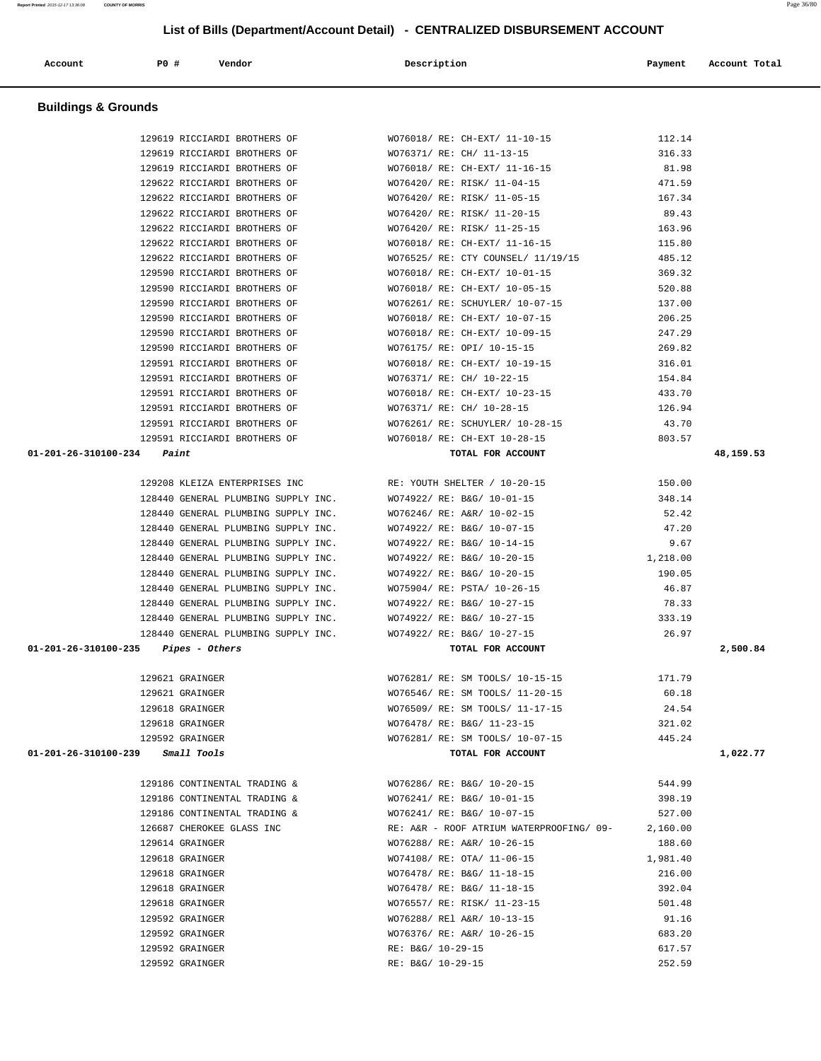# List of Bills (Department/Account Detail) - CENTRALIZED DISBURSEMENT ACCOUNT

## Buildings & Grounds

| Account | PO # | Vendor | Description | Payment | Account Total |
|---|---|---|---|---|---|
| | 129619 | RICCIARDI BROTHERS OF | WO76018/ RE: CH-EXT/ 11-10-15 | 112.14 | |
| | 129619 | RICCIARDI BROTHERS OF | WO76371/ RE: CH/ 11-13-15 | 316.33 | |
| | 129619 | RICCIARDI BROTHERS OF | WO76018/ RE: CH-EXT/ 11-16-15 | 81.98 | |
| | 129622 | RICCIARDI BROTHERS OF | WO76420/ RE: RISK/ 11-04-15 | 471.59 | |
| | 129622 | RICCIARDI BROTHERS OF | WO76420/ RE: RISK/ 11-05-15 | 167.34 | |
| | 129622 | RICCIARDI BROTHERS OF | WO76420/ RE: RISK/ 11-20-15 | 89.43 | |
| | 129622 | RICCIARDI BROTHERS OF | WO76420/ RE: RISK/ 11-25-15 | 163.96 | |
| | 129622 | RICCIARDI BROTHERS OF | WO76018/ RE: CH-EXT/ 11-16-15 | 115.80 | |
| | 129622 | RICCIARDI BROTHERS OF | WO76525/ RE: CTY COUNSEL/ 11/19/15 | 485.12 | |
| | 129590 | RICCIARDI BROTHERS OF | WO76018/ RE: CH-EXT/ 10-01-15 | 369.32 | |
| | 129590 | RICCIARDI BROTHERS OF | WO76018/ RE: CH-EXT/ 10-05-15 | 520.88 | |
| | 129590 | RICCIARDI BROTHERS OF | WO76261/ RE: SCHUYLER/ 10-07-15 | 137.00 | |
| | 129590 | RICCIARDI BROTHERS OF | WO76018/ RE: CH-EXT/ 10-07-15 | 206.25 | |
| | 129590 | RICCIARDI BROTHERS OF | WO76018/ RE: CH-EXT/ 10-09-15 | 247.29 | |
| | 129590 | RICCIARDI BROTHERS OF | WO76175/ RE: OPI/ 10-15-15 | 269.82 | |
| | 129591 | RICCIARDI BROTHERS OF | WO76018/ RE: CH-EXT/ 10-19-15 | 316.01 | |
| | 129591 | RICCIARDI BROTHERS OF | WO76371/ RE: CH/ 10-22-15 | 154.84 | |
| | 129591 | RICCIARDI BROTHERS OF | WO76018/ RE: CH-EXT/ 10-23-15 | 433.70 | |
| | 129591 | RICCIARDI BROTHERS OF | WO76371/ RE: CH/ 10-28-15 | 126.94 | |
| | 129591 | RICCIARDI BROTHERS OF | WO76261/ RE: SCHUYLER/ 10-28-15 | 43.70 | |
| | 129591 | RICCIARDI BROTHERS OF | WO76018/ RE: CH-EXT 10-28-15 | 803.57 | |
| **01-201-26-310100-234** | *Paint* | | **TOTAL FOR ACCOUNT** | | **48,159.53** |
| | 129208 | KLEIZA ENTERPRISES INC | RE: YOUTH SHELTER / 10-20-15 | 150.00 | |
| | 128440 | GENERAL PLUMBING SUPPLY INC. | WO74922/ RE: B&G/ 10-01-15 | 348.14 | |
| | 128440 | GENERAL PLUMBING SUPPLY INC. | WO76246/ RE: A&R/ 10-02-15 | 52.42 | |
| | 128440 | GENERAL PLUMBING SUPPLY INC. | WO74922/ RE: B&G/ 10-07-15 | 47.20 | |
| | 128440 | GENERAL PLUMBING SUPPLY INC. | WO74922/ RE: B&G/ 10-14-15 | 9.67 | |
| | 128440 | GENERAL PLUMBING SUPPLY INC. | WO74922/ RE: B&G/ 10-20-15 | 1,218.00 | |
| | 128440 | GENERAL PLUMBING SUPPLY INC. | WO74922/ RE: B&G/ 10-20-15 | 190.05 | |
| | 128440 | GENERAL PLUMBING SUPPLY INC. | WO75904/ RE: PSTA/ 10-26-15 | 46.87 | |
| | 128440 | GENERAL PLUMBING SUPPLY INC. | WO74922/ RE: B&G/ 10-27-15 | 78.33 | |
| | 128440 | GENERAL PLUMBING SUPPLY INC. | WO74922/ RE: B&G/ 10-27-15 | 333.19 | |
| | 128440 | GENERAL PLUMBING SUPPLY INC. | WO74922/ RE: B&G/ 10-27-15 | 26.97 | |
| **01-201-26-310100-235** | *Pipes - Others* | | **TOTAL FOR ACCOUNT** | | **2,500.84** |
| | 129621 | GRAINGER | WO76281/ RE: SM TOOLS/ 10-15-15 | 171.79 | |
| | 129621 | GRAINGER | WO76546/ RE: SM TOOLS/ 11-20-15 | 60.18 | |
| | 129618 | GRAINGER | WO76509/ RE: SM TOOLS/ 11-17-15 | 24.54 | |
| | 129618 | GRAINGER | WO76478/ RE: B&G/ 11-23-15 | 321.02 | |
| | 129592 | GRAINGER | WO76281/ RE: SM TOOLS/ 10-07-15 | 445.24 | |
| **01-201-26-310100-239** | *Small Tools* | | **TOTAL FOR ACCOUNT** | | **1,022.77** |
| | 129186 | CONTINENTAL TRADING & | WO76286/ RE: B&G/ 10-20-15 | 544.99 | |
| | 129186 | CONTINENTAL TRADING & | WO76241/ RE: B&G/ 10-01-15 | 398.19 | |
| | 129186 | CONTINENTAL TRADING & | WO76241/ RE: B&G/ 10-07-15 | 527.00 | |
| | 126687 | CHEROKEE GLASS INC | RE: A&R - ROOF ATRIUM WATERPROOFING/ 09- | 2,160.00 | |
| | 129614 | GRAINGER | WO76288/ RE: A&R/ 10-26-15 | 188.60 | |
| | 129618 | GRAINGER | WO74108/ RE: OTA/ 11-06-15 | 1,981.40 | |
| | 129618 | GRAINGER | WO76478/ RE: B&G/ 11-18-15 | 216.00 | |
| | 129618 | GRAINGER | WO76478/ RE: B&G/ 11-18-15 | 392.04 | |
| | 129618 | GRAINGER | WO76557/ RE: RISK/ 11-23-15 | 501.48 | |
| | 129592 | GRAINGER | WO76288/ REl A&R/ 10-13-15 | 91.16 | |
| | 129592 | GRAINGER | WO76376/ RE: A&R/ 10-26-15 | 683.20 | |
| | 129592 | GRAINGER | RE: B&G/ 10-29-15 | 617.57 | |
| | 129592 | GRAINGER | RE: B&G/ 10-29-15 | 252.59 | |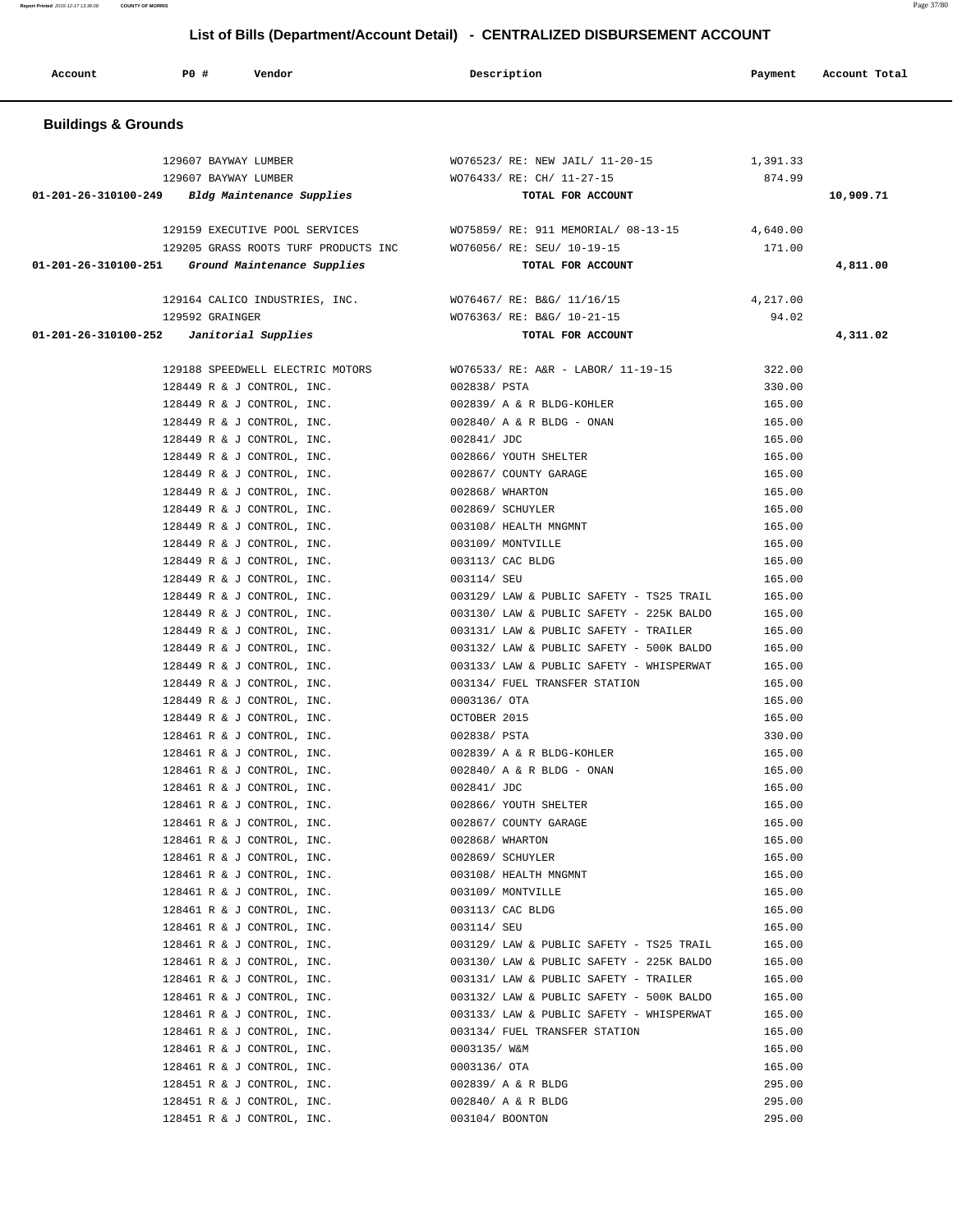# List of Bills (Department/Account Detail) - CENTRALIZED DISBURSEMENT ACCOUNT

| Account | PO # | Vendor | Description | Payment | Account Total |
|---|---|---|---|---|---|

## Buildings & Grounds

| Account | PO # | Vendor | Description | Payment | Account Total |
|---|---|---|---|---|---|
| | 129607 | BAYWAY LUMBER | WO76523/ RE: NEW JAIL/ 11-20-15 | 1,391.33 | |
| | 129607 | BAYWAY LUMBER | WO76433/ RE: CH/ 11-27-15 | 874.99 | |
| **01-201-26-310100-249** | | ***Bldg Maintenance Supplies*** | **TOTAL FOR ACCOUNT** | | **10,909.71** |
| | 129159 | EXECUTIVE POOL SERVICES | WO75859/ RE: 911 MEMORIAL/ 08-13-15 | 4,640.00 | |
| | 129205 | GRASS ROOTS TURF PRODUCTS INC | WO76056/ RE: SEU/ 10-19-15 | 171.00 | |
| **01-201-26-310100-251** | | ***Ground Maintenance Supplies*** | **TOTAL FOR ACCOUNT** | | **4,811.00** |
| | 129164 | CALICO INDUSTRIES, INC. | WO76467/ RE: B&G/ 11/16/15 | 4,217.00 | |
| | 129592 | GRAINGER | WO76363/ RE: B&G/ 10-21-15 | 94.02 | |
| **01-201-26-310100-252** | | ***Janitorial Supplies*** | **TOTAL FOR ACCOUNT** | | **4,311.02** |
| | 129188 | SPEEDWELL ELECTRIC MOTORS | WO76533/ RE: A&R - LABOR/ 11-19-15 | 322.00 | |
| | 128449 | R & J CONTROL, INC. | 002838/ PSTA | 330.00 | |
| | 128449 | R & J CONTROL, INC. | 002839/ A & R BLDG-KOHLER | 165.00 | |
| | 128449 | R & J CONTROL, INC. | 002840/ A & R BLDG - ONAN | 165.00 | |
| | 128449 | R & J CONTROL, INC. | 002841/ JDC | 165.00 | |
| | 128449 | R & J CONTROL, INC. | 002866/ YOUTH SHELTER | 165.00 | |
| | 128449 | R & J CONTROL, INC. | 002867/ COUNTY GARAGE | 165.00 | |
| | 128449 | R & J CONTROL, INC. | 002868/ WHARTON | 165.00 | |
| | 128449 | R & J CONTROL, INC. | 002869/ SCHUYLER | 165.00 | |
| | 128449 | R & J CONTROL, INC. | 003108/ HEALTH MNGMNT | 165.00 | |
| | 128449 | R & J CONTROL, INC. | 003109/ MONTVILLE | 165.00 | |
| | 128449 | R & J CONTROL, INC. | 003113/ CAC BLDG | 165.00 | |
| | 128449 | R & J CONTROL, INC. | 003114/ SEU | 165.00 | |
| | 128449 | R & J CONTROL, INC. | 003129/ LAW & PUBLIC SAFETY - TS25 TRAIL | 165.00 | |
| | 128449 | R & J CONTROL, INC. | 003130/ LAW & PUBLIC SAFETY - 225K BALDO | 165.00 | |
| | 128449 | R & J CONTROL, INC. | 003131/ LAW & PUBLIC SAFETY - TRAILER | 165.00 | |
| | 128449 | R & J CONTROL, INC. | 003132/ LAW & PUBLIC SAFETY - 500K BALDO | 165.00 | |
| | 128449 | R & J CONTROL, INC. | 003133/ LAW & PUBLIC SAFETY - WHISPERWAT | 165.00 | |
| | 128449 | R & J CONTROL, INC. | 003134/ FUEL TRANSFER STATION | 165.00 | |
| | 128449 | R & J CONTROL, INC. | 0003136/ OTA | 165.00 | |
| | 128449 | R & J CONTROL, INC. | OCTOBER 2015 | 165.00 | |
| | 128461 | R & J CONTROL, INC. | 002838/ PSTA | 330.00 | |
| | 128461 | R & J CONTROL, INC. | 002839/ A & R BLDG-KOHLER | 165.00 | |
| | 128461 | R & J CONTROL, INC. | 002840/ A & R BLDG - ONAN | 165.00 | |
| | 128461 | R & J CONTROL, INC. | 002841/ JDC | 165.00 | |
| | 128461 | R & J CONTROL, INC. | 002866/ YOUTH SHELTER | 165.00 | |
| | 128461 | R & J CONTROL, INC. | 002867/ COUNTY GARAGE | 165.00 | |
| | 128461 | R & J CONTROL, INC. | 002868/ WHARTON | 165.00 | |
| | 128461 | R & J CONTROL, INC. | 002869/ SCHUYLER | 165.00 | |
| | 128461 | R & J CONTROL, INC. | 003108/ HEALTH MNGMNT | 165.00 | |
| | 128461 | R & J CONTROL, INC. | 003109/ MONTVILLE | 165.00 | |
| | 128461 | R & J CONTROL, INC. | 003113/ CAC BLDG | 165.00 | |
| | 128461 | R & J CONTROL, INC. | 003114/ SEU | 165.00 | |
| | 128461 | R & J CONTROL, INC. | 003129/ LAW & PUBLIC SAFETY - TS25 TRAIL | 165.00 | |
| | 128461 | R & J CONTROL, INC. | 003130/ LAW & PUBLIC SAFETY - 225K BALDO | 165.00 | |
| | 128461 | R & J CONTROL, INC. | 003131/ LAW & PUBLIC SAFETY - TRAILER | 165.00 | |
| | 128461 | R & J CONTROL, INC. | 003132/ LAW & PUBLIC SAFETY - 500K BALDO | 165.00 | |
| | 128461 | R & J CONTROL, INC. | 003133/ LAW & PUBLIC SAFETY - WHISPERWAT | 165.00 | |
| | 128461 | R & J CONTROL, INC. | 003134/ FUEL TRANSFER STATION | 165.00 | |
| | 128461 | R & J CONTROL, INC. | 0003135/ W&M | 165.00 | |
| | 128461 | R & J CONTROL, INC. | 0003136/ OTA | 165.00 | |
| | 128451 | R & J CONTROL, INC. | 002839/ A & R BLDG | 295.00 | |
| | 128451 | R & J CONTROL, INC. | 002840/ A & R BLDG | 295.00 | |
| | 128451 | R & J CONTROL, INC. | 003104/ BOONTON | 295.00 | |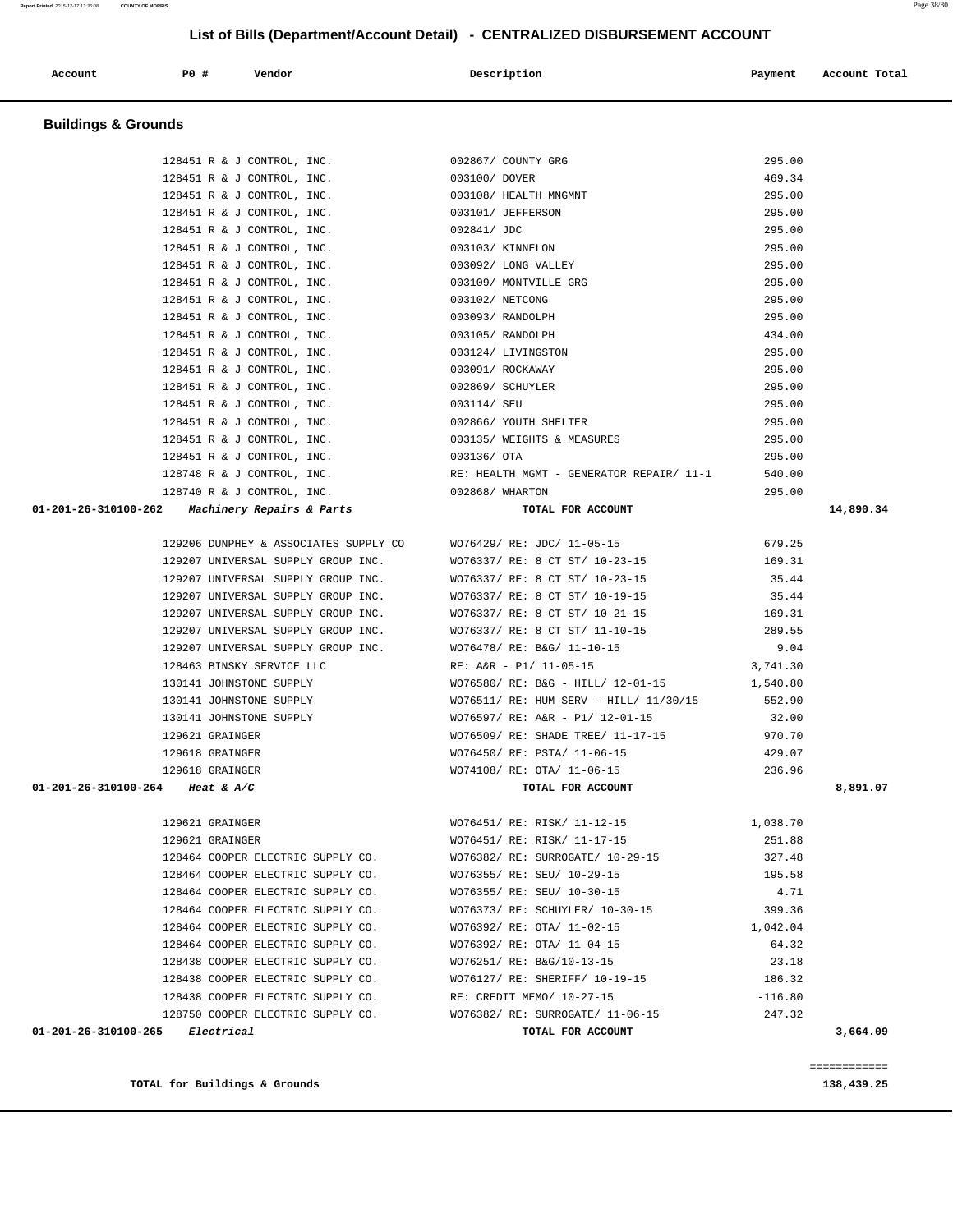## List of Bills (Department/Account Detail) - CENTRALIZED DISBURSEMENT ACCOUNT

| Account | PO # | Vendor | Description | Payment | Account Total |
|---|---|---|---|---|---|

### Buildings & Grounds

| Account | PO # | Vendor | Description | Payment | Account Total |
|---|---|---|---|---|---|
| | 128451 | R & J CONTROL, INC. | 002867/ COUNTY GRG | 295.00 | |
| | 128451 | R & J CONTROL, INC. | 003100/ DOVER | 469.34 | |
| | 128451 | R & J CONTROL, INC. | 003108/ HEALTH MNGMNT | 295.00 | |
| | 128451 | R & J CONTROL, INC. | 003101/ JEFFERSON | 295.00 | |
| | 128451 | R & J CONTROL, INC. | 002841/ JDC | 295.00 | |
| | 128451 | R & J CONTROL, INC. | 003103/ KINNELON | 295.00 | |
| | 128451 | R & J CONTROL, INC. | 003092/ LONG VALLEY | 295.00 | |
| | 128451 | R & J CONTROL, INC. | 003109/ MONTVILLE GRG | 295.00 | |
| | 128451 | R & J CONTROL, INC. | 003102/ NETCONG | 295.00 | |
| | 128451 | R & J CONTROL, INC. | 003093/ RANDOLPH | 295.00 | |
| | 128451 | R & J CONTROL, INC. | 003105/ RANDOLPH | 434.00 | |
| | 128451 | R & J CONTROL, INC. | 003124/ LIVINGSTON | 295.00 | |
| | 128451 | R & J CONTROL, INC. | 003091/ ROCKAWAY | 295.00 | |
| | 128451 | R & J CONTROL, INC. | 002869/ SCHUYLER | 295.00 | |
| | 128451 | R & J CONTROL, INC. | 003114/ SEU | 295.00 | |
| | 128451 | R & J CONTROL, INC. | 002866/ YOUTH SHELTER | 295.00 | |
| | 128451 | R & J CONTROL, INC. | 003135/ WEIGHTS & MEASURES | 295.00 | |
| | 128451 | R & J CONTROL, INC. | 003136/ OTA | 295.00 | |
| | 128748 | R & J CONTROL, INC. | RE: HEALTH MGMT - GENERATOR REPAIR/ 11-1 | 540.00 | |
| | 128740 | R & J CONTROL, INC. | 002868/ WHARTON | 295.00 | |
| **01-201-26-310100-262** | | ***Machinery Repairs & Parts*** | **TOTAL FOR ACCOUNT** | | **14,890.34** |
| | 129206 | DUNPHEY & ASSOCIATES SUPPLY CO | WO76429/ RE: JDC/ 11-05-15 | 679.25 | |
| | 129207 | UNIVERSAL SUPPLY GROUP INC. | WO76337/ RE: 8 CT ST/ 10-23-15 | 169.31 | |
| | 129207 | UNIVERSAL SUPPLY GROUP INC. | WO76337/ RE: 8 CT ST/ 10-23-15 | 35.44 | |
| | 129207 | UNIVERSAL SUPPLY GROUP INC. | WO76337/ RE: 8 CT ST/ 10-19-15 | 35.44 | |
| | 129207 | UNIVERSAL SUPPLY GROUP INC. | WO76337/ RE: 8 CT ST/ 10-21-15 | 169.31 | |
| | 129207 | UNIVERSAL SUPPLY GROUP INC. | WO76337/ RE: 8 CT ST/ 11-10-15 | 289.55 | |
| | 129207 | UNIVERSAL SUPPLY GROUP INC. | WO76478/ RE: B&G/ 11-10-15 | 9.04 | |
| | 128463 | BINSKY SERVICE LLC | RE: A&R - P1/ 11-05-15 | 3,741.30 | |
| | 130141 | JOHNSTONE SUPPLY | WO76580/ RE: B&G - HILL/ 12-01-15 | 1,540.80 | |
| | 130141 | JOHNSTONE SUPPLY | WO76511/ RE: HUM SERV - HILL/ 11/30/15 | 552.90 | |
| | 130141 | JOHNSTONE SUPPLY | WO76597/ RE: A&R - P1/ 12-01-15 | 32.00 | |
| | 129621 | GRAINGER | WO76509/ RE: SHADE TREE/ 11-17-15 | 970.70 | |
| | 129618 | GRAINGER | WO76450/ RE: PSTA/ 11-06-15 | 429.07 | |
| | 129618 | GRAINGER | WO74108/ RE: OTA/ 11-06-15 | 236.96 | |
| **01-201-26-310100-264** | | ***Heat & A/C*** | **TOTAL FOR ACCOUNT** | | **8,891.07** |
| | 129621 | GRAINGER | WO76451/ RE: RISK/ 11-12-15 | 1,038.70 | |
| | 129621 | GRAINGER | WO76451/ RE: RISK/ 11-17-15 | 251.88 | |
| | 128464 | COOPER ELECTRIC SUPPLY CO. | WO76382/ RE: SURROGATE/ 10-29-15 | 327.48 | |
| | 128464 | COOPER ELECTRIC SUPPLY CO. | WO76355/ RE: SEU/ 10-29-15 | 195.58 | |
| | 128464 | COOPER ELECTRIC SUPPLY CO. | WO76355/ RE: SEU/ 10-30-15 | 4.71 | |
| | 128464 | COOPER ELECTRIC SUPPLY CO. | WO76373/ RE: SCHUYLER/ 10-30-15 | 399.36 | |
| | 128464 | COOPER ELECTRIC SUPPLY CO. | WO76392/ RE: OTA/ 11-02-15 | 1,042.04 | |
| | 128464 | COOPER ELECTRIC SUPPLY CO. | WO76392/ RE: OTA/ 11-04-15 | 64.32 | |
| | 128438 | COOPER ELECTRIC SUPPLY CO. | WO76251/ RE: B&G/10-13-15 | 23.18 | |
| | 128438 | COOPER ELECTRIC SUPPLY CO. | WO76127/ RE: SHERIFF/ 10-19-15 | 186.32 | |
| | 128438 | COOPER ELECTRIC SUPPLY CO. | RE: CREDIT MEMO/ 10-27-15 | -116.80 | |
| | 128750 | COOPER ELECTRIC SUPPLY CO. | WO76382/ RE: SURROGATE/ 11-06-15 | 247.32 | |
| **01-201-26-310100-265** | | ***Electrical*** | **TOTAL FOR ACCOUNT** | | **3,664.09** |

**TOTAL for Buildings & Grounds** **138,439.25**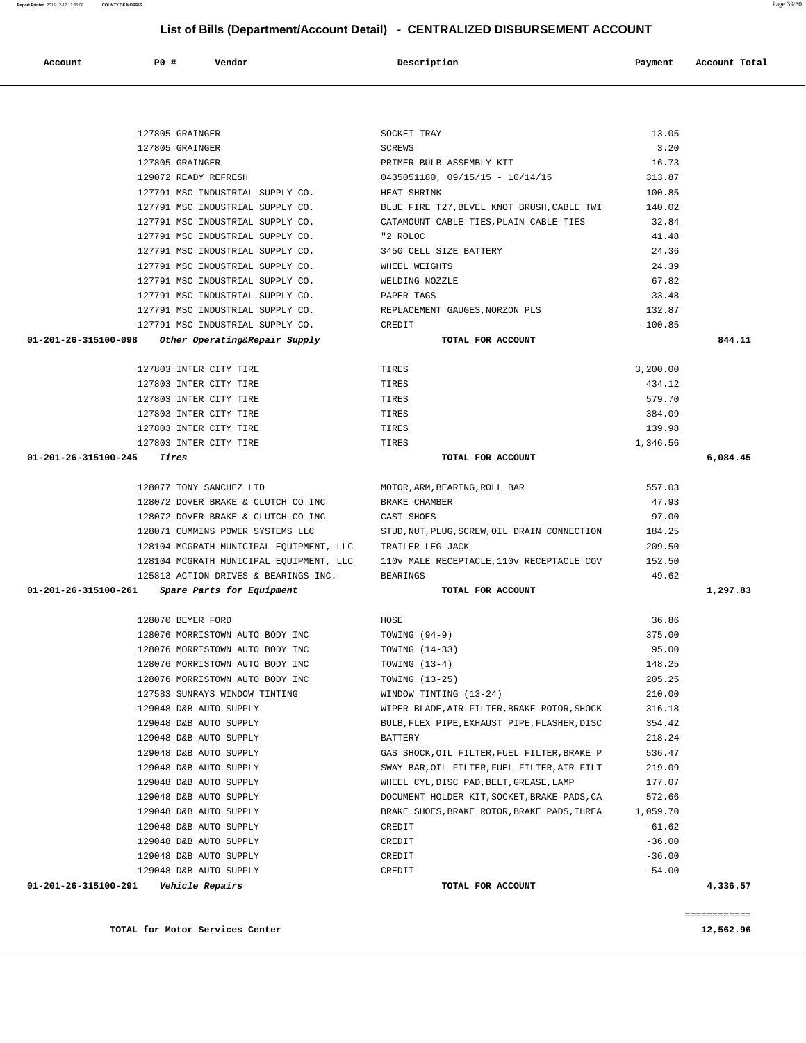# List of Bills (Department/Account Detail) - CENTRALIZED DISBURSEMENT ACCOUNT

| Account | PO # | Vendor | Description | Payment | Account Total |
|---|---|---|---|---|---|
| | 127805 | GRAINGER | SOCKET TRAY | 13.05 | |
| | 127805 | GRAINGER | SCREWS | 3.20 | |
| | 127805 | GRAINGER | PRIMER BULB ASSEMBLY KIT | 16.73 | |
| | 129072 | READY REFRESH | 0435051180, 09/15/15 - 10/14/15 | 313.87 | |
| | 127791 | MSC INDUSTRIAL SUPPLY CO. | HEAT SHRINK | 100.85 | |
| | 127791 | MSC INDUSTRIAL SUPPLY CO. | BLUE FIRE T27,BEVEL KNOT BRUSH,CABLE TWI | 140.02 | |
| | 127791 | MSC INDUSTRIAL SUPPLY CO. | CATAMOUNT CABLE TIES,PLAIN CABLE TIES | 32.84 | |
| | 127791 | MSC INDUSTRIAL SUPPLY CO. | "2 ROLOC | 41.48 | |
| | 127791 | MSC INDUSTRIAL SUPPLY CO. | 3450 CELL SIZE BATTERY | 24.36 | |
| | 127791 | MSC INDUSTRIAL SUPPLY CO. | WHEEL WEIGHTS | 24.39 | |
| | 127791 | MSC INDUSTRIAL SUPPLY CO. | WELDING NOZZLE | 67.82 | |
| | 127791 | MSC INDUSTRIAL SUPPLY CO. | PAPER TAGS | 33.48 | |
| | 127791 | MSC INDUSTRIAL SUPPLY CO. | REPLACEMENT GAUGES,NORZON PLS | 132.87 | |
| | 127791 | MSC INDUSTRIAL SUPPLY CO. | CREDIT | -100.85 | |
| **01-201-26-315100-098** | | ***Other Operating&Repair Supply*** | **TOTAL FOR ACCOUNT** | | **844.11** |
| | 127803 | INTER CITY TIRE | TIRES | 3,200.00 | |
| | 127803 | INTER CITY TIRE | TIRES | 434.12 | |
| | 127803 | INTER CITY TIRE | TIRES | 579.70 | |
| | 127803 | INTER CITY TIRE | TIRES | 384.09 | |
| | 127803 | INTER CITY TIRE | TIRES | 139.98 | |
| | 127803 | INTER CITY TIRE | TIRES | 1,346.56 | |
| **01-201-26-315100-245** | | ***Tires*** | **TOTAL FOR ACCOUNT** | | **6,084.45** |
| | 128077 | TONY SANCHEZ LTD | MOTOR,ARM,BEARING,ROLL BAR | 557.03 | |
| | 128072 | DOVER BRAKE & CLUTCH CO INC | BRAKE CHAMBER | 47.93 | |
| | 128072 | DOVER BRAKE & CLUTCH CO INC | CAST SHOES | 97.00 | |
| | 128071 | CUMMINS POWER SYSTEMS LLC | STUD,NUT,PLUG,SCREW,OIL DRAIN CONNECTION | 184.25 | |
| | 128104 | MCGRATH MUNICIPAL EQUIPMENT, LLC | TRAILER LEG JACK | 209.50 | |
| | 128104 | MCGRATH MUNICIPAL EQUIPMENT, LLC | 110v MALE RECEPTACLE,110v RECEPTACLE COV | 152.50 | |
| | 125813 | ACTION DRIVES & BEARINGS INC. | BEARINGS | 49.62 | |
| **01-201-26-315100-261** | | ***Spare Parts for Equipment*** | **TOTAL FOR ACCOUNT** | | **1,297.83** |
| | 128070 | BEYER FORD | HOSE | 36.86 | |
| | 128076 | MORRISTOWN AUTO BODY INC | TOWING (94-9) | 375.00 | |
| | 128076 | MORRISTOWN AUTO BODY INC | TOWING (14-33) | 95.00 | |
| | 128076 | MORRISTOWN AUTO BODY INC | TOWING (13-4) | 148.25 | |
| | 128076 | MORRISTOWN AUTO BODY INC | TOWING (13-25) | 205.25 | |
| | 127583 | SUNRAYS WINDOW TINTING | WINDOW TINTING (13-24) | 210.00 | |
| | 129048 | D&B AUTO SUPPLY | WIPER BLADE,AIR FILTER,BRAKE ROTOR,SHOCK | 316.18 | |
| | 129048 | D&B AUTO SUPPLY | BULB,FLEX PIPE,EXHAUST PIPE,FLASHER,DISC | 354.42 | |
| | 129048 | D&B AUTO SUPPLY | BATTERY | 218.24 | |
| | 129048 | D&B AUTO SUPPLY | GAS SHOCK,OIL FILTER,FUEL FILTER,BRAKE P | 536.47 | |
| | 129048 | D&B AUTO SUPPLY | SWAY BAR,OIL FILTER,FUEL FILTER,AIR FILT | 219.09 | |
| | 129048 | D&B AUTO SUPPLY | WHEEL CYL,DISC PAD,BELT,GREASE,LAMP | 177.07 | |
| | 129048 | D&B AUTO SUPPLY | DOCUMENT HOLDER KIT,SOCKET,BRAKE PADS,CA | 572.66 | |
| | 129048 | D&B AUTO SUPPLY | BRAKE SHOES,BRAKE ROTOR,BRAKE PADS,THREA | 1,059.70 | |
| | 129048 | D&B AUTO SUPPLY | CREDIT | -61.62 | |
| | 129048 | D&B AUTO SUPPLY | CREDIT | -36.00 | |
| | 129048 | D&B AUTO SUPPLY | CREDIT | -36.00 | |
| | 129048 | D&B AUTO SUPPLY | CREDIT | -54.00 | |
| **01-201-26-315100-291** | | ***Vehicle Repairs*** | **TOTAL FOR ACCOUNT** | | **4,336.57** |

============

**TOTAL for Motor Services Center** **12,562.96**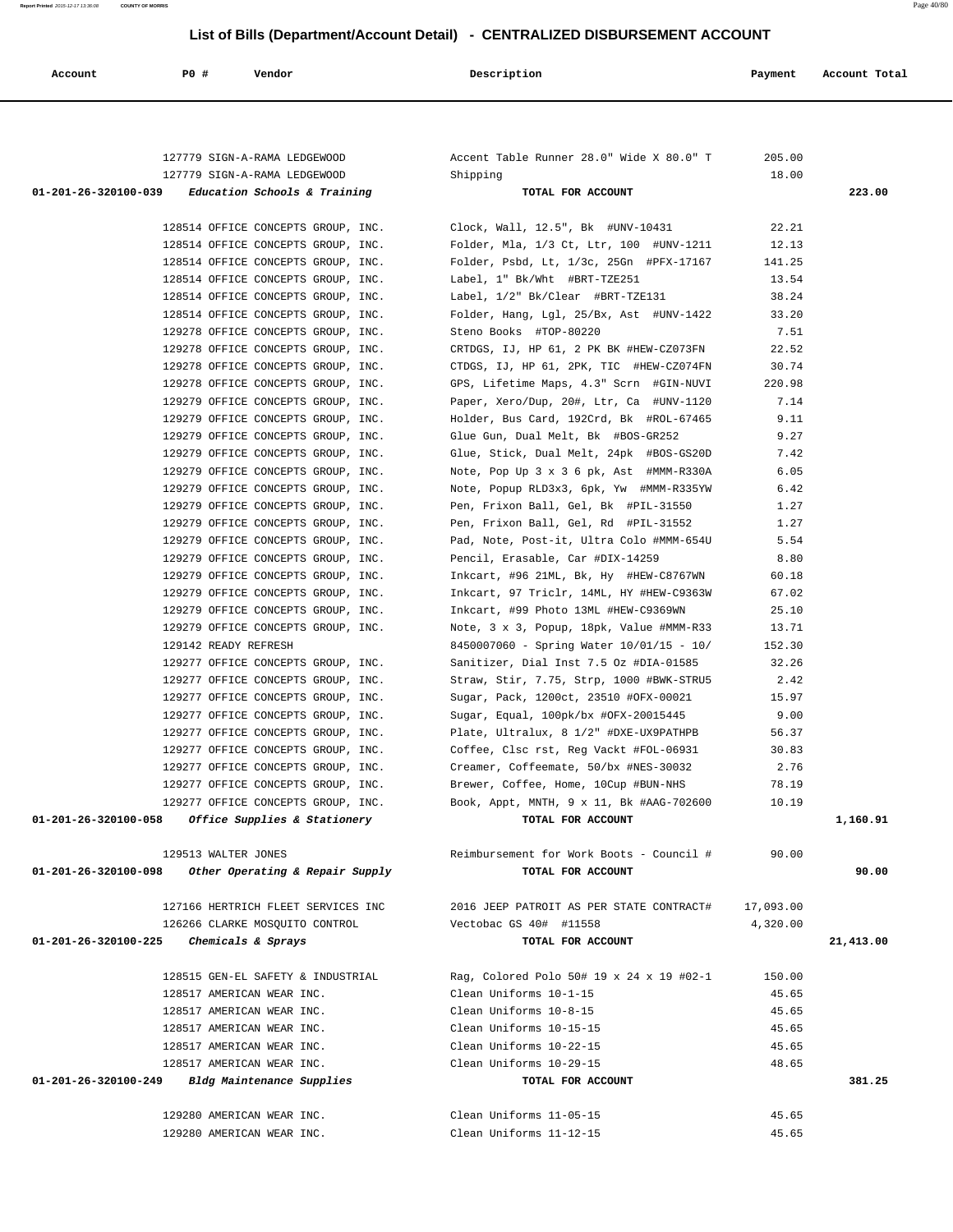## List of Bills (Department/Account Detail) - CENTRALIZED DISBURSEMENT ACCOUNT

| Account | PO # | Vendor | Description | Payment | Account Total |
|---|---|---|---|---|---|
| | 127779 | SIGN-A-RAMA LEDGEWOOD | Accent Table Runner 28.0" Wide X 80.0" T | 205.00 | |
| | 127779 | SIGN-A-RAMA LEDGEWOOD | Shipping | 18.00 | |
| **01-201-26-320100-039** | | *Education Schools & Training* | **TOTAL FOR ACCOUNT** | | **223.00** |
| | 128514 | OFFICE CONCEPTS GROUP, INC. | Clock, Wall, 12.5", Bk #UNV-10431 | 22.21 | |
| | 128514 | OFFICE CONCEPTS GROUP, INC. | Folder, Mla, 1/3 Ct, Ltr, 100 #UNV-1211 | 12.13 | |
| | 128514 | OFFICE CONCEPTS GROUP, INC. | Folder, Psbd, Lt, 1/3c, 25Gn #PFX-17167 | 141.25 | |
| | 128514 | OFFICE CONCEPTS GROUP, INC. | Label, 1" Bk/Wht #BRT-TZE251 | 13.54 | |
| | 128514 | OFFICE CONCEPTS GROUP, INC. | Label, 1/2" Bk/Clear #BRT-TZE131 | 38.24 | |
| | 128514 | OFFICE CONCEPTS GROUP, INC. | Folder, Hang, Lgl, 25/Bx, Ast #UNV-1422 | 33.20 | |
| | 129278 | OFFICE CONCEPTS GROUP, INC. | Steno Books #TOP-80220 | 7.51 | |
| | 129278 | OFFICE CONCEPTS GROUP, INC. | CRTDGS, IJ, HP 61, 2 PK BK #HEW-CZ073FN | 22.52 | |
| | 129278 | OFFICE CONCEPTS GROUP, INC. | CTDGS, IJ, HP 61, 2PK, TIC #HEW-CZ074FN | 30.74 | |
| | 129278 | OFFICE CONCEPTS GROUP, INC. | GPS, Lifetime Maps, 4.3" Scrn #GIN-NUVI | 220.98 | |
| | 129279 | OFFICE CONCEPTS GROUP, INC. | Paper, Xero/Dup, 20#, Ltr, Ca #UNV-1120 | 7.14 | |
| | 129279 | OFFICE CONCEPTS GROUP, INC. | Holder, Bus Card, 192Crd, Bk #ROL-67465 | 9.11 | |
| | 129279 | OFFICE CONCEPTS GROUP, INC. | Glue Gun, Dual Melt, Bk #BOS-GR252 | 9.27 | |
| | 129279 | OFFICE CONCEPTS GROUP, INC. | Glue, Stick, Dual Melt, 24pk #BOS-GS20D | 7.42 | |
| | 129279 | OFFICE CONCEPTS GROUP, INC. | Note, Pop Up 3 x 3 6 pk, Ast #MMM-R330A | 6.05 | |
| | 129279 | OFFICE CONCEPTS GROUP, INC. | Note, Popup RLD3x3, 6pk, Yw #MMM-R335YW | 6.42 | |
| | 129279 | OFFICE CONCEPTS GROUP, INC. | Pen, Frixon Ball, Gel, Bk #PIL-31550 | 1.27 | |
| | 129279 | OFFICE CONCEPTS GROUP, INC. | Pen, Frixon Ball, Gel, Rd #PIL-31552 | 1.27 | |
| | 129279 | OFFICE CONCEPTS GROUP, INC. | Pad, Note, Post-it, Ultra Colo #MMM-654U | 5.54 | |
| | 129279 | OFFICE CONCEPTS GROUP, INC. | Pencil, Erasable, Car #DIX-14259 | 8.80 | |
| | 129279 | OFFICE CONCEPTS GROUP, INC. | Inkcart, #96 21ML, Bk, Hy #HEW-C8767WN | 60.18 | |
| | 129279 | OFFICE CONCEPTS GROUP, INC. | Inkcart, 97 Triclr, 14ML, HY #HEW-C9363W | 67.02 | |
| | 129279 | OFFICE CONCEPTS GROUP, INC. | Inkcart, #99 Photo 13ML #HEW-C9369WN | 25.10 | |
| | 129279 | OFFICE CONCEPTS GROUP, INC. | Note, 3 x 3, Popup, 18pk, Value #MMM-R33 | 13.71 | |
| | 129142 | READY REFRESH | 8450007060 - Spring Water 10/01/15 - 10/ | 152.30 | |
| | 129277 | OFFICE CONCEPTS GROUP, INC. | Sanitizer, Dial Inst 7.5 Oz #DIA-01585 | 32.26 | |
| | 129277 | OFFICE CONCEPTS GROUP, INC. | Straw, Stir, 7.75, Strp, 1000 #BWK-STRU5 | 2.42 | |
| | 129277 | OFFICE CONCEPTS GROUP, INC. | Sugar, Pack, 1200ct, 23510 #OFX-00021 | 15.97 | |
| | 129277 | OFFICE CONCEPTS GROUP, INC. | Sugar, Equal, 100pk/bx #OFX-20015445 | 9.00 | |
| | 129277 | OFFICE CONCEPTS GROUP, INC. | Plate, Ultralux, 8 1/2" #DXE-UX9PATHPB | 56.37 | |
| | 129277 | OFFICE CONCEPTS GROUP, INC. | Coffee, Clsc rst, Reg Vackt #FOL-06931 | 30.83 | |
| | 129277 | OFFICE CONCEPTS GROUP, INC. | Creamer, Coffeemate, 50/bx #NES-30032 | 2.76 | |
| | 129277 | OFFICE CONCEPTS GROUP, INC. | Brewer, Coffee, Home, 10Cup #BUN-NHS | 78.19 | |
| | 129277 | OFFICE CONCEPTS GROUP, INC. | Book, Appt, MNTH, 9 x 11, Bk #AAG-702600 | 10.19 | |
| **01-201-26-320100-058** | | *Office Supplies & Stationery* | **TOTAL FOR ACCOUNT** | | **1,160.91** |
| | 129513 | WALTER JONES | Reimbursement for Work Boots - Council # | 90.00 | |
| **01-201-26-320100-098** | | *Other Operating & Repair Supply* | **TOTAL FOR ACCOUNT** | | **90.00** |
| | 127166 | HERTRICH FLEET SERVICES INC | 2016 JEEP PATROIT AS PER STATE CONTRACT# | 17,093.00 | |
| | 126266 | CLARKE MOSQUITO CONTROL | Vectobac GS 40# #11558 | 4,320.00 | |
| **01-201-26-320100-225** | | *Chemicals & Sprays* | **TOTAL FOR ACCOUNT** | | **21,413.00** |
| | 128515 | GEN-EL SAFETY & INDUSTRIAL | Rag, Colored Polo 50# 19 x 24 x 19 #02-1 | 150.00 | |
| | 128517 | AMERICAN WEAR INC. | Clean Uniforms 10-1-15 | 45.65 | |
| | 128517 | AMERICAN WEAR INC. | Clean Uniforms 10-8-15 | 45.65 | |
| | 128517 | AMERICAN WEAR INC. | Clean Uniforms 10-15-15 | 45.65 | |
| | 128517 | AMERICAN WEAR INC. | Clean Uniforms 10-22-15 | 45.65 | |
| | 128517 | AMERICAN WEAR INC. | Clean Uniforms 10-29-15 | 48.65 | |
| **01-201-26-320100-249** | | *Bldg Maintenance Supplies* | **TOTAL FOR ACCOUNT** | | **381.25** |
| | 129280 | AMERICAN WEAR INC. | Clean Uniforms 11-05-15 | 45.65 | |
| | 129280 | AMERICAN WEAR INC. | Clean Uniforms 11-12-15 | 45.65 | |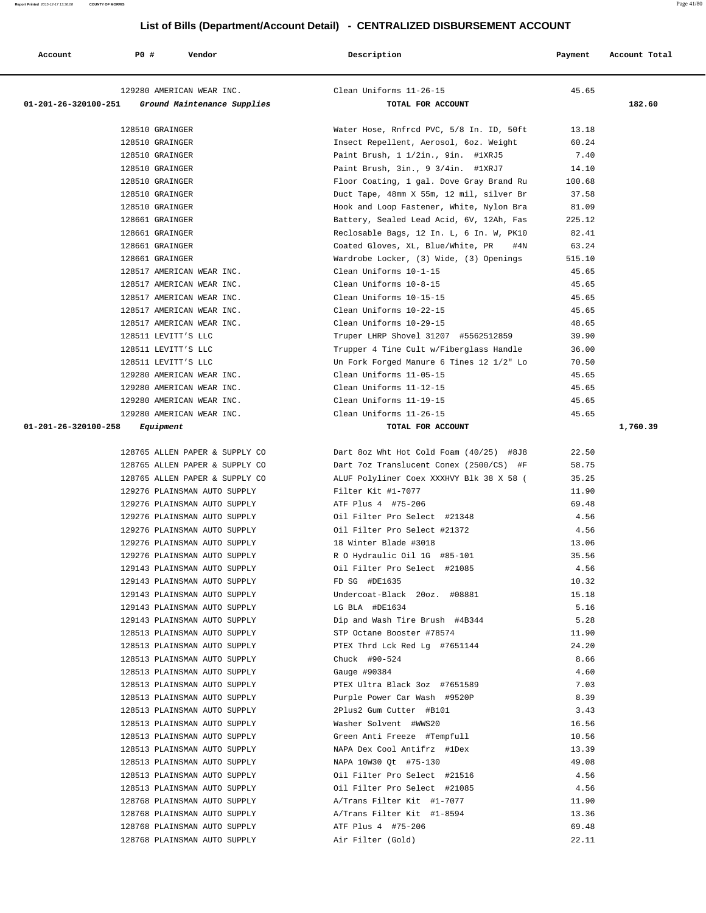## List of Bills (Department/Account Detail) - CENTRALIZED DISBURSEMENT ACCOUNT

| Account | PO # | Vendor | Description | Payment | Account Total |
|---|---|---|---|---|---|
| | 129280 | AMERICAN WEAR INC. | Clean Uniforms 11-26-15 | 45.65 | |
| 01-201-26-320100-251 | | *Ground Maintenance Supplies* | TOTAL FOR ACCOUNT | | 182.60 |
| | 128510 | GRAINGER | Water Hose, Rnfrcd PVC, 5/8 In. ID, 50ft | 13.18 | |
| | 128510 | GRAINGER | Insect Repellent, Aerosol, 6oz. Weight | 60.24 | |
| | 128510 | GRAINGER | Paint Brush, 1 1/2in., 9in. #1XRJ5 | 7.40 | |
| | 128510 | GRAINGER | Paint Brush, 3in., 9 3/4in. #1XRJ7 | 14.10 | |
| | 128510 | GRAINGER | Floor Coating, 1 gal. Dove Gray Brand Ru | 100.68 | |
| | 128510 | GRAINGER | Duct Tape, 48mm X 55m, 12 mil, silver Br | 37.58 | |
| | 128510 | GRAINGER | Hook and Loop Fastener, White, Nylon Bra | 81.09 | |
| | 128661 | GRAINGER | Battery, Sealed Lead Acid, 6V, 12Ah, Fas | 225.12 | |
| | 128661 | GRAINGER | Reclosable Bags, 12 In. L, 6 In. W, PK10 | 82.41 | |
| | 128661 | GRAINGER | Coated Gloves, XL, Blue/White, PR #4N | 63.24 | |
| | 128661 | GRAINGER | Wardrobe Locker, (3) Wide, (3) Openings | 515.10 | |
| | 128517 | AMERICAN WEAR INC. | Clean Uniforms 10-1-15 | 45.65 | |
| | 128517 | AMERICAN WEAR INC. | Clean Uniforms 10-8-15 | 45.65 | |
| | 128517 | AMERICAN WEAR INC. | Clean Uniforms 10-15-15 | 45.65 | |
| | 128517 | AMERICAN WEAR INC. | Clean Uniforms 10-22-15 | 45.65 | |
| | 128517 | AMERICAN WEAR INC. | Clean Uniforms 10-29-15 | 48.65 | |
| | 128511 | LEVITT'S LLC | Truper LHRP Shovel 31207 #5562512859 | 39.90 | |
| | 128511 | LEVITT'S LLC | Trupper 4 Tine Cult w/Fiberglass Handle | 36.00 | |
| | 128511 | LEVITT'S LLC | Un Fork Forged Manure 6 Tines 12 1/2" Lo | 70.50 | |
| | 129280 | AMERICAN WEAR INC. | Clean Uniforms 11-05-15 | 45.65 | |
| | 129280 | AMERICAN WEAR INC. | Clean Uniforms 11-12-15 | 45.65 | |
| | 129280 | AMERICAN WEAR INC. | Clean Uniforms 11-19-15 | 45.65 | |
| | 129280 | AMERICAN WEAR INC. | Clean Uniforms 11-26-15 | 45.65 | |
| 01-201-26-320100-258 | | *Equipment* | TOTAL FOR ACCOUNT | | 1,760.39 |
| | 128765 | ALLEN PAPER & SUPPLY CO | Dart 8oz Wht Hot Cold Foam (40/25) #8J8 | 22.50 | |
| | 128765 | ALLEN PAPER & SUPPLY CO | Dart 7oz Translucent Conex (2500/CS) #F | 58.75 | |
| | 128765 | ALLEN PAPER & SUPPLY CO | ALUF Polyliner Coex XXXHVY Blk 38 X 58 ( | 35.25 | |
| | 129276 | PLAINSMAN AUTO SUPPLY | Filter Kit #1-7077 | 11.90 | |
| | 129276 | PLAINSMAN AUTO SUPPLY | ATF Plus 4 #75-206 | 69.48 | |
| | 129276 | PLAINSMAN AUTO SUPPLY | Oil Filter Pro Select #21348 | 4.56 | |
| | 129276 | PLAINSMAN AUTO SUPPLY | Oil Filter Pro Select #21372 | 4.56 | |
| | 129276 | PLAINSMAN AUTO SUPPLY | 18 Winter Blade #3018 | 13.06 | |
| | 129276 | PLAINSMAN AUTO SUPPLY | R O Hydraulic Oil 1G #85-101 | 35.56 | |
| | 129143 | PLAINSMAN AUTO SUPPLY | Oil Filter Pro Select #21085 | 4.56 | |
| | 129143 | PLAINSMAN AUTO SUPPLY | FD SG #DE1635 | 10.32 | |
| | 129143 | PLAINSMAN AUTO SUPPLY | Undercoat-Black 20oz. #08881 | 15.18 | |
| | 129143 | PLAINSMAN AUTO SUPPLY | LG BLA #DE1634 | 5.16 | |
| | 129143 | PLAINSMAN AUTO SUPPLY | Dip and Wash Tire Brush #4B344 | 5.28 | |
| | 128513 | PLAINSMAN AUTO SUPPLY | STP Octane Booster #78574 | 11.90 | |
| | 128513 | PLAINSMAN AUTO SUPPLY | PTEX Thrd Lck Red Lg #7651144 | 24.20 | |
| | 128513 | PLAINSMAN AUTO SUPPLY | Chuck #90-524 | 8.66 | |
| | 128513 | PLAINSMAN AUTO SUPPLY | Gauge #90384 | 4.60 | |
| | 128513 | PLAINSMAN AUTO SUPPLY | PTEX Ultra Black 3oz #7651589 | 7.03 | |
| | 128513 | PLAINSMAN AUTO SUPPLY | Purple Power Car Wash #9520P | 8.39 | |
| | 128513 | PLAINSMAN AUTO SUPPLY | 2Plus2 Gum Cutter #B101 | 3.43 | |
| | 128513 | PLAINSMAN AUTO SUPPLY | Washer Solvent #WWS20 | 16.56 | |
| | 128513 | PLAINSMAN AUTO SUPPLY | Green Anti Freeze #Tempfull | 10.56 | |
| | 128513 | PLAINSMAN AUTO SUPPLY | NAPA Dex Cool Antifrz #1Dex | 13.39 | |
| | 128513 | PLAINSMAN AUTO SUPPLY | NAPA 10W30 Qt #75-130 | 49.08 | |
| | 128513 | PLAINSMAN AUTO SUPPLY | Oil Filter Pro Select #21516 | 4.56 | |
| | 128513 | PLAINSMAN AUTO SUPPLY | Oil Filter Pro Select #21085 | 4.56 | |
| | 128768 | PLAINSMAN AUTO SUPPLY | A/Trans Filter Kit #1-7077 | 11.90 | |
| | 128768 | PLAINSMAN AUTO SUPPLY | A/Trans Filter Kit #1-8594 | 13.36 | |
| | 128768 | PLAINSMAN AUTO SUPPLY | ATF Plus 4 #75-206 | 69.48 | |
| | 128768 | PLAINSMAN AUTO SUPPLY | Air Filter (Gold) | 22.11 | |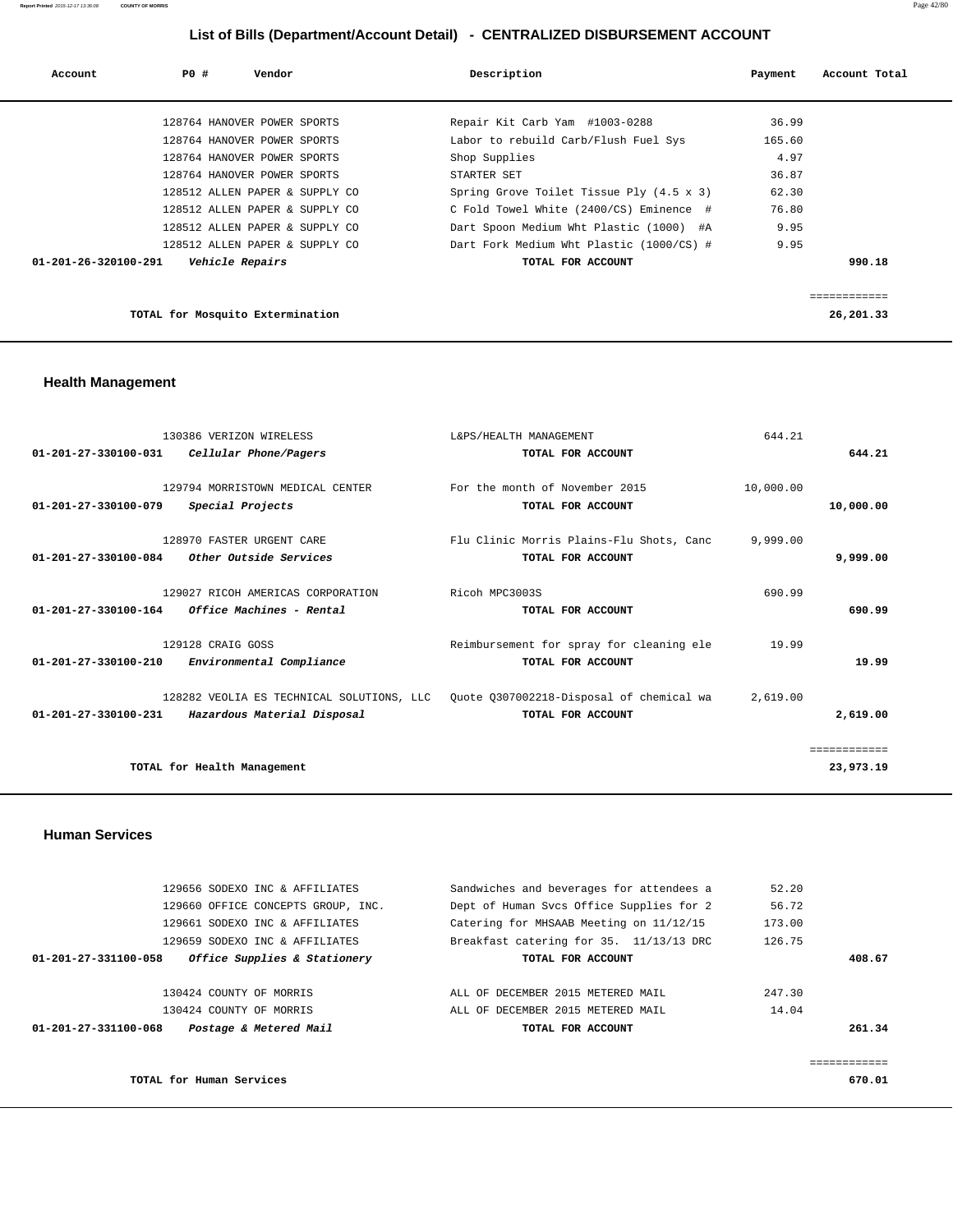## List of Bills (Department/Account Detail) - CENTRALIZED DISBURSEMENT ACCOUNT

| Account | PO # | Vendor | Description | Payment | Account Total |
|---|---|---|---|---|---|
| | 128764 | HANOVER POWER SPORTS | Repair Kit Carb Yam #1003-0288 | 36.99 | |
| | 128764 | HANOVER POWER SPORTS | Labor to rebuild Carb/Flush Fuel Sys | 165.60 | |
| | 128764 | HANOVER POWER SPORTS | Shop Supplies | 4.97 | |
| | 128764 | HANOVER POWER SPORTS | STARTER SET | 36.87 | |
| | 128512 | ALLEN PAPER & SUPPLY CO | Spring Grove Toilet Tissue Ply (4.5 x 3) | 62.30 | |
| | 128512 | ALLEN PAPER & SUPPLY CO | C Fold Towel White (2400/CS) Eminence # | 76.80 | |
| | 128512 | ALLEN PAPER & SUPPLY CO | Dart Spoon Medium Wht Plastic (1000) #A | 9.95 | |
| | 128512 | ALLEN PAPER & SUPPLY CO | Dart Fork Medium Wht Plastic (1000/CS) # | 9.95 | |
| **01-201-26-320100-291** | | ***Vehicle Repairs*** | **TOTAL FOR ACCOUNT** | | **990.18** |
| | | **TOTAL for Mosquito Extermination** | | | **26,201.33** |

### Health Management

| Account | PO # | Vendor | Description | Payment | Account Total |
|---|---|---|---|---|---|
| | 130386 | VERIZON WIRELESS | L&PS/HEALTH MANAGEMENT | 644.21 | |
| **01-201-27-330100-031** | | ***Cellular Phone/Pagers*** | **TOTAL FOR ACCOUNT** | | **644.21** |
| | 129794 | MORRISTOWN MEDICAL CENTER | For the month of November 2015 | 10,000.00 | |
| **01-201-27-330100-079** | | ***Special Projects*** | **TOTAL FOR ACCOUNT** | | **10,000.00** |
| | 128970 | FASTER URGENT CARE | Flu Clinic Morris Plains-Flu Shots, Canc | 9,999.00 | |
| **01-201-27-330100-084** | | ***Other Outside Services*** | **TOTAL FOR ACCOUNT** | | **9,999.00** |
| | 129027 | RICOH AMERICAS CORPORATION | Ricoh MPC3003S | 690.99 | |
| **01-201-27-330100-164** | | ***Office Machines - Rental*** | **TOTAL FOR ACCOUNT** | | **690.99** |
| | 129128 | CRAIG GOSS | Reimbursement for spray for cleaning ele | 19.99 | |
| **01-201-27-330100-210** | | ***Environmental Compliance*** | **TOTAL FOR ACCOUNT** | | **19.99** |
| | 128282 | VEOLIA ES TECHNICAL SOLUTIONS, LLC | Quote Q307002218-Disposal of chemical wa | 2,619.00 | |
| **01-201-27-330100-231** | | ***Hazardous Material Disposal*** | **TOTAL FOR ACCOUNT** | | **2,619.00** |
| | | **TOTAL for Health Management** | | | **23,973.19** |

### Human Services

| Account | PO # | Vendor | Description | Payment | Account Total |
|---|---|---|---|---|---|
| | 129656 | SODEXO INC & AFFILIATES | Sandwiches and beverages for attendees a | 52.20 | |
| | 129660 | OFFICE CONCEPTS GROUP, INC. | Dept of Human Svcs Office Supplies for 2 | 56.72 | |
| | 129661 | SODEXO INC & AFFILIATES | Catering for MHSAAB Meeting on 11/12/15 | 173.00 | |
| | 129659 | SODEXO INC & AFFILIATES | Breakfast catering for 35. 11/13/13 DRC | 126.75 | |
| **01-201-27-331100-058** | | ***Office Supplies & Stationery*** | **TOTAL FOR ACCOUNT** | | **408.67** |
| | 130424 | COUNTY OF MORRIS | ALL OF DECEMBER 2015 METERED MAIL | 247.30 | |
| | 130424 | COUNTY OF MORRIS | ALL OF DECEMBER 2015 METERED MAIL | 14.04 | |
| **01-201-27-331100-068** | | ***Postage & Metered Mail*** | **TOTAL FOR ACCOUNT** | | **261.34** |
| | | **TOTAL for Human Services** | | | **670.01** |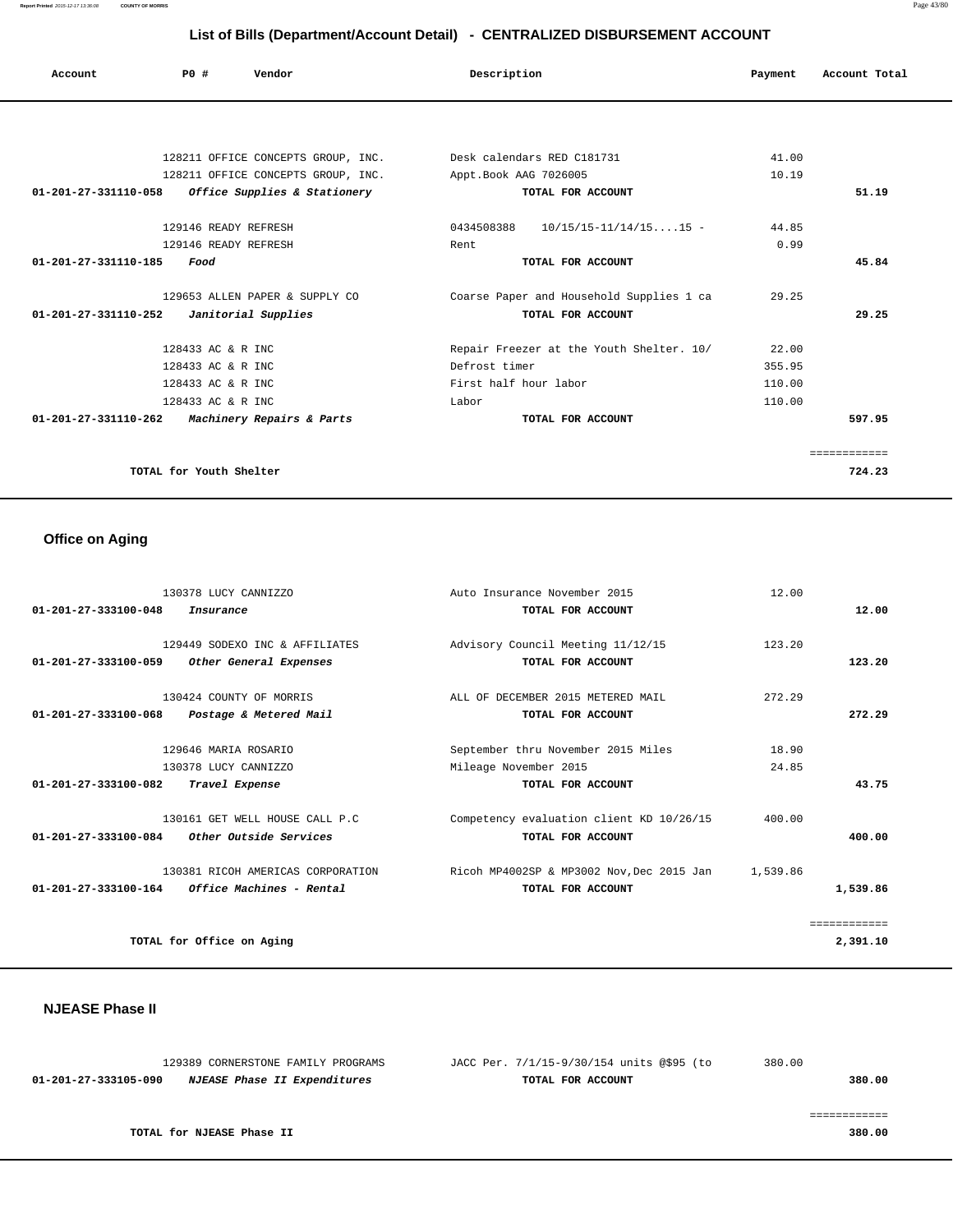## List of Bills (Department/Account Detail) - CENTRALIZED DISBURSEMENT ACCOUNT

| Account | PO # | Vendor | Description | Payment | Account Total |
|---|---|---|---|---|---|
| | 128211 | OFFICE CONCEPTS GROUP, INC. | Desk calendars RED C181731 | 41.00 | |
| | 128211 | OFFICE CONCEPTS GROUP, INC. | Appt.Book AAG 7026005 | 10.19 | |
| 01-201-27-331110-058 | | *Office Supplies & Stationery* | TOTAL FOR ACCOUNT | | 51.19 |
| | 129146 | READY REFRESH | 0434508388 10/15/15-11/14/15....15 - | 44.85 | |
| | 129146 | READY REFRESH | Rent | 0.99 | |
| 01-201-27-331110-185 | | *Food* | TOTAL FOR ACCOUNT | | 45.84 |
| | 129653 | ALLEN PAPER & SUPPLY CO | Coarse Paper and Household Supplies 1 ca | 29.25 | |
| 01-201-27-331110-252 | | *Janitorial Supplies* | TOTAL FOR ACCOUNT | | 29.25 |
| | 128433 | AC & R INC | Repair Freezer at the Youth Shelter. 10/ | 22.00 | |
| | 128433 | AC & R INC | Defrost timer | 355.95 | |
| | 128433 | AC & R INC | First half hour labor | 110.00 | |
| | 128433 | AC & R INC | Labor | 110.00 | |
| 01-201-27-331110-262 | | *Machinery Repairs & Parts* | TOTAL FOR ACCOUNT | | 597.95 |
| | | | | | ============ |
| | | TOTAL for Youth Shelter | | | 724.23 |

### Office on Aging

| Account | PO # | Vendor | Description | Payment | Account Total |
|---|---|---|---|---|---|
| | 130378 | LUCY CANNIZZO | Auto Insurance November 2015 | 12.00 | |
| 01-201-27-333100-048 | | *Insurance* | TOTAL FOR ACCOUNT | | 12.00 |
| | 129449 | SODEXO INC & AFFILIATES | Advisory Council Meeting 11/12/15 | 123.20 | |
| 01-201-27-333100-059 | | *Other General Expenses* | TOTAL FOR ACCOUNT | | 123.20 |
| | 130424 | COUNTY OF MORRIS | ALL OF DECEMBER 2015 METERED MAIL | 272.29 | |
| 01-201-27-333100-068 | | *Postage & Metered Mail* | TOTAL FOR ACCOUNT | | 272.29 |
| | 129646 | MARIA ROSARIO | September thru November 2015 Miles | 18.90 | |
| | 130378 | LUCY CANNIZZO | Mileage November 2015 | 24.85 | |
| 01-201-27-333100-082 | | *Travel Expense* | TOTAL FOR ACCOUNT | | 43.75 |
| | 130161 | GET WELL HOUSE CALL P.C | Competency evaluation client KD 10/26/15 | 400.00 | |
| 01-201-27-333100-084 | | *Other Outside Services* | TOTAL FOR ACCOUNT | | 400.00 |
| | 130381 | RICOH AMERICAS CORPORATION | Ricoh MP4002SP & MP3002 Nov,Dec 2015 Jan | 1,539.86 | |
| 01-201-27-333100-164 | | *Office Machines - Rental* | TOTAL FOR ACCOUNT | | 1,539.86 |
| | | | | | ============ |
| | | TOTAL for Office on Aging | | | 2,391.10 |

### NJEASE Phase II

| Account | PO # | Vendor | Description | Payment | Account Total |
|---|---|---|---|---|---|
| | 129389 | CORNERSTONE FAMILY PROGRAMS | JACC Per. 7/1/15-9/30/154 units @$95 (to | 380.00 | |
| 01-201-27-333105-090 | | *NJEASE Phase II Expenditures* | TOTAL FOR ACCOUNT | | 380.00 |
| | | | | | ============ |
| | | TOTAL for NJEASE Phase II | | | 380.00 |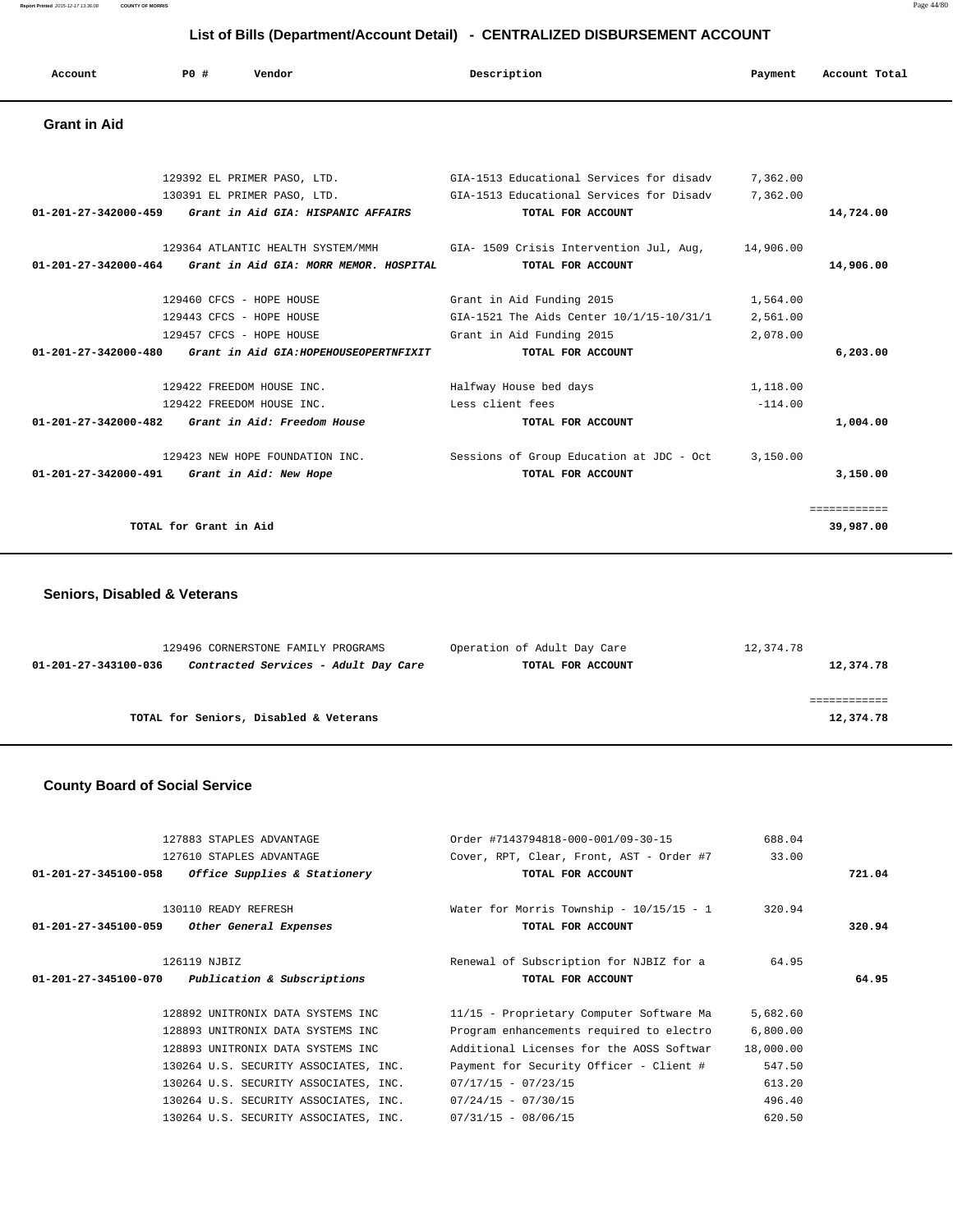## List of Bills (Department/Account Detail) - CENTRALIZED DISBURSEMENT ACCOUNT

| Account | PO # | Vendor | Description | Payment | Account Total |
|---|---|---|---|---|---|

### Grant in Aid

| Account | PO # | Vendor | Description | Payment | Account Total |
|---|---|---|---|---|---|
| | 129392 | EL PRIMER PASO, LTD. | GIA-1513 Educational Services for disadv | 7,362.00 | |
| | 130391 | EL PRIMER PASO, LTD. | GIA-1513 Educational Services for Disadv | 7,362.00 | |
| 01-201-27-342000-459 | | *Grant in Aid GIA: HISPANIC AFFAIRS* | TOTAL FOR ACCOUNT | | 14,724.00 |
| | 129364 | ATLANTIC HEALTH SYSTEM/MMH | GIA- 1509 Crisis Intervention Jul, Aug, | 14,906.00 | |
| 01-201-27-342000-464 | | *Grant in Aid GIA: MORR MEMOR. HOSPITAL* | TOTAL FOR ACCOUNT | | 14,906.00 |
| | 129460 | CFCS - HOPE HOUSE | Grant in Aid Funding 2015 | 1,564.00 | |
| | 129443 | CFCS - HOPE HOUSE | GIA-1521 The Aids Center 10/1/15-10/31/1 | 2,561.00 | |
| | 129457 | CFCS - HOPE HOUSE | Grant in Aid Funding 2015 | 2,078.00 | |
| 01-201-27-342000-480 | | *Grant in Aid GIA:HOPEHOUSEOPERTNFIXIT* | TOTAL FOR ACCOUNT | | 6,203.00 |
| | 129422 | FREEDOM HOUSE INC. | Halfway House bed days | 1,118.00 | |
| | 129422 | FREEDOM HOUSE INC. | Less client fees | -114.00 | |
| 01-201-27-342000-482 | | *Grant in Aid: Freedom House* | TOTAL FOR ACCOUNT | | 1,004.00 |
| | 129423 | NEW HOPE FOUNDATION INC. | Sessions of Group Education at JDC - Oct | 3,150.00 | |
| 01-201-27-342000-491 | | *Grant in Aid: New Hope* | TOTAL FOR ACCOUNT | | 3,150.00 |
| | | | | | ============ |
| | | TOTAL for Grant in Aid | | | 39,987.00 |

### Seniors, Disabled & Veterans

| Account | PO # | Vendor | Description | Payment | Account Total |
|---|---|---|---|---|---|
| | 129496 | CORNERSTONE FAMILY PROGRAMS | Operation of Adult Day Care | 12,374.78 | |
| 01-201-27-343100-036 | | *Contracted Services - Adult Day Care* | TOTAL FOR ACCOUNT | | 12,374.78 |
| | | | | | ============ |
| | | TOTAL for Seniors, Disabled & Veterans | | | 12,374.78 |

### County Board of Social Service

| Account | PO # | Vendor | Description | Payment | Account Total |
|---|---|---|---|---|---|
| | 127883 | STAPLES ADVANTAGE | Order #7143794818-000-001/09-30-15 | 688.04 | |
| | 127610 | STAPLES ADVANTAGE | Cover, RPT, Clear, Front, AST - Order #7 | 33.00 | |
| 01-201-27-345100-058 | | *Office Supplies & Stationery* | TOTAL FOR ACCOUNT | | 721.04 |
| | 130110 | READY REFRESH | Water for Morris Township - 10/15/15 - 1 | 320.94 | |
| 01-201-27-345100-059 | | *Other General Expenses* | TOTAL FOR ACCOUNT | | 320.94 |
| | 126119 | NJBIZ | Renewal of Subscription for NJBIZ for a | 64.95 | |
| 01-201-27-345100-070 | | *Publication & Subscriptions* | TOTAL FOR ACCOUNT | | 64.95 |
| | 128892 | UNITRONIX DATA SYSTEMS INC | 11/15 - Proprietary Computer Software Ma | 5,682.60 | |
| | 128893 | UNITRONIX DATA SYSTEMS INC | Program enhancements required to electro | 6,800.00 | |
| | 128893 | UNITRONIX DATA SYSTEMS INC | Additional Licenses for the AOSS Softwar | 18,000.00 | |
| | 130264 | U.S. SECURITY ASSOCIATES, INC. | Payment for Security Officer - Client # | 547.50 | |
| | 130264 | U.S. SECURITY ASSOCIATES, INC. | 07/17/15 - 07/23/15 | 613.20 | |
| | 130264 | U.S. SECURITY ASSOCIATES, INC. | 07/24/15 - 07/30/15 | 496.40 | |
| | 130264 | U.S. SECURITY ASSOCIATES, INC. | 07/31/15 - 08/06/15 | 620.50 | |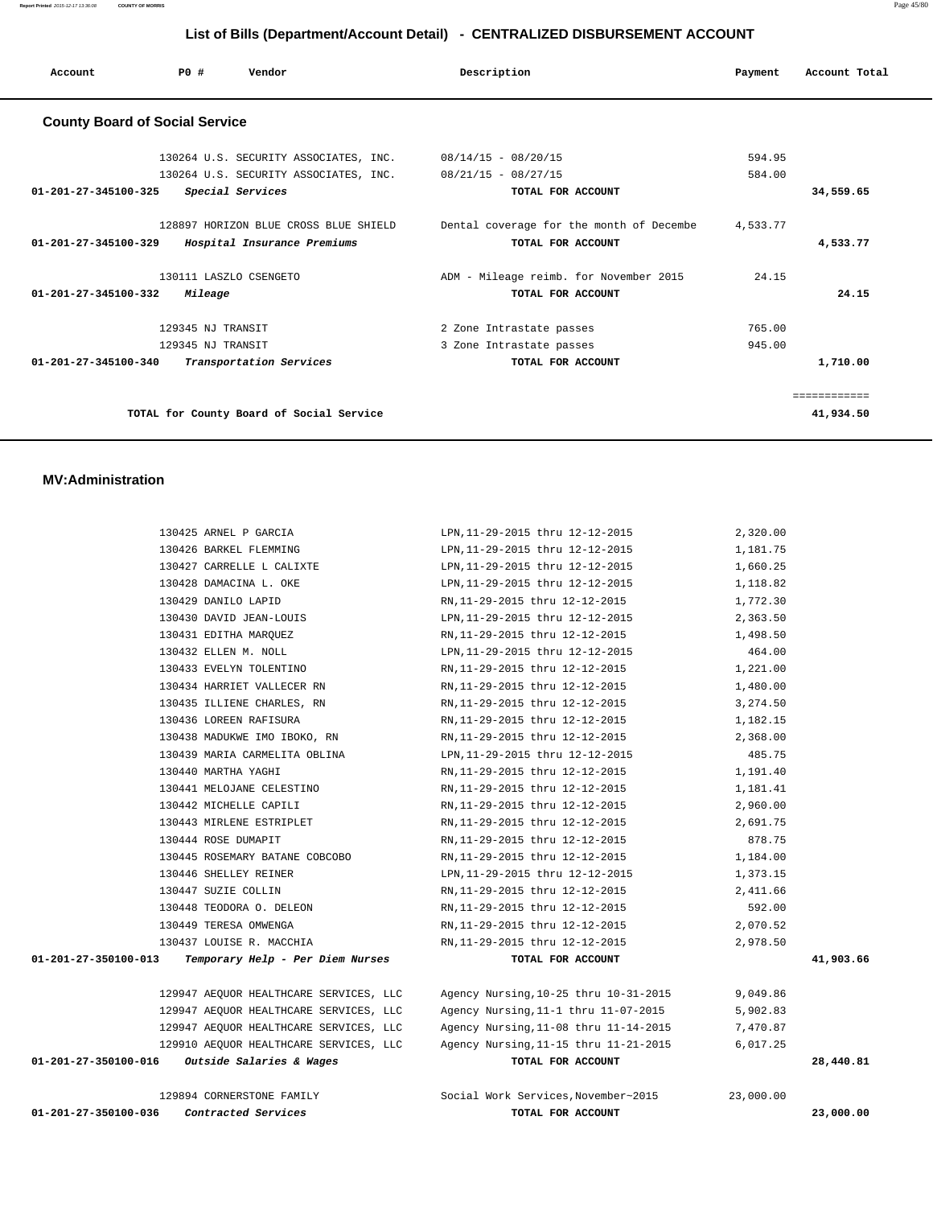# List of Bills (Department/Account Detail) - CENTRALIZED DISBURSEMENT ACCOUNT

| Account | PO # | Vendor | Description | Payment | Account Total |
|---|---|---|---|---|---|

## County Board of Social Service

| Account | PO # | Vendor | Description | Payment | Account Total |
|---|---|---|---|---|---|
| | 130264 | U.S. SECURITY ASSOCIATES, INC. | 08/14/15 - 08/20/15 | 594.95 | |
| | 130264 | U.S. SECURITY ASSOCIATES, INC. | 08/21/15 - 08/27/15 | 584.00 | |
| 01-201-27-345100-325 | | *Special Services* | TOTAL FOR ACCOUNT | | 34,559.65 |
| | 128897 | HORIZON BLUE CROSS BLUE SHIELD | Dental coverage for the month of Decembe | 4,533.77 | |
| 01-201-27-345100-329 | | *Hospital Insurance Premiums* | TOTAL FOR ACCOUNT | | 4,533.77 |
| | 130111 | LASZLO CSENGETO | ADM - Mileage reimb. for November 2015 | 24.15 | |
| 01-201-27-345100-332 | | *Mileage* | TOTAL FOR ACCOUNT | | 24.15 |
| | 129345 | NJ TRANSIT | 2 Zone Intrastate passes | 765.00 | |
| | 129345 | NJ TRANSIT | 3 Zone Intrastate passes | 945.00 | |
| 01-201-27-345100-340 | | *Transportation Services* | TOTAL FOR ACCOUNT | | 1,710.00 |
| | | | | | ============ |
| | | TOTAL for County Board of Social Service | | | 41,934.50 |

## MV:Administration

| Account | PO # | Vendor | Description | Payment | Account Total |
|---|---|---|---|---|---|
| | 130425 | ARNEL P GARCIA | LPN,11-29-2015 thru 12-12-2015 | 2,320.00 | |
| | 130426 | BARKEL FLEMMING | LPN,11-29-2015 thru 12-12-2015 | 1,181.75 | |
| | 130427 | CARRELLE L CALIXTE | LPN,11-29-2015 thru 12-12-2015 | 1,660.25 | |
| | 130428 | DAMACINA L. OKE | LPN,11-29-2015 thru 12-12-2015 | 1,118.82 | |
| | 130429 | DANILO LAPID | RN,11-29-2015 thru 12-12-2015 | 1,772.30 | |
| | 130430 | DAVID JEAN-LOUIS | LPN,11-29-2015 thru 12-12-2015 | 2,363.50 | |
| | 130431 | EDITHA MARQUEZ | RN,11-29-2015 thru 12-12-2015 | 1,498.50 | |
| | 130432 | ELLEN M. NOLL | LPN,11-29-2015 thru 12-12-2015 | 464.00 | |
| | 130433 | EVELYN TOLENTINO | RN,11-29-2015 thru 12-12-2015 | 1,221.00 | |
| | 130434 | HARRIET VALLECER RN | RN,11-29-2015 thru 12-12-2015 | 1,480.00 | |
| | 130435 | ILLIENE CHARLES, RN | RN,11-29-2015 thru 12-12-2015 | 3,274.50 | |
| | 130436 | LOREEN RAFISURA | RN,11-29-2015 thru 12-12-2015 | 1,182.15 | |
| | 130438 | MADUKWE IMO IBOKO, RN | RN,11-29-2015 thru 12-12-2015 | 2,368.00 | |
| | 130439 | MARIA CARMELITA OBLINA | LPN,11-29-2015 thru 12-12-2015 | 485.75 | |
| | 130440 | MARTHA YAGHI | RN,11-29-2015 thru 12-12-2015 | 1,191.40 | |
| | 130441 | MELOJANE CELESTINO | RN,11-29-2015 thru 12-12-2015 | 1,181.41 | |
| | 130442 | MICHELLE CAPILI | RN,11-29-2015 thru 12-12-2015 | 2,960.00 | |
| | 130443 | MIRLENE ESTRIPLET | RN,11-29-2015 thru 12-12-2015 | 2,691.75 | |
| | 130444 | ROSE DUMAPIT | RN,11-29-2015 thru 12-12-2015 | 878.75 | |
| | 130445 | ROSEMARY BATANE COBCOBO | RN,11-29-2015 thru 12-12-2015 | 1,184.00 | |
| | 130446 | SHELLEY REINER | LPN,11-29-2015 thru 12-12-2015 | 1,373.15 | |
| | 130447 | SUZIE COLLIN | RN,11-29-2015 thru 12-12-2015 | 2,411.66 | |
| | 130448 | TEODORA O. DELEON | RN,11-29-2015 thru 12-12-2015 | 592.00 | |
| | 130449 | TERESA OMWENGA | RN,11-29-2015 thru 12-12-2015 | 2,070.52 | |
| | 130437 | LOUISE R. MACCHIA | RN,11-29-2015 thru 12-12-2015 | 2,978.50 | |
| 01-201-27-350100-013 | | *Temporary Help - Per Diem Nurses* | TOTAL FOR ACCOUNT | | 41,903.66 |
| | 129947 | AEQUOR HEALTHCARE SERVICES, LLC | Agency Nursing,10-25 thru 10-31-2015 | 9,049.86 | |
| | 129947 | AEQUOR HEALTHCARE SERVICES, LLC | Agency Nursing,11-1 thru 11-07-2015 | 5,902.83 | |
| | 129947 | AEQUOR HEALTHCARE SERVICES, LLC | Agency Nursing,11-08 thru 11-14-2015 | 7,470.87 | |
| | 129910 | AEQUOR HEALTHCARE SERVICES, LLC | Agency Nursing,11-15 thru 11-21-2015 | 6,017.25 | |
| 01-201-27-350100-016 | | *Outside Salaries & Wages* | TOTAL FOR ACCOUNT | | 28,440.81 |
| | 129894 | CORNERSTONE FAMILY | Social Work Services,November~2015 | 23,000.00 | |
| 01-201-27-350100-036 | | *Contracted Services* | TOTAL FOR ACCOUNT | | 23,000.00 |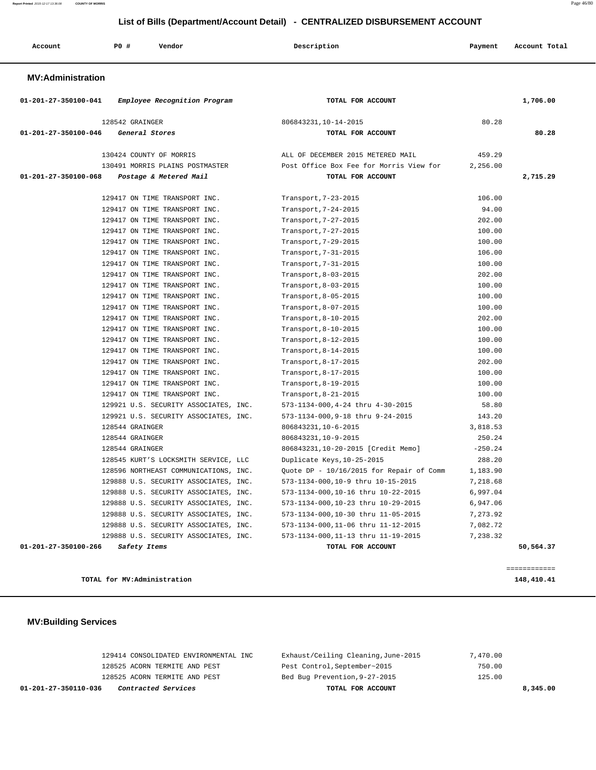## List of Bills (Department/Account Detail) - CENTRALIZED DISBURSEMENT ACCOUNT

| Account | PO # | Vendor | Description | Payment | Account Total |
|---|---|---|---|---|---|

### MV:Administration

| Account | PO # | Vendor | Description | Payment | Account Total |
|---|---|---|---|---|---|
| 01-201-27-350100-041 | | *Employee Recognition Program* | TOTAL FOR ACCOUNT | | 1,706.00 |
| | 128542 | GRAINGER | 806843231,10-14-2015 | 80.28 | |
| 01-201-27-350100-046 | | *General Stores* | TOTAL FOR ACCOUNT | | 80.28 |
| | 130424 | COUNTY OF MORRIS | ALL OF DECEMBER 2015 METERED MAIL | 459.29 | |
| | 130491 | MORRIS PLAINS POSTMASTER | Post Office Box Fee for Morris View for | 2,256.00 | |
| 01-201-27-350100-068 | | *Postage & Metered Mail* | TOTAL FOR ACCOUNT | | 2,715.29 |
| | 129417 | ON TIME TRANSPORT INC. | Transport,7-23-2015 | 106.00 | |
| | 129417 | ON TIME TRANSPORT INC. | Transport,7-24-2015 | 94.00 | |
| | 129417 | ON TIME TRANSPORT INC. | Transport,7-27-2015 | 202.00 | |
| | 129417 | ON TIME TRANSPORT INC. | Transport,7-27-2015 | 100.00 | |
| | 129417 | ON TIME TRANSPORT INC. | Transport,7-29-2015 | 100.00 | |
| | 129417 | ON TIME TRANSPORT INC. | Transport,7-31-2015 | 106.00 | |
| | 129417 | ON TIME TRANSPORT INC. | Transport,7-31-2015 | 100.00 | |
| | 129417 | ON TIME TRANSPORT INC. | Transport,8-03-2015 | 202.00 | |
| | 129417 | ON TIME TRANSPORT INC. | Transport,8-03-2015 | 100.00 | |
| | 129417 | ON TIME TRANSPORT INC. | Transport,8-05-2015 | 100.00 | |
| | 129417 | ON TIME TRANSPORT INC. | Transport,8-07-2015 | 100.00 | |
| | 129417 | ON TIME TRANSPORT INC. | Transport,8-10-2015 | 202.00 | |
| | 129417 | ON TIME TRANSPORT INC. | Transport,8-10-2015 | 100.00 | |
| | 129417 | ON TIME TRANSPORT INC. | Transport,8-12-2015 | 100.00 | |
| | 129417 | ON TIME TRANSPORT INC. | Transport,8-14-2015 | 100.00 | |
| | 129417 | ON TIME TRANSPORT INC. | Transport,8-17-2015 | 202.00 | |
| | 129417 | ON TIME TRANSPORT INC. | Transport,8-17-2015 | 100.00 | |
| | 129417 | ON TIME TRANSPORT INC. | Transport,8-19-2015 | 100.00 | |
| | 129417 | ON TIME TRANSPORT INC. | Transport,8-21-2015 | 100.00 | |
| | 129921 | U.S. SECURITY ASSOCIATES, INC. | 573-1134-000,4-24 thru 4-30-2015 | 58.80 | |
| | 129921 | U.S. SECURITY ASSOCIATES, INC. | 573-1134-000,9-18 thru 9-24-2015 | 143.20 | |
| | 128544 | GRAINGER | 806843231,10-6-2015 | 3,818.53 | |
| | 128544 | GRAINGER | 806843231,10-9-2015 | 250.24 | |
| | 128544 | GRAINGER | 806843231,10-20-2015 [Credit Memo] | -250.24 | |
| | 128545 | KURT'S LOCKSMITH SERVICE, LLC | Duplicate Keys,10-25-2015 | 288.20 | |
| | 128596 | NORTHEAST COMMUNICATIONS, INC. | Quote DP - 10/16/2015 for Repair of Comm | 1,183.90 | |
| | 129888 | U.S. SECURITY ASSOCIATES, INC. | 573-1134-000,10-9 thru 10-15-2015 | 7,218.68 | |
| | 129888 | U.S. SECURITY ASSOCIATES, INC. | 573-1134-000,10-16 thru 10-22-2015 | 6,997.04 | |
| | 129888 | U.S. SECURITY ASSOCIATES, INC. | 573-1134-000,10-23 thru 10-29-2015 | 6,947.06 | |
| | 129888 | U.S. SECURITY ASSOCIATES, INC. | 573-1134-000,10-30 thru 11-05-2015 | 7,273.92 | |
| | 129888 | U.S. SECURITY ASSOCIATES, INC. | 573-1134-000,11-06 thru 11-12-2015 | 7,082.72 | |
| | 129888 | U.S. SECURITY ASSOCIATES, INC. | 573-1134-000,11-13 thru 11-19-2015 | 7,238.32 | |
| 01-201-27-350100-266 | | *Safety Items* | TOTAL FOR ACCOUNT | | 50,564.37 |

**TOTAL for MV:Administration** — 148,410.41

### MV:Building Services

| Account | PO # | Vendor | Description | Payment | Account Total |
|---|---|---|---|---|---|
| | 129414 | CONSOLIDATED ENVIRONMENTAL INC | Exhaust/Ceiling Cleaning,June-2015 | 7,470.00 | |
| | 128525 | ACORN TERMITE AND PEST | Pest Control,September~2015 | 750.00 | |
| | 128525 | ACORN TERMITE AND PEST | Bed Bug Prevention,9-27-2015 | 125.00 | |
| 01-201-27-350110-036 | | *Contracted Services* | TOTAL FOR ACCOUNT | | 8,345.00 |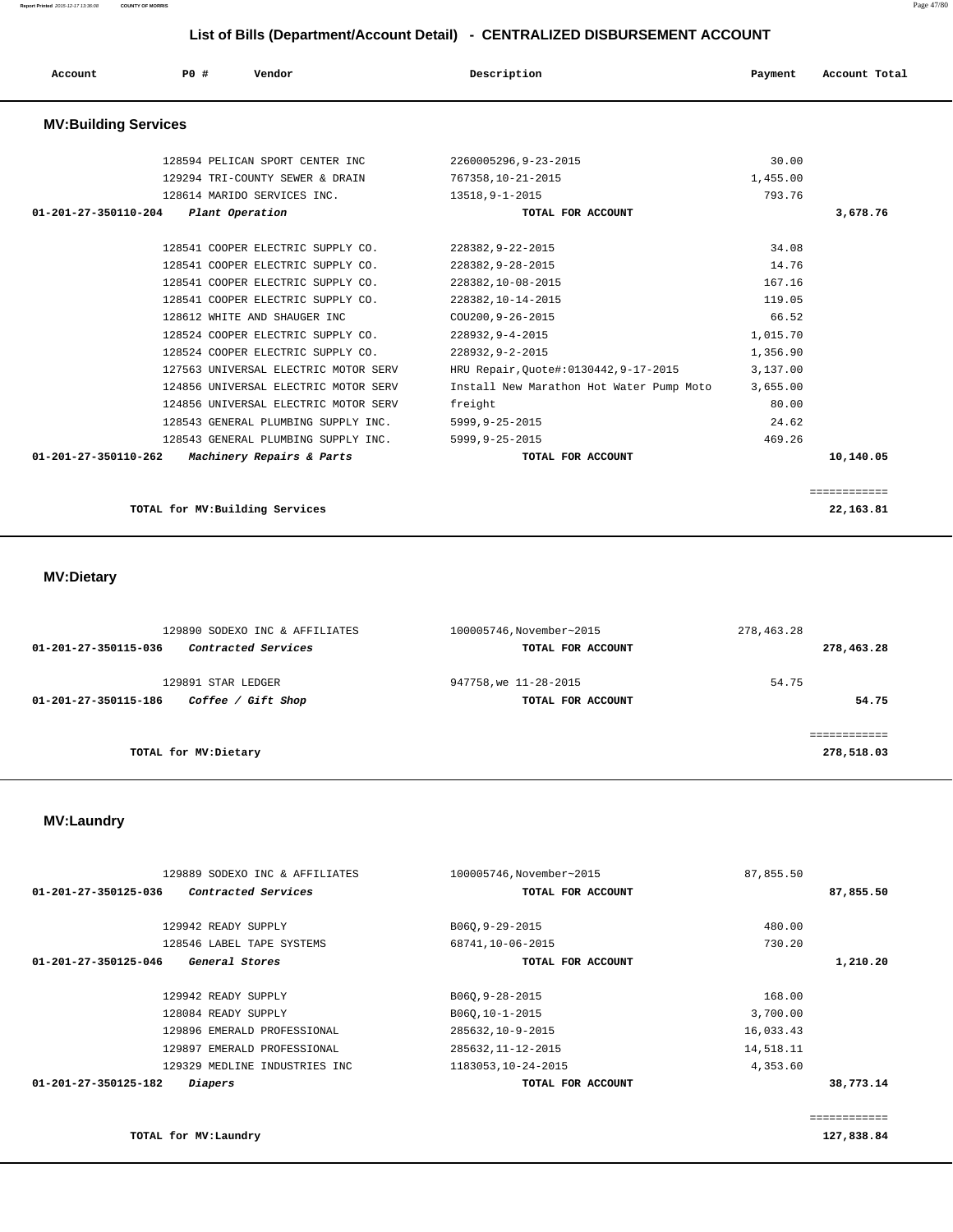## List of Bills (Department/Account Detail) - CENTRALIZED DISBURSEMENT ACCOUNT

| Account | PO # | Vendor | Description | Payment | Account Total |
|---|---|---|---|---|---|

### MV:Building Services

| Account | PO # | Vendor | Description | Payment | Account Total |
|---|---|---|---|---|---|
| | 128594 | PELICAN SPORT CENTER INC | 2260005296,9-23-2015 | 30.00 | |
| | 129294 | TRI-COUNTY SEWER & DRAIN | 767358,10-21-2015 | 1,455.00 | |
| | 128614 | MARIDO SERVICES INC. | 13518,9-1-2015 | 793.76 | |
| 01-201-27-350110-204 | | *Plant Operation* | TOTAL FOR ACCOUNT | | 3,678.76 |
| | 128541 | COOPER ELECTRIC SUPPLY CO. | 228382,9-22-2015 | 34.08 | |
| | 128541 | COOPER ELECTRIC SUPPLY CO. | 228382,9-28-2015 | 14.76 | |
| | 128541 | COOPER ELECTRIC SUPPLY CO. | 228382,10-08-2015 | 167.16 | |
| | 128541 | COOPER ELECTRIC SUPPLY CO. | 228382,10-14-2015 | 119.05 | |
| | 128612 | WHITE AND SHAUGER INC | COU200,9-26-2015 | 66.52 | |
| | 128524 | COOPER ELECTRIC SUPPLY CO. | 228932,9-4-2015 | 1,015.70 | |
| | 128524 | COOPER ELECTRIC SUPPLY CO. | 228932,9-2-2015 | 1,356.90 | |
| | 127563 | UNIVERSAL ELECTRIC MOTOR SERV | HRU Repair,Quote#:0130442,9-17-2015 | 3,137.00 | |
| | 124856 | UNIVERSAL ELECTRIC MOTOR SERV | Install New Marathon Hot Water Pump Moto | 3,655.00 | |
| | 124856 | UNIVERSAL ELECTRIC MOTOR SERV | freight | 80.00 | |
| | 128543 | GENERAL PLUMBING SUPPLY INC. | 5999,9-25-2015 | 24.62 | |
| | 128543 | GENERAL PLUMBING SUPPLY INC. | 5999,9-25-2015 | 469.26 | |
| 01-201-27-350110-262 | | *Machinery Repairs & Parts* | TOTAL FOR ACCOUNT | | 10,140.05 |
| | | TOTAL for MV:Building Services | | | 22,163.81 |

### MV:Dietary

| Account | PO # | Vendor | Description | Payment | Account Total |
|---|---|---|---|---|---|
| | 129890 | SODEXO INC & AFFILIATES | 100005746,November~2015 | 278,463.28 | |
| 01-201-27-350115-036 | | *Contracted Services* | TOTAL FOR ACCOUNT | | 278,463.28 |
| | 129891 | STAR LEDGER | 947758,we 11-28-2015 | 54.75 | |
| 01-201-27-350115-186 | | *Coffee / Gift Shop* | TOTAL FOR ACCOUNT | | 54.75 |
| | | TOTAL for MV:Dietary | | | 278,518.03 |

### MV:Laundry

| Account | PO # | Vendor | Description | Payment | Account Total |
|---|---|---|---|---|---|
| | 129889 | SODEXO INC & AFFILIATES | 100005746,November~2015 | 87,855.50 | |
| 01-201-27-350125-036 | | *Contracted Services* | TOTAL FOR ACCOUNT | | 87,855.50 |
| | 129942 | READY SUPPLY | B06Q,9-29-2015 | 480.00 | |
| | 128546 | LABEL TAPE SYSTEMS | 68741,10-06-2015 | 730.20 | |
| 01-201-27-350125-046 | | *General Stores* | TOTAL FOR ACCOUNT | | 1,210.20 |
| | 129942 | READY SUPPLY | B06Q,9-28-2015 | 168.00 | |
| | 128084 | READY SUPPLY | B06Q,10-1-2015 | 3,700.00 | |
| | 129896 | EMERALD PROFESSIONAL | 285632,10-9-2015 | 16,033.43 | |
| | 129897 | EMERALD PROFESSIONAL | 285632,11-12-2015 | 14,518.11 | |
| | 129329 | MEDLINE INDUSTRIES INC | 1183053,10-24-2015 | 4,353.60 | |
| 01-201-27-350125-182 | | *Diapers* | TOTAL FOR ACCOUNT | | 38,773.14 |
| | | TOTAL for MV:Laundry | | | 127,838.84 |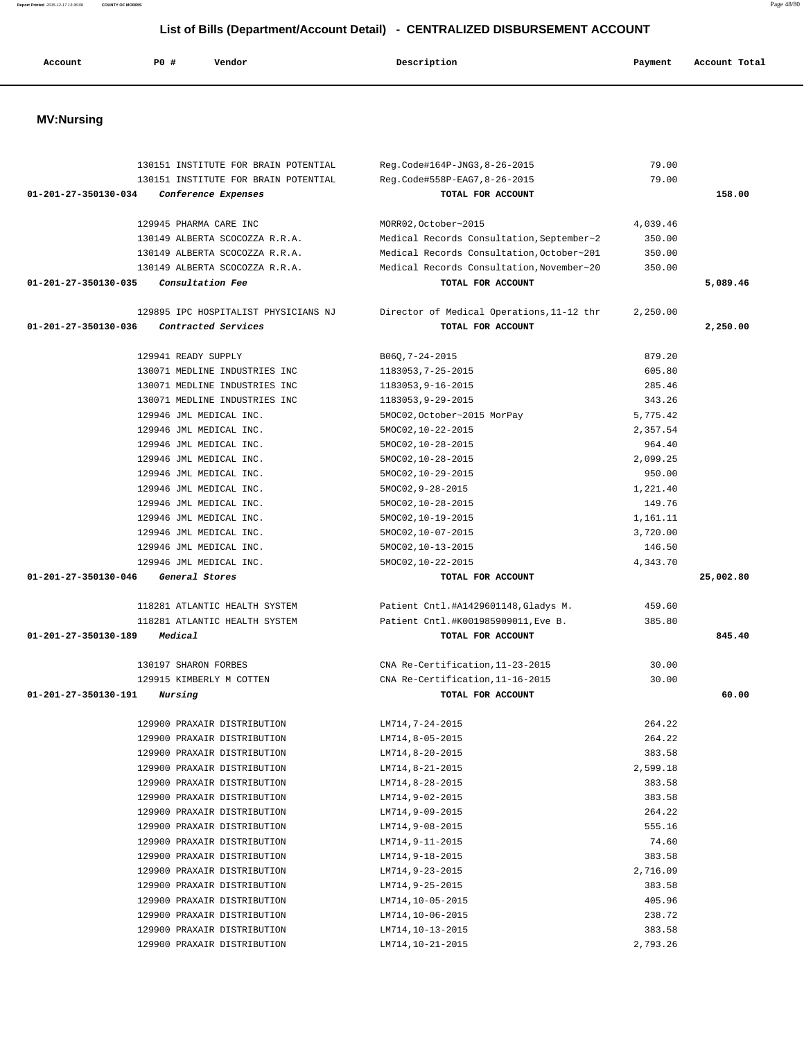# List of Bills (Department/Account Detail) - CENTRALIZED DISBURSEMENT ACCOUNT

| Account | PO # | Vendor | Description | Payment | Account Total |
|---|---|---|---|---|---|

## MV:Nursing

| Account | PO # | Vendor | Description | Payment | Account Total |
|---|---|---|---|---|---|
| | 130151 | INSTITUTE FOR BRAIN POTENTIAL | Reg.Code#164P-JNG3,8-26-2015 | 79.00 | |
| | 130151 | INSTITUTE FOR BRAIN POTENTIAL | Reg.Code#558P-EAG7,8-26-2015 | 79.00 | |
| 01-201-27-350130-034 | | *Conference Expenses* | TOTAL FOR ACCOUNT | | 158.00 |
| | 129945 | PHARMA CARE INC | MORR02,October~2015 | 4,039.46 | |
| | 130149 | ALBERTA SCOCOZZA R.R.A. | Medical Records Consultation,September~2 | 350.00 | |
| | 130149 | ALBERTA SCOCOZZA R.R.A. | Medical Records Consultation,October~201 | 350.00 | |
| | 130149 | ALBERTA SCOCOZZA R.R.A. | Medical Records Consultation,November~20 | 350.00 | |
| 01-201-27-350130-035 | | *Consultation Fee* | TOTAL FOR ACCOUNT | | 5,089.46 |
| | 129895 | IPC HOSPITALIST PHYSICIANS NJ | Director of Medical Operations,11-12 thr | 2,250.00 | |
| 01-201-27-350130-036 | | *Contracted Services* | TOTAL FOR ACCOUNT | | 2,250.00 |
| | 129941 | READY SUPPLY | B06Q,7-24-2015 | 879.20 | |
| | 130071 | MEDLINE INDUSTRIES INC | 1183053,7-25-2015 | 605.80 | |
| | 130071 | MEDLINE INDUSTRIES INC | 1183053,9-16-2015 | 285.46 | |
| | 130071 | MEDLINE INDUSTRIES INC | 1183053,9-29-2015 | 343.26 | |
| | 129946 | JML MEDICAL INC. | 5MOC02,October~2015 MorPay | 5,775.42 | |
| | 129946 | JML MEDICAL INC. | 5MOC02,10-22-2015 | 2,357.54 | |
| | 129946 | JML MEDICAL INC. | 5MOC02,10-28-2015 | 964.40 | |
| | 129946 | JML MEDICAL INC. | 5MOC02,10-28-2015 | 2,099.25 | |
| | 129946 | JML MEDICAL INC. | 5MOC02,10-29-2015 | 950.00 | |
| | 129946 | JML MEDICAL INC. | 5MOC02,9-28-2015 | 1,221.40 | |
| | 129946 | JML MEDICAL INC. | 5MOC02,10-28-2015 | 149.76 | |
| | 129946 | JML MEDICAL INC. | 5MOC02,10-19-2015 | 1,161.11 | |
| | 129946 | JML MEDICAL INC. | 5MOC02,10-07-2015 | 3,720.00 | |
| | 129946 | JML MEDICAL INC. | 5MOC02,10-13-2015 | 146.50 | |
| | 129946 | JML MEDICAL INC. | 5MOC02,10-22-2015 | 4,343.70 | |
| 01-201-27-350130-046 | | *General Stores* | TOTAL FOR ACCOUNT | | 25,002.80 |
| | 118281 | ATLANTIC HEALTH SYSTEM | Patient Cntl.#A1429601148,Gladys M. | 459.60 | |
| | 118281 | ATLANTIC HEALTH SYSTEM | Patient Cntl.#K001985909011,Eve B. | 385.80 | |
| 01-201-27-350130-189 | | *Medical* | TOTAL FOR ACCOUNT | | 845.40 |
| | 130197 | SHARON FORBES | CNA Re-Certification,11-23-2015 | 30.00 | |
| | 129915 | KIMBERLY M COTTEN | CNA Re-Certification,11-16-2015 | 30.00 | |
| 01-201-27-350130-191 | | *Nursing* | TOTAL FOR ACCOUNT | | 60.00 |
| | 129900 | PRAXAIR DISTRIBUTION | LM714,7-24-2015 | 264.22 | |
| | 129900 | PRAXAIR DISTRIBUTION | LM714,8-05-2015 | 264.22 | |
| | 129900 | PRAXAIR DISTRIBUTION | LM714,8-20-2015 | 383.58 | |
| | 129900 | PRAXAIR DISTRIBUTION | LM714,8-21-2015 | 2,599.18 | |
| | 129900 | PRAXAIR DISTRIBUTION | LM714,8-28-2015 | 383.58 | |
| | 129900 | PRAXAIR DISTRIBUTION | LM714,9-02-2015 | 383.58 | |
| | 129900 | PRAXAIR DISTRIBUTION | LM714,9-09-2015 | 264.22 | |
| | 129900 | PRAXAIR DISTRIBUTION | LM714,9-08-2015 | 555.16 | |
| | 129900 | PRAXAIR DISTRIBUTION | LM714,9-11-2015 | 74.60 | |
| | 129900 | PRAXAIR DISTRIBUTION | LM714,9-18-2015 | 383.58 | |
| | 129900 | PRAXAIR DISTRIBUTION | LM714,9-23-2015 | 2,716.09 | |
| | 129900 | PRAXAIR DISTRIBUTION | LM714,9-25-2015 | 383.58 | |
| | 129900 | PRAXAIR DISTRIBUTION | LM714,10-05-2015 | 405.96 | |
| | 129900 | PRAXAIR DISTRIBUTION | LM714,10-06-2015 | 238.72 | |
| | 129900 | PRAXAIR DISTRIBUTION | LM714,10-13-2015 | 383.58 | |
| | 129900 | PRAXAIR DISTRIBUTION | LM714,10-21-2015 | 2,793.26 | |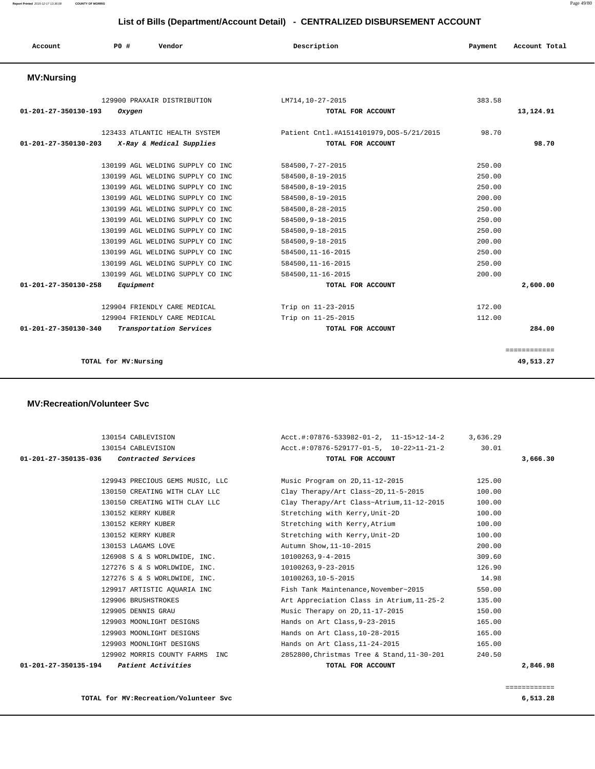## List of Bills (Department/Account Detail) - CENTRALIZED DISBURSEMENT ACCOUNT

| Account | PO # | Vendor | Description | Payment | Account Total |
|---|---|---|---|---|---|

### MV:Nursing

| Account | PO # | Vendor | Description | Payment | Account Total |
|---|---|---|---|---|---|
| | 129900 | PRAXAIR DISTRIBUTION | LM714,10-27-2015 | 383.58 | |
| **01-201-27-350130-193** | | ***Oxygen*** | **TOTAL FOR ACCOUNT** | | **13,124.91** |
| | 123433 | ATLANTIC HEALTH SYSTEM | Patient Cntl.#A1514101979,DOS-5/21/2015 | 98.70 | |
| **01-201-27-350130-203** | | ***X-Ray & Medical Supplies*** | **TOTAL FOR ACCOUNT** | | **98.70** |
| | 130199 | AGL WELDING SUPPLY CO INC | 584500,7-27-2015 | 250.00 | |
| | 130199 | AGL WELDING SUPPLY CO INC | 584500,8-19-2015 | 250.00 | |
| | 130199 | AGL WELDING SUPPLY CO INC | 584500,8-19-2015 | 250.00 | |
| | 130199 | AGL WELDING SUPPLY CO INC | 584500,8-19-2015 | 200.00 | |
| | 130199 | AGL WELDING SUPPLY CO INC | 584500,8-28-2015 | 250.00 | |
| | 130199 | AGL WELDING SUPPLY CO INC | 584500,9-18-2015 | 250.00 | |
| | 130199 | AGL WELDING SUPPLY CO INC | 584500,9-18-2015 | 250.00 | |
| | 130199 | AGL WELDING SUPPLY CO INC | 584500,9-18-2015 | 200.00 | |
| | 130199 | AGL WELDING SUPPLY CO INC | 584500,11-16-2015 | 250.00 | |
| | 130199 | AGL WELDING SUPPLY CO INC | 584500,11-16-2015 | 250.00 | |
| | 130199 | AGL WELDING SUPPLY CO INC | 584500,11-16-2015 | 200.00 | |
| **01-201-27-350130-258** | | ***Equipment*** | **TOTAL FOR ACCOUNT** | | **2,600.00** |
| | 129904 | FRIENDLY CARE MEDICAL | Trip on 11-23-2015 | 172.00 | |
| | 129904 | FRIENDLY CARE MEDICAL | Trip on 11-25-2015 | 112.00 | |
| **01-201-27-350130-340** | | ***Transportation Services*** | **TOTAL FOR ACCOUNT** | | **284.00** |
| | | | | | ============ |
| **TOTAL for MV:Nursing** | | | | | **49,513.27** |

### MV:Recreation/Volunteer Svc

| Account | PO # | Vendor | Description | Payment | Account Total |
|---|---|---|---|---|---|
| | 130154 | CABLEVISION | Acct.#:07876-533982-01-2, 11-15>12-14-2 | 3,636.29 | |
| | 130154 | CABLEVISION | Acct.#:07876-529177-01-5, 10-22>11-21-2 | 30.01 | |
| **01-201-27-350135-036** | | ***Contracted Services*** | **TOTAL FOR ACCOUNT** | | **3,666.30** |
| | 129943 | PRECIOUS GEMS MUSIC, LLC | Music Program on 2D,11-12-2015 | 125.00 | |
| | 130150 | CREATING WITH CLAY LLC | Clay Therapy/Art Class~2D,11-5-2015 | 100.00 | |
| | 130150 | CREATING WITH CLAY LLC | Clay Therapy/Art Class~Atrium,11-12-2015 | 100.00 | |
| | 130152 | KERRY KUBER | Stretching with Kerry,Unit-2D | 100.00 | |
| | 130152 | KERRY KUBER | Stretching with Kerry,Atrium | 100.00 | |
| | 130152 | KERRY KUBER | Stretching with Kerry,Unit-2D | 100.00 | |
| | 130153 | LAGAMS LOVE | Autumn Show,11-10-2015 | 200.00 | |
| | 126908 | S & S WORLDWIDE, INC. | 10100263,9-4-2015 | 309.60 | |
| | 127276 | S & S WORLDWIDE, INC. | 10100263,9-23-2015 | 126.90 | |
| | 127276 | S & S WORLDWIDE, INC. | 10100263,10-5-2015 | 14.98 | |
| | 129917 | ARTISTIC AQUARIA INC | Fish Tank Maintenance,November~2015 | 550.00 | |
| | 129906 | BRUSHSTROKES | Art Appreciation Class in Atrium,11-25-2 | 135.00 | |
| | 129905 | DENNIS GRAU | Music Therapy on 2D,11-17-2015 | 150.00 | |
| | 129903 | MOONLIGHT DESIGNS | Hands on Art Class,9-23-2015 | 165.00 | |
| | 129903 | MOONLIGHT DESIGNS | Hands on Art Class,10-28-2015 | 165.00 | |
| | 129903 | MOONLIGHT DESIGNS | Hands on Art Class,11-24-2015 | 165.00 | |
| | 129902 | MORRIS COUNTY FARMS INC | 2852800,Christmas Tree & Stand,11-30-201 | 240.50 | |
| **01-201-27-350135-194** | | ***Patient Activities*** | **TOTAL FOR ACCOUNT** | | **2,846.98** |
| | | | | | ============ |
| **TOTAL for MV:Recreation/Volunteer Svc** | | | | | **6,513.28** |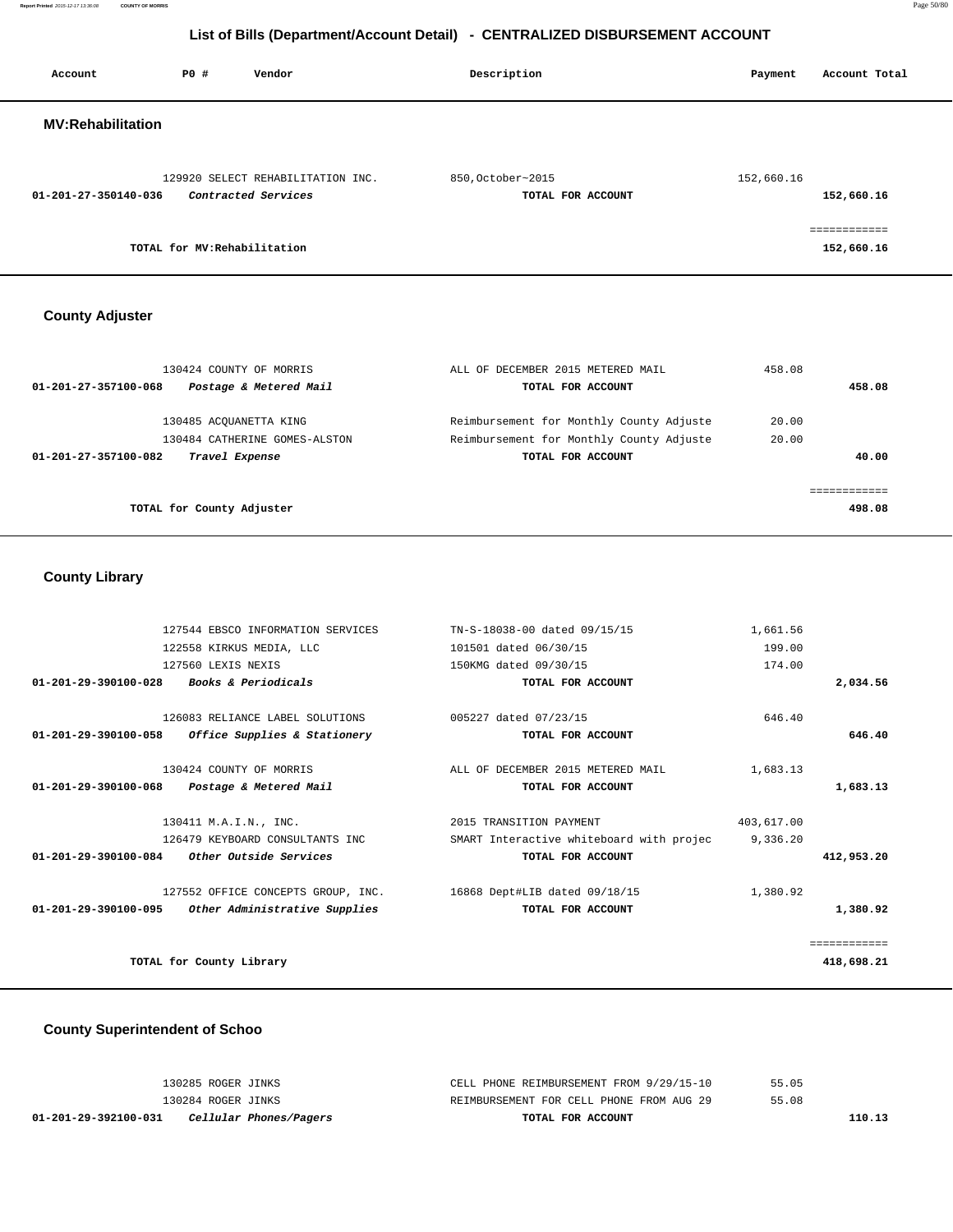## List of Bills (Department/Account Detail) - CENTRALIZED DISBURSEMENT ACCOUNT

| Account | PO # | Vendor | Description | Payment | Account Total |
|---|---|---|---|---|---|

### MV:Rehabilitation

| Account | PO # | Vendor | Description | Payment | Account Total |
|---|---|---|---|---|---|
| | 129920 | SELECT REHABILITATION INC. | 850,October~2015 | 152,660.16 | |
| 01-201-27-350140-036 | | *Contracted Services* | TOTAL FOR ACCOUNT | | 152,660.16 |
| | | | | | ============ |
| | | TOTAL for MV:Rehabilitation | | | 152,660.16 |

### County Adjuster

| Account | PO # | Vendor | Description | Payment | Account Total |
|---|---|---|---|---|---|
| | 130424 | COUNTY OF MORRIS | ALL OF DECEMBER 2015 METERED MAIL | 458.08 | |
| 01-201-27-357100-068 | | *Postage & Metered Mail* | TOTAL FOR ACCOUNT | | 458.08 |
| | 130485 | ACQUANETTA KING | Reimbursement for Monthly County Adjuste | 20.00 | |
| | 130484 | CATHERINE GOMES-ALSTON | Reimbursement for Monthly County Adjuste | 20.00 | |
| 01-201-27-357100-082 | | *Travel Expense* | TOTAL FOR ACCOUNT | | 40.00 |
| | | | | | ============ |
| | | TOTAL for County Adjuster | | | 498.08 |

### County Library

| Account | PO # | Vendor | Description | Payment | Account Total |
|---|---|---|---|---|---|
| | 127544 | EBSCO INFORMATION SERVICES | TN-S-18038-00 dated 09/15/15 | 1,661.56 | |
| | 122558 | KIRKUS MEDIA, LLC | 101501 dated 06/30/15 | 199.00 | |
| | 127560 | LEXIS NEXIS | 150KMG dated 09/30/15 | 174.00 | |
| 01-201-29-390100-028 | | *Books & Periodicals* | TOTAL FOR ACCOUNT | | 2,034.56 |
| | 126083 | RELIANCE LABEL SOLUTIONS | 005227 dated 07/23/15 | 646.40 | |
| 01-201-29-390100-058 | | *Office Supplies & Stationery* | TOTAL FOR ACCOUNT | | 646.40 |
| | 130424 | COUNTY OF MORRIS | ALL OF DECEMBER 2015 METERED MAIL | 1,683.13 | |
| 01-201-29-390100-068 | | *Postage & Metered Mail* | TOTAL FOR ACCOUNT | | 1,683.13 |
| | 130411 | M.A.I.N., INC. | 2015 TRANSITION PAYMENT | 403,617.00 | |
| | 126479 | KEYBOARD CONSULTANTS INC | SMART Interactive whiteboard with projec | 9,336.20 | |
| 01-201-29-390100-084 | | *Other Outside Services* | TOTAL FOR ACCOUNT | | 412,953.20 |
| | 127552 | OFFICE CONCEPTS GROUP, INC. | 16868 Dept#LIB dated 09/18/15 | 1,380.92 | |
| 01-201-29-390100-095 | | *Other Administrative Supplies* | TOTAL FOR ACCOUNT | | 1,380.92 |
| | | | | | ============ |
| | | TOTAL for County Library | | | 418,698.21 |

### County Superintendent of Schoo

| Account | PO # | Vendor | Description | Payment | Account Total |
|---|---|---|---|---|---|
| | 130285 | ROGER JINKS | CELL PHONE REIMBURSEMENT FROM 9/29/15-10 | 55.05 | |
| | 130284 | ROGER JINKS | REIMBURSEMENT FOR CELL PHONE FROM AUG 29 | 55.08 | |
| 01-201-29-392100-031 | | *Cellular Phones/Pagers* | TOTAL FOR ACCOUNT | | 110.13 |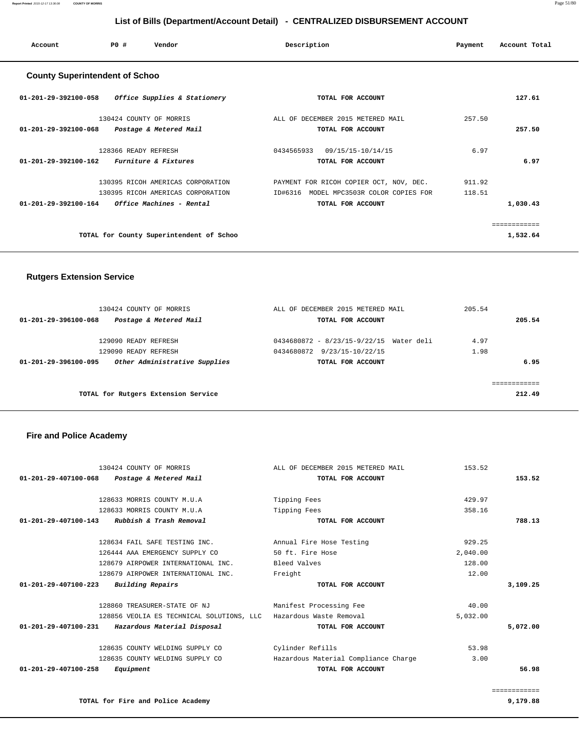## List of Bills (Department/Account Detail) - CENTRALIZED DISBURSEMENT ACCOUNT

| Account | PO # | Vendor | Description | Payment | Account Total |
|---|---|---|---|---|---|

### County Superintendent of Schoo

| Account | PO # | Vendor | Description | Payment | Account Total |
|---|---|---|---|---|---|
| 01-201-29-392100-058 | | *Office Supplies & Stationery* | TOTAL FOR ACCOUNT | | 127.61 |
| | 130424 | COUNTY OF MORRIS | ALL OF DECEMBER 2015 METERED MAIL | 257.50 | |
| 01-201-29-392100-068 | | *Postage & Metered Mail* | TOTAL FOR ACCOUNT | | 257.50 |
| | 128366 | READY REFRESH | 0434565933 09/15/15-10/14/15 | 6.97 | |
| 01-201-29-392100-162 | | *Furniture & Fixtures* | TOTAL FOR ACCOUNT | | 6.97 |
| | 130395 | RICOH AMERICAS CORPORATION | PAYMENT FOR RICOH COPIER OCT, NOV, DEC. | 911.92 | |
| | 130395 | RICOH AMERICAS CORPORATION | ID#6316 MODEL MPC3503R COLOR COPIES FOR | 118.51 | |
| 01-201-29-392100-164 | | *Office Machines - Rental* | TOTAL FOR ACCOUNT | | 1,030.43 |
| | | | | | ============ |
| | | TOTAL for County Superintendent of Schoo | | | 1,532.64 |

### Rutgers Extension Service

| Account | PO # | Vendor | Description | Payment | Account Total |
|---|---|---|---|---|---|
| | 130424 | COUNTY OF MORRIS | ALL OF DECEMBER 2015 METERED MAIL | 205.54 | |
| 01-201-29-396100-068 | | *Postage & Metered Mail* | TOTAL FOR ACCOUNT | | 205.54 |
| | 129090 | READY REFRESH | 0434680872 - 8/23/15-9/22/15 Water deli | 4.97 | |
| | 129090 | READY REFRESH | 0434680872 9/23/15-10/22/15 | 1.98 | |
| 01-201-29-396100-095 | | *Other Administrative Supplies* | TOTAL FOR ACCOUNT | | 6.95 |
| | | | | | ============ |
| | | TOTAL for Rutgers Extension Service | | | 212.49 |

### Fire and Police Academy

| Account | PO # | Vendor | Description | Payment | Account Total |
|---|---|---|---|---|---|
| | 130424 | COUNTY OF MORRIS | ALL OF DECEMBER 2015 METERED MAIL | 153.52 | |
| 01-201-29-407100-068 | | *Postage & Metered Mail* | TOTAL FOR ACCOUNT | | 153.52 |
| | 128633 | MORRIS COUNTY M.U.A | Tipping Fees | 429.97 | |
| | 128633 | MORRIS COUNTY M.U.A | Tipping Fees | 358.16 | |
| 01-201-29-407100-143 | | *Rubbish & Trash Removal* | TOTAL FOR ACCOUNT | | 788.13 |
| | 128634 | FAIL SAFE TESTING INC. | Annual Fire Hose Testing | 929.25 | |
| | 126444 | AAA EMERGENCY SUPPLY CO | 50 ft. Fire Hose | 2,040.00 | |
| | 128679 | AIRPOWER INTERNATIONAL INC. | Bleed Valves | 128.00 | |
| | 128679 | AIRPOWER INTERNATIONAL INC. | Freight | 12.00 | |
| 01-201-29-407100-223 | | *Building Repairs* | TOTAL FOR ACCOUNT | | 3,109.25 |
| | 128860 | TREASURER-STATE OF NJ | Manifest Processing Fee | 40.00 | |
| | 128856 | VEOLIA ES TECHNICAL SOLUTIONS, LLC | Hazardous Waste Removal | 5,032.00 | |
| 01-201-29-407100-231 | | *Hazardous Material Disposal* | TOTAL FOR ACCOUNT | | 5,072.00 |
| | 128635 | COUNTY WELDING SUPPLY CO | Cylinder Refills | 53.98 | |
| | 128635 | COUNTY WELDING SUPPLY CO | Hazardous Material Compliance Charge | 3.00 | |
| 01-201-29-407100-258 | | *Equipment* | TOTAL FOR ACCOUNT | | 56.98 |
| | | | | | ============ |
| | | TOTAL for Fire and Police Academy | | | 9,179.88 |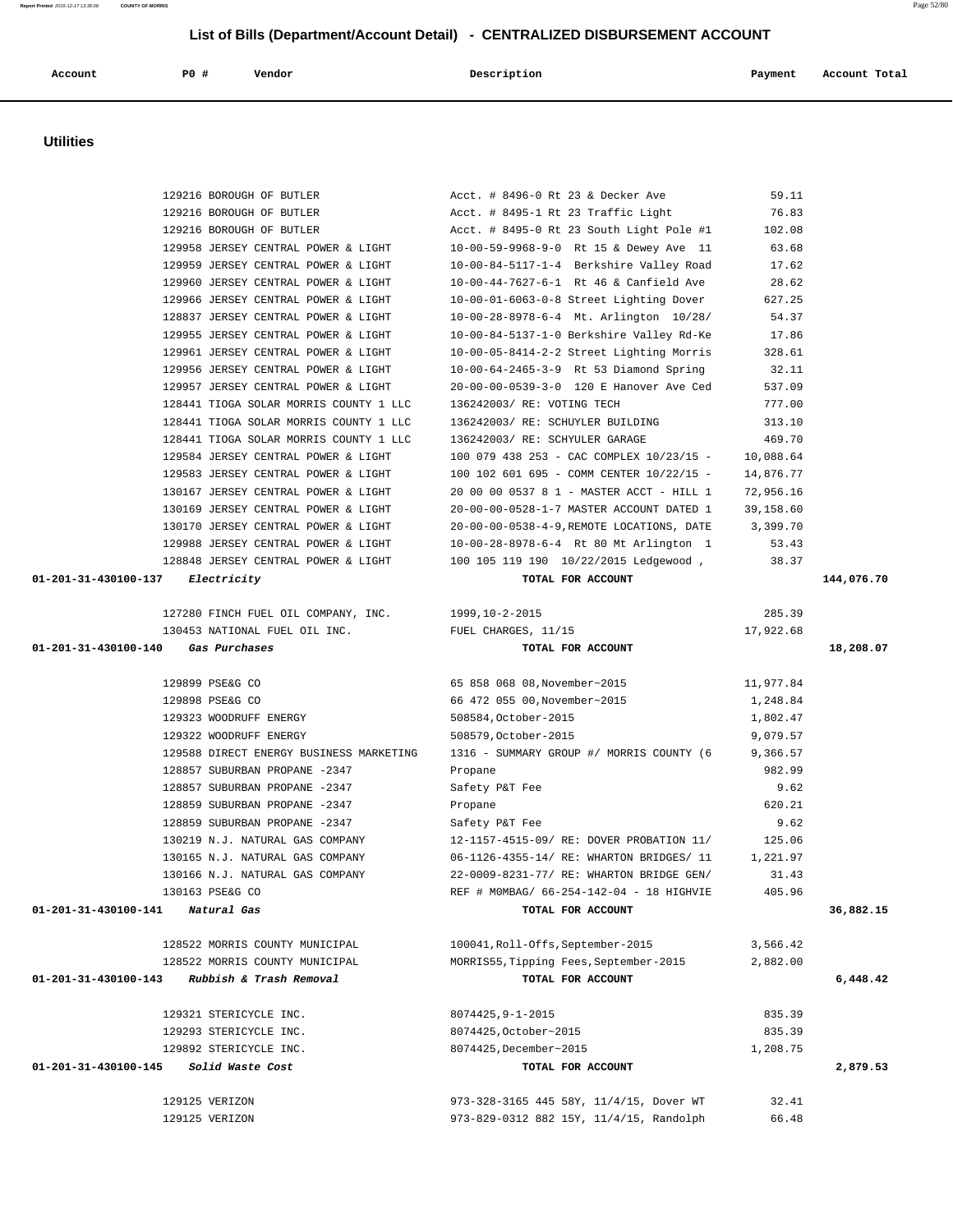## List of Bills (Department/Account Detail) - CENTRALIZED DISBURSEMENT ACCOUNT

| Account | PO # | Vendor | Description | Payment | Account Total |
|---|---|---|---|---|---|

### Utilities

| Account | PO # | Vendor | Description | Payment | Account Total |
|---|---|---|---|---|---|
| | 129216 | BOROUGH OF BUTLER | Acct. # 8496-0 Rt 23 & Decker Ave | 59.11 | |
| | 129216 | BOROUGH OF BUTLER | Acct. # 8495-1 Rt 23 Traffic Light | 76.83 | |
| | 129216 | BOROUGH OF BUTLER | Acct. # 8495-0 Rt 23 South Light Pole #1 | 102.08 | |
| | 129958 | JERSEY CENTRAL POWER & LIGHT | 10-00-59-9968-9-0 Rt 15 & Dewey Ave 11 | 63.68 | |
| | 129959 | JERSEY CENTRAL POWER & LIGHT | 10-00-84-5117-1-4 Berkshire Valley Road | 17.62 | |
| | 129960 | JERSEY CENTRAL POWER & LIGHT | 10-00-44-7627-6-1 Rt 46 & Canfield Ave | 28.62 | |
| | 129966 | JERSEY CENTRAL POWER & LIGHT | 10-00-01-6063-0-8 Street Lighting Dover | 627.25 | |
| | 128837 | JERSEY CENTRAL POWER & LIGHT | 10-00-28-8978-6-4 Mt. Arlington 10/28/ | 54.37 | |
| | 129955 | JERSEY CENTRAL POWER & LIGHT | 10-00-84-5137-1-0 Berkshire Valley Rd-Ke | 17.86 | |
| | 129961 | JERSEY CENTRAL POWER & LIGHT | 10-00-05-8414-2-2 Street Lighting Morris | 328.61 | |
| | 129956 | JERSEY CENTRAL POWER & LIGHT | 10-00-64-2465-3-9 Rt 53 Diamond Spring | 32.11 | |
| | 129957 | JERSEY CENTRAL POWER & LIGHT | 20-00-00-0539-3-0 120 E Hanover Ave Ced | 537.09 | |
| | 128441 | TIOGA SOLAR MORRIS COUNTY 1 LLC | 136242003/ RE: VOTING TECH | 777.00 | |
| | 128441 | TIOGA SOLAR MORRIS COUNTY 1 LLC | 136242003/ RE: SCHUYLER BUILDING | 313.10 | |
| | 128441 | TIOGA SOLAR MORRIS COUNTY 1 LLC | 136242003/ RE: SCHYULER GARAGE | 469.70 | |
| | 129584 | JERSEY CENTRAL POWER & LIGHT | 100 079 438 253 - CAC COMPLEX 10/23/15 - | 10,088.64 | |
| | 129583 | JERSEY CENTRAL POWER & LIGHT | 100 102 601 695 - COMM CENTER 10/22/15 - | 14,876.77 | |
| | 130167 | JERSEY CENTRAL POWER & LIGHT | 20 00 00 0537 8 1 - MASTER ACCT - HILL 1 | 72,956.16 | |
| | 130169 | JERSEY CENTRAL POWER & LIGHT | 20-00-00-0528-1-7 MASTER ACCOUNT DATED 1 | 39,158.60 | |
| | 130170 | JERSEY CENTRAL POWER & LIGHT | 20-00-00-0538-4-9,REMOTE LOCATIONS, DATE | 3,399.70 | |
| | 129988 | JERSEY CENTRAL POWER & LIGHT | 10-00-28-8978-6-4 Rt 80 Mt Arlington 1 | 53.43 | |
| | 128848 | JERSEY CENTRAL POWER & LIGHT | 100 105 119 190 10/22/2015 Ledgewood , | 38.37 | |
| **01-201-31-430100-137** | | *Electricity* | **TOTAL FOR ACCOUNT** | | **144,076.70** |
| | 127280 | FINCH FUEL OIL COMPANY, INC. | 1999,10-2-2015 | 285.39 | |
| | 130453 | NATIONAL FUEL OIL INC. | FUEL CHARGES, 11/15 | 17,922.68 | |
| **01-201-31-430100-140** | | *Gas Purchases* | **TOTAL FOR ACCOUNT** | | **18,208.07** |
| | 129899 | PSE&G CO | 65 858 068 08,November~2015 | 11,977.84 | |
| | 129898 | PSE&G CO | 66 472 055 00,November~2015 | 1,248.84 | |
| | 129323 | WOODRUFF ENERGY | 508584,October-2015 | 1,802.47 | |
| | 129322 | WOODRUFF ENERGY | 508579,October-2015 | 9,079.57 | |
| | 129588 | DIRECT ENERGY BUSINESS MARKETING | 1316 - SUMMARY GROUP #/ MORRIS COUNTY (6 | 9,366.57 | |
| | 128857 | SUBURBAN PROPANE -2347 | Propane | 982.99 | |
| | 128857 | SUBURBAN PROPANE -2347 | Safety P&T Fee | 9.62 | |
| | 128859 | SUBURBAN PROPANE -2347 | Propane | 620.21 | |
| | 128859 | SUBURBAN PROPANE -2347 | Safety P&T Fee | 9.62 | |
| | 130219 | N.J. NATURAL GAS COMPANY | 12-1157-4515-09/ RE: DOVER PROBATION 11/ | 125.06 | |
| | 130165 | N.J. NATURAL GAS COMPANY | 06-1126-4355-14/ RE: WHARTON BRIDGES/ 11 | 1,221.97 | |
| | 130166 | N.J. NATURAL GAS COMPANY | 22-0009-8231-77/ RE: WHARTON BRIDGE GEN/ | 31.43 | |
| | 130163 | PSE&G CO | REF # M0MBAG/ 66-254-142-04 - 18 HIGHVIE | 405.96 | |
| **01-201-31-430100-141** | | *Natural Gas* | **TOTAL FOR ACCOUNT** | | **36,882.15** |
| | 128522 | MORRIS COUNTY MUNICIPAL | 100041,Roll-Offs,September-2015 | 3,566.42 | |
| | 128522 | MORRIS COUNTY MUNICIPAL | MORRIS55,Tipping Fees,September-2015 | 2,882.00 | |
| **01-201-31-430100-143** | | *Rubbish & Trash Removal* | **TOTAL FOR ACCOUNT** | | **6,448.42** |
| | 129321 | STERICYCLE INC. | 8074425,9-1-2015 | 835.39 | |
| | 129293 | STERICYCLE INC. | 8074425,October~2015 | 835.39 | |
| | 129892 | STERICYCLE INC. | 8074425,December~2015 | 1,208.75 | |
| **01-201-31-430100-145** | | *Solid Waste Cost* | **TOTAL FOR ACCOUNT** | | **2,879.53** |
| | 129125 | VERIZON | 973-328-3165 445 58Y, 11/4/15, Dover WT | 32.41 | |
| | 129125 | VERIZON | 973-829-0312 882 15Y, 11/4/15, Randolph | 66.48 | |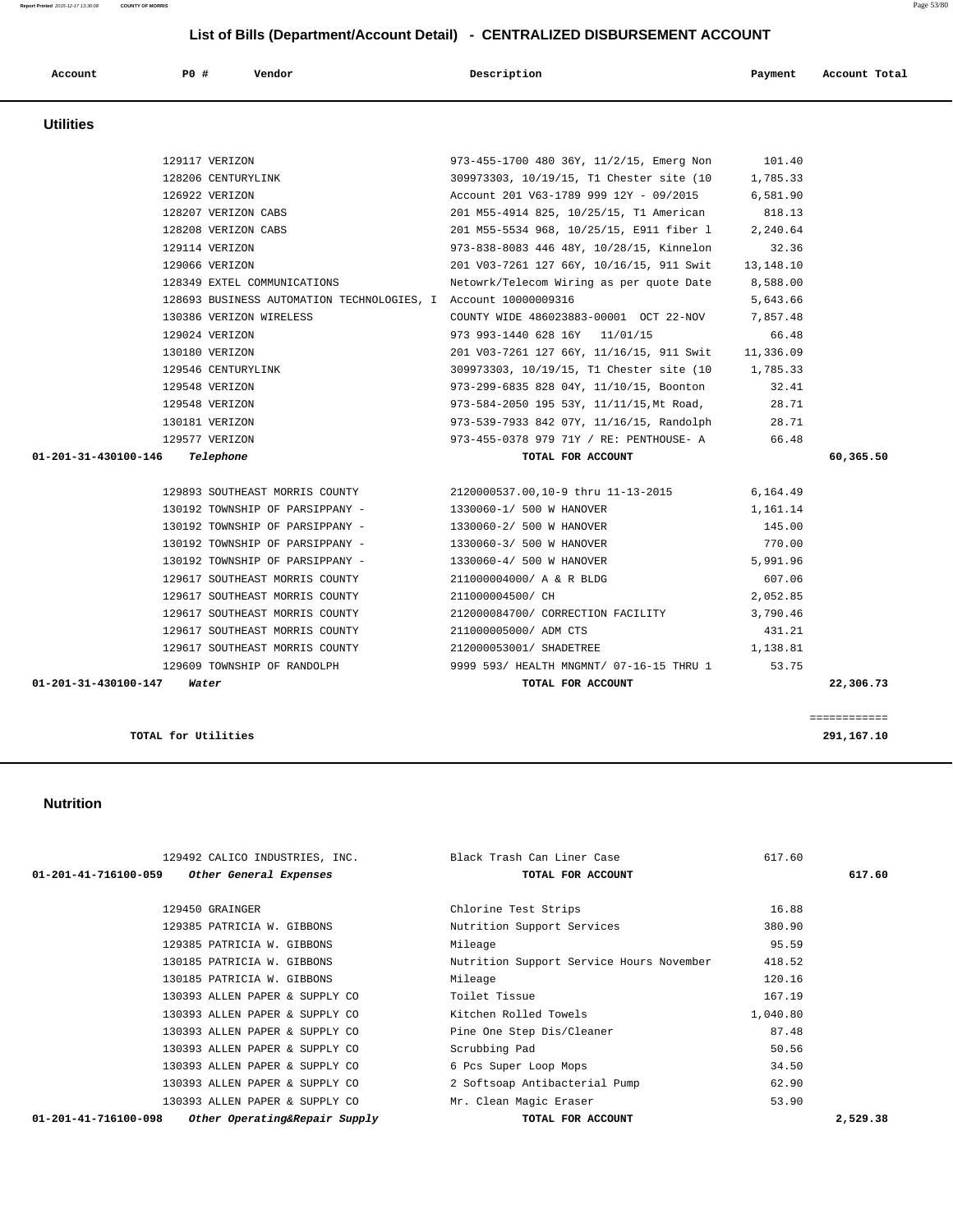# List of Bills (Department/Account Detail) - CENTRALIZED DISBURSEMENT ACCOUNT

| Account | PO # | Vendor | Description | Payment | Account Total |
|---|---|---|---|---|---|

## Utilities

| Account | PO # | Vendor | Description | Payment | Account Total |
|---|---|---|---|---|---|
| | 129117 | VERIZON | 973-455-1700 480 36Y, 11/2/15, Emerg Non | 101.40 | |
| | 128206 | CENTURYLINK | 309973303, 10/19/15, T1 Chester site (10 | 1,785.33 | |
| | 126922 | VERIZON | Account 201 V63-1789 999 12Y - 09/2015 | 6,581.90 | |
| | 128207 | VERIZON CABS | 201 M55-4914 825, 10/25/15, T1 American | 818.13 | |
| | 128208 | VERIZON CABS | 201 M55-5534 968, 10/25/15, E911 fiber l | 2,240.64 | |
| | 129114 | VERIZON | 973-838-8083 446 48Y, 10/28/15, Kinnelon | 32.36 | |
| | 129066 | VERIZON | 201 V03-7261 127 66Y, 10/16/15, 911 Swit | 13,148.10 | |
| | 128349 | EXTEL COMMUNICATIONS | Netowrk/Telecom Wiring as per quote Date | 8,588.00 | |
| | 128693 | BUSINESS AUTOMATION TECHNOLOGIES, I | Account 10000009316 | 5,643.66 | |
| | 130386 | VERIZON WIRELESS | COUNTY WIDE 486023883-00001 OCT 22-NOV | 7,857.48 | |
| | 129024 | VERIZON | 973 993-1440 628 16Y 11/01/15 | 66.48 | |
| | 130180 | VERIZON | 201 V03-7261 127 66Y, 11/16/15, 911 Swit | 11,336.09 | |
| | 129546 | CENTURYLINK | 309973303, 10/19/15, T1 Chester site (10 | 1,785.33 | |
| | 129548 | VERIZON | 973-299-6835 828 04Y, 11/10/15, Boonton | 32.41 | |
| | 129548 | VERIZON | 973-584-2050 195 53Y, 11/11/15,Mt Road, | 28.71 | |
| | 130181 | VERIZON | 973-539-7933 842 07Y, 11/16/15, Randolph | 28.71 | |
| | 129577 | VERIZON | 973-455-0378 979 71Y / RE: PENTHOUSE- A | 66.48 | |
| 01-201-31-430100-146 | | *Telephone* | **TOTAL FOR ACCOUNT** | | 60,365.50 |
| | 129893 | SOUTHEAST MORRIS COUNTY | 2120000537.00,10-9 thru 11-13-2015 | 6,164.49 | |
| | 130192 | TOWNSHIP OF PARSIPPANY - | 1330060-1/ 500 W HANOVER | 1,161.14 | |
| | 130192 | TOWNSHIP OF PARSIPPANY - | 1330060-2/ 500 W HANOVER | 145.00 | |
| | 130192 | TOWNSHIP OF PARSIPPANY - | 1330060-3/ 500 W HANOVER | 770.00 | |
| | 130192 | TOWNSHIP OF PARSIPPANY - | 1330060-4/ 500 W HANOVER | 5,991.96 | |
| | 129617 | SOUTHEAST MORRIS COUNTY | 211000004000/ A & R BLDG | 607.06 | |
| | 129617 | SOUTHEAST MORRIS COUNTY | 211000004500/ CH | 2,052.85 | |
| | 129617 | SOUTHEAST MORRIS COUNTY | 212000084700/ CORRECTION FACILITY | 3,790.46 | |
| | 129617 | SOUTHEAST MORRIS COUNTY | 211000005000/ ADM CTS | 431.21 | |
| | 129617 | SOUTHEAST MORRIS COUNTY | 212000053001/ SHADETREE | 1,138.81 | |
| | 129609 | TOWNSHIP OF RANDOLPH | 9999 593/ HEALTH MNGMNT/ 07-16-15 THRU 1 | 53.75 | |
| 01-201-31-430100-147 | | *Water* | **TOTAL FOR ACCOUNT** | | 22,306.73 |
| | | | | | ============ |
| **TOTAL for Utilities** | | | | | 291,167.10 |

## Nutrition

| Account | PO # | Vendor | Description | Payment | Account Total |
|---|---|---|---|---|---|
| | 129492 | CALICO INDUSTRIES, INC. | Black Trash Can Liner Case | 617.60 | |
| 01-201-41-716100-059 | | *Other General Expenses* | **TOTAL FOR ACCOUNT** | | 617.60 |
| | 129450 | GRAINGER | Chlorine Test Strips | 16.88 | |
| | 129385 | PATRICIA W. GIBBONS | Nutrition Support Services | 380.90 | |
| | 129385 | PATRICIA W. GIBBONS | Mileage | 95.59 | |
| | 130185 | PATRICIA W. GIBBONS | Nutrition Support Service Hours November | 418.52 | |
| | 130185 | PATRICIA W. GIBBONS | Mileage | 120.16 | |
| | 130393 | ALLEN PAPER & SUPPLY CO | Toilet Tissue | 167.19 | |
| | 130393 | ALLEN PAPER & SUPPLY CO | Kitchen Rolled Towels | 1,040.80 | |
| | 130393 | ALLEN PAPER & SUPPLY CO | Pine One Step Dis/Cleaner | 87.48 | |
| | 130393 | ALLEN PAPER & SUPPLY CO | Scrubbing Pad | 50.56 | |
| | 130393 | ALLEN PAPER & SUPPLY CO | 6 Pcs Super Loop Mops | 34.50 | |
| | 130393 | ALLEN PAPER & SUPPLY CO | 2 Softsoap Antibacterial Pump | 62.90 | |
| | 130393 | ALLEN PAPER & SUPPLY CO | Mr. Clean Magic Eraser | 53.90 | |
| 01-201-41-716100-098 | | *Other Operating&Repair Supply* | **TOTAL FOR ACCOUNT** | | 2,529.38 |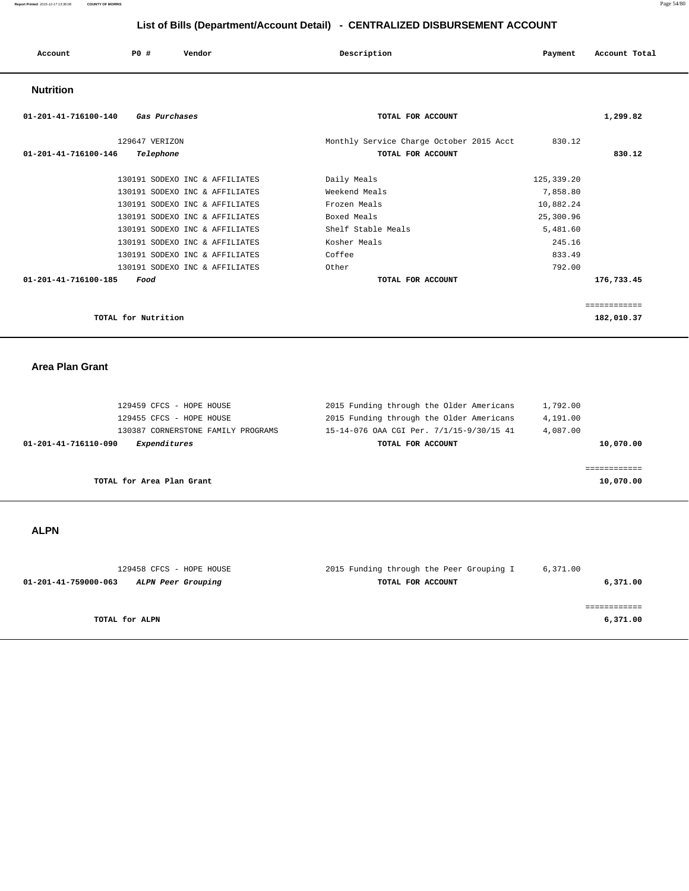# List of Bills (Department/Account Detail) - CENTRALIZED DISBURSEMENT ACCOUNT

| Account | PO # | Vendor | Description | Payment | Account Total |
|---|---|---|---|---|---|

## Nutrition

| Account | PO # | Vendor | Description | Payment | Account Total |
|---|---|---|---|---|---|
| 01-201-41-716100-140 | | *Gas Purchases* | TOTAL FOR ACCOUNT | | 1,299.82 |
| | 129647 | VERIZON | Monthly Service Charge October 2015 Acct | 830.12 | |
| 01-201-41-716100-146 | | *Telephone* | TOTAL FOR ACCOUNT | | 830.12 |
| | 130191 | SODEXO INC & AFFILIATES | Daily Meals | 125,339.20 | |
| | 130191 | SODEXO INC & AFFILIATES | Weekend Meals | 7,858.80 | |
| | 130191 | SODEXO INC & AFFILIATES | Frozen Meals | 10,882.24 | |
| | 130191 | SODEXO INC & AFFILIATES | Boxed Meals | 25,300.96 | |
| | 130191 | SODEXO INC & AFFILIATES | Shelf Stable Meals | 5,481.60 | |
| | 130191 | SODEXO INC & AFFILIATES | Kosher Meals | 245.16 | |
| | 130191 | SODEXO INC & AFFILIATES | Coffee | 833.49 | |
| | 130191 | SODEXO INC & AFFILIATES | Other | 792.00 | |
| 01-201-41-716100-185 | | *Food* | TOTAL FOR ACCOUNT | | 176,733.45 |
| | | | | | ============ |
| | | TOTAL for Nutrition | | | 182,010.37 |

## Area Plan Grant

| Account | PO # | Vendor | Description | Payment | Account Total |
|---|---|---|---|---|---|
| | 129459 | CFCS - HOPE HOUSE | 2015 Funding through the Older Americans | 1,792.00 | |
| | 129455 | CFCS - HOPE HOUSE | 2015 Funding through the Older Americans | 4,191.00 | |
| | 130387 | CORNERSTONE FAMILY PROGRAMS | 15-14-076 OAA CGI Per. 7/1/15-9/30/15 41 | 4,087.00 | |
| 01-201-41-716110-090 | | *Expenditures* | TOTAL FOR ACCOUNT | | 10,070.00 |
| | | | | | ============ |
| | | TOTAL for Area Plan Grant | | | 10,070.00 |

## ALPN

| Account | PO # | Vendor | Description | Payment | Account Total |
|---|---|---|---|---|---|
| | 129458 | CFCS - HOPE HOUSE | 2015 Funding through the Peer Grouping I | 6,371.00 | |
| 01-201-41-759000-063 | | *ALPN Peer Grouping* | TOTAL FOR ACCOUNT | | 6,371.00 |
| | | | | | ============ |
| | | TOTAL for ALPN | | | 6,371.00 |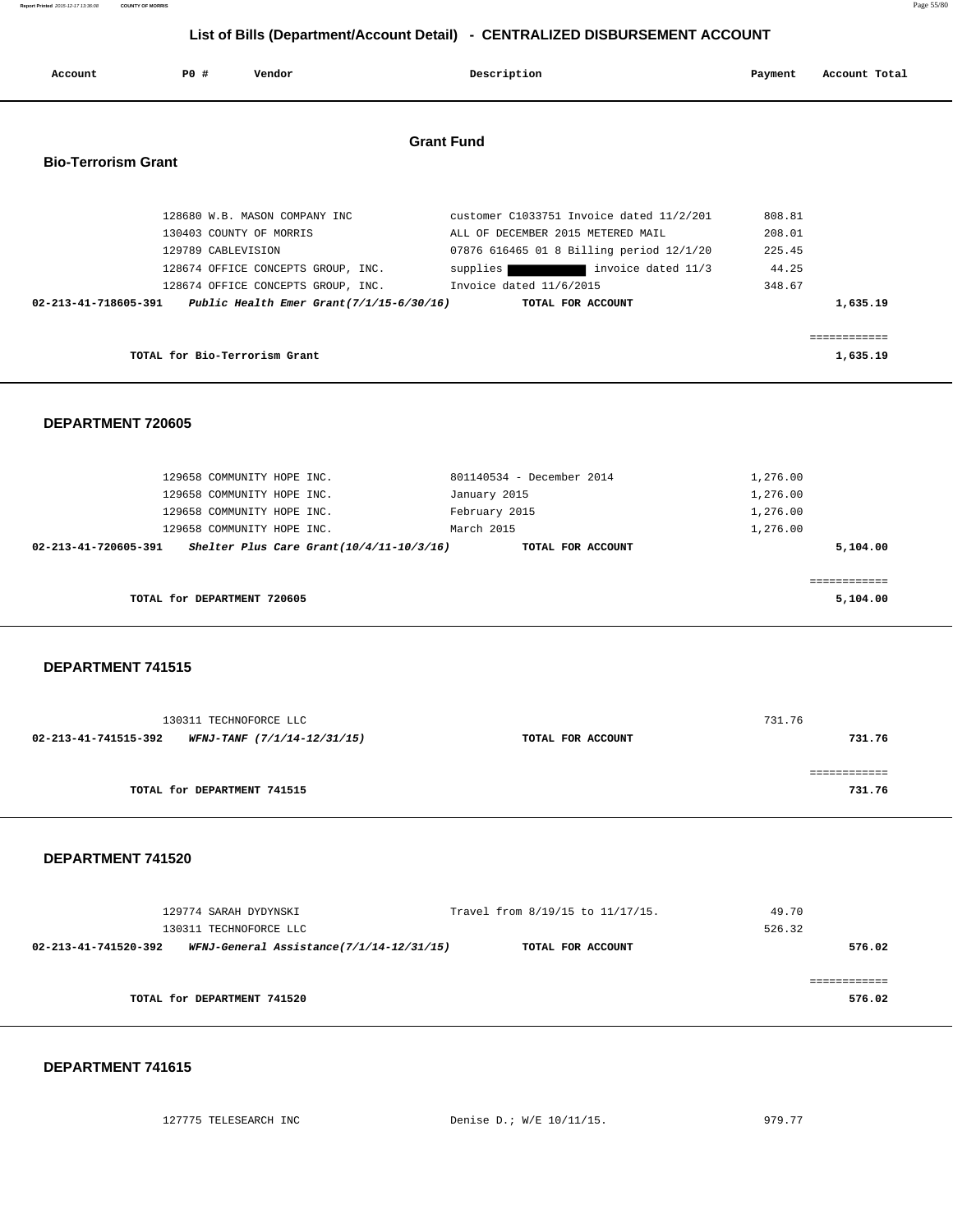# List of Bills (Department/Account Detail) - CENTRALIZED DISBURSEMENT ACCOUNT

| Account | PO # | Vendor | Description | Payment | Account Total |
|---|---|---|---|---|---|

## Grant Fund

### Bio-Terrorism Grant

| Account | PO # | Vendor | Description | Payment | Account Total |
|---|---|---|---|---|---|
| | 128680 | W.B. MASON COMPANY INC | customer C1033751 Invoice dated 11/2/201 | 808.81 | |
| | 130403 | COUNTY OF MORRIS | ALL OF DECEMBER 2015 METERED MAIL | 208.01 | |
| | 129789 | CABLEVISION | 07876 616465 01 8 Billing period 12/1/20 | 225.45 | |
| | 128674 | OFFICE CONCEPTS GROUP, INC. | supplies ██████ invoice dated 11/3 | 44.25 | |
| | 128674 | OFFICE CONCEPTS GROUP, INC. | Invoice dated 11/6/2015 | 348.67 | |
| **02-213-41-718605-391** | | ***Public Health Emer Grant(7/1/15-6/30/16)*** | **TOTAL FOR ACCOUNT** | | **1,635.19** |

**TOTAL for Bio-Terrorism Grant** ============ **1,635.19**

### DEPARTMENT 720605

| Account | PO # | Vendor | Description | Payment | Account Total |
|---|---|---|---|---|---|
| | 129658 | COMMUNITY HOPE INC. | 801140534 - December 2014 | 1,276.00 | |
| | 129658 | COMMUNITY HOPE INC. | January 2015 | 1,276.00 | |
| | 129658 | COMMUNITY HOPE INC. | February 2015 | 1,276.00 | |
| | 129658 | COMMUNITY HOPE INC. | March 2015 | 1,276.00 | |
| **02-213-41-720605-391** | | ***Shelter Plus Care Grant(10/4/11-10/3/16)*** | **TOTAL FOR ACCOUNT** | | **5,104.00** |

**TOTAL for DEPARTMENT 720605** ============ **5,104.00**

### DEPARTMENT 741515

| Account | PO # | Vendor | Description | Payment | Account Total |
|---|---|---|---|---|---|
| | 130311 | TECHNOFORCE LLC | | 731.76 | |
| **02-213-41-741515-392** | | ***WFNJ-TANF (7/1/14-12/31/15)*** | **TOTAL FOR ACCOUNT** | | **731.76** |

**TOTAL for DEPARTMENT 741515** ============ **731.76**

### DEPARTMENT 741520

| Account | PO # | Vendor | Description | Payment | Account Total |
|---|---|---|---|---|---|
| | 129774 | SARAH DYDYNSKI | Travel from 8/19/15 to 11/17/15. | 49.70 | |
| | 130311 | TECHNOFORCE LLC | | 526.32 | |
| **02-213-41-741520-392** | | ***WFNJ-General Assistance(7/1/14-12/31/15)*** | **TOTAL FOR ACCOUNT** | | **576.02** |

**TOTAL for DEPARTMENT 741520** ============ **576.02**

### DEPARTMENT 741615

| Account | PO # | Vendor | Description | Payment | Account Total |
|---|---|---|---|---|---|
| | 127775 | TELESEARCH INC | Denise D.; W/E 10/11/15. | 979.77 | |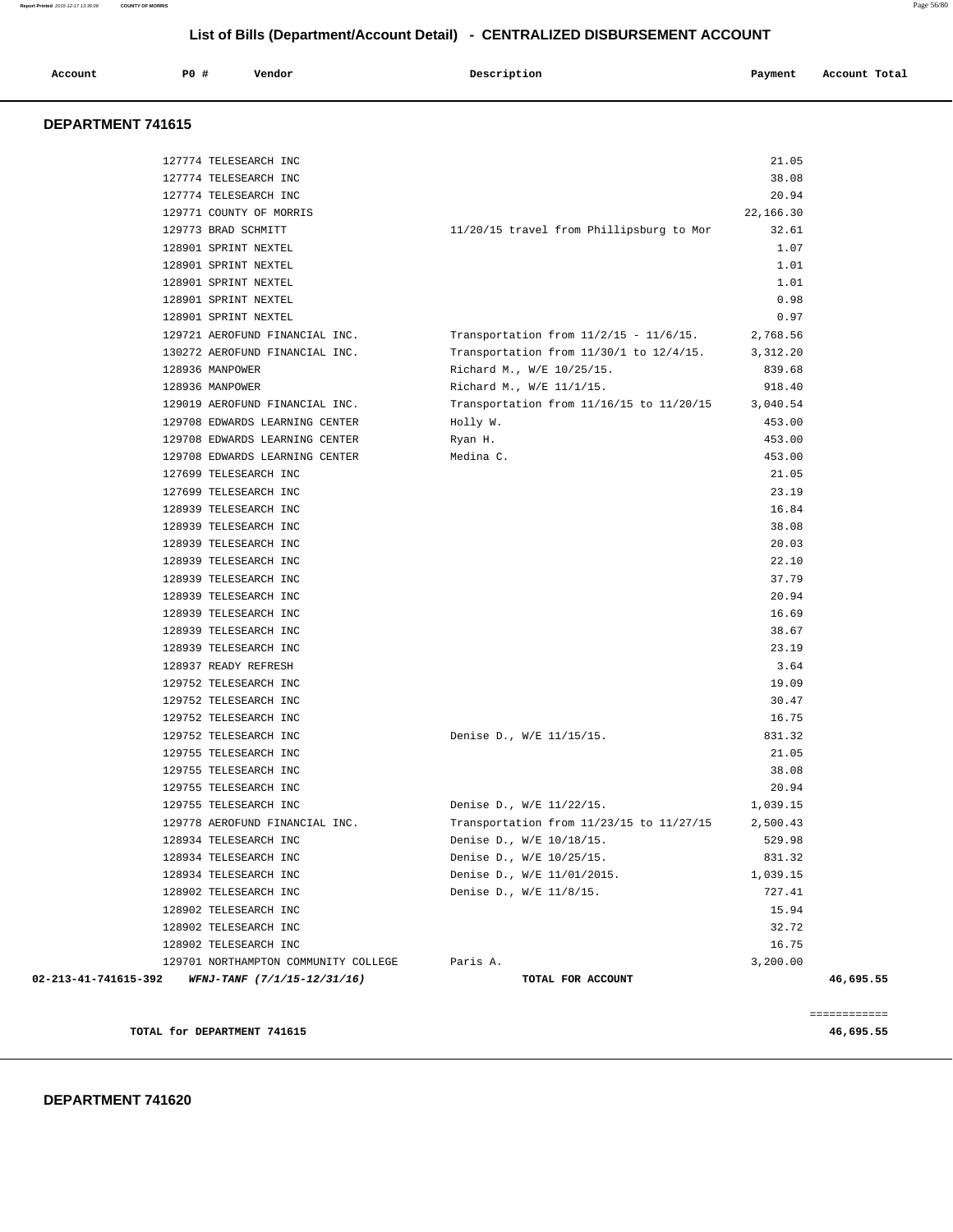## List of Bills (Department/Account Detail) - CENTRALIZED DISBURSEMENT ACCOUNT

| Account | PO # | Vendor | Description | Payment | Account Total |
|---|---|---|---|---|---|

### DEPARTMENT 741615

| Account | PO # | Vendor | Description | Payment | Account Total |
|---|---|---|---|---|---|
| | 127774 | TELESEARCH INC | | 21.05 | |
| | 127774 | TELESEARCH INC | | 38.08 | |
| | 127774 | TELESEARCH INC | | 20.94 | |
| | 129771 | COUNTY OF MORRIS | | 22,166.30 | |
| | 129773 | BRAD SCHMITT | 11/20/15 travel from Phillipsburg to Mor | 32.61 | |
| | 128901 | SPRINT NEXTEL | | 1.07 | |
| | 128901 | SPRINT NEXTEL | | 1.01 | |
| | 128901 | SPRINT NEXTEL | | 1.01 | |
| | 128901 | SPRINT NEXTEL | | 0.98 | |
| | 128901 | SPRINT NEXTEL | | 0.97 | |
| | 129721 | AEROFUND FINANCIAL INC. | Transportation from 11/2/15 - 11/6/15. | 2,768.56 | |
| | 130272 | AEROFUND FINANCIAL INC. | Transportation from 11/30/1 to 12/4/15. | 3,312.20 | |
| | 128936 | MANPOWER | Richard M., W/E 10/25/15. | 839.68 | |
| | 128936 | MANPOWER | Richard M., W/E 11/1/15. | 918.40 | |
| | 129019 | AEROFUND FINANCIAL INC. | Transportation from 11/16/15 to 11/20/15 | 3,040.54 | |
| | 129708 | EDWARDS LEARNING CENTER | Holly W. | 453.00 | |
| | 129708 | EDWARDS LEARNING CENTER | Ryan H. | 453.00 | |
| | 129708 | EDWARDS LEARNING CENTER | Medina C. | 453.00 | |
| | 127699 | TELESEARCH INC | | 21.05 | |
| | 127699 | TELESEARCH INC | | 23.19 | |
| | 128939 | TELESEARCH INC | | 16.84 | |
| | 128939 | TELESEARCH INC | | 38.08 | |
| | 128939 | TELESEARCH INC | | 20.03 | |
| | 128939 | TELESEARCH INC | | 22.10 | |
| | 128939 | TELESEARCH INC | | 37.79 | |
| | 128939 | TELESEARCH INC | | 20.94 | |
| | 128939 | TELESEARCH INC | | 16.69 | |
| | 128939 | TELESEARCH INC | | 38.67 | |
| | 128939 | TELESEARCH INC | | 23.19 | |
| | 128937 | READY REFRESH | | 3.64 | |
| | 129752 | TELESEARCH INC | | 19.09 | |
| | 129752 | TELESEARCH INC | | 30.47 | |
| | 129752 | TELESEARCH INC | | 16.75 | |
| | 129752 | TELESEARCH INC | Denise D., W/E 11/15/15. | 831.32 | |
| | 129755 | TELESEARCH INC | | 21.05 | |
| | 129755 | TELESEARCH INC | | 38.08 | |
| | 129755 | TELESEARCH INC | | 20.94 | |
| | 129755 | TELESEARCH INC | Denise D., W/E 11/22/15. | 1,039.15 | |
| | 129778 | AEROFUND FINANCIAL INC. | Transportation from 11/23/15 to 11/27/15 | 2,500.43 | |
| | 128934 | TELESEARCH INC | Denise D., W/E 10/18/15. | 529.98 | |
| | 128934 | TELESEARCH INC | Denise D., W/E 10/25/15. | 831.32 | |
| | 128934 | TELESEARCH INC | Denise D., W/E 11/01/2015. | 1,039.15 | |
| | 128902 | TELESEARCH INC | Denise D., W/E 11/8/15. | 727.41 | |
| | 128902 | TELESEARCH INC | | 15.94 | |
| | 128902 | TELESEARCH INC | | 32.72 | |
| | 128902 | TELESEARCH INC | | 16.75 | |
| | 129701 | NORTHAMPTON COMMUNITY COLLEGE | Paris A. | 3,200.00 | |
| 02-213-41-741615-392 | | *WFNJ-TANF (7/1/15-12/31/16)* | **TOTAL FOR ACCOUNT** | | **46,695.55** |

============

**TOTAL for DEPARTMENT 741615** **46,695.55**

### DEPARTMENT 741620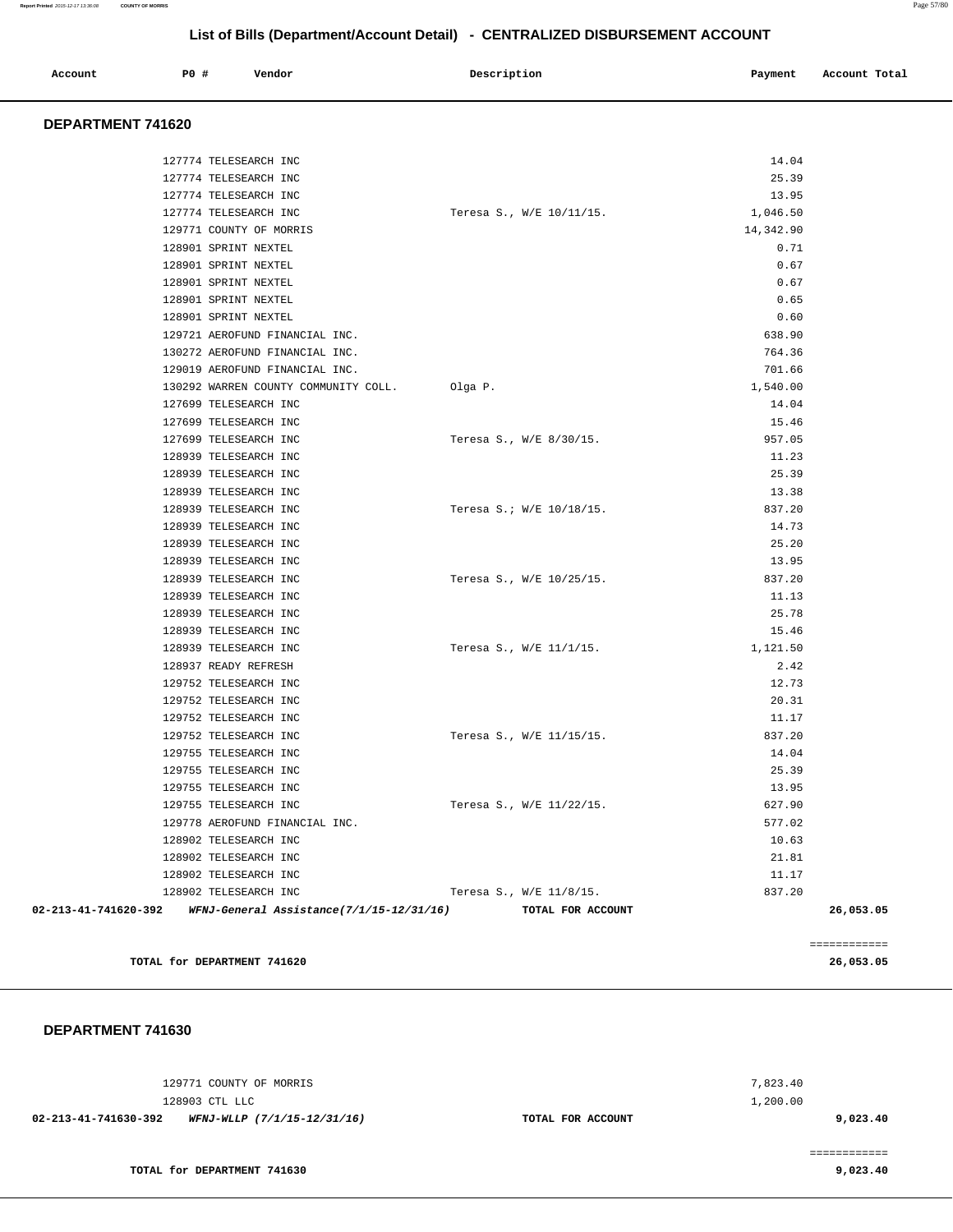# List of Bills (Department/Account Detail) - CENTRALIZED DISBURSEMENT ACCOUNT

| Account | PO # | Vendor | Description | Payment | Account Total |
|---|---|---|---|---|---|

## DEPARTMENT 741620

| Account | PO # | Vendor | Description | Payment | Account Total |
|---|---|---|---|---|---|
| | 127774 | TELESEARCH INC | | 14.04 | |
| | 127774 | TELESEARCH INC | | 25.39 | |
| | 127774 | TELESEARCH INC | | 13.95 | |
| | 127774 | TELESEARCH INC | Teresa S., W/E 10/11/15. | 1,046.50 | |
| | 129771 | COUNTY OF MORRIS | | 14,342.90 | |
| | 128901 | SPRINT NEXTEL | | 0.71 | |
| | 128901 | SPRINT NEXTEL | | 0.67 | |
| | 128901 | SPRINT NEXTEL | | 0.67 | |
| | 128901 | SPRINT NEXTEL | | 0.65 | |
| | 128901 | SPRINT NEXTEL | | 0.60 | |
| | 129721 | AEROFUND FINANCIAL INC. | | 638.90 | |
| | 130272 | AEROFUND FINANCIAL INC. | | 764.36 | |
| | 129019 | AEROFUND FINANCIAL INC. | | 701.66 | |
| | 130292 | WARREN COUNTY COMMUNITY COLL. | Olga P. | 1,540.00 | |
| | 127699 | TELESEARCH INC | | 14.04 | |
| | 127699 | TELESEARCH INC | | 15.46 | |
| | 127699 | TELESEARCH INC | Teresa S., W/E 8/30/15. | 957.05 | |
| | 128939 | TELESEARCH INC | | 11.23 | |
| | 128939 | TELESEARCH INC | | 25.39 | |
| | 128939 | TELESEARCH INC | | 13.38 | |
| | 128939 | TELESEARCH INC | Teresa S.; W/E 10/18/15. | 837.20 | |
| | 128939 | TELESEARCH INC | | 14.73 | |
| | 128939 | TELESEARCH INC | | 25.20 | |
| | 128939 | TELESEARCH INC | | 13.95 | |
| | 128939 | TELESEARCH INC | Teresa S., W/E 10/25/15. | 837.20 | |
| | 128939 | TELESEARCH INC | | 11.13 | |
| | 128939 | TELESEARCH INC | | 25.78 | |
| | 128939 | TELESEARCH INC | | 15.46 | |
| | 128939 | TELESEARCH INC | Teresa S., W/E 11/1/15. | 1,121.50 | |
| | 128937 | READY REFRESH | | 2.42 | |
| | 129752 | TELESEARCH INC | | 12.73 | |
| | 129752 | TELESEARCH INC | | 20.31 | |
| | 129752 | TELESEARCH INC | | 11.17 | |
| | 129752 | TELESEARCH INC | Teresa S., W/E 11/15/15. | 837.20 | |
| | 129755 | TELESEARCH INC | | 14.04 | |
| | 129755 | TELESEARCH INC | | 25.39 | |
| | 129755 | TELESEARCH INC | | 13.95 | |
| | 129755 | TELESEARCH INC | Teresa S., W/E 11/22/15. | 627.90 | |
| | 129778 | AEROFUND FINANCIAL INC. | | 577.02 | |
| | 128902 | TELESEARCH INC | | 10.63 | |
| | 128902 | TELESEARCH INC | | 21.81 | |
| | 128902 | TELESEARCH INC | | 11.17 | |
| | 128902 | TELESEARCH INC | Teresa S., W/E 11/8/15. | 837.20 | |
| **02-213-41-741620-392** | | ***WFNJ-General Assistance(7/1/15-12/31/16)*** | **TOTAL FOR ACCOUNT** | | **26,053.05** |

**TOTAL for DEPARTMENT 741620** — **26,053.05**

## DEPARTMENT 741630

| Account | PO # | Vendor | Description | Payment | Account Total |
|---|---|---|---|---|---|
| | 129771 | COUNTY OF MORRIS | | 7,823.40 | |
| | 128903 | CTL LLC | | 1,200.00 | |
| **02-213-41-741630-392** | | ***WFNJ-WLLP (7/1/15-12/31/16)*** | **TOTAL FOR ACCOUNT** | | **9,023.40** |

**TOTAL for DEPARTMENT 741630** — **9,023.40**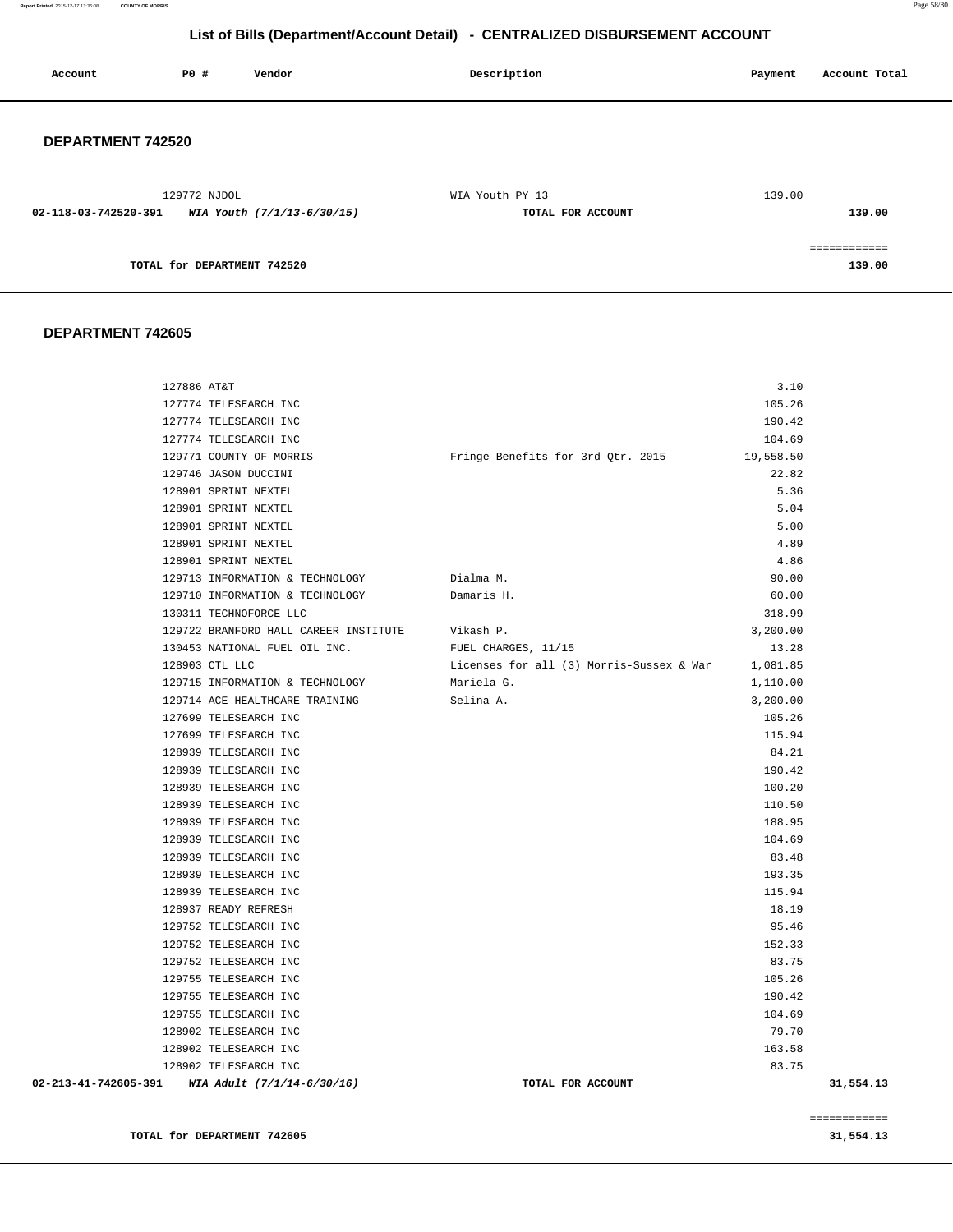# List of Bills (Department/Account Detail) - CENTRALIZED DISBURSEMENT ACCOUNT

| Account | PO # | Vendor | Description | Payment | Account Total |
|---|---|---|---|---|---|

## DEPARTMENT 742520

| Account | PO # | Vendor | Description | Payment | Account Total |
|---|---|---|---|---|---|
| | 129772 | NJDOL | WIA Youth PY 13 | 139.00 | |
| 02-118-03-742520-391 | | *WIA Youth (7/1/13-6/30/15)* | **TOTAL FOR ACCOUNT** | | **139.00** |

**TOTAL for DEPARTMENT 742520** **139.00**

## DEPARTMENT 742605

| Account | PO # | Vendor | Description | Payment | Account Total |
|---|---|---|---|---|---|
| | 127886 | AT&T | | 3.10 | |
| | 127774 | TELESEARCH INC | | 105.26 | |
| | 127774 | TELESEARCH INC | | 190.42 | |
| | 127774 | TELESEARCH INC | | 104.69 | |
| | 129771 | COUNTY OF MORRIS | Fringe Benefits for 3rd Qtr. 2015 | 19,558.50 | |
| | 129746 | JASON DUCCINI | | 22.82 | |
| | 128901 | SPRINT NEXTEL | | 5.36 | |
| | 128901 | SPRINT NEXTEL | | 5.04 | |
| | 128901 | SPRINT NEXTEL | | 5.00 | |
| | 128901 | SPRINT NEXTEL | | 4.89 | |
| | 128901 | SPRINT NEXTEL | | 4.86 | |
| | 129713 | INFORMATION & TECHNOLOGY | Dialma M. | 90.00 | |
| | 129710 | INFORMATION & TECHNOLOGY | Damaris H. | 60.00 | |
| | 130311 | TECHNOFORCE LLC | | 318.99 | |
| | 129722 | BRANFORD HALL CAREER INSTITUTE | Vikash P. | 3,200.00 | |
| | 130453 | NATIONAL FUEL OIL INC. | FUEL CHARGES, 11/15 | 13.28 | |
| | 128903 | CTL LLC | Licenses for all (3) Morris-Sussex & War | 1,081.85 | |
| | 129715 | INFORMATION & TECHNOLOGY | Mariela G. | 1,110.00 | |
| | 129714 | ACE HEALTHCARE TRAINING | Selina A. | 3,200.00 | |
| | 127699 | TELESEARCH INC | | 105.26 | |
| | 127699 | TELESEARCH INC | | 115.94 | |
| | 128939 | TELESEARCH INC | | 84.21 | |
| | 128939 | TELESEARCH INC | | 190.42 | |
| | 128939 | TELESEARCH INC | | 100.20 | |
| | 128939 | TELESEARCH INC | | 110.50 | |
| | 128939 | TELESEARCH INC | | 188.95 | |
| | 128939 | TELESEARCH INC | | 104.69 | |
| | 128939 | TELESEARCH INC | | 83.48 | |
| | 128939 | TELESEARCH INC | | 193.35 | |
| | 128939 | TELESEARCH INC | | 115.94 | |
| | 128937 | READY REFRESH | | 18.19 | |
| | 129752 | TELESEARCH INC | | 95.46 | |
| | 129752 | TELESEARCH INC | | 152.33 | |
| | 129752 | TELESEARCH INC | | 83.75 | |
| | 129755 | TELESEARCH INC | | 105.26 | |
| | 129755 | TELESEARCH INC | | 190.42 | |
| | 129755 | TELESEARCH INC | | 104.69 | |
| | 128902 | TELESEARCH INC | | 79.70 | |
| | 128902 | TELESEARCH INC | | 163.58 | |
| | 128902 | TELESEARCH INC | | 83.75 | |
| 02-213-41-742605-391 | | *WIA Adult (7/1/14-6/30/16)* | **TOTAL FOR ACCOUNT** | | **31,554.13** |

**TOTAL for DEPARTMENT 742605** **31,554.13**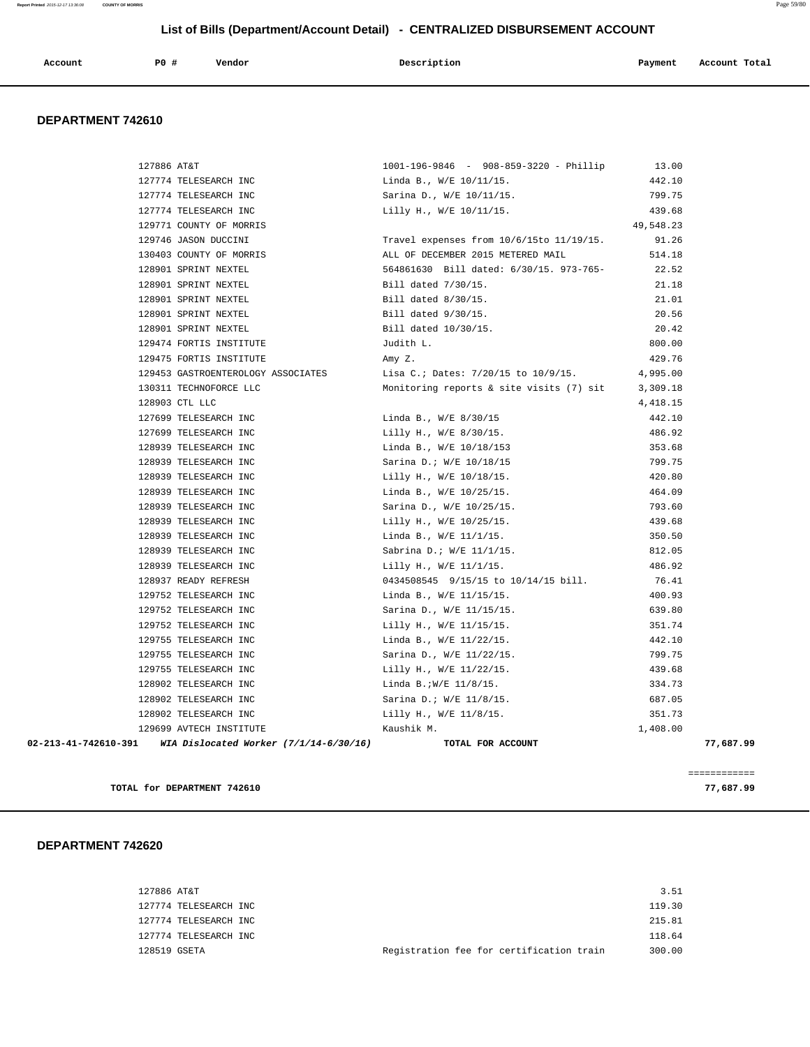## List of Bills (Department/Account Detail) - CENTRALIZED DISBURSEMENT ACCOUNT

| Account | P0 # | Vendor | Description | Payment | Account Total |
|---|---|---|---|---|---|

### DEPARTMENT 742610

| Account | P0 # | Vendor | Description | Payment | Account Total |
|---|---|---|---|---|---|
| | 127886 | AT&T | 1001-196-9846 - 908-859-3220 - Phillip | 13.00 | |
| | 127774 | TELESEARCH INC | Linda B., W/E 10/11/15. | 442.10 | |
| | 127774 | TELESEARCH INC | Sarina D., W/E 10/11/15. | 799.75 | |
| | 127774 | TELESEARCH INC | Lilly H., W/E 10/11/15. | 439.68 | |
| | 129771 | COUNTY OF MORRIS | | 49,548.23 | |
| | 129746 | JASON DUCCINI | Travel expenses from 10/6/15to 11/19/15. | 91.26 | |
| | 130403 | COUNTY OF MORRIS | ALL OF DECEMBER 2015 METERED MAIL | 514.18 | |
| | 128901 | SPRINT NEXTEL | 564861630 Bill dated: 6/30/15. 973-765- | 22.52 | |
| | 128901 | SPRINT NEXTEL | Bill dated 7/30/15. | 21.18 | |
| | 128901 | SPRINT NEXTEL | Bill dated 8/30/15. | 21.01 | |
| | 128901 | SPRINT NEXTEL | Bill dated 9/30/15. | 20.56 | |
| | 128901 | SPRINT NEXTEL | Bill dated 10/30/15. | 20.42 | |
| | 129474 | FORTIS INSTITUTE | Judith L. | 800.00 | |
| | 129475 | FORTIS INSTITUTE | Amy Z. | 429.76 | |
| | 129453 | GASTROENTEROLOGY ASSOCIATES | Lisa C.; Dates: 7/20/15 to 10/9/15. | 4,995.00 | |
| | 130311 | TECHNOFORCE LLC | Monitoring reports & site visits (7) sit | 3,309.18 | |
| | 128903 | CTL LLC | | 4,418.15 | |
| | 127699 | TELESEARCH INC | Linda B., W/E 8/30/15 | 442.10 | |
| | 127699 | TELESEARCH INC | Lilly H., W/E 8/30/15. | 486.92 | |
| | 128939 | TELESEARCH INC | Linda B., W/E 10/18/153 | 353.68 | |
| | 128939 | TELESEARCH INC | Sarina D.; W/E 10/18/15 | 799.75 | |
| | 128939 | TELESEARCH INC | Lilly H., W/E 10/18/15. | 420.80 | |
| | 128939 | TELESEARCH INC | Linda B., W/E 10/25/15. | 464.09 | |
| | 128939 | TELESEARCH INC | Sarina D., W/E 10/25/15. | 793.60 | |
| | 128939 | TELESEARCH INC | Lilly H., W/E 10/25/15. | 439.68 | |
| | 128939 | TELESEARCH INC | Linda B., W/E 11/1/15. | 350.50 | |
| | 128939 | TELESEARCH INC | Sabrina D.; W/E 11/1/15. | 812.05 | |
| | 128939 | TELESEARCH INC | Lilly H., W/E 11/1/15. | 486.92 | |
| | 128937 | READY REFRESH | 0434508545 9/15/15 to 10/14/15 bill. | 76.41 | |
| | 129752 | TELESEARCH INC | Linda B., W/E 11/15/15. | 400.93 | |
| | 129752 | TELESEARCH INC | Sarina D., W/E 11/15/15. | 639.80 | |
| | 129752 | TELESEARCH INC | Lilly H., W/E 11/15/15. | 351.74 | |
| | 129755 | TELESEARCH INC | Linda B., W/E 11/22/15. | 442.10 | |
| | 129755 | TELESEARCH INC | Sarina D., W/E 11/22/15. | 799.75 | |
| | 129755 | TELESEARCH INC | Lilly H., W/E 11/22/15. | 439.68 | |
| | 128902 | TELESEARCH INC | Linda B.;W/E 11/8/15. | 334.73 | |
| | 128902 | TELESEARCH INC | Sarina D.; W/E 11/8/15. | 687.05 | |
| | 128902 | TELESEARCH INC | Lilly H., W/E 11/8/15. | 351.73 | |
| | 129699 | AVTECH INSTITUTE | Kaushik M. | 1,408.00 | |
| **02-213-41-742610-391** | | ***WIA Dislocated Worker (7/1/14-6/30/16)*** | **TOTAL FOR ACCOUNT** | | **77,687.99** |

**TOTAL for DEPARTMENT 742610** — **77,687.99**

### DEPARTMENT 742620

| Account | P0 # | Vendor | Description | Payment | Account Total |
|---|---|---|---|---|---|
| | 127886 | AT&T | | 3.51 | |
| | 127774 | TELESEARCH INC | | 119.30 | |
| | 127774 | TELESEARCH INC | | 215.81 | |
| | 127774 | TELESEARCH INC | | 118.64 | |
| | 128519 | GSETA | Registration fee for certification train | 300.00 | |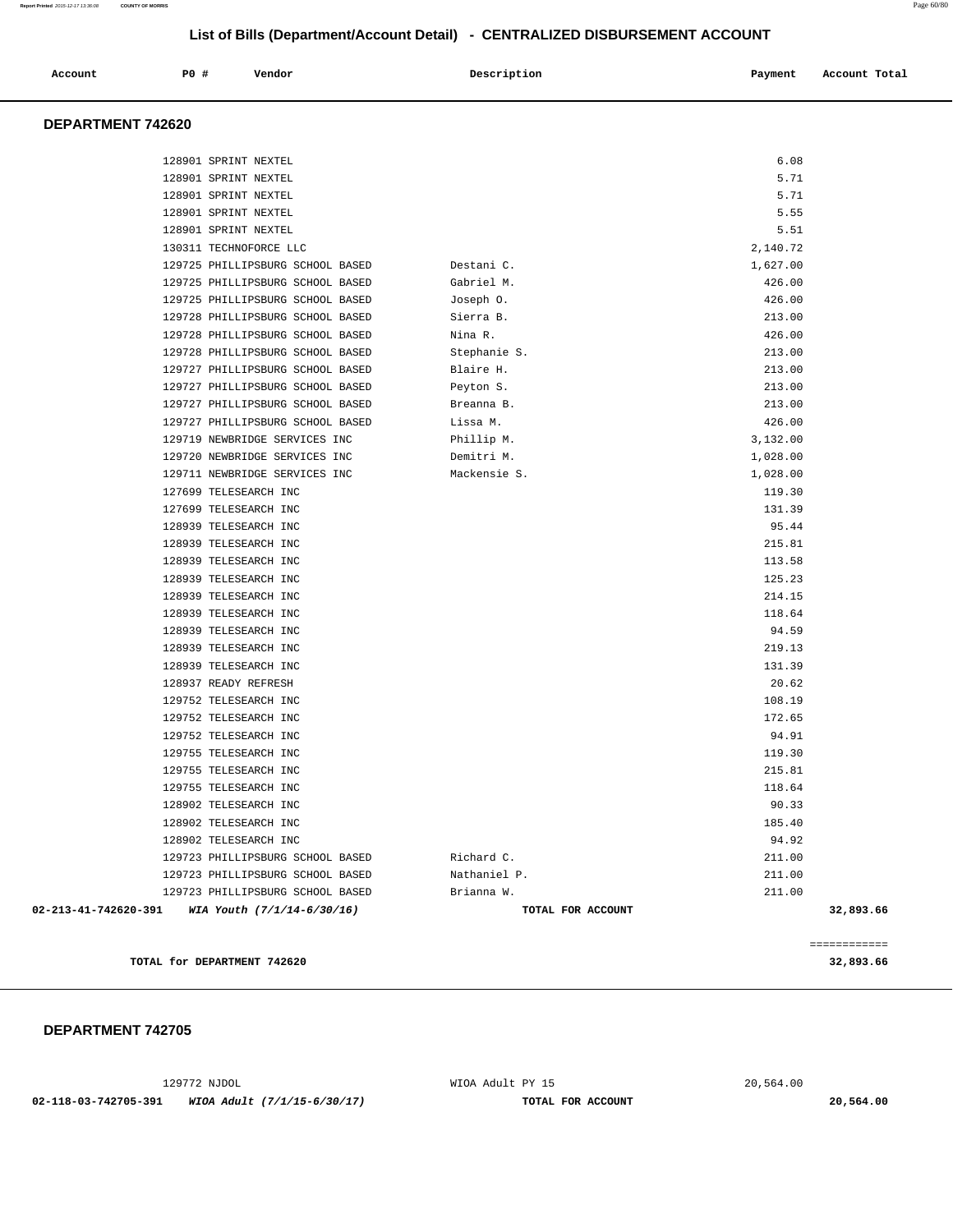## List of Bills (Department/Account Detail) - CENTRALIZED DISBURSEMENT ACCOUNT

| Account | PO # | Vendor | Description | Payment | Account Total |
|---|---|---|---|---|---|

### DEPARTMENT 742620

| Account | PO # | Vendor | Description | Payment | Account Total |
|---|---|---|---|---|---|
| | 128901 | SPRINT NEXTEL | | 6.08 | |
| | 128901 | SPRINT NEXTEL | | 5.71 | |
| | 128901 | SPRINT NEXTEL | | 5.71 | |
| | 128901 | SPRINT NEXTEL | | 5.55 | |
| | 128901 | SPRINT NEXTEL | | 5.51 | |
| | 130311 | TECHNOFORCE LLC | | 2,140.72 | |
| | 129725 | PHILLIPSBURG SCHOOL BASED | Destani C. | 1,627.00 | |
| | 129725 | PHILLIPSBURG SCHOOL BASED | Gabriel M. | 426.00 | |
| | 129725 | PHILLIPSBURG SCHOOL BASED | Joseph O. | 426.00 | |
| | 129728 | PHILLIPSBURG SCHOOL BASED | Sierra B. | 213.00 | |
| | 129728 | PHILLIPSBURG SCHOOL BASED | Nina R. | 426.00 | |
| | 129728 | PHILLIPSBURG SCHOOL BASED | Stephanie S. | 213.00 | |
| | 129727 | PHILLIPSBURG SCHOOL BASED | Blaire H. | 213.00 | |
| | 129727 | PHILLIPSBURG SCHOOL BASED | Peyton S. | 213.00 | |
| | 129727 | PHILLIPSBURG SCHOOL BASED | Breanna B. | 213.00 | |
| | 129727 | PHILLIPSBURG SCHOOL BASED | Lissa M. | 426.00 | |
| | 129719 | NEWBRIDGE SERVICES INC | Phillip M. | 3,132.00 | |
| | 129720 | NEWBRIDGE SERVICES INC | Demitri M. | 1,028.00 | |
| | 129711 | NEWBRIDGE SERVICES INC | Mackensie S. | 1,028.00 | |
| | 127699 | TELESEARCH INC | | 119.30 | |
| | 127699 | TELESEARCH INC | | 131.39 | |
| | 128939 | TELESEARCH INC | | 95.44 | |
| | 128939 | TELESEARCH INC | | 215.81 | |
| | 128939 | TELESEARCH INC | | 113.58 | |
| | 128939 | TELESEARCH INC | | 125.23 | |
| | 128939 | TELESEARCH INC | | 214.15 | |
| | 128939 | TELESEARCH INC | | 118.64 | |
| | 128939 | TELESEARCH INC | | 94.59 | |
| | 128939 | TELESEARCH INC | | 219.13 | |
| | 128939 | TELESEARCH INC | | 131.39 | |
| | 128937 | READY REFRESH | | 20.62 | |
| | 129752 | TELESEARCH INC | | 108.19 | |
| | 129752 | TELESEARCH INC | | 172.65 | |
| | 129752 | TELESEARCH INC | | 94.91 | |
| | 129755 | TELESEARCH INC | | 119.30 | |
| | 129755 | TELESEARCH INC | | 215.81 | |
| | 129755 | TELESEARCH INC | | 118.64 | |
| | 128902 | TELESEARCH INC | | 90.33 | |
| | 128902 | TELESEARCH INC | | 185.40 | |
| | 128902 | TELESEARCH INC | | 94.92 | |
| | 129723 | PHILLIPSBURG SCHOOL BASED | Richard C. | 211.00 | |
| | 129723 | PHILLIPSBURG SCHOOL BASED | Nathaniel P. | 211.00 | |
| | 129723 | PHILLIPSBURG SCHOOL BASED | Brianna W. | 211.00 | |
| **02-213-41-742620-391** | | ***WIA Youth (7/1/14-6/30/16)*** | **TOTAL FOR ACCOUNT** | | **32,893.66** |

============

**TOTAL for DEPARTMENT 742620** **32,893.66**

### DEPARTMENT 742705

| Account | PO # | Vendor | Description | Payment | Account Total |
|---|---|---|---|---|---|
| | 129772 | NJDOL | WIOA Adult PY 15 | 20,564.00 | |
| **02-118-03-742705-391** | | ***WIOA Adult (7/1/15-6/30/17)*** | **TOTAL FOR ACCOUNT** | | **20,564.00** |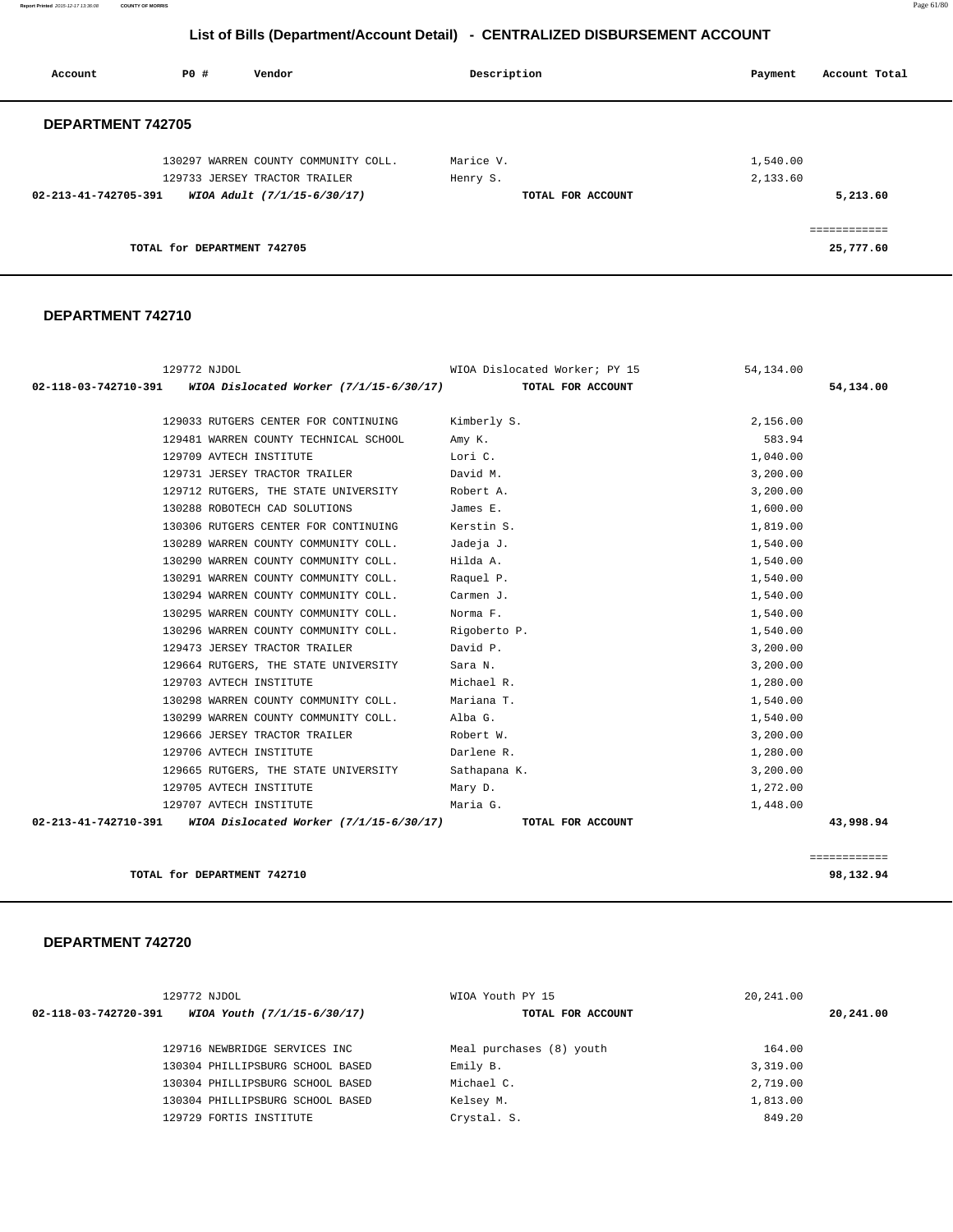## List of Bills (Department/Account Detail) - CENTRALIZED DISBURSEMENT ACCOUNT

| Account | PO # | Vendor | Description | Payment | Account Total |
|---|---|---|---|---|---|

### DEPARTMENT 742705

| Account | PO # | Vendor | Description | Payment | Account Total |
|---|---|---|---|---|---|
| | 130297 | WARREN COUNTY COMMUNITY COLL. | Marice V. | 1,540.00 | |
| | 129733 | JERSEY TRACTOR TRAILER | Henry S. | 2,133.60 | |
| 02-213-41-742705-391 | | *WIOA Adult (7/1/15-6/30/17)* | TOTAL FOR ACCOUNT | | 5,213.60 |
| | | | | | ============ |
| | | TOTAL for DEPARTMENT 742705 | | | 25,777.60 |

### DEPARTMENT 742710

| Account | PO # | Vendor | Description | Payment | Account Total |
|---|---|---|---|---|---|
| | 129772 | NJDOL | WIOA Dislocated Worker; PY 15 | 54,134.00 | |
| 02-118-03-742710-391 | | *WIOA Dislocated Worker (7/1/15-6/30/17)* | TOTAL FOR ACCOUNT | | 54,134.00 |
| | 129033 | RUTGERS CENTER FOR CONTINUING | Kimberly S. | 2,156.00 | |
| | 129481 | WARREN COUNTY TECHNICAL SCHOOL | Amy K. | 583.94 | |
| | 129709 | AVTECH INSTITUTE | Lori C. | 1,040.00 | |
| | 129731 | JERSEY TRACTOR TRAILER | David M. | 3,200.00 | |
| | 129712 | RUTGERS, THE STATE UNIVERSITY | Robert A. | 3,200.00 | |
| | 130288 | ROBOTECH CAD SOLUTIONS | James E. | 1,600.00 | |
| | 130306 | RUTGERS CENTER FOR CONTINUING | Kerstin S. | 1,819.00 | |
| | 130289 | WARREN COUNTY COMMUNITY COLL. | Jadeja J. | 1,540.00 | |
| | 130290 | WARREN COUNTY COMMUNITY COLL. | Hilda A. | 1,540.00 | |
| | 130291 | WARREN COUNTY COMMUNITY COLL. | Raquel P. | 1,540.00 | |
| | 130294 | WARREN COUNTY COMMUNITY COLL. | Carmen J. | 1,540.00 | |
| | 130295 | WARREN COUNTY COMMUNITY COLL. | Norma F. | 1,540.00 | |
| | 130296 | WARREN COUNTY COMMUNITY COLL. | Rigoberto P. | 1,540.00 | |
| | 129473 | JERSEY TRACTOR TRAILER | David P. | 3,200.00 | |
| | 129664 | RUTGERS, THE STATE UNIVERSITY | Sara N. | 3,200.00 | |
| | 129703 | AVTECH INSTITUTE | Michael R. | 1,280.00 | |
| | 130298 | WARREN COUNTY COMMUNITY COLL. | Mariana T. | 1,540.00 | |
| | 130299 | WARREN COUNTY COMMUNITY COLL. | Alba G. | 1,540.00 | |
| | 129666 | JERSEY TRACTOR TRAILER | Robert W. | 3,200.00 | |
| | 129706 | AVTECH INSTITUTE | Darlene R. | 1,280.00 | |
| | 129665 | RUTGERS, THE STATE UNIVERSITY | Sathapana K. | 3,200.00 | |
| | 129705 | AVTECH INSTITUTE | Mary D. | 1,272.00 | |
| | 129707 | AVTECH INSTITUTE | Maria G. | 1,448.00 | |
| 02-213-41-742710-391 | | *WIOA Dislocated Worker (7/1/15-6/30/17)* | TOTAL FOR ACCOUNT | | 43,998.94 |
| | | | | | ============ |
| | | TOTAL for DEPARTMENT 742710 | | | 98,132.94 |

### DEPARTMENT 742720

| Account | PO # | Vendor | Description | Payment | Account Total |
|---|---|---|---|---|---|
| | 129772 | NJDOL | WIOA Youth PY 15 | 20,241.00 | |
| 02-118-03-742720-391 | | *WIOA Youth (7/1/15-6/30/17)* | TOTAL FOR ACCOUNT | | 20,241.00 |
| | 129716 | NEWBRIDGE SERVICES INC | Meal purchases (8) youth | 164.00 | |
| | 130304 | PHILLIPSBURG SCHOOL BASED | Emily B. | 3,319.00 | |
| | 130304 | PHILLIPSBURG SCHOOL BASED | Michael C. | 2,719.00 | |
| | 130304 | PHILLIPSBURG SCHOOL BASED | Kelsey M. | 1,813.00 | |
| | 129729 | FORTIS INSTITUTE | Crystal. S. | 849.20 | |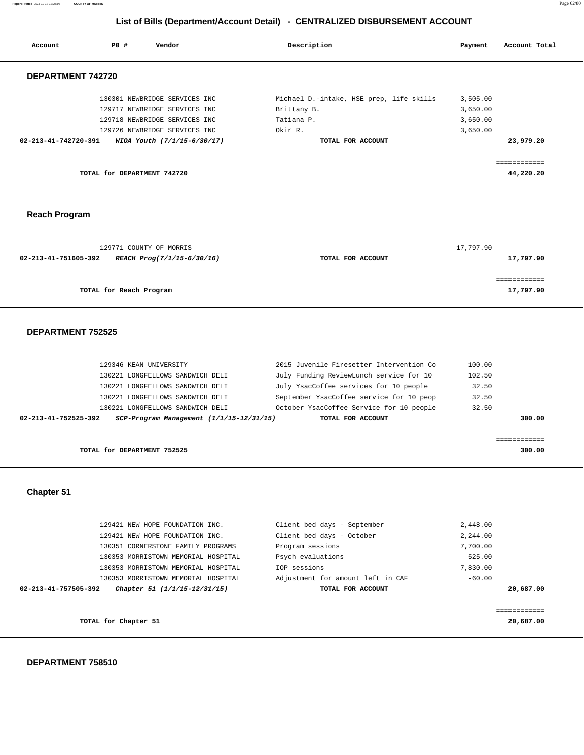# List of Bills (Department/Account Detail) - CENTRALIZED DISBURSEMENT ACCOUNT

| Account | PO # | Vendor | Description | Payment | Account Total |
|---|---|---|---|---|---|

## DEPARTMENT 742720

| Account | PO # | Vendor | Description | Payment | Account Total |
|---|---|---|---|---|---|
| | 130301 | NEWBRIDGE SERVICES INC | Michael D.-intake, HSE prep, life skills | 3,505.00 | |
| | 129717 | NEWBRIDGE SERVICES INC | Brittany B. | 3,650.00 | |
| | 129718 | NEWBRIDGE SERVICES INC | Tatiana P. | 3,650.00 | |
| | 129726 | NEWBRIDGE SERVICES INC | Okir R. | 3,650.00 | |
| **02-213-41-742720-391** | | ***WIOA Youth (7/1/15-6/30/17)*** | **TOTAL FOR ACCOUNT** | | **23,979.20** |

**TOTAL for DEPARTMENT 742720** — **44,220.20**

## Reach Program

| Account | PO # | Vendor | Description | Payment | Account Total |
|---|---|---|---|---|---|
| | 129771 | COUNTY OF MORRIS | | 17,797.90 | |
| **02-213-41-751605-392** | | ***REACH Prog(7/1/15-6/30/16)*** | **TOTAL FOR ACCOUNT** | | **17,797.90** |

**TOTAL for Reach Program** — **17,797.90**

## DEPARTMENT 752525

| Account | PO # | Vendor | Description | Payment | Account Total |
|---|---|---|---|---|---|
| | 129346 | KEAN UNIVERSITY | 2015 Juvenile Firesetter Intervention Co | 100.00 | |
| | 130221 | LONGFELLOWS SANDWICH DELI | July Funding ReviewLunch service for 10 | 102.50 | |
| | 130221 | LONGFELLOWS SANDWICH DELI | July YsacCoffee services for 10 people | 32.50 | |
| | 130221 | LONGFELLOWS SANDWICH DELI | September YsacCoffee service for 10 peop | 32.50 | |
| | 130221 | LONGFELLOWS SANDWICH DELI | October YsacCoffee Service for 10 people | 32.50 | |
| **02-213-41-752525-392** | | ***SCP-Program Management (1/1/15-12/31/15)*** | **TOTAL FOR ACCOUNT** | | **300.00** |

**TOTAL for DEPARTMENT 752525** — **300.00**

## Chapter 51

| Account | PO # | Vendor | Description | Payment | Account Total |
|---|---|---|---|---|---|
| | 129421 | NEW HOPE FOUNDATION INC. | Client bed days - September | 2,448.00 | |
| | 129421 | NEW HOPE FOUNDATION INC. | Client bed days - October | 2,244.00 | |
| | 130351 | CORNERSTONE FAMILY PROGRAMS | Program sessions | 7,700.00 | |
| | 130353 | MORRISTOWN MEMORIAL HOSPITAL | Psych evaluations | 525.00 | |
| | 130353 | MORRISTOWN MEMORIAL HOSPITAL | IOP sessions | 7,830.00 | |
| | 130353 | MORRISTOWN MEMORIAL HOSPITAL | Adjustment for amount left in CAF | -60.00 | |
| **02-213-41-757505-392** | | ***Chapter 51 (1/1/15-12/31/15)*** | **TOTAL FOR ACCOUNT** | | **20,687.00** |

**TOTAL for Chapter 51** — **20,687.00**

## DEPARTMENT 758510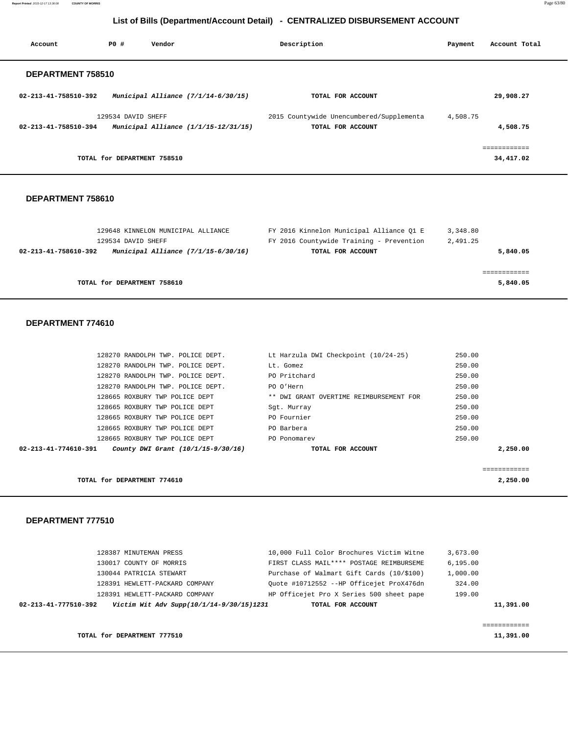## List of Bills (Department/Account Detail) - CENTRALIZED DISBURSEMENT ACCOUNT

| Account | PO # | Vendor | Description | Payment | Account Total |
|---|---|---|---|---|---|

### DEPARTMENT 758510

| Account | PO # | Vendor | Description | Payment | Account Total |
|---|---|---|---|---|---|
| 02-213-41-758510-392 | | *Municipal Alliance (7/1/14-6/30/15)* | **TOTAL FOR ACCOUNT** | | 29,908.27 |
| | 129534 | DAVID SHEFF | 2015 Countywide Unencumbered/Supplementa | 4,508.75 | |
| 02-213-41-758510-394 | | *Municipal Alliance (1/1/15-12/31/15)* | **TOTAL FOR ACCOUNT** | | 4,508.75 |
| | | | | | ============ |
| | | **TOTAL for DEPARTMENT 758510** | | | 34,417.02 |

### DEPARTMENT 758610

| Account | PO # | Vendor | Description | Payment | Account Total |
|---|---|---|---|---|---|
| | 129648 | KINNELON MUNICIPAL ALLIANCE | FY 2016 Kinnelon Municipal Alliance Q1 E | 3,348.80 | |
| | 129534 | DAVID SHEFF | FY 2016 Countywide Training - Prevention | 2,491.25 | |
| 02-213-41-758610-392 | | *Municipal Alliance (7/1/15-6/30/16)* | **TOTAL FOR ACCOUNT** | | 5,840.05 |
| | | | | | ============ |
| | | **TOTAL for DEPARTMENT 758610** | | | 5,840.05 |

### DEPARTMENT 774610

| Account | PO # | Vendor | Description | Payment | Account Total |
|---|---|---|---|---|---|
| | 128270 | RANDOLPH TWP. POLICE DEPT. | Lt Harzula DWI Checkpoint (10/24-25) | 250.00 | |
| | 128270 | RANDOLPH TWP. POLICE DEPT. | Lt. Gomez | 250.00 | |
| | 128270 | RANDOLPH TWP. POLICE DEPT. | PO Pritchard | 250.00 | |
| | 128270 | RANDOLPH TWP. POLICE DEPT. | PO O'Hern | 250.00 | |
| | 128665 | ROXBURY TWP POLICE DEPT | ** DWI GRANT OVERTIME REIMBURSEMENT FOR | 250.00 | |
| | 128665 | ROXBURY TWP POLICE DEPT | Sgt. Murray | 250.00 | |
| | 128665 | ROXBURY TWP POLICE DEPT | PO Fournier | 250.00 | |
| | 128665 | ROXBURY TWP POLICE DEPT | PO Barbera | 250.00 | |
| | 128665 | ROXBURY TWP POLICE DEPT | PO Ponomarev | 250.00 | |
| 02-213-41-774610-391 | | *County DWI Grant (10/1/15-9/30/16)* | **TOTAL FOR ACCOUNT** | | 2,250.00 |
| | | | | | ============ |
| | | **TOTAL for DEPARTMENT 774610** | | | 2,250.00 |

### DEPARTMENT 777510

| Account | PO # | Vendor | Description | Payment | Account Total |
|---|---|---|---|---|---|
| | 128387 | MINUTEMAN PRESS | 10,000 Full Color Brochures Victim Witne | 3,673.00 | |
| | 130017 | COUNTY OF MORRIS | FIRST CLASS MAIL**** POSTAGE REIMBURSEME | 6,195.00 | |
| | 130044 | PATRICIA STEWART | Purchase of Walmart Gift Cards (10/$100) | 1,000.00 | |
| | 128391 | HEWLETT-PACKARD COMPANY | Quote #10712552 --HP Officejet ProX476dn | 324.00 | |
| | 128391 | HEWLETT-PACKARD COMPANY | HP Officejet Pro X Series 500 sheet pape | 199.00 | |
| 02-213-41-777510-392 | | *Victim Wit Adv Supp(10/1/14-9/30/15)1231* | **TOTAL FOR ACCOUNT** | | 11,391.00 |
| | | | | | ============ |
| | | **TOTAL for DEPARTMENT 777510** | | | 11,391.00 |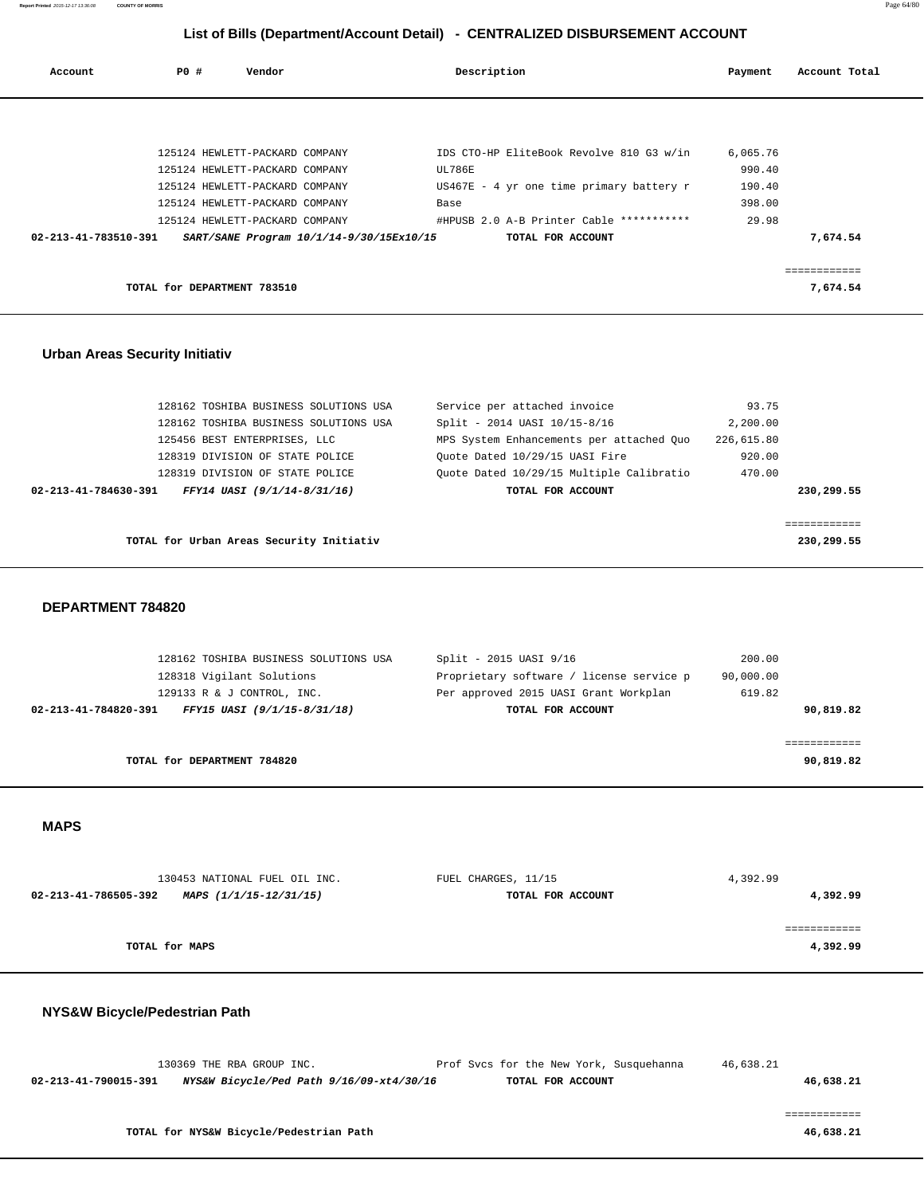## List of Bills (Department/Account Detail) - CENTRALIZED DISBURSEMENT ACCOUNT

| Account | PO # | Vendor | Description | Payment | Account Total |
|---|---|---|---|---|---|
| | 125124 | HEWLETT-PACKARD COMPANY | IDS CTO-HP EliteBook Revolve 810 G3 w/in | 6,065.76 | |
| | 125124 | HEWLETT-PACKARD COMPANY | UL786E | 990.40 | |
| | 125124 | HEWLETT-PACKARD COMPANY | US467E - 4 yr one time primary battery r | 190.40 | |
| | 125124 | HEWLETT-PACKARD COMPANY | Base | 398.00 | |
| | 125124 | HEWLETT-PACKARD COMPANY | #HPUSB 2.0 A-B Printer Cable *********** | 29.98 | |
| **02-213-41-783510-391** | | ***SART/SANE Program 10/1/14-9/30/15Ex10/15*** | **TOTAL FOR ACCOUNT** | | **7,674.54** |
| | | | | | ============ |
| | | **TOTAL for DEPARTMENT 783510** | | | **7,674.54** |

### Urban Areas Security Initiativ

| Account | PO # | Vendor | Description | Payment | Account Total |
|---|---|---|---|---|---|
| | 128162 | TOSHIBA BUSINESS SOLUTIONS USA | Service per attached invoice | 93.75 | |
| | 128162 | TOSHIBA BUSINESS SOLUTIONS USA | Split - 2014 UASI 10/15-8/16 | 2,200.00 | |
| | 125456 | BEST ENTERPRISES, LLC | MPS System Enhancements per attached Quo | 226,615.80 | |
| | 128319 | DIVISION OF STATE POLICE | Quote Dated 10/29/15 UASI Fire | 920.00 | |
| | 128319 | DIVISION OF STATE POLICE | Quote Dated 10/29/15 Multiple Calibratio | 470.00 | |
| **02-213-41-784630-391** | | ***FFY14 UASI (9/1/14-8/31/16)*** | **TOTAL FOR ACCOUNT** | | **230,299.55** |
| | | | | | ============ |
| | | **TOTAL for Urban Areas Security Initiativ** | | | **230,299.55** |

### DEPARTMENT 784820

| Account | PO # | Vendor | Description | Payment | Account Total |
|---|---|---|---|---|---|
| | 128162 | TOSHIBA BUSINESS SOLUTIONS USA | Split - 2015 UASI 9/16 | 200.00 | |
| | 128318 | Vigilant Solutions | Proprietary software / license service p | 90,000.00 | |
| | 129133 | R & J CONTROL, INC. | Per approved 2015 UASI Grant Workplan | 619.82 | |
| **02-213-41-784820-391** | | ***FFY15 UASI (9/1/15-8/31/18)*** | **TOTAL FOR ACCOUNT** | | **90,819.82** |
| | | | | | ============ |
| | | **TOTAL for DEPARTMENT 784820** | | | **90,819.82** |

### MAPS

| Account | PO # | Vendor | Description | Payment | Account Total |
|---|---|---|---|---|---|
| | 130453 | NATIONAL FUEL OIL INC. | FUEL CHARGES, 11/15 | 4,392.99 | |
| **02-213-41-786505-392** | | ***MAPS (1/1/15-12/31/15)*** | **TOTAL FOR ACCOUNT** | | **4,392.99** |
| | | | | | ============ |
| | | **TOTAL for MAPS** | | | **4,392.99** |

### NYS&W Bicycle/Pedestrian Path

| Account | PO # | Vendor | Description | Payment | Account Total |
|---|---|---|---|---|---|
| | 130369 | THE RBA GROUP INC. | Prof Svcs for the New York, Susquehanna | 46,638.21 | |
| **02-213-41-790015-391** | | ***NYS&W Bicycle/Ped Path 9/16/09-xt4/30/16*** | **TOTAL FOR ACCOUNT** | | **46,638.21** |
| | | | | | ============ |
| | | **TOTAL for NYS&W Bicycle/Pedestrian Path** | | | **46,638.21** |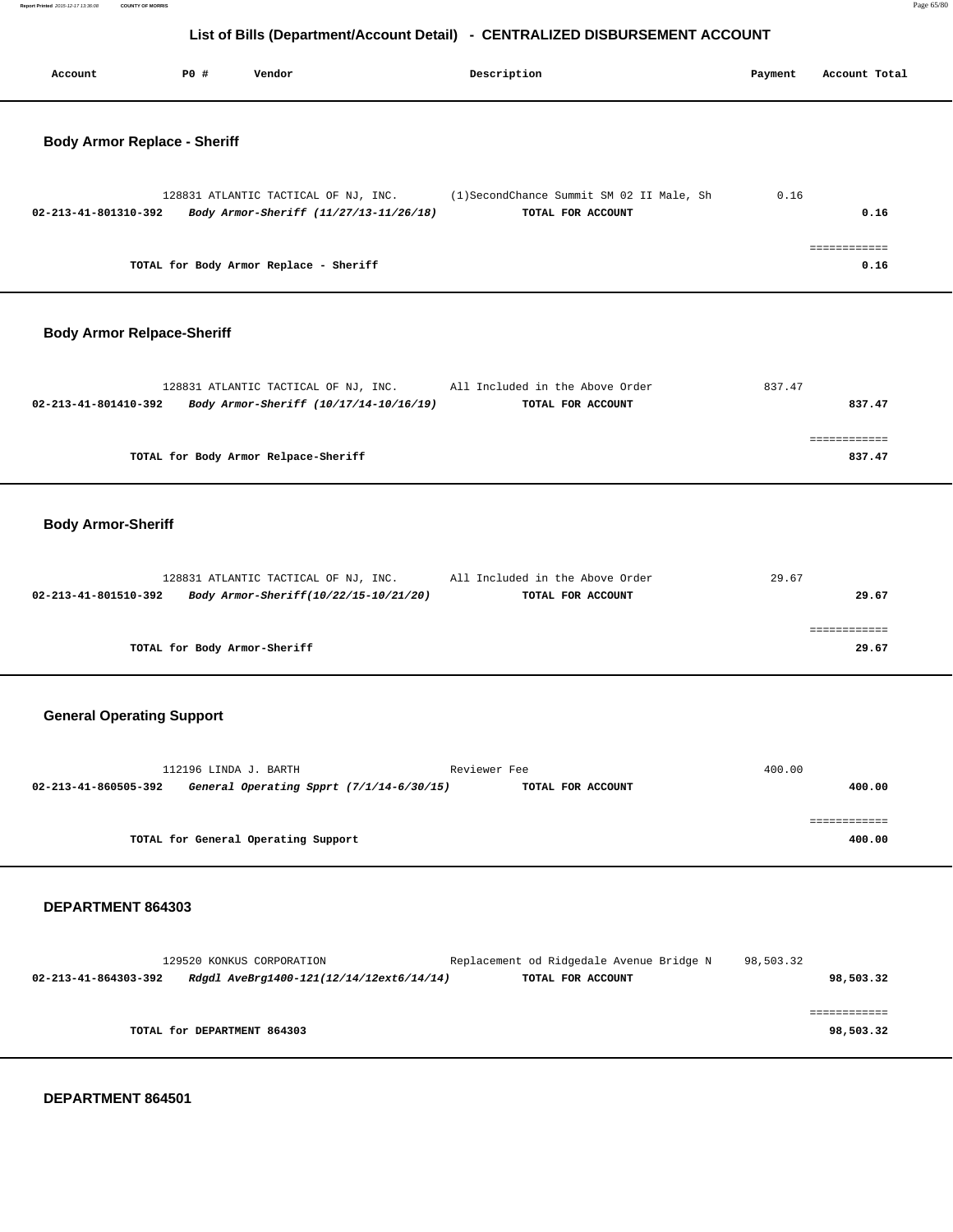# List of Bills (Department/Account Detail) - CENTRALIZED DISBURSEMENT ACCOUNT

| Account | PO # | Vendor | Description | Payment | Account Total |
|---|---|---|---|---|---|

## Body Armor Replace - Sheriff

| Account | PO # | Vendor | Description | Payment | Account Total |
|---|---|---|---|---|---|
| | 128831 | ATLANTIC TACTICAL OF NJ, INC. | (1)SecondChance Summit SM 02 II Male, Sh | 0.16 | |
| **02-213-41-801310-392** | | ***Body Armor-Sheriff (11/27/13-11/26/18)*** | **TOTAL FOR ACCOUNT** | | **0.16** |
| | | **TOTAL for Body Armor Replace - Sheriff** | | | **0.16** |

## Body Armor Relpace-Sheriff

| Account | PO # | Vendor | Description | Payment | Account Total |
|---|---|---|---|---|---|
| | 128831 | ATLANTIC TACTICAL OF NJ, INC. | All Included in the Above Order | 837.47 | |
| **02-213-41-801410-392** | | ***Body Armor-Sheriff (10/17/14-10/16/19)*** | **TOTAL FOR ACCOUNT** | | **837.47** |
| | | **TOTAL for Body Armor Relpace-Sheriff** | | | **837.47** |

## Body Armor-Sheriff

| Account | PO # | Vendor | Description | Payment | Account Total |
|---|---|---|---|---|---|
| | 128831 | ATLANTIC TACTICAL OF NJ, INC. | All Included in the Above Order | 29.67 | |
| **02-213-41-801510-392** | | ***Body Armor-Sheriff(10/22/15-10/21/20)*** | **TOTAL FOR ACCOUNT** | | **29.67** |
| | | **TOTAL for Body Armor-Sheriff** | | | **29.67** |

## General Operating Support

| Account | PO # | Vendor | Description | Payment | Account Total |
|---|---|---|---|---|---|
| | 112196 | LINDA J. BARTH | Reviewer Fee | 400.00 | |
| **02-213-41-860505-392** | | ***General Operating Spprt (7/1/14-6/30/15)*** | **TOTAL FOR ACCOUNT** | | **400.00** |
| | | **TOTAL for General Operating Support** | | | **400.00** |

## DEPARTMENT 864303

| Account | PO # | Vendor | Description | Payment | Account Total |
|---|---|---|---|---|---|
| | 129520 | KONKUS CORPORATION | Replacement od Ridgedale Avenue Bridge N | 98,503.32 | |
| **02-213-41-864303-392** | | ***Rdgdl AveBrg1400-121(12/14/12ext6/14/14)*** | **TOTAL FOR ACCOUNT** | | **98,503.32** |
| | | **TOTAL for DEPARTMENT 864303** | | | **98,503.32** |

## DEPARTMENT 864501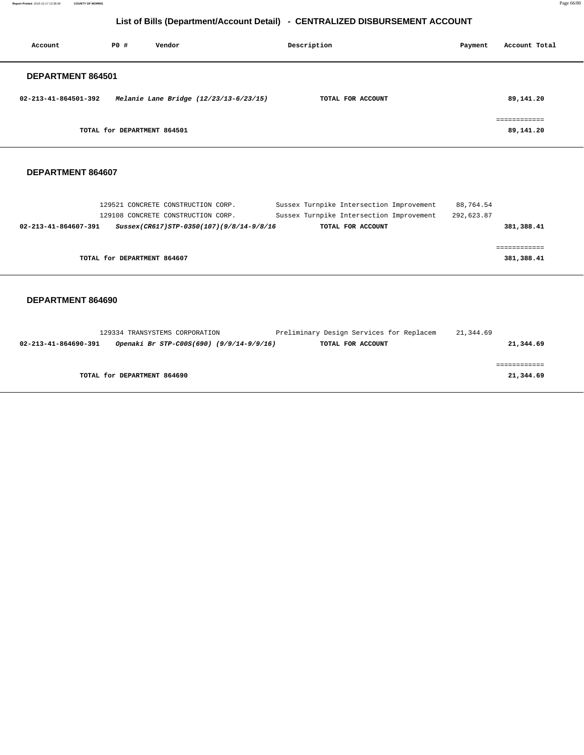## List of Bills (Department/Account Detail) - CENTRALIZED DISBURSEMENT ACCOUNT

| Account | PO # | Vendor | Description | Payment | Account Total |
|---|---|---|---|---|---|

### DEPARTMENT 864501

| Account | PO # | Vendor | Description | Payment | Account Total |
|---|---|---|---|---|---|
| **02-213-41-864501-392** | ***Melanie Lane Bridge (12/23/13-6/23/15)*** | | **TOTAL FOR ACCOUNT** | | **89,141.20** |
| | | | | | ============ |
| | **TOTAL for DEPARTMENT 864501** | | | | **89,141.20** |

### DEPARTMENT 864607

| Account | PO # | Vendor | Description | Payment | Account Total |
|---|---|---|---|---|---|
| | 129521 | CONCRETE CONSTRUCTION CORP. | Sussex Turnpike Intersection Improvement | 88,764.54 | |
| | 129108 | CONCRETE CONSTRUCTION CORP. | Sussex Turnpike Intersection Improvement | 292,623.87 | |
| **02-213-41-864607-391** | ***Sussex(CR617)STP-0350(107)(9/8/14-9/8/16*** | | **TOTAL FOR ACCOUNT** | | **381,388.41** |
| | | | | | ============ |
| | **TOTAL for DEPARTMENT 864607** | | | | **381,388.41** |

### DEPARTMENT 864690

| Account | PO # | Vendor | Description | Payment | Account Total |
|---|---|---|---|---|---|
| | 129334 | TRANSYSTEMS CORPORATION | Preliminary Design Services for Replacem | 21,344.69 | |
| **02-213-41-864690-391** | ***Openaki Br STP-C00S(690) (9/9/14-9/9/16)*** | | **TOTAL FOR ACCOUNT** | | **21,344.69** |
| | | | | | ============ |
| | **TOTAL for DEPARTMENT 864690** | | | | **21,344.69** |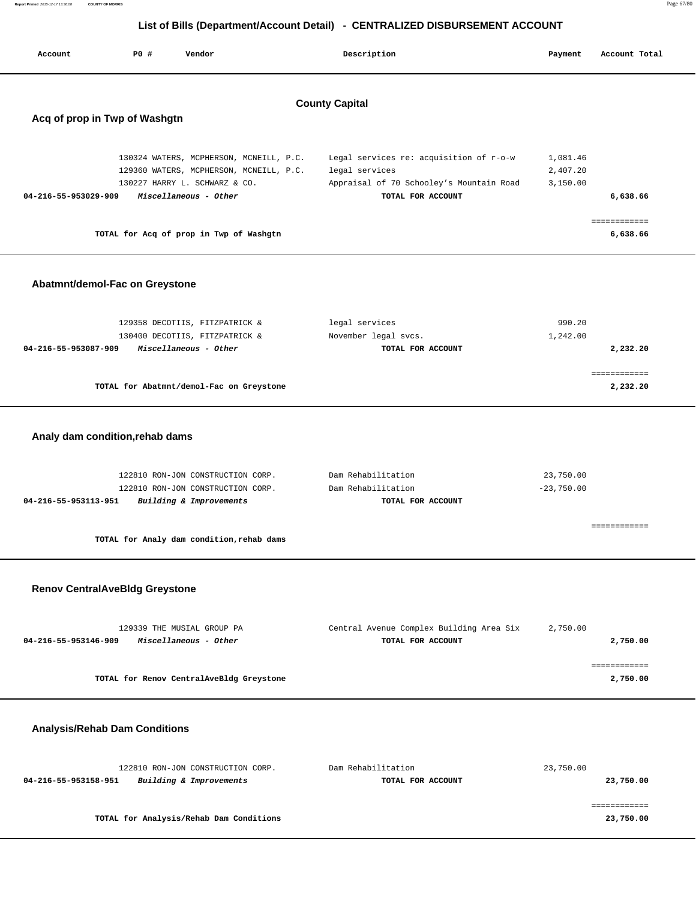# List of Bills (Department/Account Detail) - CENTRALIZED DISBURSEMENT ACCOUNT

## County Capital

### Acq of prop in Twp of Washgtn

| Account | PO # | Vendor | Description | Payment | Account Total |
|---|---|---|---|---|---|
| | 130324 | WATERS, MCPHERSON, MCNEILL, P.C. | Legal services re: acquisition of r-o-w | 1,081.46 | |
| | 129360 | WATERS, MCPHERSON, MCNEILL, P.C. | legal services | 2,407.20 | |
| | 130227 | HARRY L. SCHWARZ & CO. | Appraisal of 70 Schooley's Mountain Road | 3,150.00 | |
| 04-216-55-953029-909 | | *Miscellaneous - Other* | TOTAL FOR ACCOUNT | | 6,638.66 |

**TOTAL for Acq of prop in Twp of Washgtn** — 6,638.66

### Abatmnt/demol-Fac on Greystone

| Account | PO # | Vendor | Description | Payment | Account Total |
|---|---|---|---|---|---|
| | 129358 | DECOTIIS, FITZPATRICK & | legal services | 990.20 | |
| | 130400 | DECOTIIS, FITZPATRICK & | November legal svcs. | 1,242.00 | |
| 04-216-55-953087-909 | | *Miscellaneous - Other* | TOTAL FOR ACCOUNT | | 2,232.20 |

**TOTAL for Abatmnt/demol-Fac on Greystone** — 2,232.20

### Analy dam condition,rehab dams

| Account | PO # | Vendor | Description | Payment | Account Total |
|---|---|---|---|---|---|
| | 122810 | RON-JON CONSTRUCTION CORP. | Dam Rehabilitation | 23,750.00 | |
| | 122810 | RON-JON CONSTRUCTION CORP. | Dam Rehabilitation | -23,750.00 | |
| 04-216-55-953113-951 | | *Building & Improvements* | TOTAL FOR ACCOUNT | | |

**TOTAL for Analy dam condition,rehab dams**

### Renov CentralAveBldg Greystone

| Account | PO # | Vendor | Description | Payment | Account Total |
|---|---|---|---|---|---|
| | 129339 | THE MUSIAL GROUP PA | Central Avenue Complex Building Area Six | 2,750.00 | |
| 04-216-55-953146-909 | | *Miscellaneous - Other* | TOTAL FOR ACCOUNT | | 2,750.00 |

**TOTAL for Renov CentralAveBldg Greystone** — 2,750.00

### Analysis/Rehab Dam Conditions

| Account | PO # | Vendor | Description | Payment | Account Total |
|---|---|---|---|---|---|
| | 122810 | RON-JON CONSTRUCTION CORP. | Dam Rehabilitation | 23,750.00 | |
| 04-216-55-953158-951 | | *Building & Improvements* | TOTAL FOR ACCOUNT | | 23,750.00 |

**TOTAL for Analysis/Rehab Dam Conditions** — 23,750.00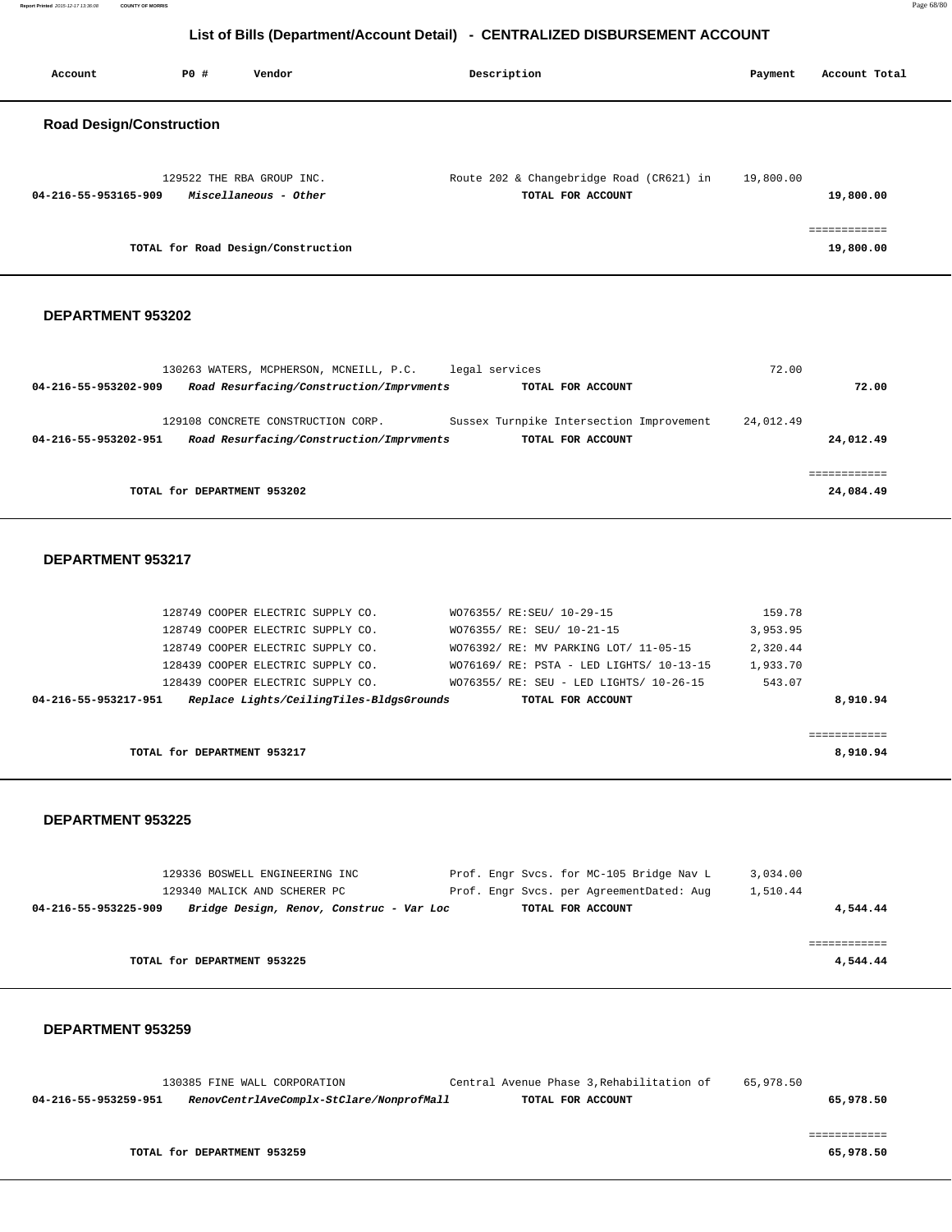## List of Bills (Department/Account Detail) - CENTRALIZED DISBURSEMENT ACCOUNT

| Account | PO # | Vendor | Description | Payment | Account Total |
|---|---|---|---|---|---|

### Road Design/Construction

| Account | PO # | Vendor | Description | Payment | Account Total |
|---|---|---|---|---|---|
| | 129522 | THE RBA GROUP INC. | Route 202 & Changebridge Road (CR621) in | 19,800.00 | |
| **04-216-55-953165-909** | | ***Miscellaneous - Other*** | **TOTAL FOR ACCOUNT** | | **19,800.00** |
| | | | | | ============ |
| | | **TOTAL for Road Design/Construction** | | | **19,800.00** |

### DEPARTMENT 953202

| Account | PO # | Vendor | Description | Payment | Account Total |
|---|---|---|---|---|---|
| | 130263 | WATERS, MCPHERSON, MCNEILL, P.C. | legal services | 72.00 | |
| **04-216-55-953202-909** | | ***Road Resurfacing/Construction/Imprvments*** | **TOTAL FOR ACCOUNT** | | **72.00** |
| | 129108 | CONCRETE CONSTRUCTION CORP. | Sussex Turnpike Intersection Improvement | 24,012.49 | |
| **04-216-55-953202-951** | | ***Road Resurfacing/Construction/Imprvments*** | **TOTAL FOR ACCOUNT** | | **24,012.49** |
| | | | | | ============ |
| | | **TOTAL for DEPARTMENT 953202** | | | **24,084.49** |

### DEPARTMENT 953217

| Account | PO # | Vendor | Description | Payment | Account Total |
|---|---|---|---|---|---|
| | 128749 | COOPER ELECTRIC SUPPLY CO. | WO76355/ RE:SEU/ 10-29-15 | 159.78 | |
| | 128749 | COOPER ELECTRIC SUPPLY CO. | WO76355/ RE: SEU/ 10-21-15 | 3,953.95 | |
| | 128749 | COOPER ELECTRIC SUPPLY CO. | WO76392/ RE: MV PARKING LOT/ 11-05-15 | 2,320.44 | |
| | 128439 | COOPER ELECTRIC SUPPLY CO. | WO76169/ RE: PSTA - LED LIGHTS/ 10-13-15 | 1,933.70 | |
| | 128439 | COOPER ELECTRIC SUPPLY CO. | WO76355/ RE: SEU - LED LIGHTS/ 10-26-15 | 543.07 | |
| **04-216-55-953217-951** | | ***Replace Lights/CeilingTiles-BldgsGrounds*** | **TOTAL FOR ACCOUNT** | | **8,910.94** |
| | | | | | ============ |
| | | **TOTAL for DEPARTMENT 953217** | | | **8,910.94** |

### DEPARTMENT 953225

| Account | PO # | Vendor | Description | Payment | Account Total |
|---|---|---|---|---|---|
| | 129336 | BOSWELL ENGINEERING INC | Prof. Engr Svcs. for MC-105 Bridge Nav L | 3,034.00 | |
| | 129340 | MALICK AND SCHERER PC | Prof. Engr Svcs. per AgreementDated: Aug | 1,510.44 | |
| **04-216-55-953225-909** | | ***Bridge Design, Renov, Construc - Var Loc*** | **TOTAL FOR ACCOUNT** | | **4,544.44** |
| | | | | | ============ |
| | | **TOTAL for DEPARTMENT 953225** | | | **4,544.44** |

### DEPARTMENT 953259

| Account | PO # | Vendor | Description | Payment | Account Total |
|---|---|---|---|---|---|
| | 130385 | FINE WALL CORPORATION | Central Avenue Phase 3,Rehabilitation of | 65,978.50 | |
| **04-216-55-953259-951** | | ***RenovCentrlAveComplx-StClare/NonprofMall*** | **TOTAL FOR ACCOUNT** | | **65,978.50** |
| | | | | | ============ |
| | | **TOTAL for DEPARTMENT 953259** | | | **65,978.50** |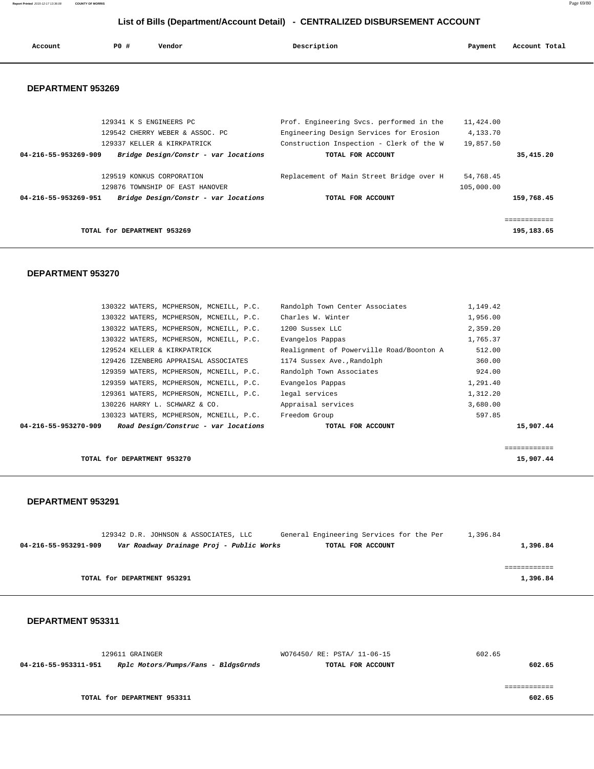## List of Bills (Department/Account Detail) - CENTRALIZED DISBURSEMENT ACCOUNT

| Account | PO # | Vendor | Description | Payment | Account Total |
|---|---|---|---|---|---|

### DEPARTMENT 953269

| Account | PO # | Vendor | Description | Payment | Account Total |
|---|---|---|---|---|---|
| | 129341 | K S ENGINEERS PC | Prof. Engineering Svcs. performed in the | 11,424.00 | |
| | 129542 | CHERRY WEBER & ASSOC. PC | Engineering Design Services for Erosion | 4,133.70 | |
| | 129337 | KELLER & KIRKPATRICK | Construction Inspection - Clerk of the W | 19,857.50 | |
| **04-216-55-953269-909** | | ***Bridge Design/Constr - var locations*** | **TOTAL FOR ACCOUNT** | | **35,415.20** |
| | 129519 | KONKUS CORPORATION | Replacement of Main Street Bridge over H | 54,768.45 | |
| | 129876 | TOWNSHIP OF EAST HANOVER | | 105,000.00 | |
| **04-216-55-953269-951** | | ***Bridge Design/Constr - var locations*** | **TOTAL FOR ACCOUNT** | | **159,768.45** |

**TOTAL for DEPARTMENT 953269** ============ **195,183.65**

### DEPARTMENT 953270

| Account | PO # | Vendor | Description | Payment | Account Total |
|---|---|---|---|---|---|
| | 130322 | WATERS, MCPHERSON, MCNEILL, P.C. | Randolph Town Center Associates | 1,149.42 | |
| | 130322 | WATERS, MCPHERSON, MCNEILL, P.C. | Charles W. Winter | 1,956.00 | |
| | 130322 | WATERS, MCPHERSON, MCNEILL, P.C. | 1200 Sussex LLC | 2,359.20 | |
| | 130322 | WATERS, MCPHERSON, MCNEILL, P.C. | Evangelos Pappas | 1,765.37 | |
| | 129524 | KELLER & KIRKPATRICK | Realignment of Powerville Road/Boonton A | 512.00 | |
| | 129426 | IZENBERG APPRAISAL ASSOCIATES | 1174 Sussex Ave.,Randolph | 360.00 | |
| | 129359 | WATERS, MCPHERSON, MCNEILL, P.C. | Randolph Town Associates | 924.00 | |
| | 129359 | WATERS, MCPHERSON, MCNEILL, P.C. | Evangelos Pappas | 1,291.40 | |
| | 129361 | WATERS, MCPHERSON, MCNEILL, P.C. | legal services | 1,312.20 | |
| | 130226 | HARRY L. SCHWARZ & CO. | Appraisal services | 3,680.00 | |
| | 130323 | WATERS, MCPHERSON, MCNEILL, P.C. | Freedom Group | 597.85 | |
| **04-216-55-953270-909** | | ***Road Design/Construc - var locations*** | **TOTAL FOR ACCOUNT** | | **15,907.44** |

**TOTAL for DEPARTMENT 953270** ============ **15,907.44**

### DEPARTMENT 953291

| Account | PO # | Vendor | Description | Payment | Account Total |
|---|---|---|---|---|---|
| | 129342 | D.R. JOHNSON & ASSOCIATES, LLC | General Engineering Services for the Per | 1,396.84 | |
| **04-216-55-953291-909** | | ***Var Roadway Drainage Proj - Public Works*** | **TOTAL FOR ACCOUNT** | | **1,396.84** |

**TOTAL for DEPARTMENT 953291** ============ **1,396.84**

### DEPARTMENT 953311

| Account | PO # | Vendor | Description | Payment | Account Total |
|---|---|---|---|---|---|
| | 129611 | GRAINGER | WO76450/ RE: PSTA/ 11-06-15 | 602.65 | |
| **04-216-55-953311-951** | | ***Rplc Motors/Pumps/Fans - BldgsGrnds*** | **TOTAL FOR ACCOUNT** | | **602.65** |

**TOTAL for DEPARTMENT 953311** ============ **602.65**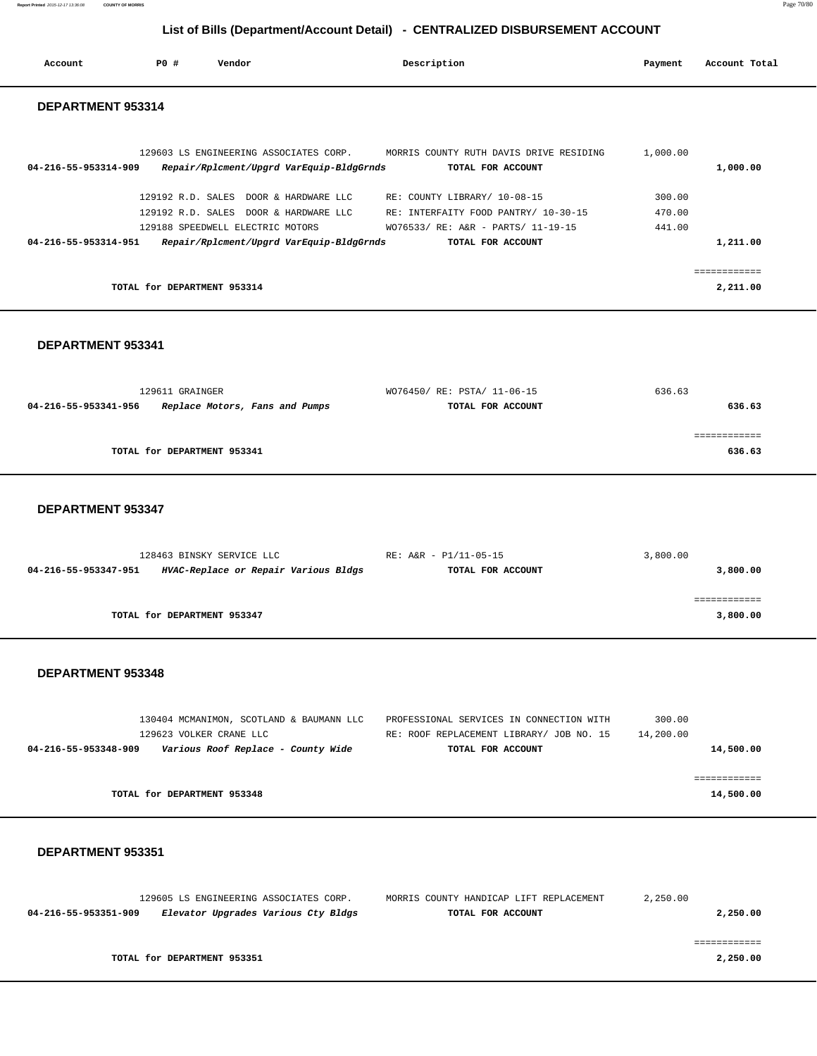## List of Bills (Department/Account Detail) - CENTRALIZED DISBURSEMENT ACCOUNT

| Account | PO # | Vendor | Description | Payment | Account Total |
|---|---|---|---|---|---|

### DEPARTMENT 953314

| Account | PO # | Vendor | Description | Payment | Account Total |
|---|---|---|---|---|---|
| | 129603 | LS ENGINEERING ASSOCIATES CORP. | MORRIS COUNTY RUTH DAVIS DRIVE RESIDING | 1,000.00 | |
| 04-216-55-953314-909 | | *Repair/Rplcment/Upgrd VarEquip-BldgGrnds* | TOTAL FOR ACCOUNT | | 1,000.00 |
| | 129192 | R.D. SALES DOOR & HARDWARE LLC | RE: COUNTY LIBRARY/ 10-08-15 | 300.00 | |
| | 129192 | R.D. SALES DOOR & HARDWARE LLC | RE: INTERFAITY FOOD PANTRY/ 10-30-15 | 470.00 | |
| | 129188 | SPEEDWELL ELECTRIC MOTORS | WO76533/ RE: A&R - PARTS/ 11-19-15 | 441.00 | |
| 04-216-55-953314-951 | | *Repair/Rplcment/Upgrd VarEquip-BldgGrnds* | TOTAL FOR ACCOUNT | | 1,211.00 |
| | | | | | ============ |
| | | TOTAL for DEPARTMENT 953314 | | | 2,211.00 |

### DEPARTMENT 953341

| Account | PO # | Vendor | Description | Payment | Account Total |
|---|---|---|---|---|---|
| | 129611 | GRAINGER | WO76450/ RE: PSTA/ 11-06-15 | 636.63 | |
| 04-216-55-953341-956 | | *Replace Motors, Fans and Pumps* | TOTAL FOR ACCOUNT | | 636.63 |
| | | | | | ============ |
| | | TOTAL for DEPARTMENT 953341 | | | 636.63 |

### DEPARTMENT 953347

| Account | PO # | Vendor | Description | Payment | Account Total |
|---|---|---|---|---|---|
| | 128463 | BINSKY SERVICE LLC | RE: A&R - P1/11-05-15 | 3,800.00 | |
| 04-216-55-953347-951 | | *HVAC-Replace or Repair Various Bldgs* | TOTAL FOR ACCOUNT | | 3,800.00 |
| | | | | | ============ |
| | | TOTAL for DEPARTMENT 953347 | | | 3,800.00 |

### DEPARTMENT 953348

| Account | PO # | Vendor | Description | Payment | Account Total |
|---|---|---|---|---|---|
| | 130404 | MCMANIMON, SCOTLAND & BAUMANN LLC | PROFESSIONAL SERVICES IN CONNECTION WITH | 300.00 | |
| | 129623 | VOLKER CRANE LLC | RE: ROOF REPLACEMENT LIBRARY/ JOB NO. 15 | 14,200.00 | |
| 04-216-55-953348-909 | | *Various Roof Replace - County Wide* | TOTAL FOR ACCOUNT | | 14,500.00 |
| | | | | | ============ |
| | | TOTAL for DEPARTMENT 953348 | | | 14,500.00 |

### DEPARTMENT 953351

| Account | PO # | Vendor | Description | Payment | Account Total |
|---|---|---|---|---|---|
| | 129605 | LS ENGINEERING ASSOCIATES CORP. | MORRIS COUNTY HANDICAP LIFT REPLACEMENT | 2,250.00 | |
| 04-216-55-953351-909 | | *Elevator Upgrades Various Cty Bldgs* | TOTAL FOR ACCOUNT | | 2,250.00 |
| | | | | | ============ |
| | | TOTAL for DEPARTMENT 953351 | | | 2,250.00 |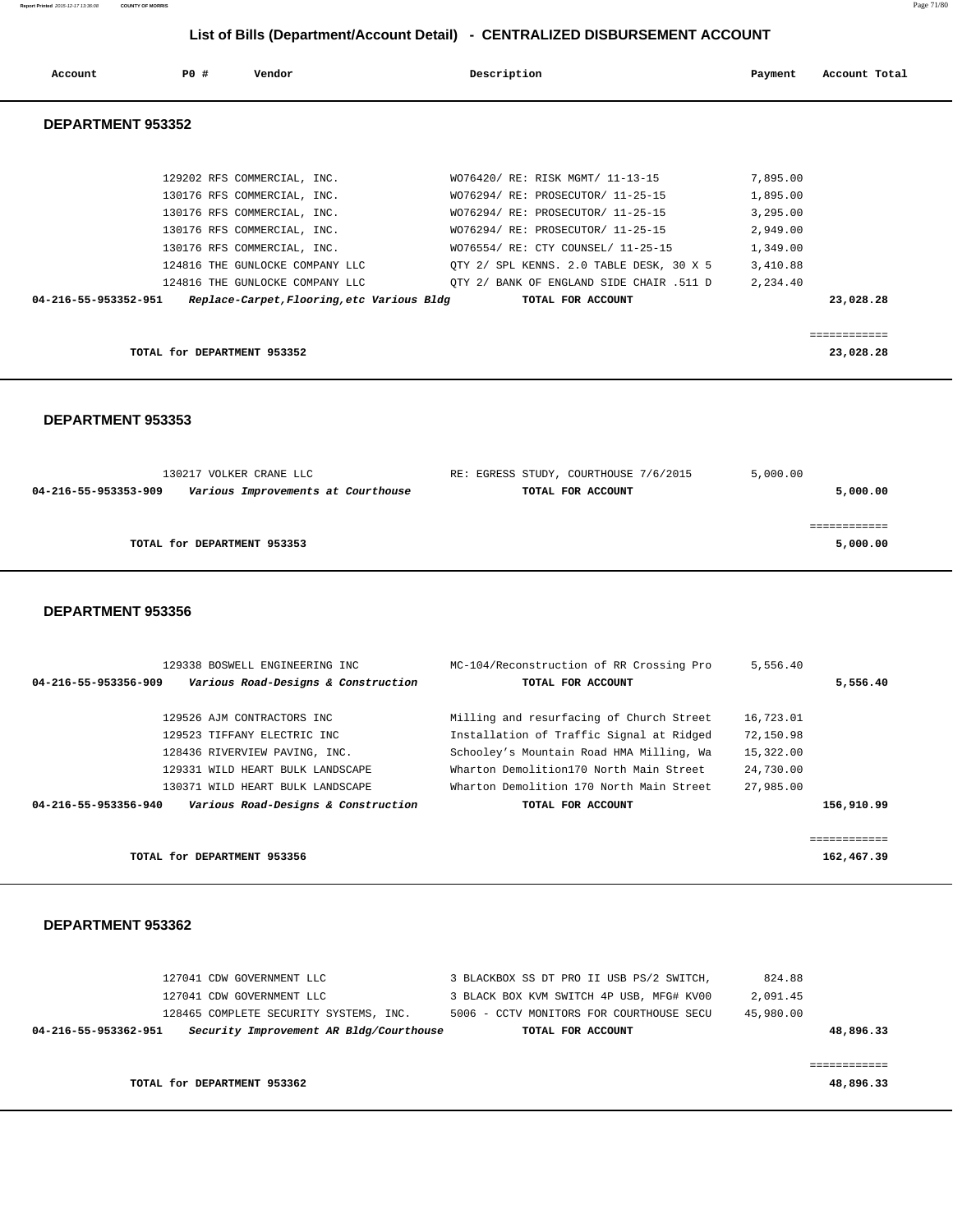# List of Bills (Department/Account Detail) - CENTRALIZED DISBURSEMENT ACCOUNT

| Account | PO # | Vendor | Description | Payment | Account Total |
|---|---|---|---|---|---|

## DEPARTMENT 953352

| Account | PO # | Vendor | Description | Payment | Account Total |
|---|---|---|---|---|---|
| | 129202 | RFS COMMERCIAL, INC. | WO76420/ RE: RISK MGMT/ 11-13-15 | 7,895.00 | |
| | 130176 | RFS COMMERCIAL, INC. | WO76294/ RE: PROSECUTOR/ 11-25-15 | 1,895.00 | |
| | 130176 | RFS COMMERCIAL, INC. | WO76294/ RE: PROSECUTOR/ 11-25-15 | 3,295.00 | |
| | 130176 | RFS COMMERCIAL, INC. | WO76294/ RE: PROSECUTOR/ 11-25-15 | 2,949.00 | |
| | 130176 | RFS COMMERCIAL, INC. | WO76554/ RE: CTY COUNSEL/ 11-25-15 | 1,349.00 | |
| | 124816 | THE GUNLOCKE COMPANY LLC | QTY 2/ SPL KENNS. 2.0 TABLE DESK, 30 X 5 | 3,410.88 | |
| | 124816 | THE GUNLOCKE COMPANY LLC | QTY 2/ BANK OF ENGLAND SIDE CHAIR .511 D | 2,234.40 | |
| **04-216-55-953352-951** | | ***Replace-Carpet,Flooring,etc Various Bldg*** | **TOTAL FOR ACCOUNT** | | **23,028.28** |

**TOTAL for DEPARTMENT 953352** — **23,028.28**

## DEPARTMENT 953353

| Account | PO # | Vendor | Description | Payment | Account Total |
|---|---|---|---|---|---|
| | 130217 | VOLKER CRANE LLC | RE: EGRESS STUDY, COURTHOUSE 7/6/2015 | 5,000.00 | |
| **04-216-55-953353-909** | | ***Various Improvements at Courthouse*** | **TOTAL FOR ACCOUNT** | | **5,000.00** |

**TOTAL for DEPARTMENT 953353** — **5,000.00**

## DEPARTMENT 953356

| Account | PO # | Vendor | Description | Payment | Account Total |
|---|---|---|---|---|---|
| | 129338 | BOSWELL ENGINEERING INC | MC-104/Reconstruction of RR Crossing Pro | 5,556.40 | |
| **04-216-55-953356-909** | | ***Various Road-Designs & Construction*** | **TOTAL FOR ACCOUNT** | | **5,556.40** |
| | 129526 | AJM CONTRACTORS INC | Milling and resurfacing of Church Street | 16,723.01 | |
| | 129523 | TIFFANY ELECTRIC INC | Installation of Traffic Signal at Ridged | 72,150.98 | |
| | 128436 | RIVERVIEW PAVING, INC. | Schooley's Mountain Road HMA Milling, Wa | 15,322.00 | |
| | 129331 | WILD HEART BULK LANDSCAPE | Wharton Demolition170 North Main Street | 24,730.00 | |
| | 130371 | WILD HEART BULK LANDSCAPE | Wharton Demolition 170 North Main Street | 27,985.00 | |
| **04-216-55-953356-940** | | ***Various Road-Designs & Construction*** | **TOTAL FOR ACCOUNT** | | **156,910.99** |

**TOTAL for DEPARTMENT 953356** — **162,467.39**

## DEPARTMENT 953362

| Account | PO # | Vendor | Description | Payment | Account Total |
|---|---|---|---|---|---|
| | 127041 | CDW GOVERNMENT LLC | 3 BLACKBOX SS DT PRO II USB PS/2 SWITCH, | 824.88 | |
| | 127041 | CDW GOVERNMENT LLC | 3 BLACK BOX KVM SWITCH 4P USB, MFG# KV00 | 2,091.45 | |
| | 128465 | COMPLETE SECURITY SYSTEMS, INC. | 5006 - CCTV MONITORS FOR COURTHOUSE SECU | 45,980.00 | |
| **04-216-55-953362-951** | | ***Security Improvement AR Bldg/Courthouse*** | **TOTAL FOR ACCOUNT** | | **48,896.33** |

**TOTAL for DEPARTMENT 953362** — **48,896.33**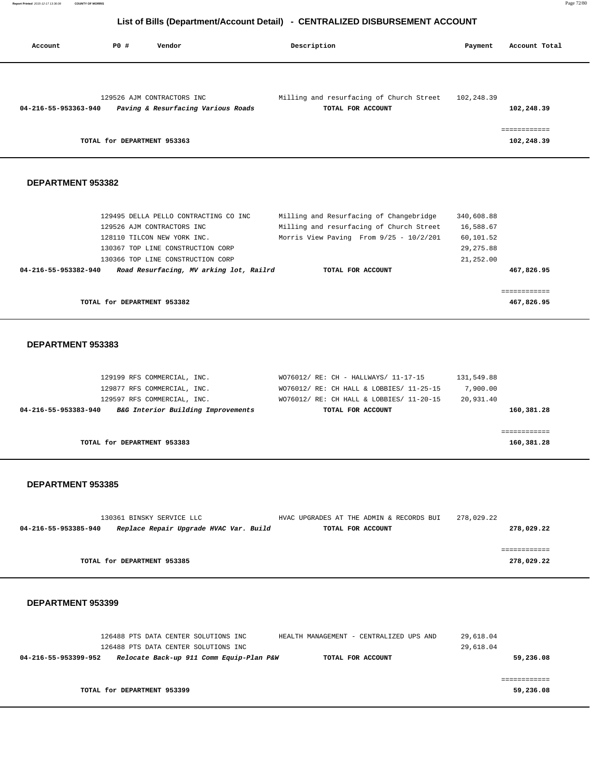## List of Bills (Department/Account Detail) - CENTRALIZED DISBURSEMENT ACCOUNT

| Account | PO # | Vendor | Description | Payment | Account Total |
|---|---|---|---|---|---|
| | 129526 | AJM CONTRACTORS INC | Milling and resurfacing of Church Street | 102,248.39 | |
| 04-216-55-953363-940 | | ***Paving & Resurfacing Various Roads*** | **TOTAL FOR ACCOUNT** | | **102,248.39** |
| | | | | | ============ |
| | | **TOTAL for DEPARTMENT 953363** | | | **102,248.39** |

### DEPARTMENT 953382

| Account | PO # | Vendor | Description | Payment | Account Total |
|---|---|---|---|---|---|
| | 129495 | DELLA PELLO CONTRACTING CO INC | Milling and Resurfacing of Changebridge | 340,608.88 | |
| | 129526 | AJM CONTRACTORS INC | Milling and resurfacing of Church Street | 16,588.67 | |
| | 128110 | TILCON NEW YORK INC. | Morris View Paving From 9/25 - 10/2/201 | 60,101.52 | |
| | 130367 | TOP LINE CONSTRUCTION CORP | | 29,275.88 | |
| | 130366 | TOP LINE CONSTRUCTION CORP | | 21,252.00 | |
| 04-216-55-953382-940 | | ***Road Resurfacing, MV arking lot, Railrd*** | **TOTAL FOR ACCOUNT** | | **467,826.95** |
| | | | | | ============ |
| | | **TOTAL for DEPARTMENT 953382** | | | **467,826.95** |

### DEPARTMENT 953383

| Account | PO # | Vendor | Description | Payment | Account Total |
|---|---|---|---|---|---|
| | 129199 | RFS COMMERCIAL, INC. | WO76012/ RE: CH - HALLWAYS/ 11-17-15 | 131,549.88 | |
| | 129877 | RFS COMMERCIAL, INC. | WO76012/ RE: CH HALL & LOBBIES/ 11-25-15 | 7,900.00 | |
| | 129597 | RFS COMMERCIAL, INC. | WO76012/ RE: CH HALL & LOBBIES/ 11-20-15 | 20,931.40 | |
| 04-216-55-953383-940 | | ***B&G Interior Building Improvements*** | **TOTAL FOR ACCOUNT** | | **160,381.28** |
| | | | | | ============ |
| | | **TOTAL for DEPARTMENT 953383** | | | **160,381.28** |

### DEPARTMENT 953385

| Account | PO # | Vendor | Description | Payment | Account Total |
|---|---|---|---|---|---|
| | 130361 | BINSKY SERVICE LLC | HVAC UPGRADES AT THE ADMIN & RECORDS BUI | 278,029.22 | |
| 04-216-55-953385-940 | | ***Replace Repair Upgrade HVAC Var. Build*** | **TOTAL FOR ACCOUNT** | | **278,029.22** |
| | | | | | ============ |
| | | **TOTAL for DEPARTMENT 953385** | | | **278,029.22** |

### DEPARTMENT 953399

| Account | PO # | Vendor | Description | Payment | Account Total |
|---|---|---|---|---|---|
| | 126488 | PTS DATA CENTER SOLUTIONS INC | HEALTH MANAGEMENT - CENTRALIZED UPS AND | 29,618.04 | |
| | 126488 | PTS DATA CENTER SOLUTIONS INC | | 29,618.04 | |
| 04-216-55-953399-952 | | ***Relocate Back-up 911 Comm Equip-Plan P&W*** | **TOTAL FOR ACCOUNT** | | **59,236.08** |
| | | | | | ============ |
| | | **TOTAL for DEPARTMENT 953399** | | | **59,236.08** |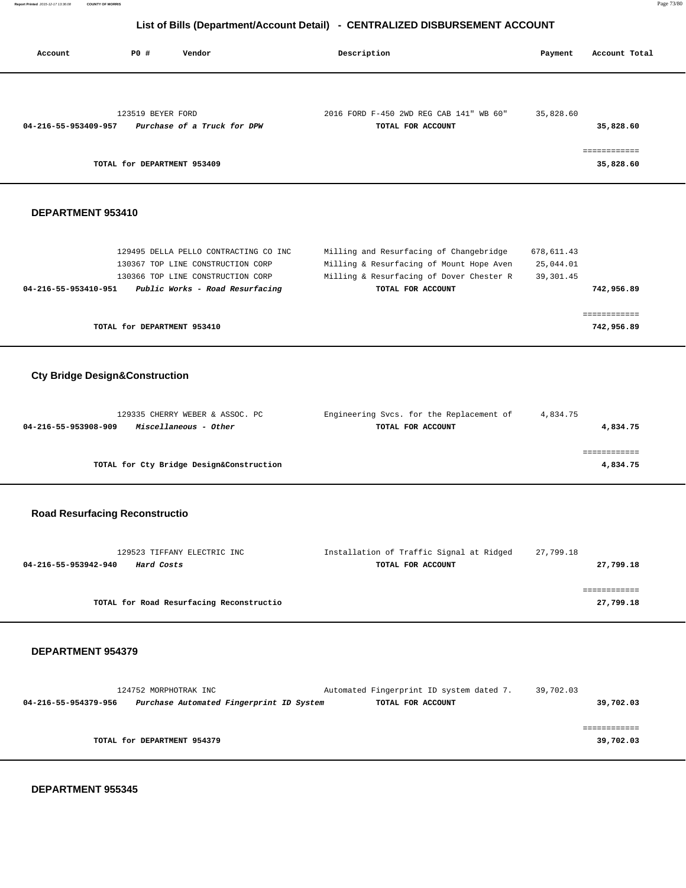# List of Bills (Department/Account Detail) - CENTRALIZED DISBURSEMENT ACCOUNT

| Account | PO # | Vendor | Description | Payment | Account Total |
|---|---|---|---|---|---|
| | 123519 | BEYER FORD | 2016 FORD F-450 2WD REG CAB 141" WB 60" | 35,828.60 | |
| **04-216-55-953409-957** | | ***Purchase of a Truck for DPW*** | **TOTAL FOR ACCOUNT** | | **35,828.60** |
| | | | | | ============ |
| | | **TOTAL for DEPARTMENT 953409** | | | **35,828.60** |

## DEPARTMENT 953410

| Account | PO # | Vendor | Description | Payment | Account Total |
|---|---|---|---|---|---|
| | 129495 | DELLA PELLO CONTRACTING CO INC | Milling and Resurfacing of Changebridge | 678,611.43 | |
| | 130367 | TOP LINE CONSTRUCTION CORP | Milling & Resurfacing of Mount Hope Aven | 25,044.01 | |
| | 130366 | TOP LINE CONSTRUCTION CORP | Milling & Resurfacing of Dover Chester R | 39,301.45 | |
| **04-216-55-953410-951** | | ***Public Works - Road Resurfacing*** | **TOTAL FOR ACCOUNT** | | **742,956.89** |
| | | | | | ============ |
| | | **TOTAL for DEPARTMENT 953410** | | | **742,956.89** |

## Cty Bridge Design&Construction

| Account | PO # | Vendor | Description | Payment | Account Total |
|---|---|---|---|---|---|
| | 129335 | CHERRY WEBER & ASSOC. PC | Engineering Svcs. for the Replacement of | 4,834.75 | |
| **04-216-55-953908-909** | | ***Miscellaneous - Other*** | **TOTAL FOR ACCOUNT** | | **4,834.75** |
| | | | | | ============ |
| | | **TOTAL for Cty Bridge Design&Construction** | | | **4,834.75** |

## Road Resurfacing Reconstructio

| Account | PO # | Vendor | Description | Payment | Account Total |
|---|---|---|---|---|---|
| | 129523 | TIFFANY ELECTRIC INC | Installation of Traffic Signal at Ridged | 27,799.18 | |
| **04-216-55-953942-940** | | ***Hard Costs*** | **TOTAL FOR ACCOUNT** | | **27,799.18** |
| | | | | | ============ |
| | | **TOTAL for Road Resurfacing Reconstructio** | | | **27,799.18** |

## DEPARTMENT 954379

| Account | PO # | Vendor | Description | Payment | Account Total |
|---|---|---|---|---|---|
| | 124752 | MORPHOTRAK INC | Automated Fingerprint ID system dated 7. | 39,702.03 | |
| **04-216-55-954379-956** | | ***Purchase Automated Fingerprint ID System*** | **TOTAL FOR ACCOUNT** | | **39,702.03** |
| | | | | | ============ |
| | | **TOTAL for DEPARTMENT 954379** | | | **39,702.03** |

## DEPARTMENT 955345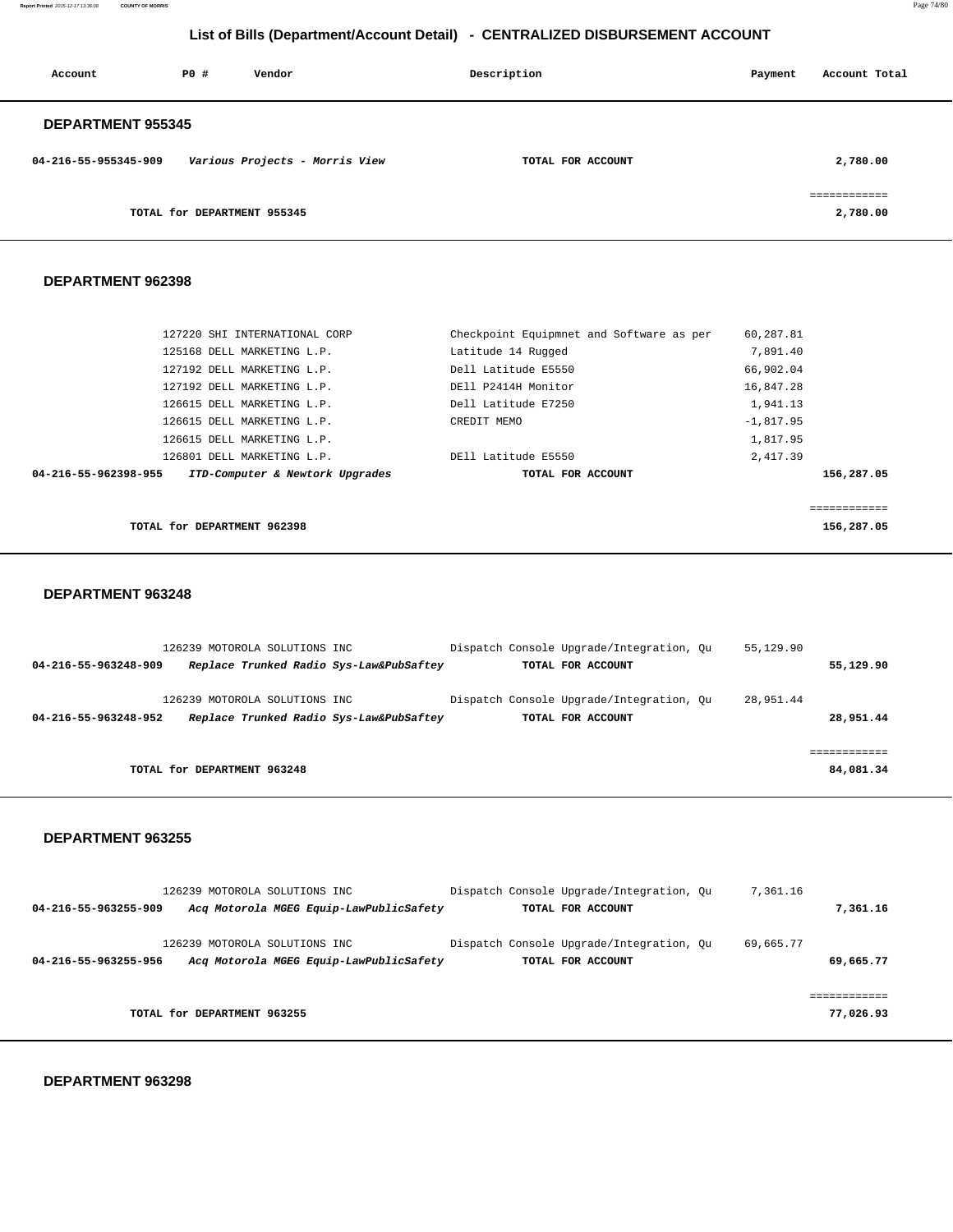# List of Bills (Department/Account Detail) - CENTRALIZED DISBURSEMENT ACCOUNT

| Account | PO # | Vendor | Description | Payment | Account Total |
|---|---|---|---|---|---|

## DEPARTMENT 955345

| Account | PO # | Vendor | Description | Payment | Account Total |
|---|---|---|---|---|---|
| **04-216-55-955345-909** | | ***Various Projects - Morris View*** | **TOTAL FOR ACCOUNT** | | **2,780.00** |
| | | | | | ============ |
| | **TOTAL for DEPARTMENT 955345** | | | | **2,780.00** |

## DEPARTMENT 962398

| Account | PO # | Vendor | Description | Payment | Account Total |
|---|---|---|---|---|---|
| | 127220 | SHI INTERNATIONAL CORP | Checkpoint Equipmnet and Software as per | 60,287.81 | |
| | 125168 | DELL MARKETING L.P. | Latitude 14 Rugged | 7,891.40 | |
| | 127192 | DELL MARKETING L.P. | Dell Latitude E5550 | 66,902.04 | |
| | 127192 | DELL MARKETING L.P. | DEll P2414H Monitor | 16,847.28 | |
| | 126615 | DELL MARKETING L.P. | Dell Latitude E7250 | 1,941.13 | |
| | 126615 | DELL MARKETING L.P. | CREDIT MEMO | -1,817.95 | |
| | 126615 | DELL MARKETING L.P. | | 1,817.95 | |
| | 126801 | DELL MARKETING L.P. | DEll Latitude E5550 | 2,417.39 | |
| **04-216-55-962398-955** | | ***ITD-Computer & Newtork Upgrades*** | **TOTAL FOR ACCOUNT** | | **156,287.05** |
| | | | | | ============ |
| | **TOTAL for DEPARTMENT 962398** | | | | **156,287.05** |

## DEPARTMENT 963248

| Account | PO # | Vendor | Description | Payment | Account Total |
|---|---|---|---|---|---|
| | 126239 | MOTOROLA SOLUTIONS INC | Dispatch Console Upgrade/Integration, Qu | 55,129.90 | |
| **04-216-55-963248-909** | | ***Replace Trunked Radio Sys-Law&PubSaftey*** | **TOTAL FOR ACCOUNT** | | **55,129.90** |
| | 126239 | MOTOROLA SOLUTIONS INC | Dispatch Console Upgrade/Integration, Qu | 28,951.44 | |
| **04-216-55-963248-952** | | ***Replace Trunked Radio Sys-Law&PubSaftey*** | **TOTAL FOR ACCOUNT** | | **28,951.44** |
| | | | | | ============ |
| | **TOTAL for DEPARTMENT 963248** | | | | **84,081.34** |

## DEPARTMENT 963255

| Account | PO # | Vendor | Description | Payment | Account Total |
|---|---|---|---|---|---|
| | 126239 | MOTOROLA SOLUTIONS INC | Dispatch Console Upgrade/Integration, Qu | 7,361.16 | |
| **04-216-55-963255-909** | | ***Acq Motorola MGEG Equip-LawPublicSafety*** | **TOTAL FOR ACCOUNT** | | **7,361.16** |
| | 126239 | MOTOROLA SOLUTIONS INC | Dispatch Console Upgrade/Integration, Qu | 69,665.77 | |
| **04-216-55-963255-956** | | ***Acq Motorola MGEG Equip-LawPublicSafety*** | **TOTAL FOR ACCOUNT** | | **69,665.77** |
| | | | | | ============ |
| | **TOTAL for DEPARTMENT 963255** | | | | **77,026.93** |

## DEPARTMENT 963298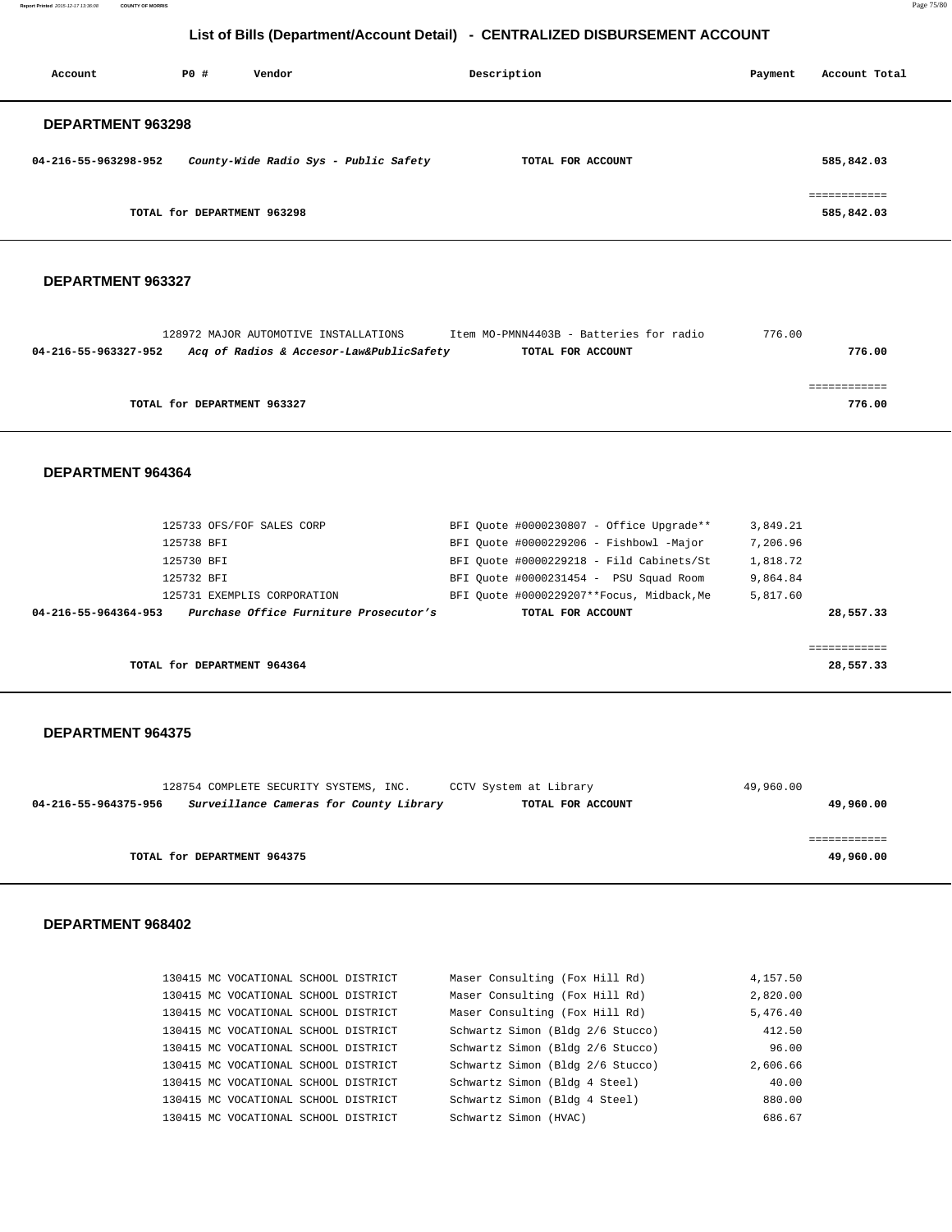## List of Bills (Department/Account Detail) - CENTRALIZED DISBURSEMENT ACCOUNT

| Account | PO # | Vendor | Description | Payment | Account Total |
|---|---|---|---|---|---|

### DEPARTMENT 963298

| Account | PO # | Vendor | Description | Payment | Account Total |
|---|---|---|---|---|---|
| **04-216-55-963298-952** | | ***County-Wide Radio Sys - Public Safety*** | **TOTAL FOR ACCOUNT** | | **585,842.03** |
| | | **TOTAL for DEPARTMENT 963298** | | | **585,842.03** |

### DEPARTMENT 963327

| Account | PO # | Vendor | Description | Payment | Account Total |
|---|---|---|---|---|---|
| | 128972 | MAJOR AUTOMOTIVE INSTALLATIONS | Item MO-PMNN4403B - Batteries for radio | 776.00 | |
| **04-216-55-963327-952** | | ***Acq of Radios & Accesor-Law&PublicSafety*** | **TOTAL FOR ACCOUNT** | | **776.00** |
| | | **TOTAL for DEPARTMENT 963327** | | | **776.00** |

### DEPARTMENT 964364

| Account | PO # | Vendor | Description | Payment | Account Total |
|---|---|---|---|---|---|
| | 125733 | OFS/FOF SALES CORP | BFI Quote #0000230807 - Office Upgrade** | 3,849.21 | |
| | 125738 | BFI | BFI Quote #0000229206 - Fishbowl -Major | 7,206.96 | |
| | 125730 | BFI | BFI Quote #0000229218 - Fild Cabinets/St | 1,818.72 | |
| | 125732 | BFI | BFI Quote #0000231454 - PSU Squad Room | 9,864.84 | |
| | 125731 | EXEMPLIS CORPORATION | BFI Quote #0000229207**Focus, Midback,Me | 5,817.60 | |
| **04-216-55-964364-953** | | ***Purchase Office Furniture Prosecutor's*** | **TOTAL FOR ACCOUNT** | | **28,557.33** |
| | | **TOTAL for DEPARTMENT 964364** | | | **28,557.33** |

### DEPARTMENT 964375

| Account | PO # | Vendor | Description | Payment | Account Total |
|---|---|---|---|---|---|
| | 128754 | COMPLETE SECURITY SYSTEMS, INC. | CCTV System at Library | 49,960.00 | |
| **04-216-55-964375-956** | | ***Surveillance Cameras for County Library*** | **TOTAL FOR ACCOUNT** | | **49,960.00** |
| | | **TOTAL for DEPARTMENT 964375** | | | **49,960.00** |

### DEPARTMENT 968402

| Account | PO # | Vendor | Description | Payment | Account Total |
|---|---|---|---|---|---|
| | 130415 | MC VOCATIONAL SCHOOL DISTRICT | Maser Consulting (Fox Hill Rd) | 4,157.50 | |
| | 130415 | MC VOCATIONAL SCHOOL DISTRICT | Maser Consulting (Fox Hill Rd) | 2,820.00 | |
| | 130415 | MC VOCATIONAL SCHOOL DISTRICT | Maser Consulting (Fox Hill Rd) | 5,476.40 | |
| | 130415 | MC VOCATIONAL SCHOOL DISTRICT | Schwartz Simon (Bldg 2/6 Stucco) | 412.50 | |
| | 130415 | MC VOCATIONAL SCHOOL DISTRICT | Schwartz Simon (Bldg 2/6 Stucco) | 96.00 | |
| | 130415 | MC VOCATIONAL SCHOOL DISTRICT | Schwartz Simon (Bldg 2/6 Stucco) | 2,606.66 | |
| | 130415 | MC VOCATIONAL SCHOOL DISTRICT | Schwartz Simon (Bldg 4 Steel) | 40.00 | |
| | 130415 | MC VOCATIONAL SCHOOL DISTRICT | Schwartz Simon (Bldg 4 Steel) | 880.00 | |
| | 130415 | MC VOCATIONAL SCHOOL DISTRICT | Schwartz Simon (HVAC) | 686.67 | |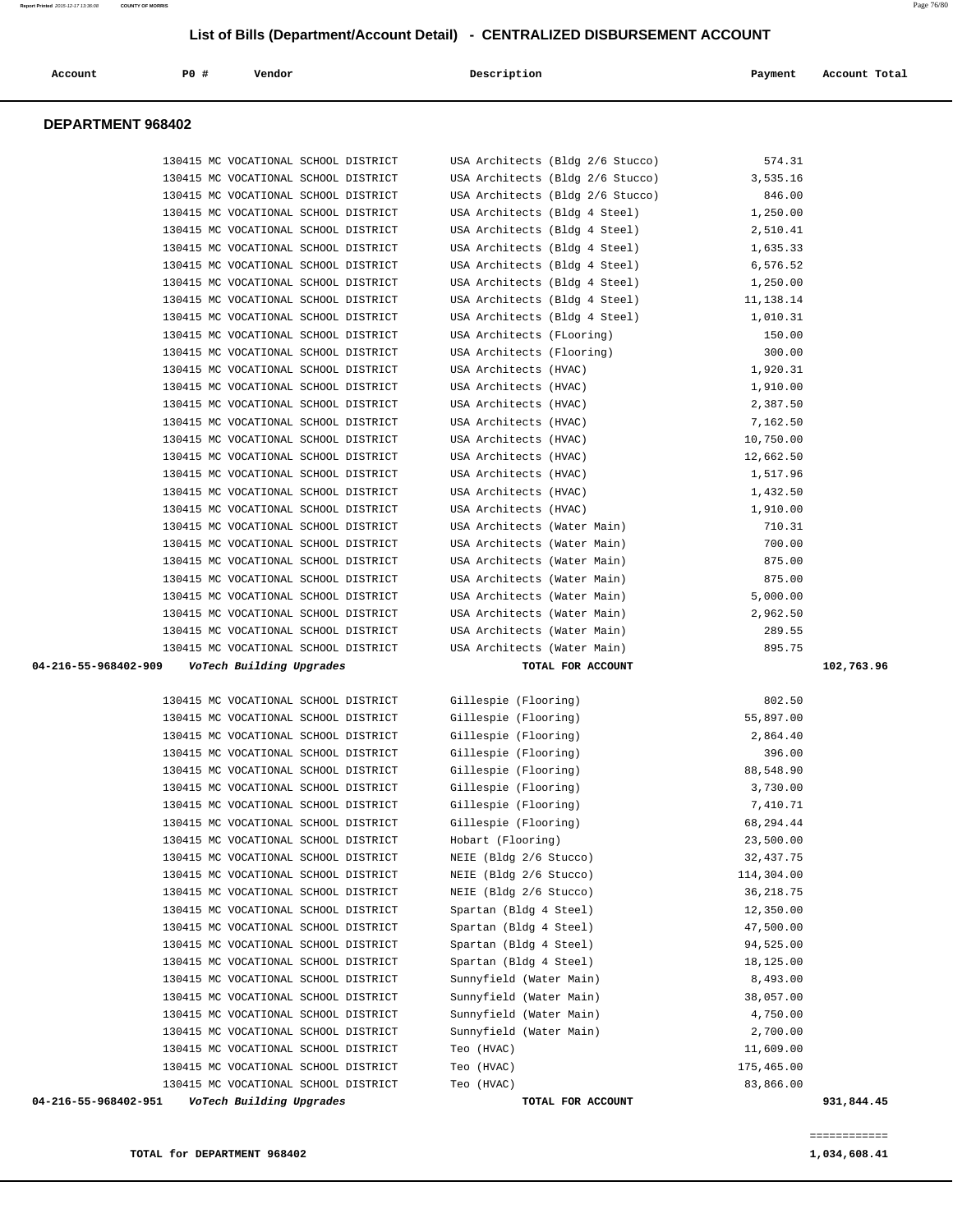## List of Bills (Department/Account Detail) - CENTRALIZED DISBURSEMENT ACCOUNT

| Account | PO # | Vendor | Description | Payment | Account Total |
|---|---|---|---|---|---|

### DEPARTMENT 968402

| Account | PO # | Vendor | Description | Payment | Account Total |
|---|---|---|---|---|---|
| | 130415 | MC VOCATIONAL SCHOOL DISTRICT | USA Architects (Bldg 2/6 Stucco) | 574.31 | |
| | 130415 | MC VOCATIONAL SCHOOL DISTRICT | USA Architects (Bldg 2/6 Stucco) | 3,535.16 | |
| | 130415 | MC VOCATIONAL SCHOOL DISTRICT | USA Architects (Bldg 2/6 Stucco) | 846.00 | |
| | 130415 | MC VOCATIONAL SCHOOL DISTRICT | USA Architects (Bldg 4 Steel) | 1,250.00 | |
| | 130415 | MC VOCATIONAL SCHOOL DISTRICT | USA Architects (Bldg 4 Steel) | 2,510.41 | |
| | 130415 | MC VOCATIONAL SCHOOL DISTRICT | USA Architects (Bldg 4 Steel) | 1,635.33 | |
| | 130415 | MC VOCATIONAL SCHOOL DISTRICT | USA Architects (Bldg 4 Steel) | 6,576.52 | |
| | 130415 | MC VOCATIONAL SCHOOL DISTRICT | USA Architects (Bldg 4 Steel) | 1,250.00 | |
| | 130415 | MC VOCATIONAL SCHOOL DISTRICT | USA Architects (Bldg 4 Steel) | 11,138.14 | |
| | 130415 | MC VOCATIONAL SCHOOL DISTRICT | USA Architects (Bldg 4 Steel) | 1,010.31 | |
| | 130415 | MC VOCATIONAL SCHOOL DISTRICT | USA Architects (FLooring) | 150.00 | |
| | 130415 | MC VOCATIONAL SCHOOL DISTRICT | USA Architects (Flooring) | 300.00 | |
| | 130415 | MC VOCATIONAL SCHOOL DISTRICT | USA Architects (HVAC) | 1,920.31 | |
| | 130415 | MC VOCATIONAL SCHOOL DISTRICT | USA Architects (HVAC) | 1,910.00 | |
| | 130415 | MC VOCATIONAL SCHOOL DISTRICT | USA Architects (HVAC) | 2,387.50 | |
| | 130415 | MC VOCATIONAL SCHOOL DISTRICT | USA Architects (HVAC) | 7,162.50 | |
| | 130415 | MC VOCATIONAL SCHOOL DISTRICT | USA Architects (HVAC) | 10,750.00 | |
| | 130415 | MC VOCATIONAL SCHOOL DISTRICT | USA Architects (HVAC) | 12,662.50 | |
| | 130415 | MC VOCATIONAL SCHOOL DISTRICT | USA Architects (HVAC) | 1,517.96 | |
| | 130415 | MC VOCATIONAL SCHOOL DISTRICT | USA Architects (HVAC) | 1,432.50 | |
| | 130415 | MC VOCATIONAL SCHOOL DISTRICT | USA Architects (HVAC) | 1,910.00 | |
| | 130415 | MC VOCATIONAL SCHOOL DISTRICT | USA Architects (Water Main) | 710.31 | |
| | 130415 | MC VOCATIONAL SCHOOL DISTRICT | USA Architects (Water Main) | 700.00 | |
| | 130415 | MC VOCATIONAL SCHOOL DISTRICT | USA Architects (Water Main) | 875.00 | |
| | 130415 | MC VOCATIONAL SCHOOL DISTRICT | USA Architects (Water Main) | 875.00 | |
| | 130415 | MC VOCATIONAL SCHOOL DISTRICT | USA Architects (Water Main) | 5,000.00 | |
| | 130415 | MC VOCATIONAL SCHOOL DISTRICT | USA Architects (Water Main) | 2,962.50 | |
| | 130415 | MC VOCATIONAL SCHOOL DISTRICT | USA Architects (Water Main) | 289.55 | |
| | 130415 | MC VOCATIONAL SCHOOL DISTRICT | USA Architects (Water Main) | 895.75 | |
| **04-216-55-968402-909** | | *VoTech Building Upgrades* | **TOTAL FOR ACCOUNT** | | **102,763.96** |
| | 130415 | MC VOCATIONAL SCHOOL DISTRICT | Gillespie (Flooring) | 802.50 | |
| | 130415 | MC VOCATIONAL SCHOOL DISTRICT | Gillespie (Flooring) | 55,897.00 | |
| | 130415 | MC VOCATIONAL SCHOOL DISTRICT | Gillespie (Flooring) | 2,864.40 | |
| | 130415 | MC VOCATIONAL SCHOOL DISTRICT | Gillespie (Flooring) | 396.00 | |
| | 130415 | MC VOCATIONAL SCHOOL DISTRICT | Gillespie (Flooring) | 88,548.90 | |
| | 130415 | MC VOCATIONAL SCHOOL DISTRICT | Gillespie (Flooring) | 3,730.00 | |
| | 130415 | MC VOCATIONAL SCHOOL DISTRICT | Gillespie (Flooring) | 7,410.71 | |
| | 130415 | MC VOCATIONAL SCHOOL DISTRICT | Gillespie (Flooring) | 68,294.44 | |
| | 130415 | MC VOCATIONAL SCHOOL DISTRICT | Hobart (Flooring) | 23,500.00 | |
| | 130415 | MC VOCATIONAL SCHOOL DISTRICT | NEIE (Bldg 2/6 Stucco) | 32,437.75 | |
| | 130415 | MC VOCATIONAL SCHOOL DISTRICT | NEIE (Bldg 2/6 Stucco) | 114,304.00 | |
| | 130415 | MC VOCATIONAL SCHOOL DISTRICT | NEIE (Bldg 2/6 Stucco) | 36,218.75 | |
| | 130415 | MC VOCATIONAL SCHOOL DISTRICT | Spartan (Bldg 4 Steel) | 12,350.00 | |
| | 130415 | MC VOCATIONAL SCHOOL DISTRICT | Spartan (Bldg 4 Steel) | 47,500.00 | |
| | 130415 | MC VOCATIONAL SCHOOL DISTRICT | Spartan (Bldg 4 Steel) | 94,525.00 | |
| | 130415 | MC VOCATIONAL SCHOOL DISTRICT | Spartan (Bldg 4 Steel) | 18,125.00 | |
| | 130415 | MC VOCATIONAL SCHOOL DISTRICT | Sunnyfield (Water Main) | 8,493.00 | |
| | 130415 | MC VOCATIONAL SCHOOL DISTRICT | Sunnyfield (Water Main) | 38,057.00 | |
| | 130415 | MC VOCATIONAL SCHOOL DISTRICT | Sunnyfield (Water Main) | 4,750.00 | |
| | 130415 | MC VOCATIONAL SCHOOL DISTRICT | Sunnyfield (Water Main) | 2,700.00 | |
| | 130415 | MC VOCATIONAL SCHOOL DISTRICT | Teo (HVAC) | 11,609.00 | |
| | 130415 | MC VOCATIONAL SCHOOL DISTRICT | Teo (HVAC) | 175,465.00 | |
| | 130415 | MC VOCATIONAL SCHOOL DISTRICT | Teo (HVAC) | 83,866.00 | |
| **04-216-55-968402-951** | | *VoTech Building Upgrades* | **TOTAL FOR ACCOUNT** | | **931,844.45** |

**TOTAL for DEPARTMENT 968402** — **1,034,608.41**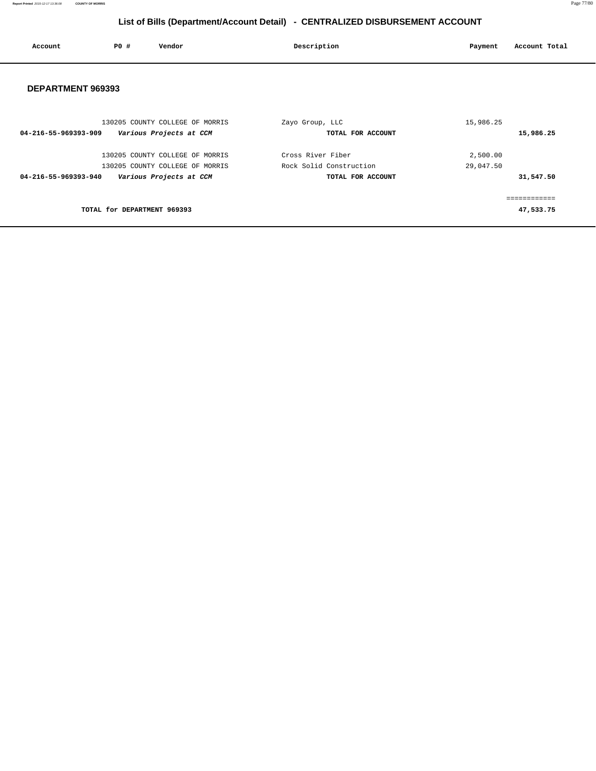# List of Bills (Department/Account Detail) - CENTRALIZED DISBURSEMENT ACCOUNT

| Account | PO # | Vendor | Description | Payment | Account Total |
|---|---|---|---|---|---|

## DEPARTMENT 969393

| Account | PO # | Vendor | Description | Payment | Account Total |
|---|---|---|---|---|---|
| | 130205 | COUNTY COLLEGE OF MORRIS | Zayo Group, LLC | 15,986.25 | |
| **04-216-55-969393-909** | | ***Various Projects at CCM*** | **TOTAL FOR ACCOUNT** | | **15,986.25** |
| | 130205 | COUNTY COLLEGE OF MORRIS | Cross River Fiber | 2,500.00 | |
| | 130205 | COUNTY COLLEGE OF MORRIS | Rock Solid Construction | 29,047.50 | |
| **04-216-55-969393-940** | | ***Various Projects at CCM*** | **TOTAL FOR ACCOUNT** | | **31,547.50** |
| | | | | | ============ |
| | | **TOTAL for DEPARTMENT 969393** | | | **47,533.75** |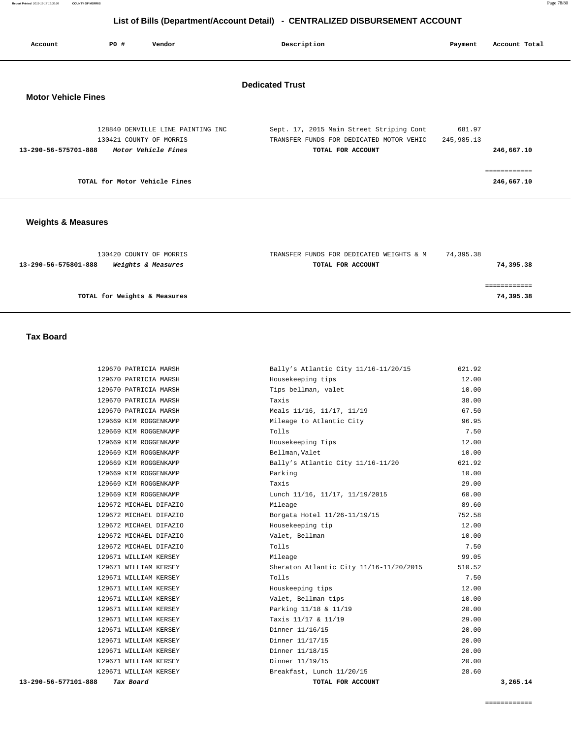## List of Bills (Department/Account Detail) - CENTRALIZED DISBURSEMENT ACCOUNT

| Account | PO # | Vendor | Description | Payment | Account Total |
|---|---|---|---|---|---|

### Dedicated Trust

#### Motor Vehicle Fines

| Account | PO # | Vendor | Description | Payment | Account Total |
|---|---|---|---|---|---|
| | 128840 | DENVILLE LINE PAINTING INC | Sept. 17, 2015 Main Street Striping Cont | 681.97 | |
| | 130421 | COUNTY OF MORRIS | TRANSFER FUNDS FOR DEDICATED MOTOR VEHIC | 245,985.13 | |
| **13-290-56-575701-888** | | ***Motor Vehicle Fines*** | **TOTAL FOR ACCOUNT** | | **246,667.10** |
| | | | | | ============ |
| | | **TOTAL for Motor Vehicle Fines** | | | **246,667.10** |

#### Weights & Measures

| Account | PO # | Vendor | Description | Payment | Account Total |
|---|---|---|---|---|---|
| | 130420 | COUNTY OF MORRIS | TRANSFER FUNDS FOR DEDICATED WEIGHTS & M | 74,395.38 | |
| **13-290-56-575801-888** | | ***Weights & Measures*** | **TOTAL FOR ACCOUNT** | | **74,395.38** |
| | | | | | ============ |
| | | **TOTAL for Weights & Measures** | | | **74,395.38** |

#### Tax Board

| Account | PO # | Vendor | Description | Payment | Account Total |
|---|---|---|---|---|---|
| | 129670 | PATRICIA MARSH | Bally's Atlantic City 11/16-11/20/15 | 621.92 | |
| | 129670 | PATRICIA MARSH | Housekeeping tips | 12.00 | |
| | 129670 | PATRICIA MARSH | Tips bellman, valet | 10.00 | |
| | 129670 | PATRICIA MARSH | Taxis | 38.00 | |
| | 129670 | PATRICIA MARSH | Meals 11/16, 11/17, 11/19 | 67.50 | |
| | 129669 | KIM ROGGENKAMP | Mileage to Atlantic City | 96.95 | |
| | 129669 | KIM ROGGENKAMP | Tolls | 7.50 | |
| | 129669 | KIM ROGGENKAMP | Housekeeping Tips | 12.00 | |
| | 129669 | KIM ROGGENKAMP | Bellman,Valet | 10.00 | |
| | 129669 | KIM ROGGENKAMP | Bally's Atlantic City 11/16-11/20 | 621.92 | |
| | 129669 | KIM ROGGENKAMP | Parking | 10.00 | |
| | 129669 | KIM ROGGENKAMP | Taxis | 29.00 | |
| | 129669 | KIM ROGGENKAMP | Lunch 11/16, 11/17, 11/19/2015 | 60.00 | |
| | 129672 | MICHAEL DIFAZIO | Mileage | 89.60 | |
| | 129672 | MICHAEL DIFAZIO | Borgata Hotel 11/26-11/19/15 | 752.58 | |
| | 129672 | MICHAEL DIFAZIO | Housekeeping tip | 12.00 | |
| | 129672 | MICHAEL DIFAZIO | Valet, Bellman | 10.00 | |
| | 129672 | MICHAEL DIFAZIO | Tolls | 7.50 | |
| | 129671 | WILLIAM KERSEY | Mileage | 99.05 | |
| | 129671 | WILLIAM KERSEY | Sheraton Atlantic City 11/16-11/20/2015 | 510.52 | |
| | 129671 | WILLIAM KERSEY | Tolls | 7.50 | |
| | 129671 | WILLIAM KERSEY | Houskeeping tips | 12.00 | |
| | 129671 | WILLIAM KERSEY | Valet, Bellman tips | 10.00 | |
| | 129671 | WILLIAM KERSEY | Parking 11/18 & 11/19 | 20.00 | |
| | 129671 | WILLIAM KERSEY | Taxis 11/17 & 11/19 | 29.00 | |
| | 129671 | WILLIAM KERSEY | Dinner 11/16/15 | 20.00 | |
| | 129671 | WILLIAM KERSEY | Dinner 11/17/15 | 20.00 | |
| | 129671 | WILLIAM KERSEY | Dinner 11/18/15 | 20.00 | |
| | 129671 | WILLIAM KERSEY | Dinner 11/19/15 | 20.00 | |
| | 129671 | WILLIAM KERSEY | Breakfast, Lunch 11/20/15 | 28.60 | |
| **13-290-56-577101-888** | | ***Tax Board*** | **TOTAL FOR ACCOUNT** | | **3,265.14** |
| | | | | | ============ |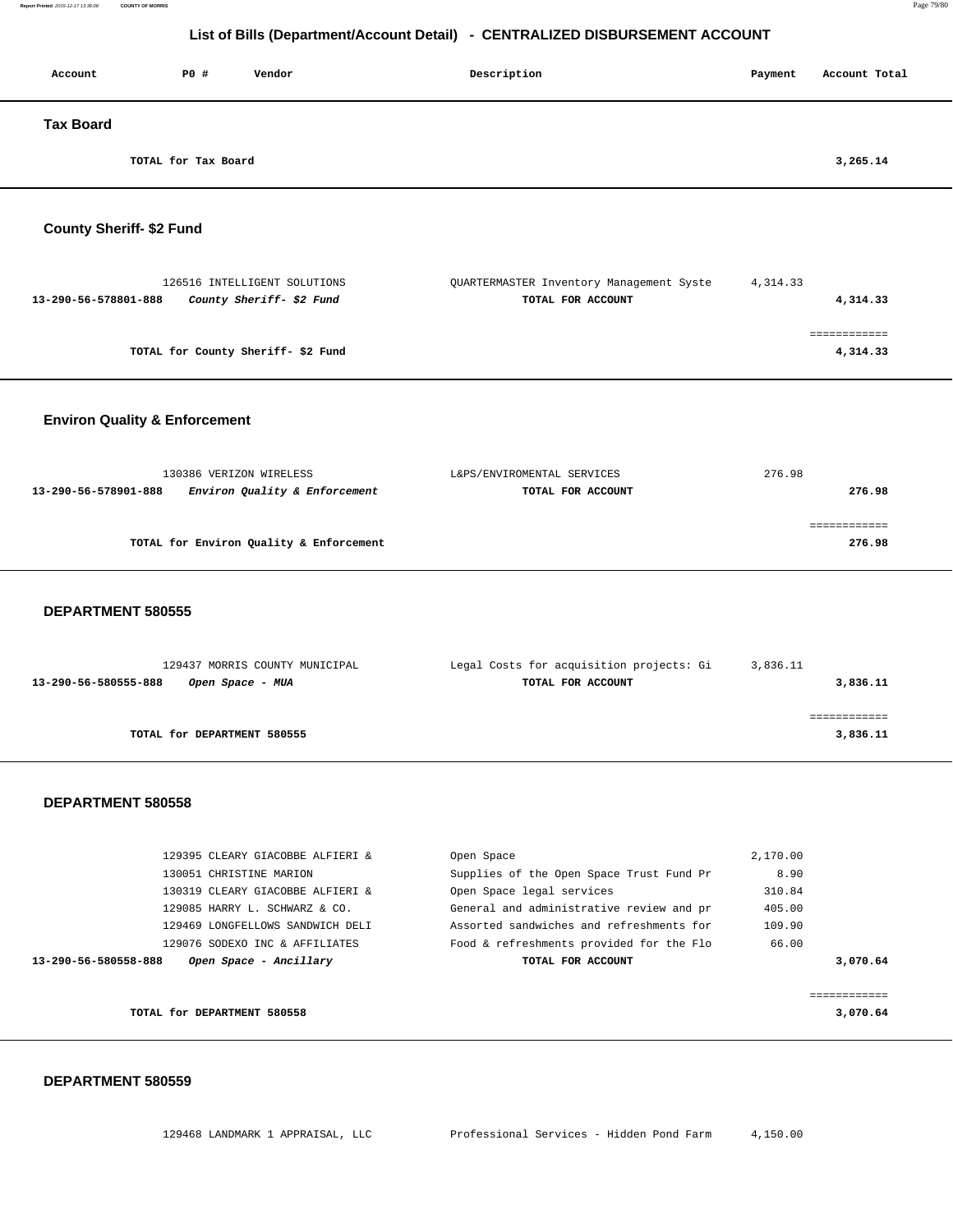# List of Bills (Department/Account Detail) - CENTRALIZED DISBURSEMENT ACCOUNT

| Account | PO # | Vendor | Description | Payment | Account Total |
|---|---|---|---|---|---|

## Tax Board

| | | | | | |
|---|---|---|---|---|---|
| | TOTAL for Tax Board | | | | 3,265.14 |

## County Sheriff- $2 Fund

| Account | PO # | Vendor | Description | Payment | Account Total |
|---|---|---|---|---|---|
| | 126516 | INTELLIGENT SOLUTIONS | QUARTERMASTER Inventory Management Syste | 4,314.33 | |
| 13-290-56-578801-888 | | *County Sheriff- $2 Fund* | TOTAL FOR ACCOUNT | | 4,314.33 |
| | | | | | ============ |
| | TOTAL for County Sheriff- $2 Fund | | | | 4,314.33 |

## Environ Quality & Enforcement

| Account | PO # | Vendor | Description | Payment | Account Total |
|---|---|---|---|---|---|
| | 130386 | VERIZON WIRELESS | L&PS/ENVIROMENTAL SERVICES | 276.98 | |
| 13-290-56-578901-888 | | *Environ Quality & Enforcement* | TOTAL FOR ACCOUNT | | 276.98 |
| | | | | | ============ |
| | TOTAL for Environ Quality & Enforcement | | | | 276.98 |

## DEPARTMENT 580555

| Account | PO # | Vendor | Description | Payment | Account Total |
|---|---|---|---|---|---|
| | 129437 | MORRIS COUNTY MUNICIPAL | Legal Costs for acquisition projects: Gi | 3,836.11 | |
| 13-290-56-580555-888 | | *Open Space - MUA* | TOTAL FOR ACCOUNT | | 3,836.11 |
| | | | | | ============ |
| | TOTAL for DEPARTMENT 580555 | | | | 3,836.11 |

## DEPARTMENT 580558

| Account | PO # | Vendor | Description | Payment | Account Total |
|---|---|---|---|---|---|
| | 129395 | CLEARY GIACOBBE ALFIERI & | Open Space | 2,170.00 | |
| | 130051 | CHRISTINE MARION | Supplies of the Open Space Trust Fund Pr | 8.90 | |
| | 130319 | CLEARY GIACOBBE ALFIERI & | Open Space legal services | 310.84 | |
| | 129085 | HARRY L. SCHWARZ & CO. | General and administrative review and pr | 405.00 | |
| | 129469 | LONGFELLOWS SANDWICH DELI | Assorted sandwiches and refreshments for | 109.90 | |
| | 129076 | SODEXO INC & AFFILIATES | Food & refreshments provided for the Flo | 66.00 | |
| 13-290-56-580558-888 | | *Open Space - Ancillary* | TOTAL FOR ACCOUNT | | 3,070.64 |
| | | | | | ============ |
| | TOTAL for DEPARTMENT 580558 | | | | 3,070.64 |

## DEPARTMENT 580559

| Account | PO # | Vendor | Description | Payment | Account Total |
|---|---|---|---|---|---|
| | 129468 | LANDMARK 1 APPRAISAL, LLC | Professional Services - Hidden Pond Farm | 4,150.00 | |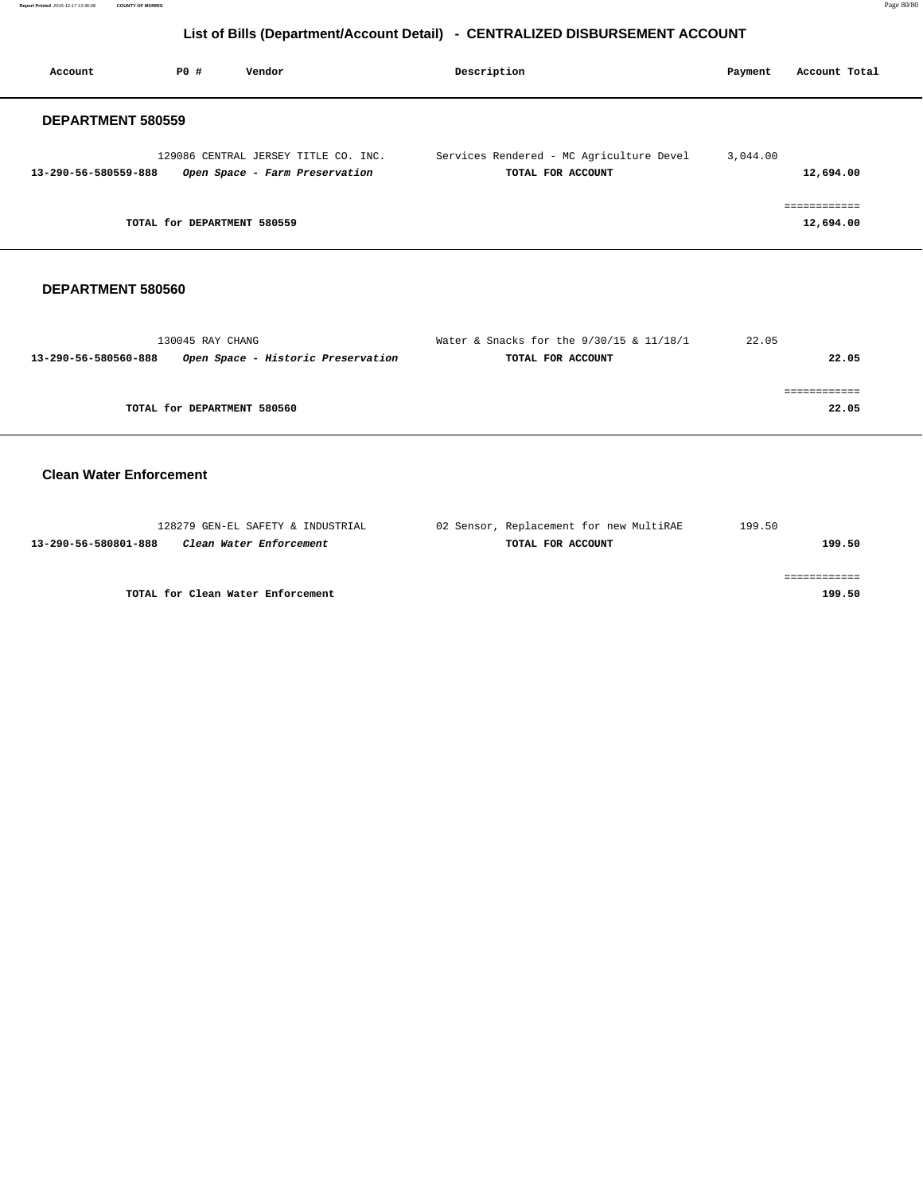# List of Bills (Department/Account Detail) - CENTRALIZED DISBURSEMENT ACCOUNT

| Account | PO # | Vendor | Description | Payment | Account Total |
|---|---|---|---|---|---|

## DEPARTMENT 580559

| Account | PO # | Vendor | Description | Payment | Account Total |
|---|---|---|---|---|---|
| | 129086 | CENTRAL JERSEY TITLE CO. INC. | Services Rendered - MC Agriculture Devel | 3,044.00 | |
| **13-290-56-580559-888** | | ***Open Space - Farm Preservation*** | **TOTAL FOR ACCOUNT** | | **12,694.00** |

============

**TOTAL for DEPARTMENT 580559** **12,694.00**

## DEPARTMENT 580560

| Account | PO # | Vendor | Description | Payment | Account Total |
|---|---|---|---|---|---|
| | 130045 | RAY CHANG | Water & Snacks for the 9/30/15 & 11/18/1 | 22.05 | |
| **13-290-56-580560-888** | | ***Open Space - Historic Preservation*** | **TOTAL FOR ACCOUNT** | | **22.05** |

============

**TOTAL for DEPARTMENT 580560** **22.05**

## Clean Water Enforcement

| Account | PO # | Vendor | Description | Payment | Account Total |
|---|---|---|---|---|---|
| | 128279 | GEN-EL SAFETY & INDUSTRIAL | 02 Sensor, Replacement for new MultiRAE | 199.50 | |
| **13-290-56-580801-888** | | ***Clean Water Enforcement*** | **TOTAL FOR ACCOUNT** | | **199.50** |

============

**TOTAL for Clean Water Enforcement** **199.50**